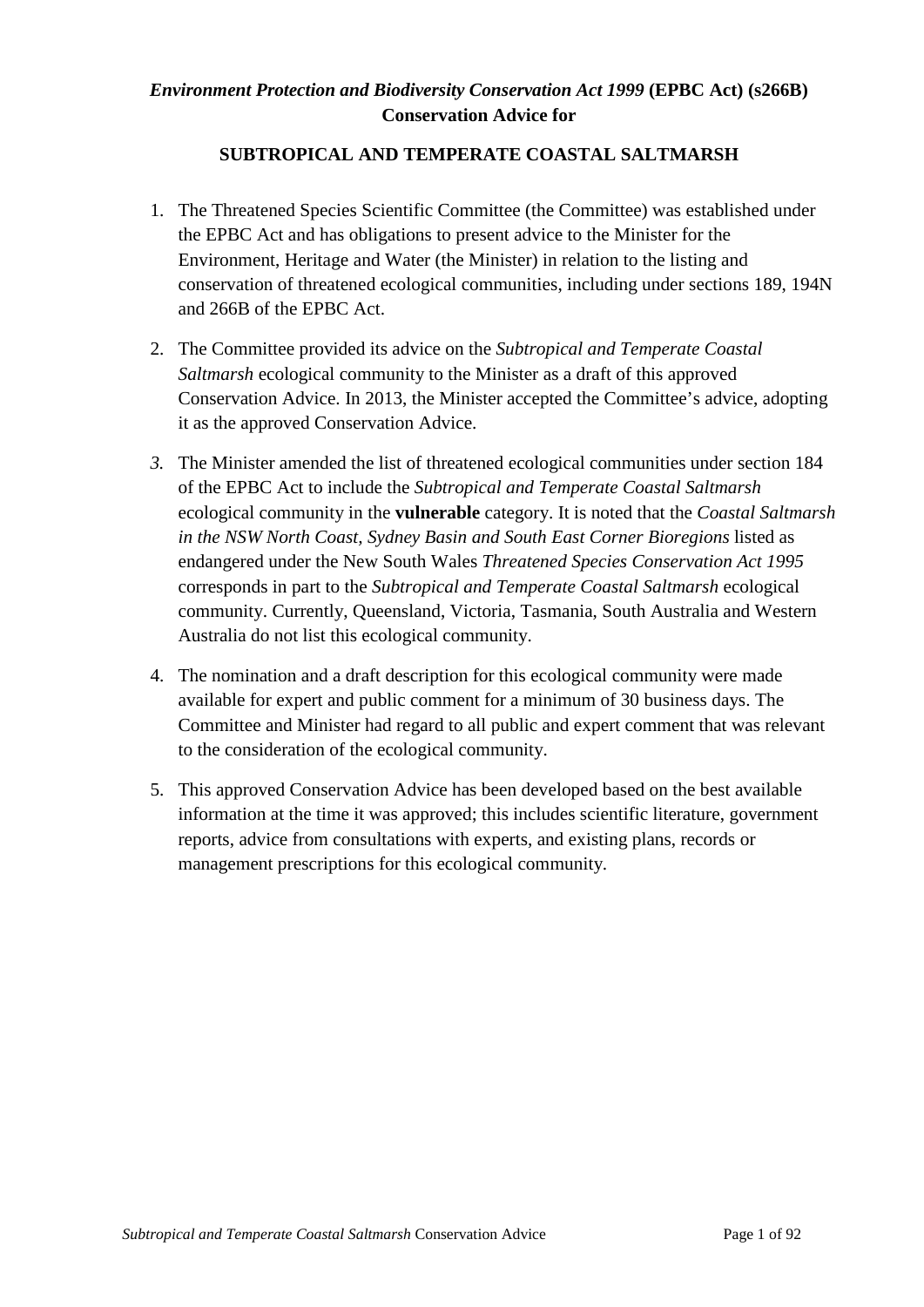***Environment Protection and Biodiversity Conservation Act 1999* (EPBC Act) (s266B)**
**Conservation Advice for**

# SUBTROPICAL AND TEMPERATE COASTAL SALTMARSH

1. The Threatened Species Scientific Committee (the Committee) was established under the EPBC Act and has obligations to present advice to the Minister for the Environment, Heritage and Water (the Minister) in relation to the listing and conservation of threatened ecological communities, including under sections 189, 194N and 266B of the EPBC Act.

2. The Committee provided its advice on the *Subtropical and Temperate Coastal Saltmarsh* ecological community to the Minister as a draft of this approved Conservation Advice. In 2013, the Minister accepted the Committee's advice, adopting it as the approved Conservation Advice.

3. The Minister amended the list of threatened ecological communities under section 184 of the EPBC Act to include the *Subtropical and Temperate Coastal Saltmarsh* ecological community in the **vulnerable** category. It is noted that the *Coastal Saltmarsh in the NSW North Coast, Sydney Basin and South East Corner Bioregions* listed as endangered under the New South Wales *Threatened Species Conservation Act 1995* corresponds in part to the *Subtropical and Temperate Coastal Saltmarsh* ecological community. Currently, Queensland, Victoria, Tasmania, South Australia and Western Australia do not list this ecological community.

4. The nomination and a draft description for this ecological community were made available for expert and public comment for a minimum of 30 business days. The Committee and Minister had regard to all public and expert comment that was relevant to the consideration of the ecological community.

5. This approved Conservation Advice has been developed based on the best available information at the time it was approved; this includes scientific literature, government reports, advice from consultations with experts, and existing plans, records or management prescriptions for this ecological community.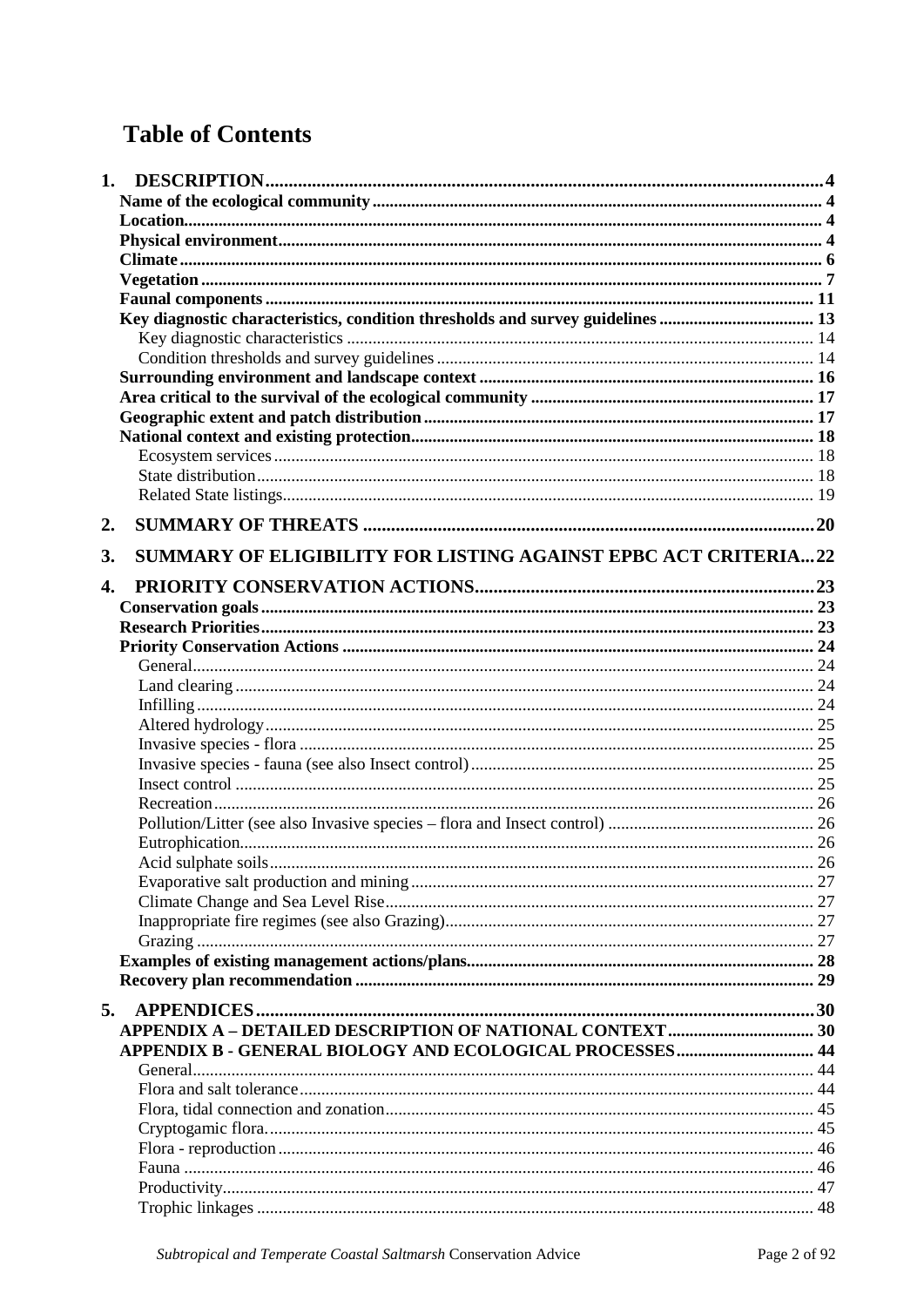# Table of Contents

**1. DESCRIPTION** ..... 4

- **Name of the ecological community** ..... 4
- **Location** ..... 4
- **Physical environment** ..... 4
- **Climate** ..... 6
- **Vegetation** ..... 7
- **Faunal components** ..... 11
- **Key diagnostic characteristics, condition thresholds and survey guidelines** ..... 13
  - Key diagnostic characteristics ..... 14
  - Condition thresholds and survey guidelines ..... 14
- **Surrounding environment and landscape context** ..... 16
- **Area critical to the survival of the ecological community** ..... 17
- **Geographic extent and patch distribution** ..... 17
- **National context and existing protection** ..... 18
  - Ecosystem services ..... 18
  - State distribution ..... 18
  - Related State listings ..... 19

**2. SUMMARY OF THREATS** ..... 20

**3. SUMMARY OF ELIGIBILITY FOR LISTING AGAINST EPBC ACT CRITERIA** ..... 22

**4. PRIORITY CONSERVATION ACTIONS** ..... 23

- **Conservation goals** ..... 23
- **Research Priorities** ..... 23
- **Priority Conservation Actions** ..... 24
  - General ..... 24
  - Land clearing ..... 24
  - Infilling ..... 24
  - Altered hydrology ..... 25
  - Invasive species - flora ..... 25
  - Invasive species - fauna (see also Insect control) ..... 25
  - Insect control ..... 25
  - Recreation ..... 26
  - Pollution/Litter (see also Invasive species – flora and Insect control) ..... 26
  - Eutrophication ..... 26
  - Acid sulphate soils ..... 26
  - Evaporative salt production and mining ..... 27
  - Climate Change and Sea Level Rise ..... 27
  - Inappropriate fire regimes (see also Grazing) ..... 27
  - Grazing ..... 27
- **Examples of existing management actions/plans** ..... 28
- **Recovery plan recommendation** ..... 29

**5. APPENDICES** ..... 30

- **APPENDIX A – DETAILED DESCRIPTION OF NATIONAL CONTEXT** ..... 30
- **APPENDIX B - GENERAL BIOLOGY AND ECOLOGICAL PROCESSES** ..... 44
  - General ..... 44
  - Flora and salt tolerance ..... 44
  - Flora, tidal connection and zonation ..... 45
  - Cryptogamic flora ..... 45
  - Flora - reproduction ..... 46
  - Fauna ..... 46
  - Productivity ..... 47
  - Trophic linkages ..... 48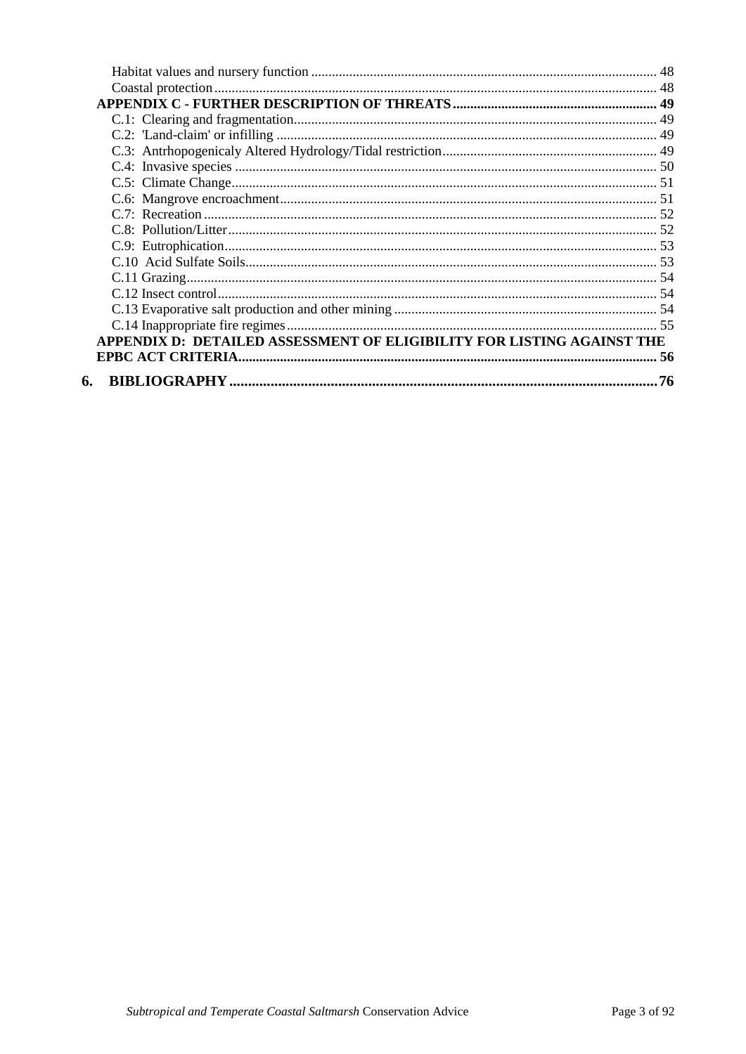Habitat values and nursery function ................................................................................................ 48
Coastal protection ............................................................................................................................ 48

**APPENDIX C - FURTHER DESCRIPTION OF THREATS ........................................................ 49**

C.1: Clearing and fragmentation ...................................................................................................... 49
C.2: 'Land-claim' or infilling ........................................................................................................... 49
C.3: Antrhopogenicaly Altered Hydrology/Tidal restriction ............................................................ 49
C.4: Invasive species ........................................................................................................................ 50
C.5: Climate Change ......................................................................................................................... 51
C.6: Mangrove encroachment ........................................................................................................... 51
C.7: Recreation ................................................................................................................................ 52
C.8: Pollution/Litter .......................................................................................................................... 52
C.9: Eutrophication .......................................................................................................................... 53
C.10 Acid Sulfate Soils ..................................................................................................................... 53
C.11 Grazing ..................................................................................................................................... 54
C.12 Insect control ............................................................................................................................ 54
C.13 Evaporative salt production and other mining ......................................................................... 54
C.14 Inappropriate fire regimes ........................................................................................................ 55

**APPENDIX D: DETAILED ASSESSMENT OF ELIGIBILITY FOR LISTING AGAINST THE EPBC ACT CRITERIA ........................................................................................................ 56**

**6. BIBLIOGRAPHY ........................................................................................................ 76**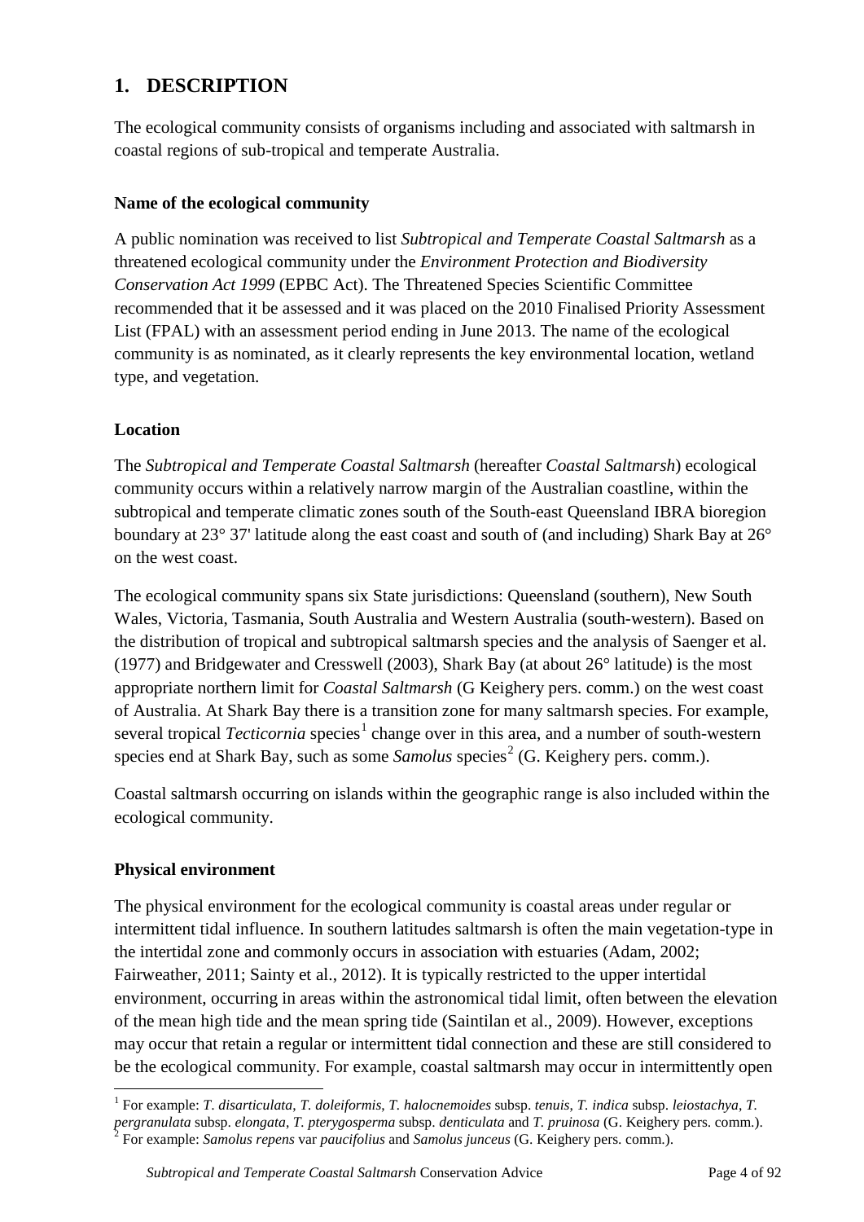# 1. DESCRIPTION

The ecological community consists of organisms including and associated with saltmarsh in coastal regions of sub-tropical and temperate Australia.

### Name of the ecological community

A public nomination was received to list *Subtropical and Temperate Coastal Saltmarsh* as a threatened ecological community under the *Environment Protection and Biodiversity Conservation Act 1999* (EPBC Act). The Threatened Species Scientific Committee recommended that it be assessed and it was placed on the 2010 Finalised Priority Assessment List (FPAL) with an assessment period ending in June 2013. The name of the ecological community is as nominated, as it clearly represents the key environmental location, wetland type, and vegetation.

### Location

The *Subtropical and Temperate Coastal Saltmarsh* (hereafter *Coastal Saltmarsh*) ecological community occurs within a relatively narrow margin of the Australian coastline, within the subtropical and temperate climatic zones south of the South-east Queensland IBRA bioregion boundary at 23° 37' latitude along the east coast and south of (and including) Shark Bay at 26° on the west coast.

The ecological community spans six State jurisdictions: Queensland (southern), New South Wales, Victoria, Tasmania, South Australia and Western Australia (south-western). Based on the distribution of tropical and subtropical saltmarsh species and the analysis of Saenger et al. (1977) and Bridgewater and Cresswell (2003), Shark Bay (at about 26° latitude) is the most appropriate northern limit for *Coastal Saltmarsh* (G Keighery pers. comm.) on the west coast of Australia. At Shark Bay there is a transition zone for many saltmarsh species. For example, several tropical *Tecticornia* species[1] change over in this area, and a number of south-western species end at Shark Bay, such as some *Samolus* species[2] (G. Keighery pers. comm.).

Coastal saltmarsh occurring on islands within the geographic range is also included within the ecological community.

### Physical environment

The physical environment for the ecological community is coastal areas under regular or intermittent tidal influence. In southern latitudes saltmarsh is often the main vegetation-type in the intertidal zone and commonly occurs in association with estuaries (Adam, 2002; Fairweather, 2011; Sainty et al., 2012). It is typically restricted to the upper intertidal environment, occurring in areas within the astronomical tidal limit, often between the elevation of the mean high tide and the mean spring tide (Saintilan et al., 2009). However, exceptions may occur that retain a regular or intermittent tidal connection and these are still considered to be the ecological community. For example, coastal saltmarsh may occur in intermittently open

[1] For example: *T. disarticulata*, *T. doleiformis*, *T. halocnemoides* subsp. *tenuis*, *T. indica* subsp. *leiostachya*, *T. pergranulata* subsp. *elongata*, *T. pterygosperma* subsp. *denticulata* and *T. pruinosa* (G. Keighery pers. comm.).

[2] For example: *Samolus repens* var *paucifolius* and *Samolus junceus* (G. Keighery pers. comm.).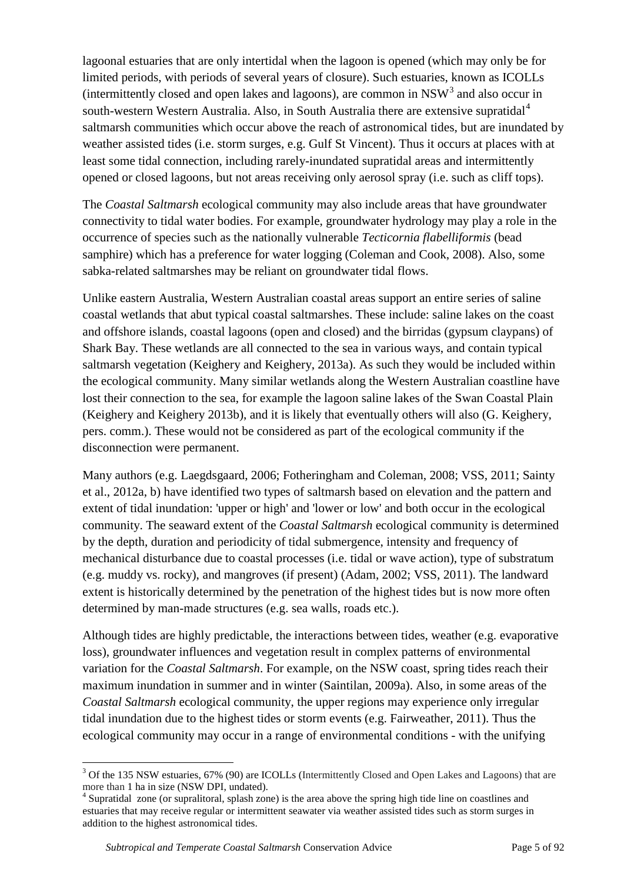lagoonal estuaries that are only intertidal when the lagoon is opened (which may only be for limited periods, with periods of several years of closure). Such estuaries, known as ICOLLs (intermittently closed and open lakes and lagoons), are common in NSW[3] and also occur in south-western Western Australia. Also, in South Australia there are extensive supratidal[4] saltmarsh communities which occur above the reach of astronomical tides, but are inundated by weather assisted tides (i.e. storm surges, e.g. Gulf St Vincent). Thus it occurs at places with at least some tidal connection, including rarely-inundated supratidal areas and intermittently opened or closed lagoons, but not areas receiving only aerosol spray (i.e. such as cliff tops).

The *Coastal Saltmarsh* ecological community may also include areas that have groundwater connectivity to tidal water bodies. For example, groundwater hydrology may play a role in the occurrence of species such as the nationally vulnerable *Tecticornia flabelliformis* (bead samphire) which has a preference for water logging (Coleman and Cook, 2008). Also, some sabka-related saltmarshes may be reliant on groundwater tidal flows.

Unlike eastern Australia, Western Australian coastal areas support an entire series of saline coastal wetlands that abut typical coastal saltmarshes. These include: saline lakes on the coast and offshore islands, coastal lagoons (open and closed) and the birridas (gypsum claypans) of Shark Bay. These wetlands are all connected to the sea in various ways, and contain typical saltmarsh vegetation (Keighery and Keighery, 2013a). As such they would be included within the ecological community. Many similar wetlands along the Western Australian coastline have lost their connection to the sea, for example the lagoon saline lakes of the Swan Coastal Plain (Keighery and Keighery 2013b), and it is likely that eventually others will also (G. Keighery, pers. comm.). These would not be considered as part of the ecological community if the disconnection were permanent.

Many authors (e.g. Laegdsgaard, 2006; Fotheringham and Coleman, 2008; VSS, 2011; Sainty et al., 2012a, b) have identified two types of saltmarsh based on elevation and the pattern and extent of tidal inundation: 'upper or high' and 'lower or low' and both occur in the ecological community. The seaward extent of the *Coastal Saltmarsh* ecological community is determined by the depth, duration and periodicity of tidal submergence, intensity and frequency of mechanical disturbance due to coastal processes (i.e. tidal or wave action), type of substratum (e.g. muddy vs. rocky), and mangroves (if present) (Adam, 2002; VSS, 2011). The landward extent is historically determined by the penetration of the highest tides but is now more often determined by man-made structures (e.g. sea walls, roads etc.).

Although tides are highly predictable, the interactions between tides, weather (e.g. evaporative loss), groundwater influences and vegetation result in complex patterns of environmental variation for the *Coastal Saltmarsh*. For example, on the NSW coast, spring tides reach their maximum inundation in summer and in winter (Saintilan, 2009a). Also, in some areas of the *Coastal Saltmarsh* ecological community, the upper regions may experience only irregular tidal inundation due to the highest tides or storm events (e.g. Fairweather, 2011). Thus the ecological community may occur in a range of environmental conditions - with the unifying

[3] Of the 135 NSW estuaries, 67% (90) are ICOLLs (Intermittently Closed and Open Lakes and Lagoons) that are more than 1 ha in size (NSW DPI, undated).

[4] Supratidal zone (or supralitoral, splash zone) is the area above the spring high tide line on coastlines and estuaries that may receive regular or intermittent seawater via weather assisted tides such as storm surges in addition to the highest astronomical tides.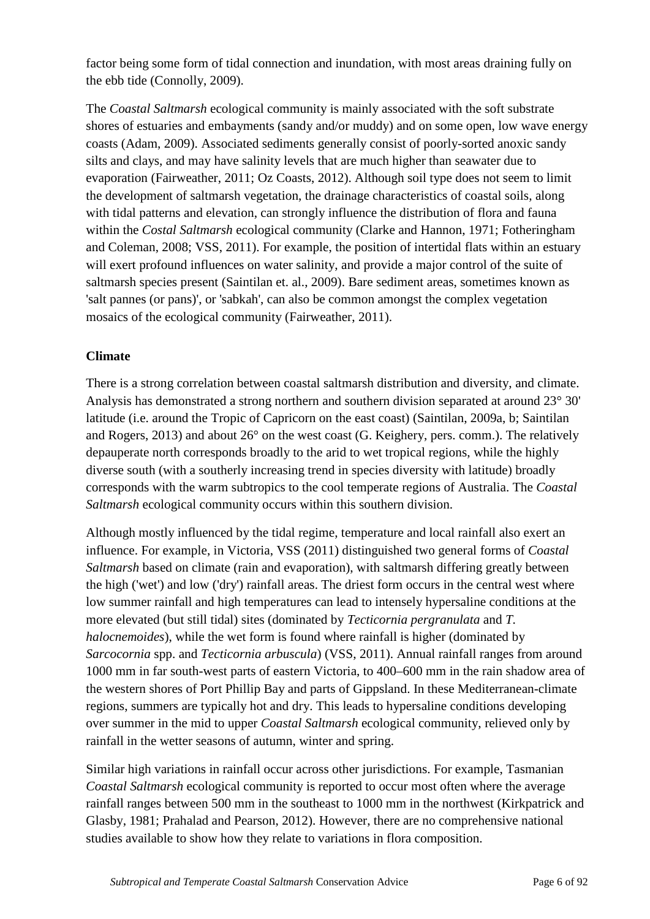factor being some form of tidal connection and inundation, with most areas draining fully on the ebb tide (Connolly, 2009).

The *Coastal Saltmarsh* ecological community is mainly associated with the soft substrate shores of estuaries and embayments (sandy and/or muddy) and on some open, low wave energy coasts (Adam, 2009). Associated sediments generally consist of poorly-sorted anoxic sandy silts and clays, and may have salinity levels that are much higher than seawater due to evaporation (Fairweather, 2011; Oz Coasts, 2012). Although soil type does not seem to limit the development of saltmarsh vegetation, the drainage characteristics of coastal soils, along with tidal patterns and elevation, can strongly influence the distribution of flora and fauna within the *Costal Saltmarsh* ecological community (Clarke and Hannon, 1971; Fotheringham and Coleman, 2008; VSS, 2011). For example, the position of intertidal flats within an estuary will exert profound influences on water salinity, and provide a major control of the suite of saltmarsh species present (Saintilan et. al., 2009). Bare sediment areas, sometimes known as 'salt pannes (or pans)', or 'sabkah', can also be common amongst the complex vegetation mosaics of the ecological community (Fairweather, 2011).

**Climate**

There is a strong correlation between coastal saltmarsh distribution and diversity, and climate. Analysis has demonstrated a strong northern and southern division separated at around 23° 30' latitude (i.e. around the Tropic of Capricorn on the east coast) (Saintilan, 2009a, b; Saintilan and Rogers, 2013) and about 26° on the west coast (G. Keighery, pers. comm.). The relatively depauperate north corresponds broadly to the arid to wet tropical regions, while the highly diverse south (with a southerly increasing trend in species diversity with latitude) broadly corresponds with the warm subtropics to the cool temperate regions of Australia. The *Coastal Saltmarsh* ecological community occurs within this southern division.

Although mostly influenced by the tidal regime, temperature and local rainfall also exert an influence. For example, in Victoria, VSS (2011) distinguished two general forms of *Coastal Saltmarsh* based on climate (rain and evaporation), with saltmarsh differing greatly between the high ('wet') and low ('dry') rainfall areas. The driest form occurs in the central west where low summer rainfall and high temperatures can lead to intensely hypersaline conditions at the more elevated (but still tidal) sites (dominated by *Tecticornia pergranulata* and *T. halocnemoides*), while the wet form is found where rainfall is higher (dominated by *Sarcocornia* spp. and *Tecticornia arbuscula*) (VSS, 2011). Annual rainfall ranges from around 1000 mm in far south-west parts of eastern Victoria, to 400–600 mm in the rain shadow area of the western shores of Port Phillip Bay and parts of Gippsland. In these Mediterranean-climate regions, summers are typically hot and dry. This leads to hypersaline conditions developing over summer in the mid to upper *Coastal Saltmarsh* ecological community, relieved only by rainfall in the wetter seasons of autumn, winter and spring.

Similar high variations in rainfall occur across other jurisdictions. For example, Tasmanian *Coastal Saltmarsh* ecological community is reported to occur most often where the average rainfall ranges between 500 mm in the southeast to 1000 mm in the northwest (Kirkpatrick and Glasby, 1981; Prahalad and Pearson, 2012). However, there are no comprehensive national studies available to show how they relate to variations in flora composition.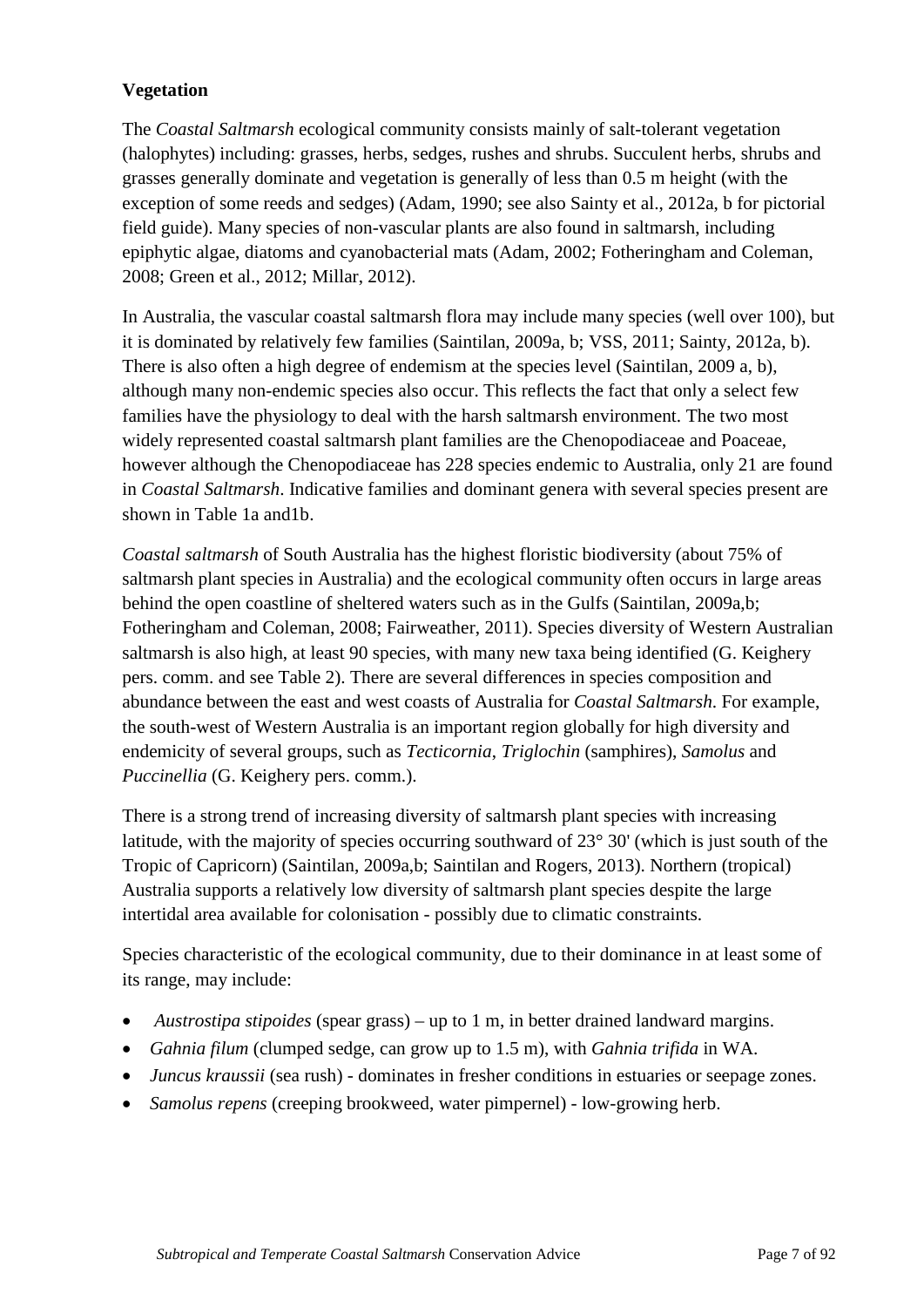### Vegetation

The *Coastal Saltmarsh* ecological community consists mainly of salt-tolerant vegetation (halophytes) including: grasses, herbs, sedges, rushes and shrubs. Succulent herbs, shrubs and grasses generally dominate and vegetation is generally of less than 0.5 m height (with the exception of some reeds and sedges) (Adam, 1990; see also Sainty et al., 2012a, b for pictorial field guide). Many species of non-vascular plants are also found in saltmarsh, including epiphytic algae, diatoms and cyanobacterial mats (Adam, 2002; Fotheringham and Coleman, 2008; Green et al., 2012; Millar, 2012).

In Australia, the vascular coastal saltmarsh flora may include many species (well over 100), but it is dominated by relatively few families (Saintilan, 2009a, b; VSS, 2011; Sainty, 2012a, b). There is also often a high degree of endemism at the species level (Saintilan, 2009 a, b), although many non-endemic species also occur. This reflects the fact that only a select few families have the physiology to deal with the harsh saltmarsh environment. The two most widely represented coastal saltmarsh plant families are the Chenopodiaceae and Poaceae, however although the Chenopodiaceae has 228 species endemic to Australia, only 21 are found in *Coastal Saltmarsh*. Indicative families and dominant genera with several species present are shown in Table 1a and1b.

*Coastal saltmarsh* of South Australia has the highest floristic biodiversity (about 75% of saltmarsh plant species in Australia) and the ecological community often occurs in large areas behind the open coastline of sheltered waters such as in the Gulfs (Saintilan, 2009a,b; Fotheringham and Coleman, 2008; Fairweather, 2011). Species diversity of Western Australian saltmarsh is also high, at least 90 species, with many new taxa being identified (G. Keighery pers. comm. and see Table 2). There are several differences in species composition and abundance between the east and west coasts of Australia for *Coastal Saltmarsh*. For example, the south-west of Western Australia is an important region globally for high diversity and endemicity of several groups, such as *Tecticornia*, *Triglochin* (samphires), *Samolus* and *Puccinellia* (G. Keighery pers. comm.).

There is a strong trend of increasing diversity of saltmarsh plant species with increasing latitude, with the majority of species occurring southward of 23° 30' (which is just south of the Tropic of Capricorn) (Saintilan, 2009a,b; Saintilan and Rogers, 2013). Northern (tropical) Australia supports a relatively low diversity of saltmarsh plant species despite the large intertidal area available for colonisation - possibly due to climatic constraints.

Species characteristic of the ecological community, due to their dominance in at least some of its range, may include:

- *Austrostipa stipoides* (spear grass) – up to 1 m, in better drained landward margins.
- *Gahnia filum* (clumped sedge, can grow up to 1.5 m), with *Gahnia trifida* in WA.
- *Juncus kraussii* (sea rush) - dominates in fresher conditions in estuaries or seepage zones.
- *Samolus repens* (creeping brookweed, water pimpernel) - low-growing herb.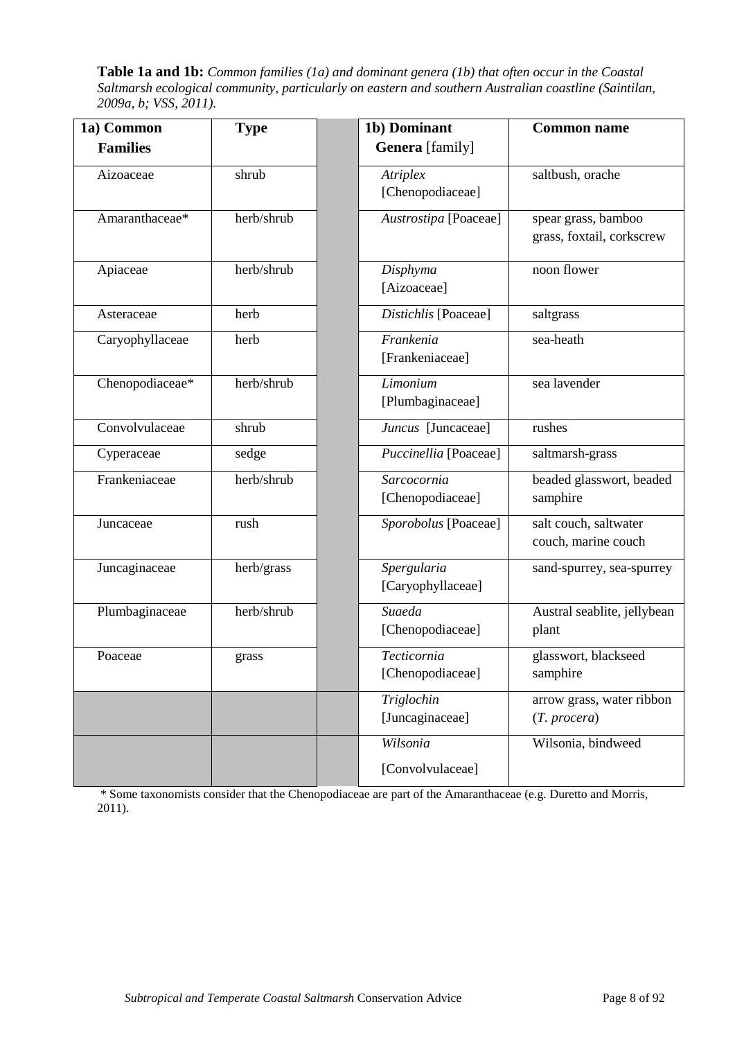**Table 1a and 1b:** *Common families (1a) and dominant genera (1b) that often occur in the Coastal Saltmarsh ecological community, particularly on eastern and southern Australian coastline (Saintilan, 2009a, b; VSS, 2011).*

| 1a) Common Families | Type | | 1b) Dominant Genera [family] | Common name |
|---|---|---|---|---|
| Aizoaceae | shrub | | *Atriplex* [Chenopodiaceae] | saltbush, orache |
| Amaranthaceae* | herb/shrub | | *Austrostipa* [Poaceae] | spear grass, bamboo grass, foxtail, corkscrew |
| Apiaceae | herb/shrub | | *Disphyma* [Aizoaceae] | noon flower |
| Asteraceae | herb | | *Distichlis* [Poaceae] | saltgrass |
| Caryophyllaceae | herb | | *Frankenia* [Frankeniaceae] | sea-heath |
| Chenopodiaceae* | herb/shrub | | *Limonium* [Plumbaginaceae] | sea lavender |
| Convolvulaceae | shrub | | *Juncus* [Juncaceae] | rushes |
| Cyperaceae | sedge | | *Puccinellia* [Poaceae] | saltmarsh-grass |
| Frankeniaceae | herb/shrub | | *Sarcocornia* [Chenopodiaceae] | beaded glasswort, beaded samphire |
| Juncaceae | rush | | *Sporobolus* [Poaceae] | salt couch, saltwater couch, marine couch |
| Juncaginaceae | herb/grass | | *Spergularia* [Caryophyllaceae] | sand-spurrey, sea-spurrey |
| Plumbaginaceae | herb/shrub | | *Suaeda* [Chenopodiaceae] | Austral seablite, jellybean plant |
| Poaceae | grass | | *Tecticornia* [Chenopodiaceae] | glasswort, blackseed samphire |
| | | | *Triglochin* [Juncaginaceae] | arrow grass, water ribbon (*T. procera*) |
| | | | *Wilsonia* [Convolvulaceae] | Wilsonia, bindweed |

\* Some taxonomists consider that the Chenopodiaceae are part of the Amaranthaceae (e.g. Duretto and Morris, 2011).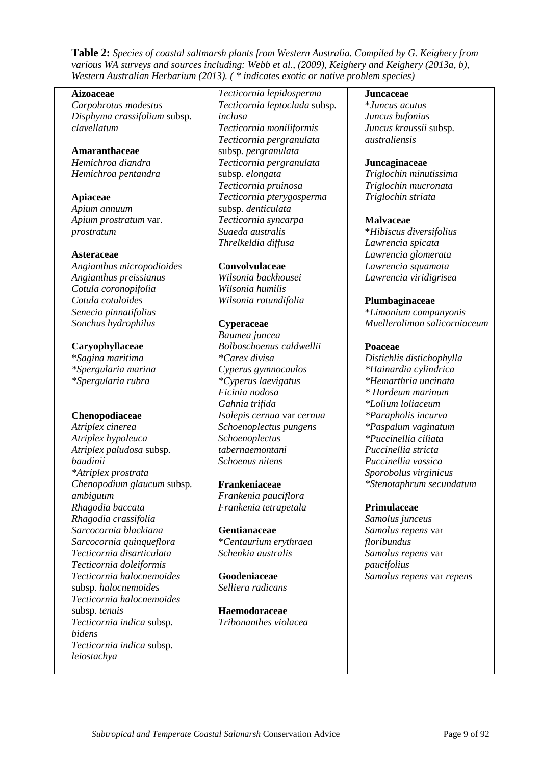**Table 2:** *Species of coastal saltmarsh plants from Western Australia. Compiled by G. Keighery from various WA surveys and sources including: Webb et al., (2009), Keighery and Keighery (2013a, b), Western Australian Herbarium (2013). ( * indicates exotic or native problem species)*

**Aizoaceae**
*Carpobrotus modestus*
*Disphyma crassifolium* subsp. *clavellatum*

**Amaranthaceae**
*Hemichroa diandra*
*Hemichroa pentandra*

**Apiaceae**
*Apium annuum*
*Apium prostratum* var. *prostratum*

**Asteraceae**
*Angianthus micropodioides*
*Angianthus preissianus*
*Cotula coronopifolia*
*Cotula cotuloides*
*Senecio pinnatifolius*
*Sonchus hydrophilus*

**Caryophyllaceae**
\**Sagina maritima*
*\*Spergularia marina*
*\*Spergularia rubra*

**Chenopodiaceae**
*Atriplex cinerea*
*Atriplex hypoleuca*
*Atriplex paludosa* subsp. *baudinii*
*\*Atriplex prostrata*
*Chenopodium glaucum* subsp. *ambiguum*
*Rhagodia baccata*
*Rhagodia crassifolia*
*Sarcocornia blackiana*
*Sarcocornia quinqueflora*
*Tecticornia disarticulata*
*Tecticornia doleiformis*
*Tecticornia halocnemoides* subsp. *halocnemoides*
*Tecticornia halocnemoides* subsp. *tenuis*
*Tecticornia indica* subsp. *bidens*
*Tecticornia indica* subsp. *leiostachya*
*Tecticornia lepidosperma*
*Tecticornia leptoclada* subsp. *inclusa*
*Tecticornia moniliformis*
*Tecticornia pergranulata* subsp. *pergranulata*
*Tecticornia pergranulata* subsp. *elongata*
*Tecticornia pruinosa*
*Tecticornia pterygosperma* subsp. *denticulata*
*Tecticornia syncarpa*
*Suaeda australis*
*Threlkeldia diffusa*

**Convolvulaceae**
*Wilsonia backhousei*
*Wilsonia humilis*
*Wilsonia rotundifolia*

**Cyperaceae**
*Baumea juncea*
*Bolboschoenus caldwellii*
*\*Carex divisa*
*Cyperus gymnocaulos*
*\*Cyperus laevigatus*
*Ficinia nodosa*
*Gahnia trifida*
*Isolepis cernua* var *cernua*
*Schoenoplectus pungens*
*Schoenoplectus tabernaemontani*
*Schoenus nitens*

**Frankeniaceae**
*Frankenia pauciflora*
*Frankenia tetrapetala*

**Gentianaceae**
\**Centaurium erythraea*
*Schenkia australis*

**Goodeniaceae**
*Selliera radicans*

**Haemodoraceae**
*Tribonanthes violacea*

**Juncaceae**
\**Juncus acutus*
*Juncus bufonius*
*Juncus kraussii* subsp. *australiensis*

**Juncaginaceae**
*Triglochin minutissima*
*Triglochin mucronata*
*Triglochin striata*

**Malvaceae**
\**Hibiscus diversifolius*
*Lawrencia spicata*
*Lawrencia glomerata*
*Lawrencia squamata*
*Lawrencia viridigrisea*

**Plumbaginaceae**
\**Limonium companyonis*
*Muellerolimon salicorniaceum*

**Poaceae**
*Distichlis distichophylla*
*\*Hainardia cylindrica*
*\*Hemarthria uncinata*
*\* Hordeum marinum*
*\*Lolium loliaceum*
*\*Parapholis incurva*
*\*Paspalum vaginatum*
*\*Puccinellia ciliata*
*Puccinellia stricta*
*Puccinellia vassica*
*Sporobolus virginicus*
*\*Stenotaphrum secundatum*

**Primulaceae**
*Samolus junceus*
*Samolus repens* var *floribundus*
*Samolus repens* var *paucifolius*
*Samolus repens* var *repens*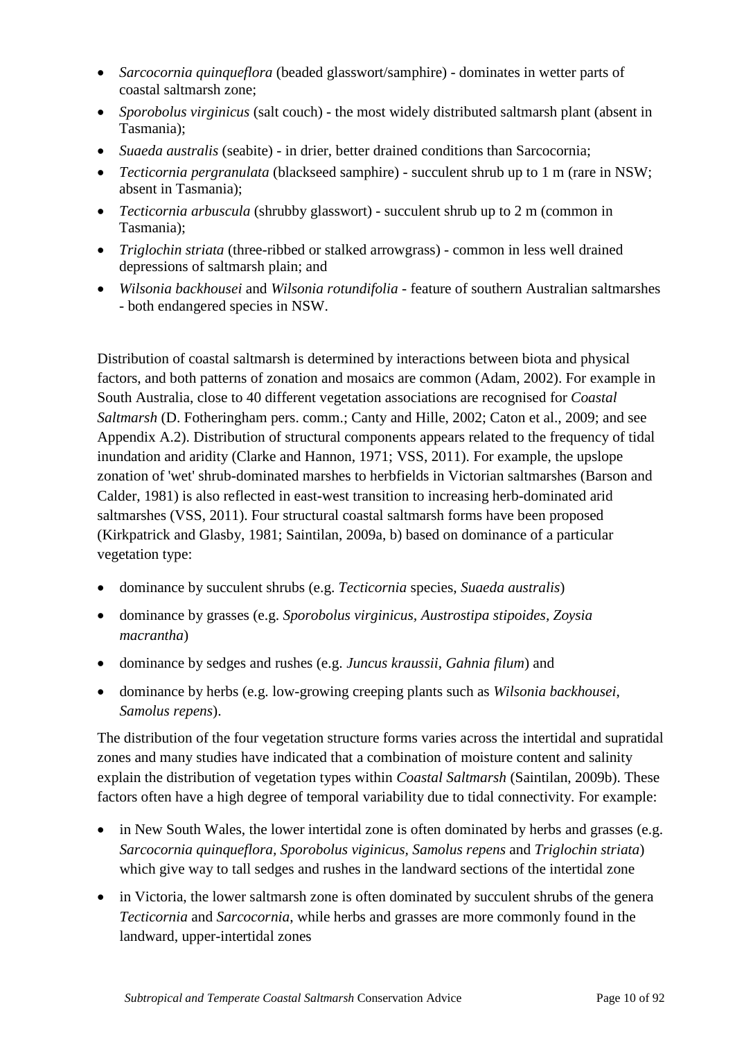- *Sarcocornia quinqueflora* (beaded glasswort/samphire) - dominates in wetter parts of coastal saltmarsh zone;
- *Sporobolus virginicus* (salt couch) - the most widely distributed saltmarsh plant (absent in Tasmania);
- *Suaeda australis* (seabite) - in drier, better drained conditions than Sarcocornia;
- *Tecticornia pergranulata* (blackseed samphire) - succulent shrub up to 1 m (rare in NSW; absent in Tasmania);
- *Tecticornia arbuscula* (shrubby glasswort) - succulent shrub up to 2 m (common in Tasmania);
- *Triglochin striata* (three-ribbed or stalked arrowgrass) - common in less well drained depressions of saltmarsh plain; and
- *Wilsonia backhousei* and *Wilsonia rotundifolia* - feature of southern Australian saltmarshes - both endangered species in NSW.

Distribution of coastal saltmarsh is determined by interactions between biota and physical factors, and both patterns of zonation and mosaics are common (Adam, 2002). For example in South Australia, close to 40 different vegetation associations are recognised for *Coastal Saltmarsh* (D. Fotheringham pers. comm.; Canty and Hille, 2002; Caton et al., 2009; and see Appendix A.2). Distribution of structural components appears related to the frequency of tidal inundation and aridity (Clarke and Hannon, 1971; VSS, 2011). For example, the upslope zonation of 'wet' shrub-dominated marshes to herbfields in Victorian saltmarshes (Barson and Calder, 1981) is also reflected in east-west transition to increasing herb-dominated arid saltmarshes (VSS, 2011). Four structural coastal saltmarsh forms have been proposed (Kirkpatrick and Glasby, 1981; Saintilan, 2009a, b) based on dominance of a particular vegetation type:

- dominance by succulent shrubs (e.g. *Tecticornia* species, *Suaeda australis*)
- dominance by grasses (e.g. *Sporobolus virginicus, Austrostipa stipoides, Zoysia macrantha*)
- dominance by sedges and rushes (e.g. *Juncus kraussii*, *Gahnia filum*) and
- dominance by herbs (e.g. low-growing creeping plants such as *Wilsonia backhousei*, *Samolus repens*).

The distribution of the four vegetation structure forms varies across the intertidal and supratidal zones and many studies have indicated that a combination of moisture content and salinity explain the distribution of vegetation types within *Coastal Saltmarsh* (Saintilan, 2009b). These factors often have a high degree of temporal variability due to tidal connectivity. For example:

- in New South Wales, the lower intertidal zone is often dominated by herbs and grasses (e.g. *Sarcocornia quinqueflora*, *Sporobolus viginicus*, *Samolus repens* and *Triglochin striata*) which give way to tall sedges and rushes in the landward sections of the intertidal zone
- in Victoria, the lower saltmarsh zone is often dominated by succulent shrubs of the genera *Tecticornia* and *Sarcocornia*, while herbs and grasses are more commonly found in the landward, upper-intertidal zones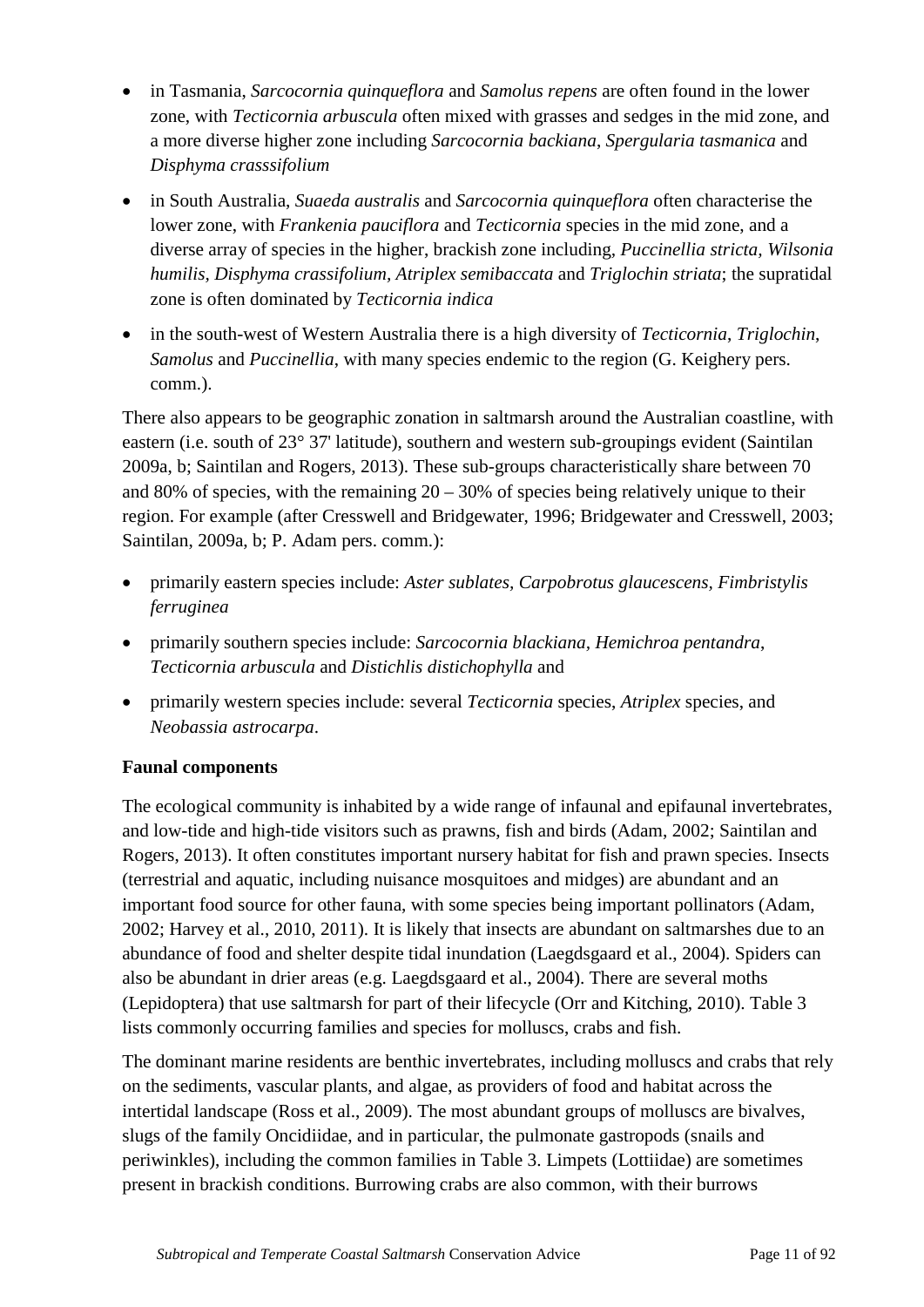- in Tasmania, *Sarcocornia quinqueflora* and *Samolus repens* are often found in the lower zone, with *Tecticornia arbuscula* often mixed with grasses and sedges in the mid zone, and a more diverse higher zone including *Sarcocornia backiana*, *Spergularia tasmanica* and *Disphyma crasssifolium*
- in South Australia, *Suaeda australis* and *Sarcocornia quinqueflora* often characterise the lower zone, with *Frankenia pauciflora* and *Tecticornia* species in the mid zone, and a diverse array of species in the higher, brackish zone including, *Puccinellia stricta, Wilsonia humilis, Disphyma crassifolium, Atriplex semibaccata* and *Triglochin striata*; the supratidal zone is often dominated by *Tecticornia indica*
- in the south-west of Western Australia there is a high diversity of *Tecticornia*, *Triglochin*, *Samolus* and *Puccinellia*, with many species endemic to the region (G. Keighery pers. comm.).

There also appears to be geographic zonation in saltmarsh around the Australian coastline, with eastern (i.e. south of 23° 37' latitude), southern and western sub-groupings evident (Saintilan 2009a, b; Saintilan and Rogers, 2013). These sub-groups characteristically share between 70 and 80% of species, with the remaining 20 – 30% of species being relatively unique to their region. For example (after Cresswell and Bridgewater, 1996; Bridgewater and Cresswell, 2003; Saintilan, 2009a, b; P. Adam pers. comm.):

- primarily eastern species include: *Aster sublates, Carpobrotus glaucescens, Fimbristylis ferruginea*
- primarily southern species include: *Sarcocornia blackiana, Hemichroa pentandra*, *Tecticornia arbuscula* and *Distichlis distichophylla* and
- primarily western species include: several *Tecticornia* species, *Atriplex* species, and *Neobassia astrocarpa*.

**Faunal components**

The ecological community is inhabited by a wide range of infaunal and epifaunal invertebrates, and low-tide and high-tide visitors such as prawns, fish and birds (Adam, 2002; Saintilan and Rogers, 2013). It often constitutes important nursery habitat for fish and prawn species. Insects (terrestrial and aquatic, including nuisance mosquitoes and midges) are abundant and an important food source for other fauna, with some species being important pollinators (Adam, 2002; Harvey et al., 2010, 2011). It is likely that insects are abundant on saltmarshes due to an abundance of food and shelter despite tidal inundation (Laegdsgaard et al., 2004). Spiders can also be abundant in drier areas (e.g. Laegdsgaard et al., 2004). There are several moths (Lepidoptera) that use saltmarsh for part of their lifecycle (Orr and Kitching, 2010). Table 3 lists commonly occurring families and species for molluscs, crabs and fish.

The dominant marine residents are benthic invertebrates, including molluscs and crabs that rely on the sediments, vascular plants, and algae, as providers of food and habitat across the intertidal landscape (Ross et al., 2009). The most abundant groups of molluscs are bivalves, slugs of the family Oncidiidae, and in particular, the pulmonate gastropods (snails and periwinkles), including the common families in Table 3. Limpets (Lottiidae) are sometimes present in brackish conditions. Burrowing crabs are also common, with their burrows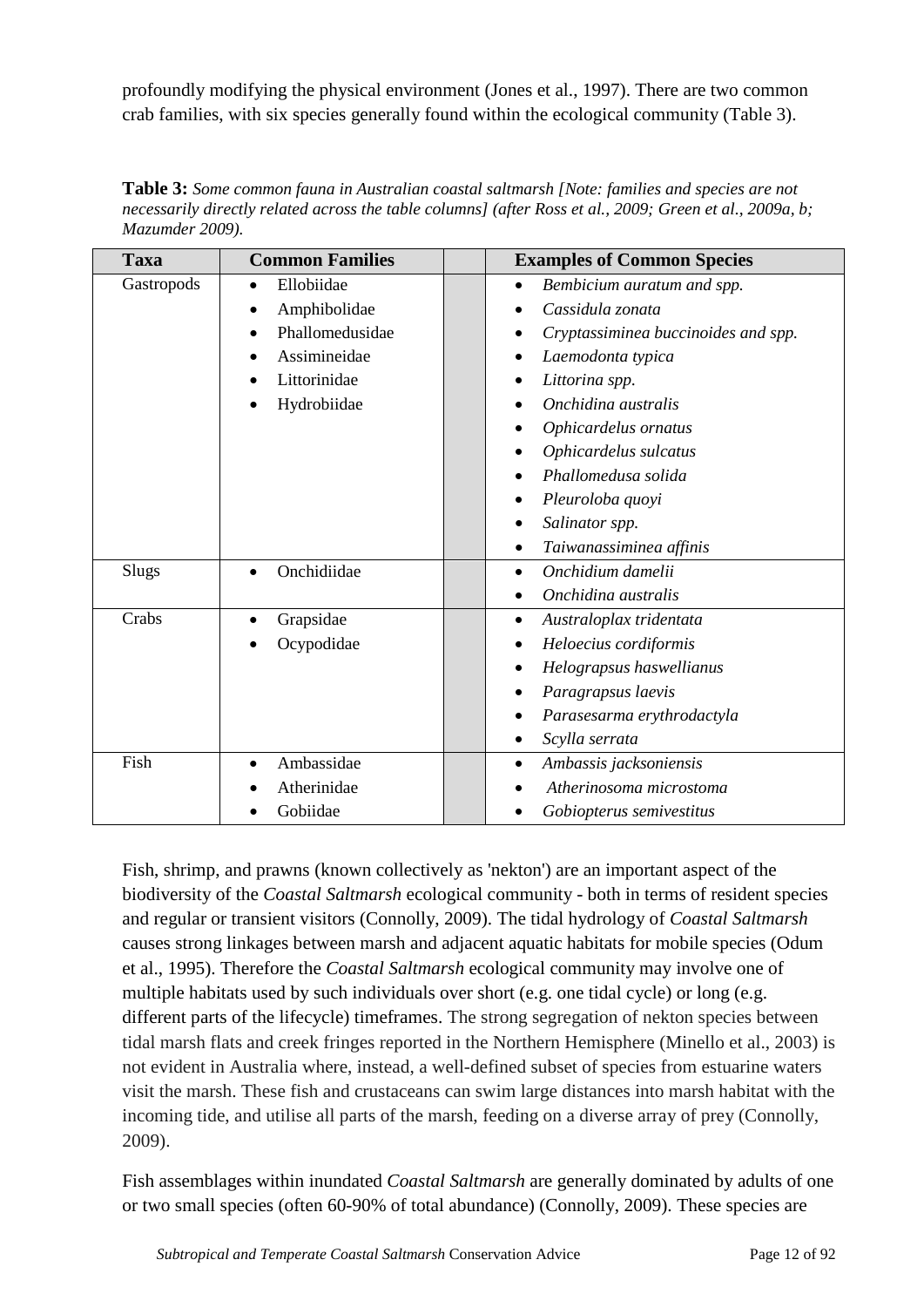profoundly modifying the physical environment (Jones et al., 1997). There are two common crab families, with six species generally found within the ecological community (Table 3).

**Table 3:** *Some common fauna in Australian coastal saltmarsh [Note: families and species are not necessarily directly related across the table columns] (after Ross et al., 2009; Green et al., 2009a, b; Mazumder 2009).*

| Taxa | Common Families | | Examples of Common Species |
|---|---|---|---|
| Gastropods | • Ellobiidae<br>• Amphibolidae<br>• Phallomedusidae<br>• Assimineidae<br>• Littorinidae<br>• Hydrobiidae | | • *Bembicium auratum and spp.*<br>• *Cassidula zonata*<br>• *Cryptassiminea buccinoides and spp.*<br>• *Laemodonta typica*<br>• *Littorina spp.*<br>• *Onchidina australis*<br>• *Ophicardelus ornatus*<br>• *Ophicardelus sulcatus*<br>• *Phallomedusa solida*<br>• *Pleuroloba quoyi*<br>• *Salinator spp.*<br>• *Taiwanassiminea affinis* |
| Slugs | • Onchidiidae | | • *Onchidium damelii*<br>• *Onchidina australis* |
| Crabs | • Grapsidae<br>• Ocypodidae | | • *Australoplax tridentata*<br>• *Heloecius cordiformis*<br>• *Helograpsus haswellianus*<br>• *Paragrapsus laevis*<br>• *Parasesarma erythrodactyla*<br>• *Scylla serrata* |
| Fish | • Ambassidae<br>• Atherinidae<br>• Gobiidae | | • *Ambassis jacksoniensis*<br>• *Atherinosoma microstoma*<br>• *Gobiopterus semivestitus* |

Fish, shrimp, and prawns (known collectively as 'nekton') are an important aspect of the biodiversity of the *Coastal Saltmarsh* ecological community - both in terms of resident species and regular or transient visitors (Connolly, 2009). The tidal hydrology of *Coastal Saltmarsh* causes strong linkages between marsh and adjacent aquatic habitats for mobile species (Odum et al., 1995). Therefore the *Coastal Saltmarsh* ecological community may involve one of multiple habitats used by such individuals over short (e.g. one tidal cycle) or long (e.g. different parts of the lifecycle) timeframes. The strong segregation of nekton species between tidal marsh flats and creek fringes reported in the Northern Hemisphere (Minello et al., 2003) is not evident in Australia where, instead, a well-defined subset of species from estuarine waters visit the marsh. These fish and crustaceans can swim large distances into marsh habitat with the incoming tide, and utilise all parts of the marsh, feeding on a diverse array of prey (Connolly, 2009).

Fish assemblages within inundated *Coastal Saltmarsh* are generally dominated by adults of one or two small species (often 60-90% of total abundance) (Connolly, 2009). These species are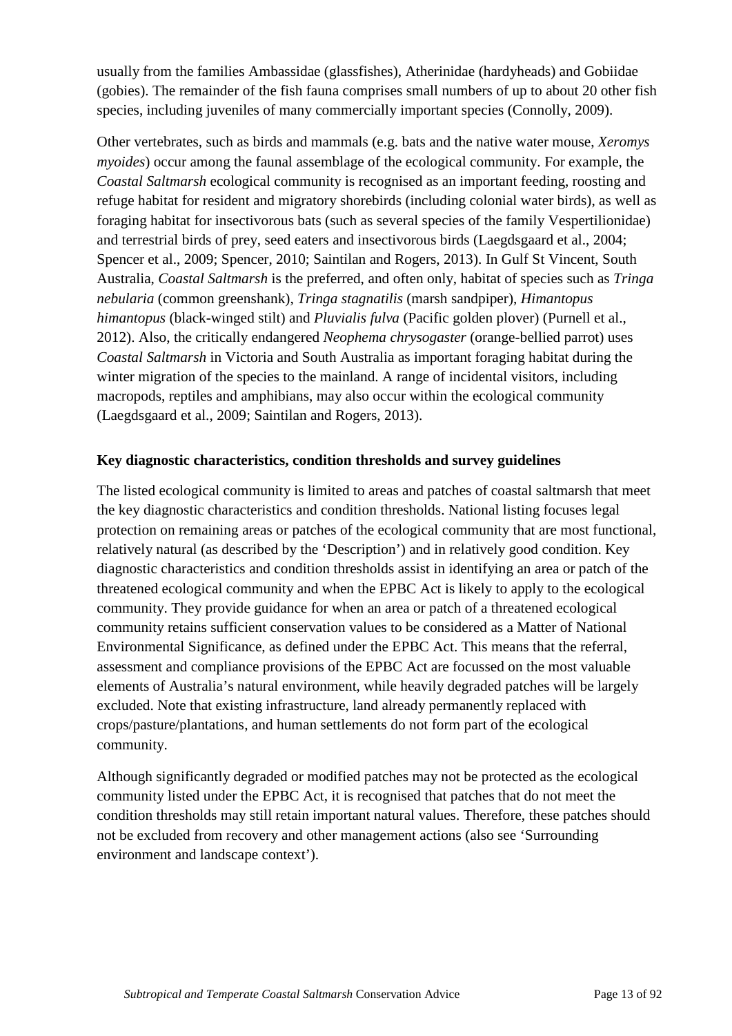usually from the families Ambassidae (glassfishes), Atherinidae (hardyheads) and Gobiidae (gobies). The remainder of the fish fauna comprises small numbers of up to about 20 other fish species, including juveniles of many commercially important species (Connolly, 2009).

Other vertebrates, such as birds and mammals (e.g. bats and the native water mouse, *Xeromys myoides*) occur among the faunal assemblage of the ecological community. For example, the *Coastal Saltmarsh* ecological community is recognised as an important feeding, roosting and refuge habitat for resident and migratory shorebirds (including colonial water birds), as well as foraging habitat for insectivorous bats (such as several species of the family Vespertilionidae) and terrestrial birds of prey, seed eaters and insectivorous birds (Laegdsgaard et al., 2004; Spencer et al., 2009; Spencer, 2010; Saintilan and Rogers, 2013). In Gulf St Vincent, South Australia, *Coastal Saltmarsh* is the preferred, and often only, habitat of species such as *Tringa nebularia* (common greenshank), *Tringa stagnatilis* (marsh sandpiper), *Himantopus himantopus* (black-winged stilt) and *Pluvialis fulva* (Pacific golden plover) (Purnell et al., 2012). Also, the critically endangered *Neophema chrysogaster* (orange-bellied parrot) uses *Coastal Saltmarsh* in Victoria and South Australia as important foraging habitat during the winter migration of the species to the mainland. A range of incidental visitors, including macropods, reptiles and amphibians, may also occur within the ecological community (Laegdsgaard et al., 2009; Saintilan and Rogers, 2013).

### Key diagnostic characteristics, condition thresholds and survey guidelines

The listed ecological community is limited to areas and patches of coastal saltmarsh that meet the key diagnostic characteristics and condition thresholds. National listing focuses legal protection on remaining areas or patches of the ecological community that are most functional, relatively natural (as described by the 'Description') and in relatively good condition. Key diagnostic characteristics and condition thresholds assist in identifying an area or patch of the threatened ecological community and when the EPBC Act is likely to apply to the ecological community. They provide guidance for when an area or patch of a threatened ecological community retains sufficient conservation values to be considered as a Matter of National Environmental Significance, as defined under the EPBC Act. This means that the referral, assessment and compliance provisions of the EPBC Act are focussed on the most valuable elements of Australia's natural environment, while heavily degraded patches will be largely excluded. Note that existing infrastructure, land already permanently replaced with crops/pasture/plantations, and human settlements do not form part of the ecological community.

Although significantly degraded or modified patches may not be protected as the ecological community listed under the EPBC Act, it is recognised that patches that do not meet the condition thresholds may still retain important natural values. Therefore, these patches should not be excluded from recovery and other management actions (also see 'Surrounding environment and landscape context').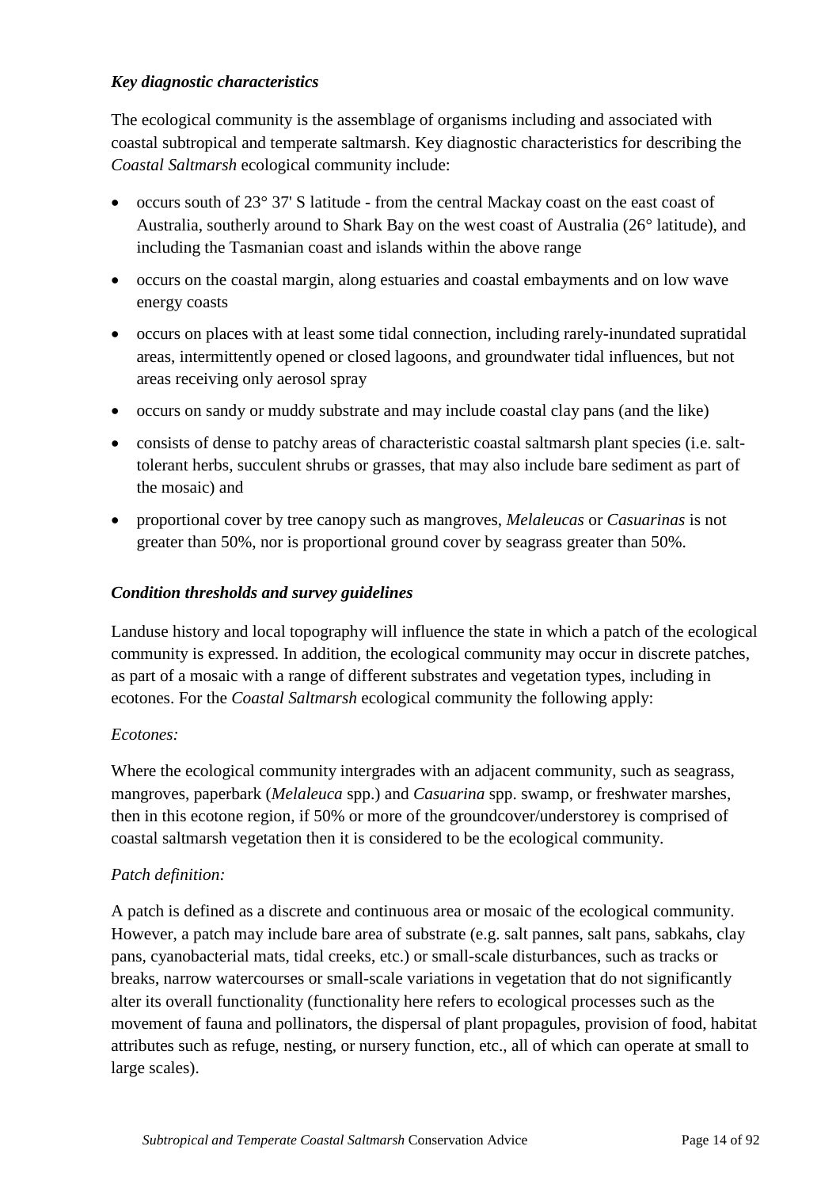***Key diagnostic characteristics***

The ecological community is the assemblage of organisms including and associated with coastal subtropical and temperate saltmarsh. Key diagnostic characteristics for describing the *Coastal Saltmarsh* ecological community include:

- occurs south of 23° 37' S latitude - from the central Mackay coast on the east coast of Australia, southerly around to Shark Bay on the west coast of Australia (26° latitude), and including the Tasmanian coast and islands within the above range
- occurs on the coastal margin, along estuaries and coastal embayments and on low wave energy coasts
- occurs on places with at least some tidal connection, including rarely-inundated supratidal areas, intermittently opened or closed lagoons, and groundwater tidal influences, but not areas receiving only aerosol spray
- occurs on sandy or muddy substrate and may include coastal clay pans (and the like)
- consists of dense to patchy areas of characteristic coastal saltmarsh plant species (i.e. salt-tolerant herbs, succulent shrubs or grasses, that may also include bare sediment as part of the mosaic) and
- proportional cover by tree canopy such as mangroves, *Melaleucas* or *Casuarinas* is not greater than 50%, nor is proportional ground cover by seagrass greater than 50%.

***Condition thresholds and survey guidelines***

Landuse history and local topography will influence the state in which a patch of the ecological community is expressed. In addition, the ecological community may occur in discrete patches, as part of a mosaic with a range of different substrates and vegetation types, including in ecotones. For the *Coastal Saltmarsh* ecological community the following apply:

*Ecotones:*

Where the ecological community intergrades with an adjacent community, such as seagrass, mangroves, paperbark (*Melaleuca* spp.) and *Casuarina* spp. swamp, or freshwater marshes, then in this ecotone region, if 50% or more of the groundcover/understorey is comprised of coastal saltmarsh vegetation then it is considered to be the ecological community.

*Patch definition:*

A patch is defined as a discrete and continuous area or mosaic of the ecological community. However, a patch may include bare area of substrate (e.g. salt pannes, salt pans, sabkahs, clay pans, cyanobacterial mats, tidal creeks, etc.) or small-scale disturbances, such as tracks or breaks, narrow watercourses or small-scale variations in vegetation that do not significantly alter its overall functionality (functionality here refers to ecological processes such as the movement of fauna and pollinators, the dispersal of plant propagules, provision of food, habitat attributes such as refuge, nesting, or nursery function, etc., all of which can operate at small to large scales).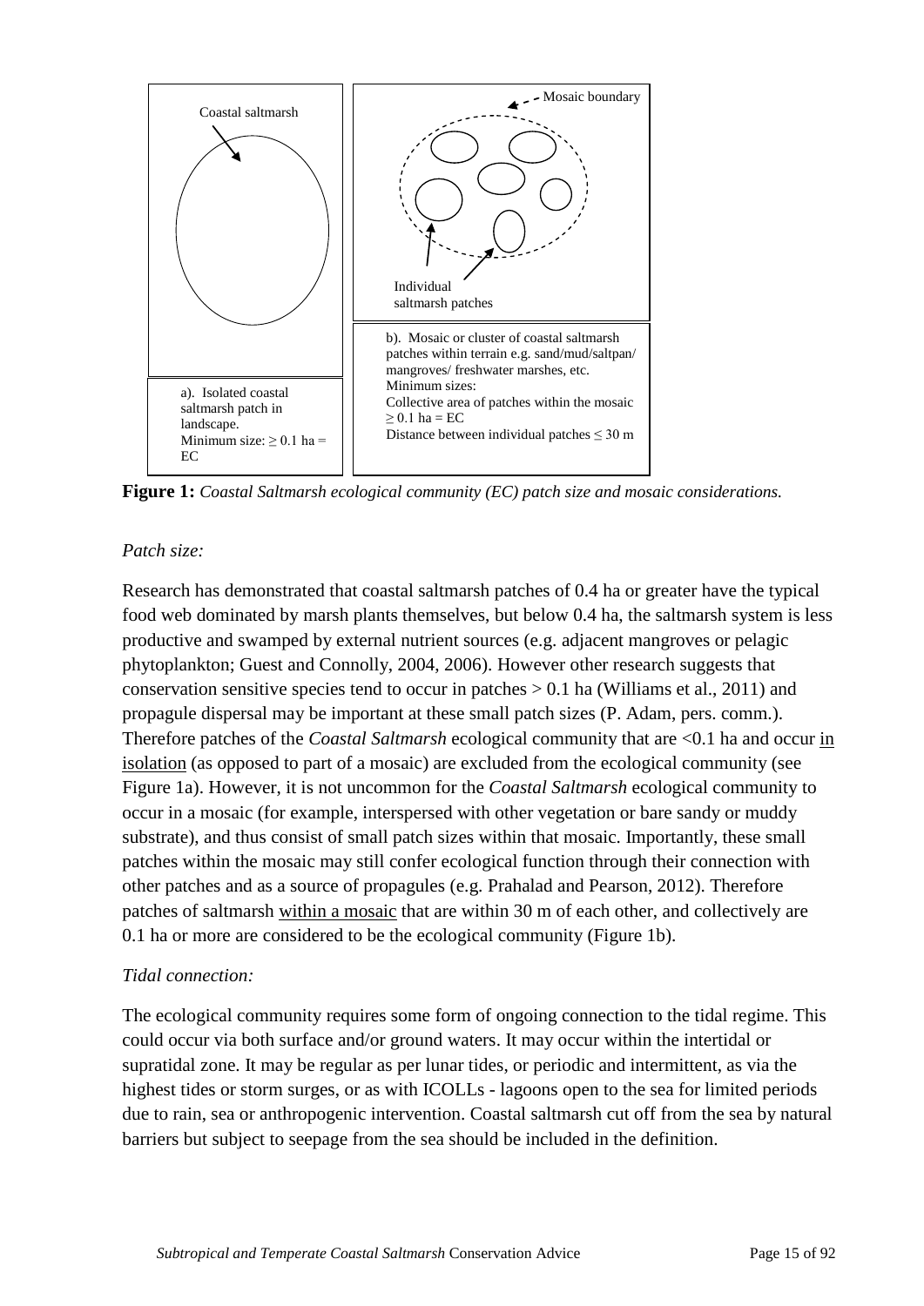Coastal saltmarsh

Mosaic boundary

Individual saltmarsh patches

a). Isolated coastal saltmarsh patch in landscape.
Minimum size: ≥ 0.1 ha = EC

b). Mosaic or cluster of coastal saltmarsh patches within terrain e.g. sand/mud/saltpan/ mangroves/ freshwater marshes, etc.
Minimum sizes:
Collective area of patches within the mosaic ≥ 0.1 ha = EC
Distance between individual patches ≤ 30 m

**Figure 1:** *Coastal Saltmarsh ecological community (EC) patch size and mosaic considerations.*

*Patch size:*

Research has demonstrated that coastal saltmarsh patches of 0.4 ha or greater have the typical food web dominated by marsh plants themselves, but below 0.4 ha, the saltmarsh system is less productive and swamped by external nutrient sources (e.g. adjacent mangroves or pelagic phytoplankton; Guest and Connolly, 2004, 2006). However other research suggests that conservation sensitive species tend to occur in patches > 0.1 ha (Williams et al., 2011) and propagule dispersal may be important at these small patch sizes (P. Adam, pers. comm.). Therefore patches of the *Coastal Saltmarsh* ecological community that are <0.1 ha and occur in isolation (as opposed to part of a mosaic) are excluded from the ecological community (see Figure 1a). However, it is not uncommon for the *Coastal Saltmarsh* ecological community to occur in a mosaic (for example, interspersed with other vegetation or bare sandy or muddy substrate), and thus consist of small patch sizes within that mosaic. Importantly, these small patches within the mosaic may still confer ecological function through their connection with other patches and as a source of propagules (e.g. Prahalad and Pearson, 2012). Therefore patches of saltmarsh within a mosaic that are within 30 m of each other, and collectively are 0.1 ha or more are considered to be the ecological community (Figure 1b).

*Tidal connection:*

The ecological community requires some form of ongoing connection to the tidal regime. This could occur via both surface and/or ground waters. It may occur within the intertidal or supratidal zone. It may be regular as per lunar tides, or periodic and intermittent, as via the highest tides or storm surges, or as with ICOLLs - lagoons open to the sea for limited periods due to rain, sea or anthropogenic intervention. Coastal saltmarsh cut off from the sea by natural barriers but subject to seepage from the sea should be included in the definition.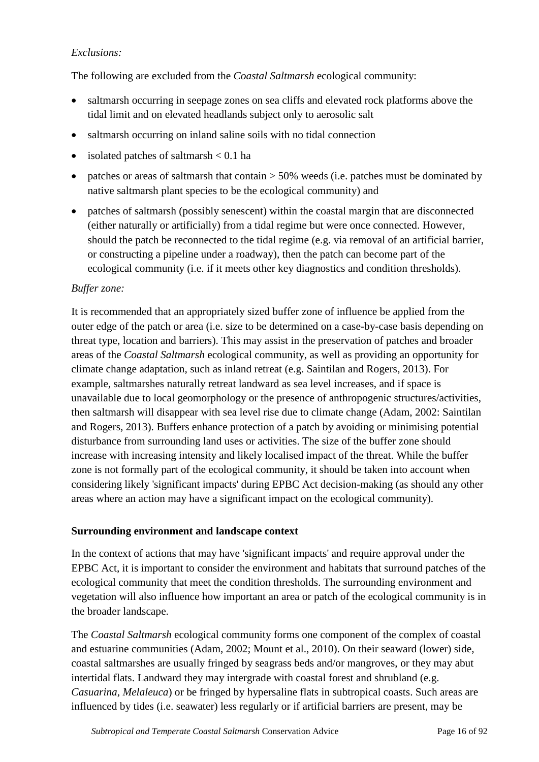*Exclusions:*

The following are excluded from the *Coastal Saltmarsh* ecological community:

- saltmarsh occurring in seepage zones on sea cliffs and elevated rock platforms above the tidal limit and on elevated headlands subject only to aerosolic salt
- saltmarsh occurring on inland saline soils with no tidal connection
- isolated patches of saltmarsh < 0.1 ha
- patches or areas of saltmarsh that contain > 50% weeds (i.e. patches must be dominated by native saltmarsh plant species to be the ecological community) and
- patches of saltmarsh (possibly senescent) within the coastal margin that are disconnected (either naturally or artificially) from a tidal regime but were once connected. However, should the patch be reconnected to the tidal regime (e.g. via removal of an artificial barrier, or constructing a pipeline under a roadway), then the patch can become part of the ecological community (i.e. if it meets other key diagnostics and condition thresholds).

*Buffer zone:*

It is recommended that an appropriately sized buffer zone of influence be applied from the outer edge of the patch or area (i.e. size to be determined on a case-by-case basis depending on threat type, location and barriers). This may assist in the preservation of patches and broader areas of the *Coastal Saltmarsh* ecological community, as well as providing an opportunity for climate change adaptation, such as inland retreat (e.g. Saintilan and Rogers, 2013). For example, saltmarshes naturally retreat landward as sea level increases, and if space is unavailable due to local geomorphology or the presence of anthropogenic structures/activities, then saltmarsh will disappear with sea level rise due to climate change (Adam, 2002: Saintilan and Rogers, 2013). Buffers enhance protection of a patch by avoiding or minimising potential disturbance from surrounding land uses or activities. The size of the buffer zone should increase with increasing intensity and likely localised impact of the threat. While the buffer zone is not formally part of the ecological community, it should be taken into account when considering likely 'significant impacts' during EPBC Act decision-making (as should any other areas where an action may have a significant impact on the ecological community).

**Surrounding environment and landscape context**

In the context of actions that may have 'significant impacts' and require approval under the EPBC Act, it is important to consider the environment and habitats that surround patches of the ecological community that meet the condition thresholds. The surrounding environment and vegetation will also influence how important an area or patch of the ecological community is in the broader landscape.

The *Coastal Saltmarsh* ecological community forms one component of the complex of coastal and estuarine communities (Adam, 2002; Mount et al., 2010). On their seaward (lower) side, coastal saltmarshes are usually fringed by seagrass beds and/or mangroves, or they may abut intertidal flats. Landward they may intergrade with coastal forest and shrubland (e.g. *Casuarina*, *Melaleuca*) or be fringed by hypersaline flats in subtropical coasts. Such areas are influenced by tides (i.e. seawater) less regularly or if artificial barriers are present, may be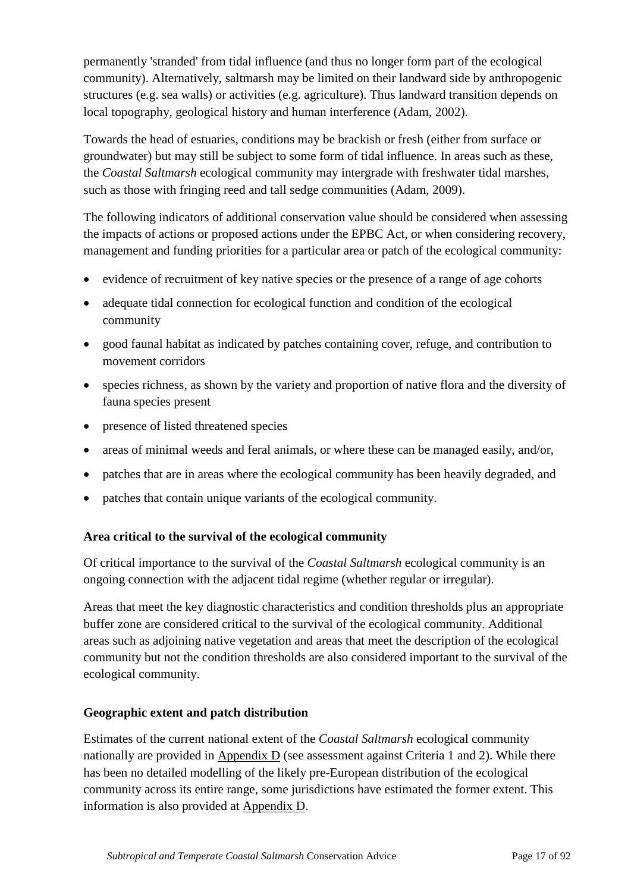permanently 'stranded' from tidal influence (and thus no longer form part of the ecological community). Alternatively, saltmarsh may be limited on their landward side by anthropogenic structures (e.g. sea walls) or activities (e.g. agriculture). Thus landward transition depends on local topography, geological history and human interference (Adam, 2002).

Towards the head of estuaries, conditions may be brackish or fresh (either from surface or groundwater) but may still be subject to some form of tidal influence. In areas such as these, the *Coastal Saltmarsh* ecological community may intergrade with freshwater tidal marshes, such as those with fringing reed and tall sedge communities (Adam, 2009).

The following indicators of additional conservation value should be considered when assessing the impacts of actions or proposed actions under the EPBC Act, or when considering recovery, management and funding priorities for a particular area or patch of the ecological community:

- evidence of recruitment of key native species or the presence of a range of age cohorts
- adequate tidal connection for ecological function and condition of the ecological community
- good faunal habitat as indicated by patches containing cover, refuge, and contribution to movement corridors
- species richness, as shown by the variety and proportion of native flora and the diversity of fauna species present
- presence of listed threatened species
- areas of minimal weeds and feral animals, or where these can be managed easily, and/or,
- patches that are in areas where the ecological community has been heavily degraded, and
- patches that contain unique variants of the ecological community.

**Area critical to the survival of the ecological community**

Of critical importance to the survival of the *Coastal Saltmarsh* ecological community is an ongoing connection with the adjacent tidal regime (whether regular or irregular).

Areas that meet the key diagnostic characteristics and condition thresholds plus an appropriate buffer zone are considered critical to the survival of the ecological community. Additional areas such as adjoining native vegetation and areas that meet the description of the ecological community but not the condition thresholds are also considered important to the survival of the ecological community.

**Geographic extent and patch distribution**

Estimates of the current national extent of the *Coastal Saltmarsh* ecological community nationally are provided in Appendix D (see assessment against Criteria 1 and 2). While there has been no detailed modelling of the likely pre-European distribution of the ecological community across its entire range, some jurisdictions have estimated the former extent. This information is also provided at Appendix D.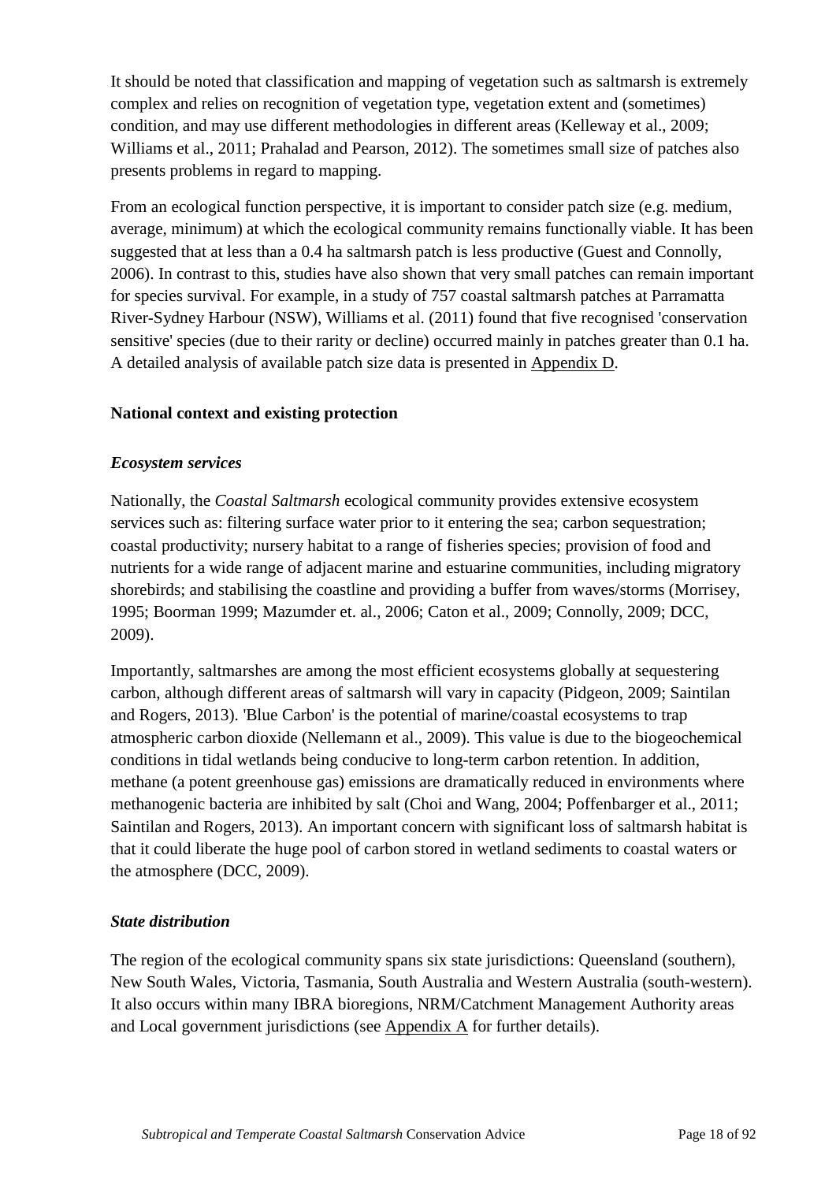It should be noted that classification and mapping of vegetation such as saltmarsh is extremely complex and relies on recognition of vegetation type, vegetation extent and (sometimes) condition, and may use different methodologies in different areas (Kelleway et al., 2009; Williams et al., 2011; Prahalad and Pearson, 2012). The sometimes small size of patches also presents problems in regard to mapping.

From an ecological function perspective, it is important to consider patch size (e.g. medium, average, minimum) at which the ecological community remains functionally viable. It has been suggested that at less than a 0.4 ha saltmarsh patch is less productive (Guest and Connolly, 2006). In contrast to this, studies have also shown that very small patches can remain important for species survival. For example, in a study of 757 coastal saltmarsh patches at Parramatta River-Sydney Harbour (NSW), Williams et al. (2011) found that five recognised 'conservation sensitive' species (due to their rarity or decline) occurred mainly in patches greater than 0.1 ha. A detailed analysis of available patch size data is presented in Appendix D.

**National context and existing protection**

***Ecosystem services***

Nationally, the *Coastal Saltmarsh* ecological community provides extensive ecosystem services such as: filtering surface water prior to it entering the sea; carbon sequestration; coastal productivity; nursery habitat to a range of fisheries species; provision of food and nutrients for a wide range of adjacent marine and estuarine communities, including migratory shorebirds; and stabilising the coastline and providing a buffer from waves/storms (Morrisey, 1995; Boorman 1999; Mazumder et. al., 2006; Caton et al., 2009; Connolly, 2009; DCC, 2009).

Importantly, saltmarshes are among the most efficient ecosystems globally at sequestering carbon, although different areas of saltmarsh will vary in capacity (Pidgeon, 2009; Saintilan and Rogers, 2013). 'Blue Carbon' is the potential of marine/coastal ecosystems to trap atmospheric carbon dioxide (Nellemann et al., 2009). This value is due to the biogeochemical conditions in tidal wetlands being conducive to long-term carbon retention. In addition, methane (a potent greenhouse gas) emissions are dramatically reduced in environments where methanogenic bacteria are inhibited by salt (Choi and Wang, 2004; Poffenbarger et al., 2011; Saintilan and Rogers, 2013). An important concern with significant loss of saltmarsh habitat is that it could liberate the huge pool of carbon stored in wetland sediments to coastal waters or the atmosphere (DCC, 2009).

***State distribution***

The region of the ecological community spans six state jurisdictions: Queensland (southern), New South Wales, Victoria, Tasmania, South Australia and Western Australia (south-western). It also occurs within many IBRA bioregions, NRM/Catchment Management Authority areas and Local government jurisdictions (see Appendix A for further details).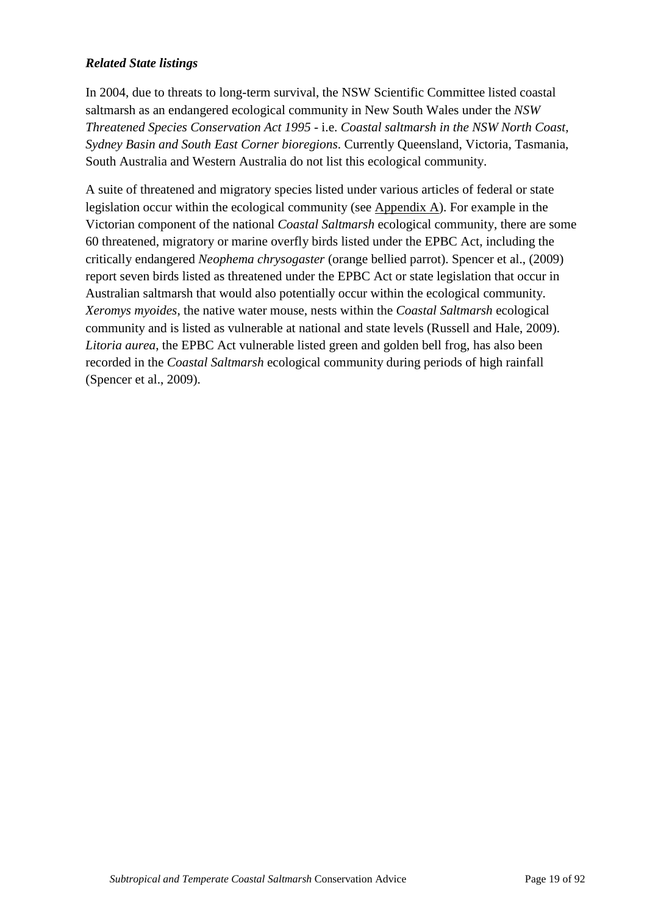***Related State listings***

In 2004, due to threats to long-term survival, the NSW Scientific Committee listed coastal saltmarsh as an endangered ecological community in New South Wales under the *NSW Threatened Species Conservation Act 1995* - i.e. *Coastal saltmarsh in the NSW North Coast, Sydney Basin and South East Corner bioregions*. Currently Queensland, Victoria, Tasmania, South Australia and Western Australia do not list this ecological community.

A suite of threatened and migratory species listed under various articles of federal or state legislation occur within the ecological community (see Appendix A). For example in the Victorian component of the national *Coastal Saltmarsh* ecological community, there are some 60 threatened, migratory or marine overfly birds listed under the EPBC Act, including the critically endangered *Neophema chrysogaster* (orange bellied parrot). Spencer et al., (2009) report seven birds listed as threatened under the EPBC Act or state legislation that occur in Australian saltmarsh that would also potentially occur within the ecological community. *Xeromys myoides*, the native water mouse, nests within the *Coastal Saltmarsh* ecological community and is listed as vulnerable at national and state levels (Russell and Hale, 2009). *Litoria aurea*, the EPBC Act vulnerable listed green and golden bell frog, has also been recorded in the *Coastal Saltmarsh* ecological community during periods of high rainfall (Spencer et al., 2009).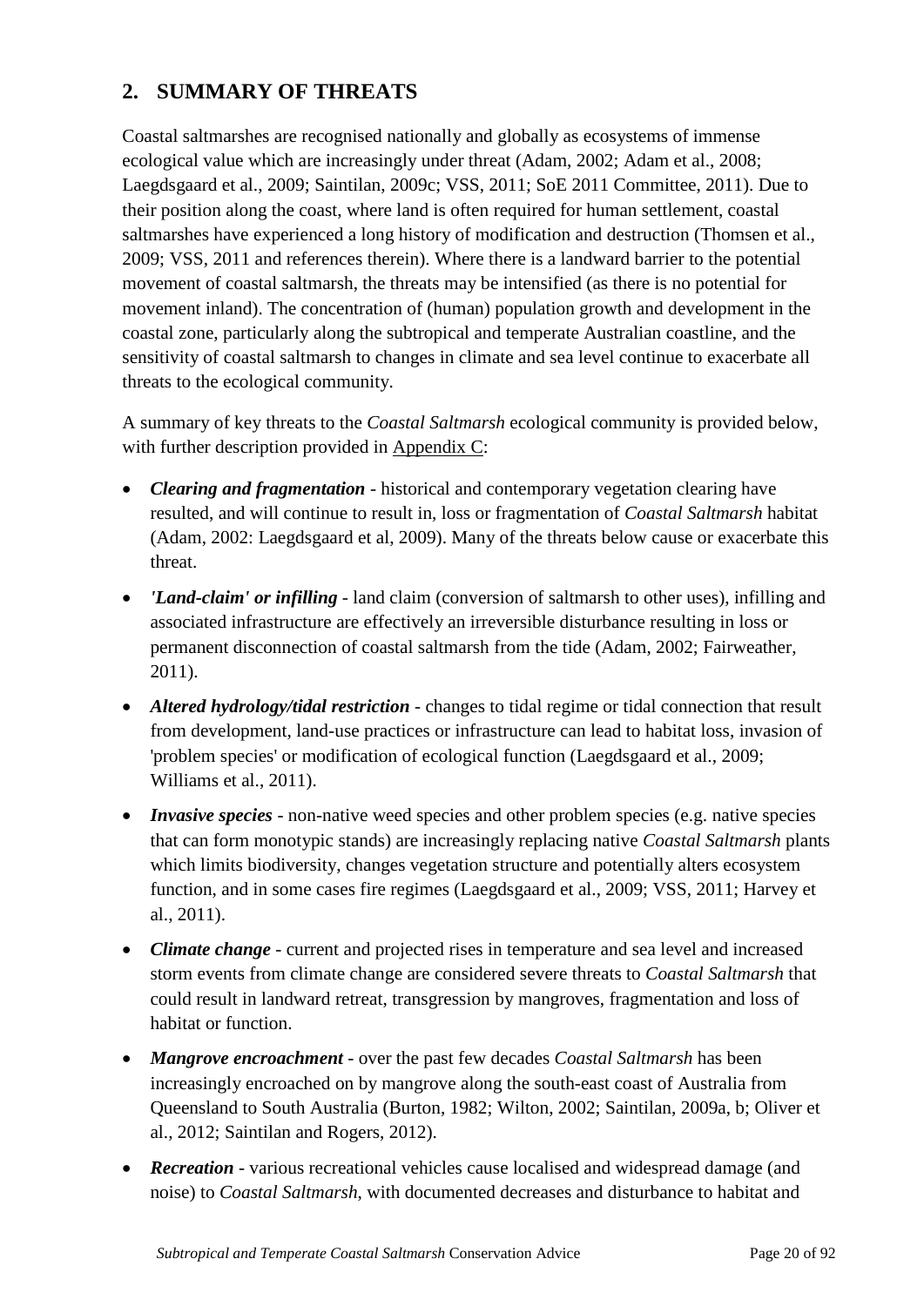## 2. SUMMARY OF THREATS

Coastal saltmarshes are recognised nationally and globally as ecosystems of immense ecological value which are increasingly under threat (Adam, 2002; Adam et al., 2008; Laegdsgaard et al., 2009; Saintilan, 2009c; VSS, 2011; SoE 2011 Committee, 2011). Due to their position along the coast, where land is often required for human settlement, coastal saltmarshes have experienced a long history of modification and destruction (Thomsen et al., 2009; VSS, 2011 and references therein). Where there is a landward barrier to the potential movement of coastal saltmarsh, the threats may be intensified (as there is no potential for movement inland). The concentration of (human) population growth and development in the coastal zone, particularly along the subtropical and temperate Australian coastline, and the sensitivity of coastal saltmarsh to changes in climate and sea level continue to exacerbate all threats to the ecological community.

A summary of key threats to the *Coastal Saltmarsh* ecological community is provided below, with further description provided in Appendix C:

- ***Clearing and fragmentation*** - historical and contemporary vegetation clearing have resulted, and will continue to result in, loss or fragmentation of *Coastal Saltmarsh* habitat (Adam, 2002: Laegdsgaard et al, 2009). Many of the threats below cause or exacerbate this threat.
- ***'Land-claim' or infilling*** - land claim (conversion of saltmarsh to other uses), infilling and associated infrastructure are effectively an irreversible disturbance resulting in loss or permanent disconnection of coastal saltmarsh from the tide (Adam, 2002; Fairweather, 2011).
- ***Altered hydrology/tidal restriction*** - changes to tidal regime or tidal connection that result from development, land-use practices or infrastructure can lead to habitat loss, invasion of 'problem species' or modification of ecological function (Laegdsgaard et al., 2009; Williams et al., 2011).
- ***Invasive species*** - non-native weed species and other problem species (e.g. native species that can form monotypic stands) are increasingly replacing native *Coastal Saltmarsh* plants which limits biodiversity, changes vegetation structure and potentially alters ecosystem function, and in some cases fire regimes (Laegdsgaard et al., 2009; VSS, 2011; Harvey et al., 2011).
- ***Climate change*** - current and projected rises in temperature and sea level and increased storm events from climate change are considered severe threats to *Coastal Saltmarsh* that could result in landward retreat, transgression by mangroves, fragmentation and loss of habitat or function.
- ***Mangrove encroachment*** - over the past few decades *Coastal Saltmarsh* has been increasingly encroached on by mangrove along the south-east coast of Australia from Queensland to South Australia (Burton, 1982; Wilton, 2002; Saintilan, 2009a, b; Oliver et al., 2012; Saintilan and Rogers, 2012).
- ***Recreation*** - various recreational vehicles cause localised and widespread damage (and noise) to *Coastal Saltmarsh*, with documented decreases and disturbance to habitat and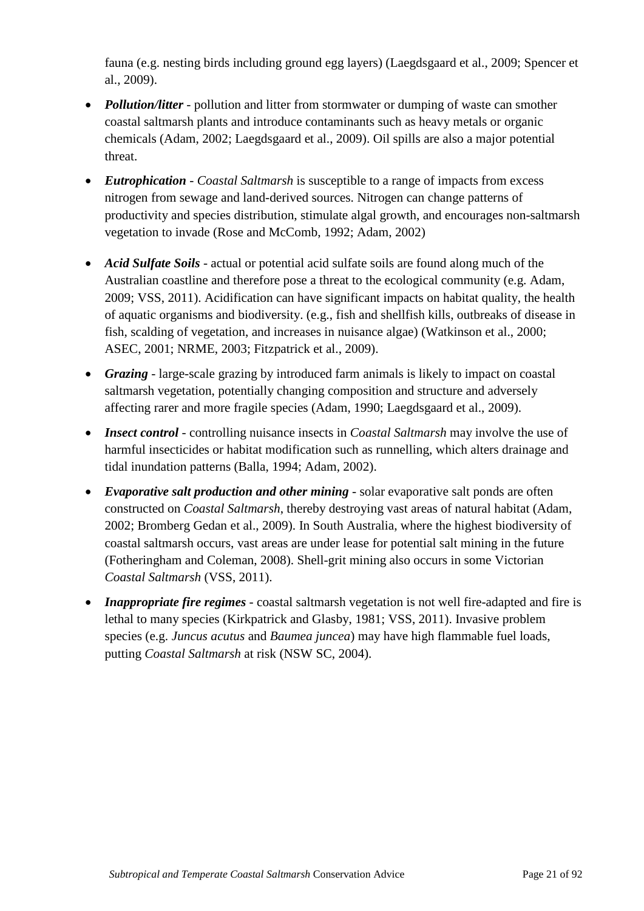fauna (e.g. nesting birds including ground egg layers) (Laegdsgaard et al., 2009; Spencer et al., 2009).

- ***Pollution/litter*** - pollution and litter from stormwater or dumping of waste can smother coastal saltmarsh plants and introduce contaminants such as heavy metals or organic chemicals (Adam, 2002; Laegdsgaard et al., 2009). Oil spills are also a major potential threat.
- ***Eutrophication*** - *Coastal Saltmarsh* is susceptible to a range of impacts from excess nitrogen from sewage and land-derived sources. Nitrogen can change patterns of productivity and species distribution, stimulate algal growth, and encourages non-saltmarsh vegetation to invade (Rose and McComb, 1992; Adam, 2002)
- ***Acid Sulfate Soils*** - actual or potential acid sulfate soils are found along much of the Australian coastline and therefore pose a threat to the ecological community (e.g. Adam, 2009; VSS, 2011). Acidification can have significant impacts on habitat quality, the health of aquatic organisms and biodiversity. (e.g., fish and shellfish kills, outbreaks of disease in fish, scalding of vegetation, and increases in nuisance algae) (Watkinson et al., 2000; ASEC, 2001; NRME, 2003; Fitzpatrick et al., 2009).
- ***Grazing*** - large-scale grazing by introduced farm animals is likely to impact on coastal saltmarsh vegetation, potentially changing composition and structure and adversely affecting rarer and more fragile species (Adam, 1990; Laegdsgaard et al., 2009).
- ***Insect control*** - controlling nuisance insects in *Coastal Saltmarsh* may involve the use of harmful insecticides or habitat modification such as runnelling, which alters drainage and tidal inundation patterns (Balla, 1994; Adam, 2002).
- ***Evaporative salt production and other mining*** - solar evaporative salt ponds are often constructed on *Coastal Saltmarsh*, thereby destroying vast areas of natural habitat (Adam, 2002; Bromberg Gedan et al., 2009). In South Australia, where the highest biodiversity of coastal saltmarsh occurs, vast areas are under lease for potential salt mining in the future (Fotheringham and Coleman, 2008). Shell-grit mining also occurs in some Victorian *Coastal Saltmarsh* (VSS, 2011).
- ***Inappropriate fire regimes*** - coastal saltmarsh vegetation is not well fire-adapted and fire is lethal to many species (Kirkpatrick and Glasby, 1981; VSS, 2011). Invasive problem species (e.g. *Juncus acutus* and *Baumea juncea*) may have high flammable fuel loads, putting *Coastal Saltmarsh* at risk (NSW SC, 2004).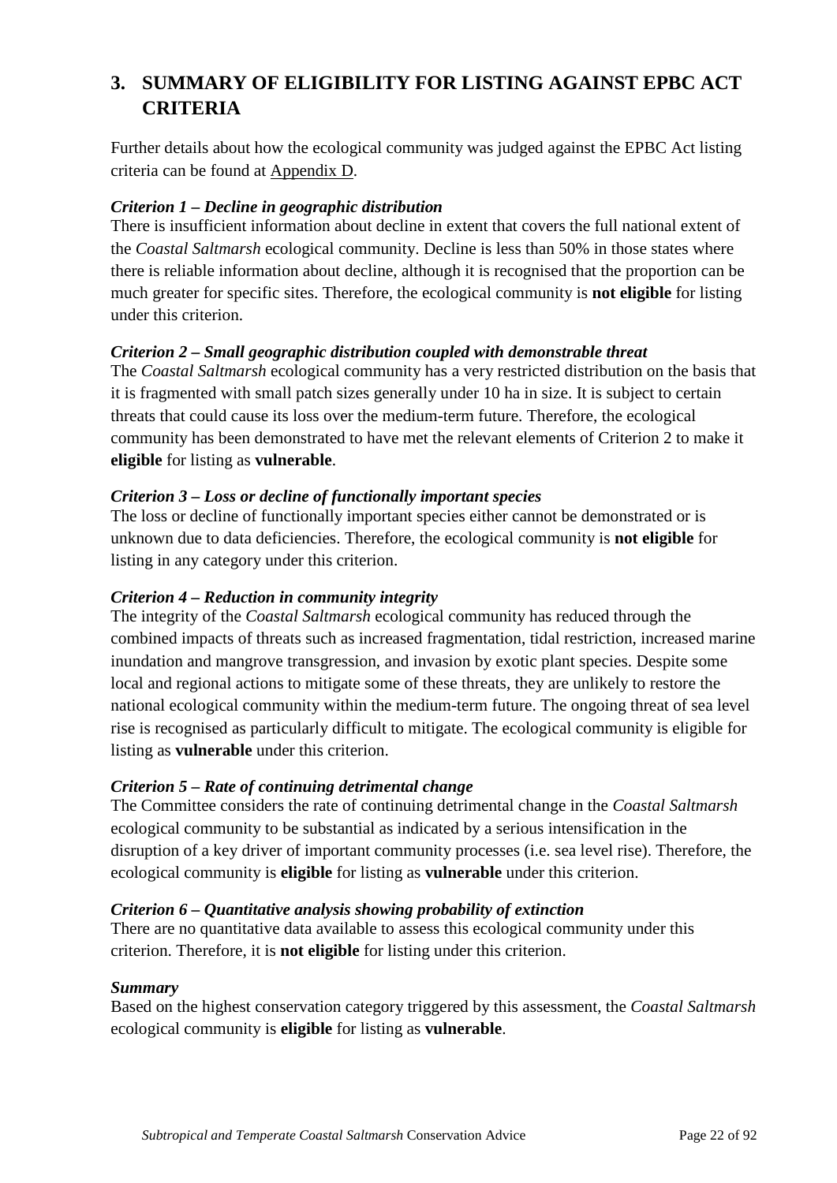## 3. SUMMARY OF ELIGIBILITY FOR LISTING AGAINST EPBC ACT CRITERIA

Further details about how the ecological community was judged against the EPBC Act listing criteria can be found at Appendix D.

***Criterion 1 – Decline in geographic distribution***

There is insufficient information about decline in extent that covers the full national extent of the *Coastal Saltmarsh* ecological community. Decline is less than 50% in those states where there is reliable information about decline, although it is recognised that the proportion can be much greater for specific sites. Therefore, the ecological community is **not eligible** for listing under this criterion.

***Criterion 2 – Small geographic distribution coupled with demonstrable threat***

The *Coastal Saltmarsh* ecological community has a very restricted distribution on the basis that it is fragmented with small patch sizes generally under 10 ha in size. It is subject to certain threats that could cause its loss over the medium-term future. Therefore, the ecological community has been demonstrated to have met the relevant elements of Criterion 2 to make it **eligible** for listing as **vulnerable**.

***Criterion 3 – Loss or decline of functionally important species***

The loss or decline of functionally important species either cannot be demonstrated or is unknown due to data deficiencies. Therefore, the ecological community is **not eligible** for listing in any category under this criterion.

***Criterion 4 – Reduction in community integrity***

The integrity of the *Coastal Saltmarsh* ecological community has reduced through the combined impacts of threats such as increased fragmentation, tidal restriction, increased marine inundation and mangrove transgression, and invasion by exotic plant species. Despite some local and regional actions to mitigate some of these threats, they are unlikely to restore the national ecological community within the medium-term future. The ongoing threat of sea level rise is recognised as particularly difficult to mitigate. The ecological community is eligible for listing as **vulnerable** under this criterion.

***Criterion 5 – Rate of continuing detrimental change***

The Committee considers the rate of continuing detrimental change in the *Coastal Saltmarsh* ecological community to be substantial as indicated by a serious intensification in the disruption of a key driver of important community processes (i.e. sea level rise). Therefore, the ecological community is **eligible** for listing as **vulnerable** under this criterion.

***Criterion 6 – Quantitative analysis showing probability of extinction***

There are no quantitative data available to assess this ecological community under this criterion. Therefore, it is **not eligible** for listing under this criterion.

***Summary***

Based on the highest conservation category triggered by this assessment, the *Coastal Saltmarsh* ecological community is **eligible** for listing as **vulnerable**.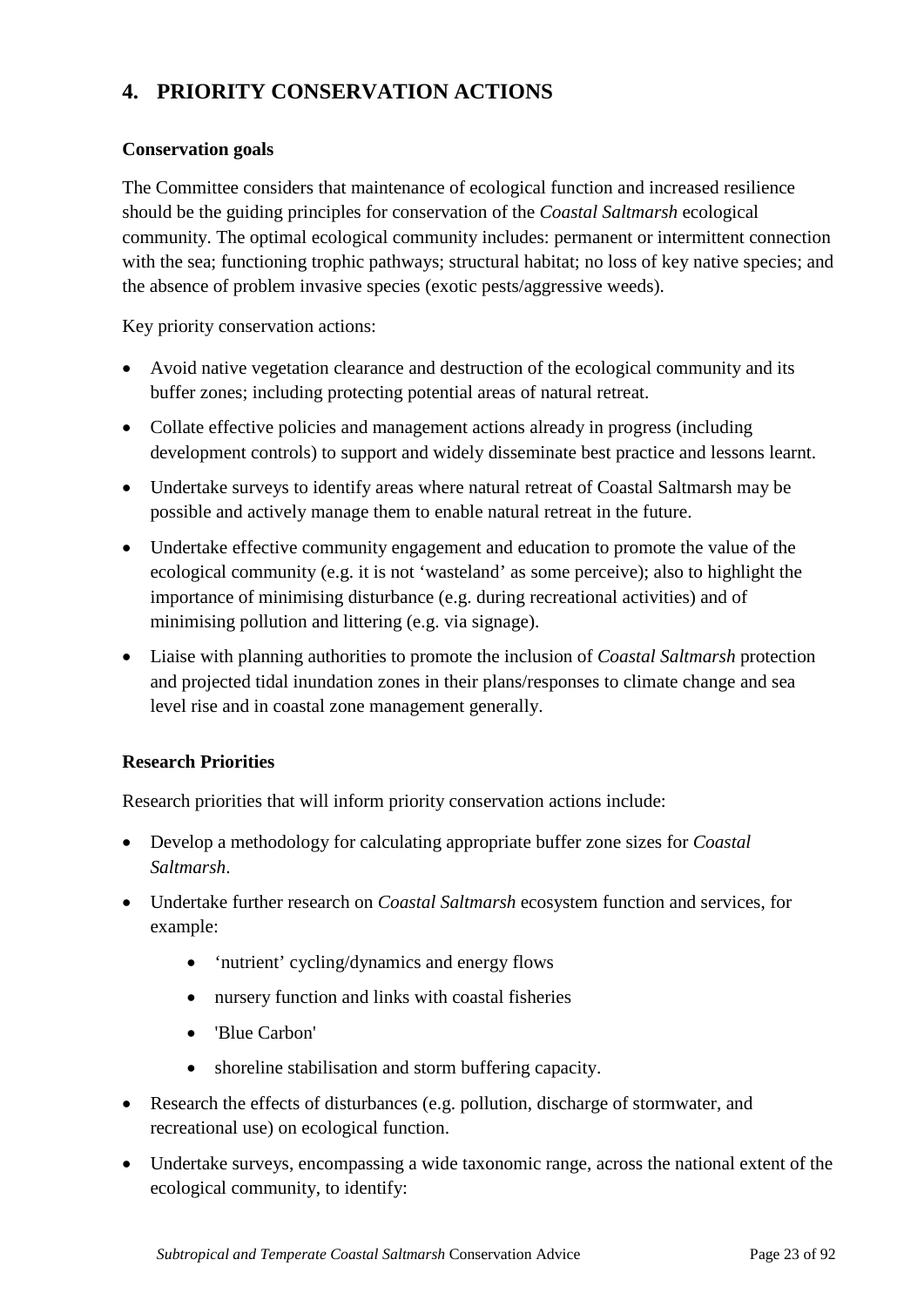# 4. PRIORITY CONSERVATION ACTIONS

**Conservation goals**

The Committee considers that maintenance of ecological function and increased resilience should be the guiding principles for conservation of the *Coastal Saltmarsh* ecological community. The optimal ecological community includes: permanent or intermittent connection with the sea; functioning trophic pathways; structural habitat; no loss of key native species; and the absence of problem invasive species (exotic pests/aggressive weeds).

Key priority conservation actions:

- Avoid native vegetation clearance and destruction of the ecological community and its buffer zones; including protecting potential areas of natural retreat.
- Collate effective policies and management actions already in progress (including development controls) to support and widely disseminate best practice and lessons learnt.
- Undertake surveys to identify areas where natural retreat of Coastal Saltmarsh may be possible and actively manage them to enable natural retreat in the future.
- Undertake effective community engagement and education to promote the value of the ecological community (e.g. it is not 'wasteland' as some perceive); also to highlight the importance of minimising disturbance (e.g. during recreational activities) and of minimising pollution and littering (e.g. via signage).
- Liaise with planning authorities to promote the inclusion of *Coastal Saltmarsh* protection and projected tidal inundation zones in their plans/responses to climate change and sea level rise and in coastal zone management generally.

**Research Priorities**

Research priorities that will inform priority conservation actions include:

- Develop a methodology for calculating appropriate buffer zone sizes for *Coastal Saltmarsh*.
- Undertake further research on *Coastal Saltmarsh* ecosystem function and services, for example:
    - 'nutrient' cycling/dynamics and energy flows
    - nursery function and links with coastal fisheries
    - 'Blue Carbon'
    - shoreline stabilisation and storm buffering capacity.
- Research the effects of disturbances (e.g. pollution, discharge of stormwater, and recreational use) on ecological function.
- Undertake surveys, encompassing a wide taxonomic range, across the national extent of the ecological community, to identify: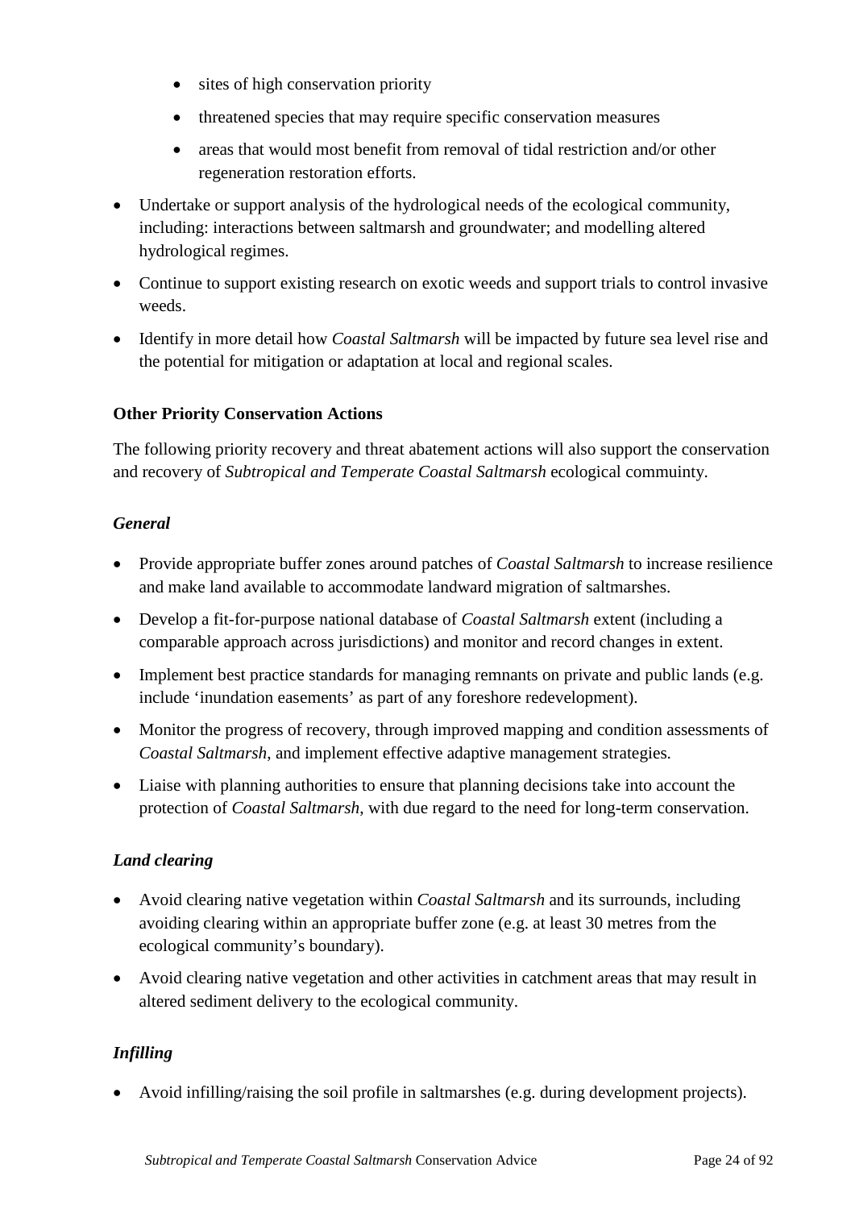- sites of high conservation priority
  - threatened species that may require specific conservation measures
  - areas that would most benefit from removal of tidal restriction and/or other regeneration restoration efforts.
- Undertake or support analysis of the hydrological needs of the ecological community, including: interactions between saltmarsh and groundwater; and modelling altered hydrological regimes.
- Continue to support existing research on exotic weeds and support trials to control invasive weeds.
- Identify in more detail how *Coastal Saltmarsh* will be impacted by future sea level rise and the potential for mitigation or adaptation at local and regional scales.

**Other Priority Conservation Actions**

The following priority recovery and threat abatement actions will also support the conservation and recovery of *Subtropical and Temperate Coastal Saltmarsh* ecological commuinty.

***General***

- Provide appropriate buffer zones around patches of *Coastal Saltmarsh* to increase resilience and make land available to accommodate landward migration of saltmarshes.
- Develop a fit-for-purpose national database of *Coastal Saltmarsh* extent (including a comparable approach across jurisdictions) and monitor and record changes in extent.
- Implement best practice standards for managing remnants on private and public lands (e.g. include 'inundation easements' as part of any foreshore redevelopment).
- Monitor the progress of recovery, through improved mapping and condition assessments of *Coastal Saltmarsh*, and implement effective adaptive management strategies.
- Liaise with planning authorities to ensure that planning decisions take into account the protection of *Coastal Saltmarsh*, with due regard to the need for long-term conservation.

***Land clearing***

- Avoid clearing native vegetation within *Coastal Saltmarsh* and its surrounds, including avoiding clearing within an appropriate buffer zone (e.g. at least 30 metres from the ecological community's boundary).
- Avoid clearing native vegetation and other activities in catchment areas that may result in altered sediment delivery to the ecological community.

***Infilling***

- Avoid infilling/raising the soil profile in saltmarshes (e.g. during development projects).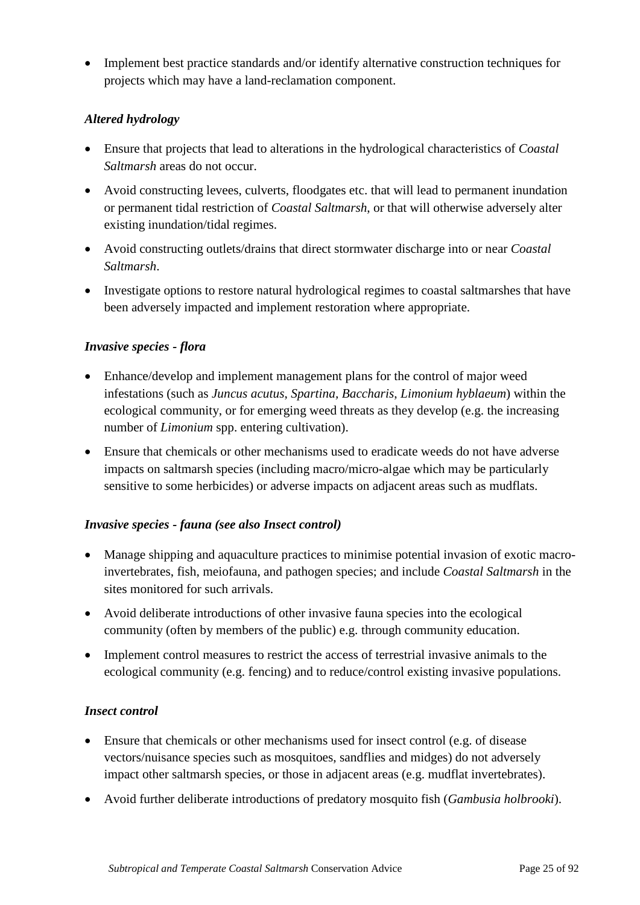- Implement best practice standards and/or identify alternative construction techniques for projects which may have a land-reclamation component.

***Altered hydrology***

- Ensure that projects that lead to alterations in the hydrological characteristics of *Coastal Saltmarsh* areas do not occur.
- Avoid constructing levees, culverts, floodgates etc. that will lead to permanent inundation or permanent tidal restriction of *Coastal Saltmarsh*, or that will otherwise adversely alter existing inundation/tidal regimes.
- Avoid constructing outlets/drains that direct stormwater discharge into or near *Coastal Saltmarsh*.
- Investigate options to restore natural hydrological regimes to coastal saltmarshes that have been adversely impacted and implement restoration where appropriate.

***Invasive species - flora***

- Enhance/develop and implement management plans for the control of major weed infestations (such as *Juncus acutus*, *Spartina*, *Baccharis*, *Limonium hyblaeum*) within the ecological community, or for emerging weed threats as they develop (e.g. the increasing number of *Limonium* spp. entering cultivation).
- Ensure that chemicals or other mechanisms used to eradicate weeds do not have adverse impacts on saltmarsh species (including macro/micro-algae which may be particularly sensitive to some herbicides) or adverse impacts on adjacent areas such as mudflats.

***Invasive species - fauna (see also Insect control)***

- Manage shipping and aquaculture practices to minimise potential invasion of exotic macro-invertebrates, fish, meiofauna, and pathogen species; and include *Coastal Saltmarsh* in the sites monitored for such arrivals.
- Avoid deliberate introductions of other invasive fauna species into the ecological community (often by members of the public) e.g. through community education.
- Implement control measures to restrict the access of terrestrial invasive animals to the ecological community (e.g. fencing) and to reduce/control existing invasive populations.

***Insect control***

- Ensure that chemicals or other mechanisms used for insect control (e.g. of disease vectors/nuisance species such as mosquitoes, sandflies and midges) do not adversely impact other saltmarsh species, or those in adjacent areas (e.g. mudflat invertebrates).
- Avoid further deliberate introductions of predatory mosquito fish (*Gambusia holbrooki*).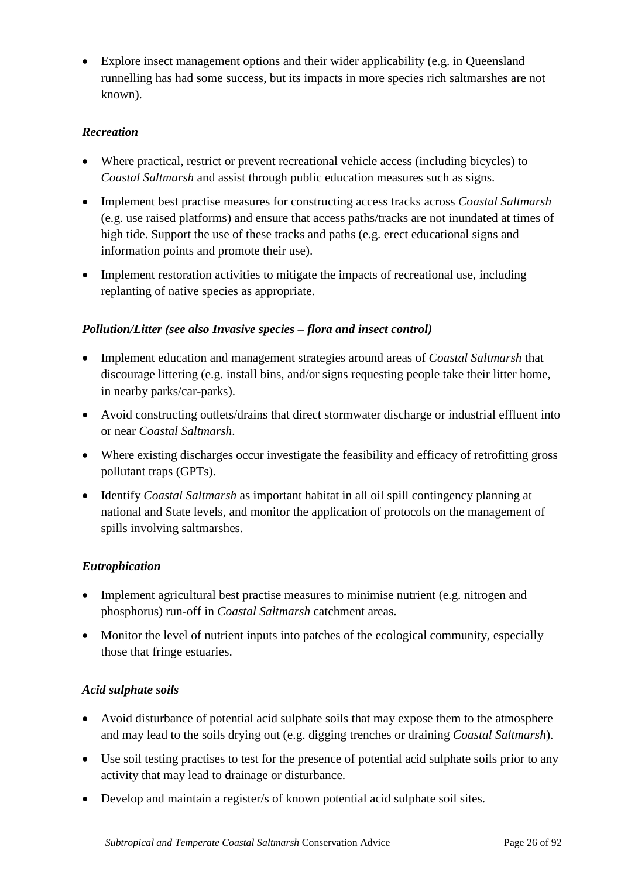- Explore insect management options and their wider applicability (e.g. in Queensland runnelling has had some success, but its impacts in more species rich saltmarshes are not known).

#### *Recreation*

- Where practical, restrict or prevent recreational vehicle access (including bicycles) to *Coastal Saltmarsh* and assist through public education measures such as signs.
- Implement best practise measures for constructing access tracks across *Coastal Saltmarsh* (e.g. use raised platforms) and ensure that access paths/tracks are not inundated at times of high tide. Support the use of these tracks and paths (e.g. erect educational signs and information points and promote their use).
- Implement restoration activities to mitigate the impacts of recreational use, including replanting of native species as appropriate.

#### *Pollution/Litter (see also Invasive species – flora and insect control)*

- Implement education and management strategies around areas of *Coastal Saltmarsh* that discourage littering (e.g. install bins, and/or signs requesting people take their litter home, in nearby parks/car-parks).
- Avoid constructing outlets/drains that direct stormwater discharge or industrial effluent into or near *Coastal Saltmarsh*.
- Where existing discharges occur investigate the feasibility and efficacy of retrofitting gross pollutant traps (GPTs).
- Identify *Coastal Saltmarsh* as important habitat in all oil spill contingency planning at national and State levels, and monitor the application of protocols on the management of spills involving saltmarshes.

#### *Eutrophication*

- Implement agricultural best practise measures to minimise nutrient (e.g. nitrogen and phosphorus) run-off in *Coastal Saltmarsh* catchment areas.
- Monitor the level of nutrient inputs into patches of the ecological community, especially those that fringe estuaries.

#### *Acid sulphate soils*

- Avoid disturbance of potential acid sulphate soils that may expose them to the atmosphere and may lead to the soils drying out (e.g. digging trenches or draining *Coastal Saltmarsh*).
- Use soil testing practises to test for the presence of potential acid sulphate soils prior to any activity that may lead to drainage or disturbance.
- Develop and maintain a register/s of known potential acid sulphate soil sites.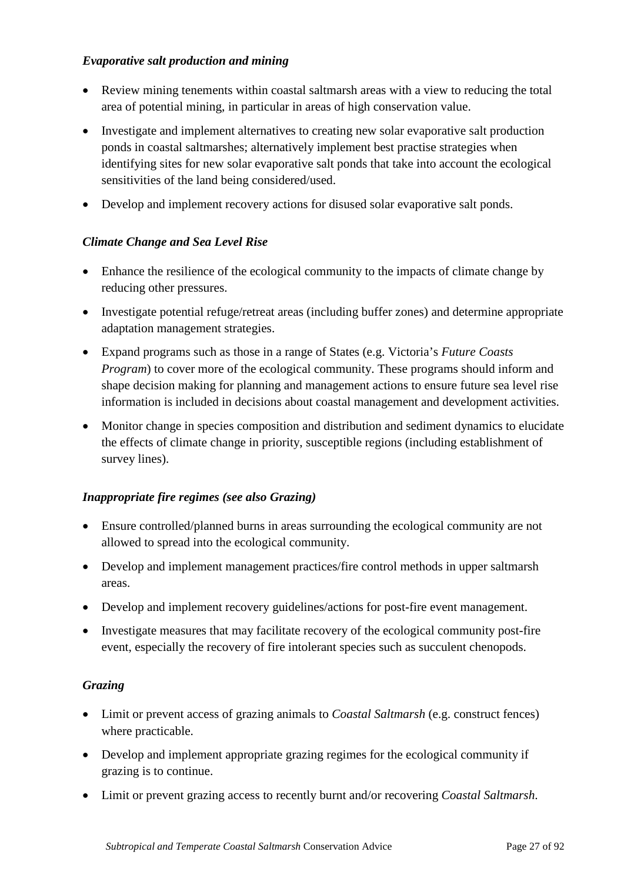### *Evaporative salt production and mining*

- Review mining tenements within coastal saltmarsh areas with a view to reducing the total area of potential mining, in particular in areas of high conservation value.
- Investigate and implement alternatives to creating new solar evaporative salt production ponds in coastal saltmarshes; alternatively implement best practise strategies when identifying sites for new solar evaporative salt ponds that take into account the ecological sensitivities of the land being considered/used.
- Develop and implement recovery actions for disused solar evaporative salt ponds.

### *Climate Change and Sea Level Rise*

- Enhance the resilience of the ecological community to the impacts of climate change by reducing other pressures.
- Investigate potential refuge/retreat areas (including buffer zones) and determine appropriate adaptation management strategies.
- Expand programs such as those in a range of States (e.g. Victoria's *Future Coasts Program*) to cover more of the ecological community. These programs should inform and shape decision making for planning and management actions to ensure future sea level rise information is included in decisions about coastal management and development activities.
- Monitor change in species composition and distribution and sediment dynamics to elucidate the effects of climate change in priority, susceptible regions (including establishment of survey lines).

### *Inappropriate fire regimes (see also Grazing)*

- Ensure controlled/planned burns in areas surrounding the ecological community are not allowed to spread into the ecological community.
- Develop and implement management practices/fire control methods in upper saltmarsh areas.
- Develop and implement recovery guidelines/actions for post-fire event management.
- Investigate measures that may facilitate recovery of the ecological community post-fire event, especially the recovery of fire intolerant species such as succulent chenopods.

### *Grazing*

- Limit or prevent access of grazing animals to *Coastal Saltmarsh* (e.g. construct fences) where practicable.
- Develop and implement appropriate grazing regimes for the ecological community if grazing is to continue.
- Limit or prevent grazing access to recently burnt and/or recovering *Coastal Saltmarsh*.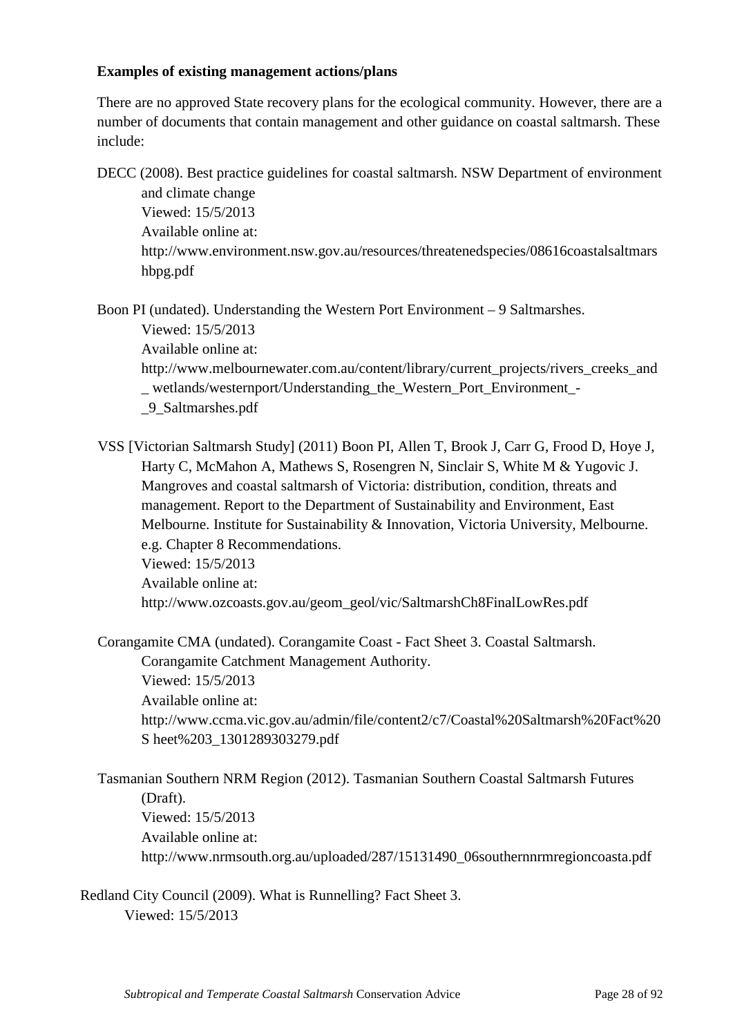**Examples of existing management actions/plans**

There are no approved State recovery plans for the ecological community. However, there are a number of documents that contain management and other guidance on coastal saltmarsh. These include:

DECC (2008). Best practice guidelines for coastal saltmarsh. NSW Department of environment and climate change
Viewed: 15/5/2013
Available online at:
http://www.environment.nsw.gov.au/resources/threatenedspecies/08616coastalsaltmarshbpg.pdf

Boon PI (undated). Understanding the Western Port Environment – 9 Saltmarshes.
Viewed: 15/5/2013
Available online at:
http://www.melbournewater.com.au/content/library/current_projects/rivers_creeks_and_ wetlands/westernport/Understanding_the_Western_Port_Environment_-_9_Saltmarshes.pdf

VSS [Victorian Saltmarsh Study] (2011) Boon PI, Allen T, Brook J, Carr G, Frood D, Hoye J, Harty C, McMahon A, Mathews S, Rosengren N, Sinclair S, White M & Yugovic J. Mangroves and coastal saltmarsh of Victoria: distribution, condition, threats and management. Report to the Department of Sustainability and Environment, East Melbourne. Institute for Sustainability & Innovation, Victoria University, Melbourne. e.g. Chapter 8 Recommendations.
Viewed: 15/5/2013
Available online at:
http://www.ozcoasts.gov.au/geom_geol/vic/SaltmarshCh8FinalLowRes.pdf

Corangamite CMA (undated). Corangamite Coast - Fact Sheet 3. Coastal Saltmarsh. Corangamite Catchment Management Authority.
Viewed: 15/5/2013
Available online at:
http://www.ccma.vic.gov.au/admin/file/content2/c7/Coastal%20Saltmarsh%20Fact%20S heet%203_1301289303279.pdf

Tasmanian Southern NRM Region (2012). Tasmanian Southern Coastal Saltmarsh Futures (Draft).
Viewed: 15/5/2013
Available online at:
http://www.nrmsouth.org.au/uploaded/287/15131490_06southernnrmregioncoasta.pdf

Redland City Council (2009). What is Runnelling? Fact Sheet 3.
Viewed: 15/5/2013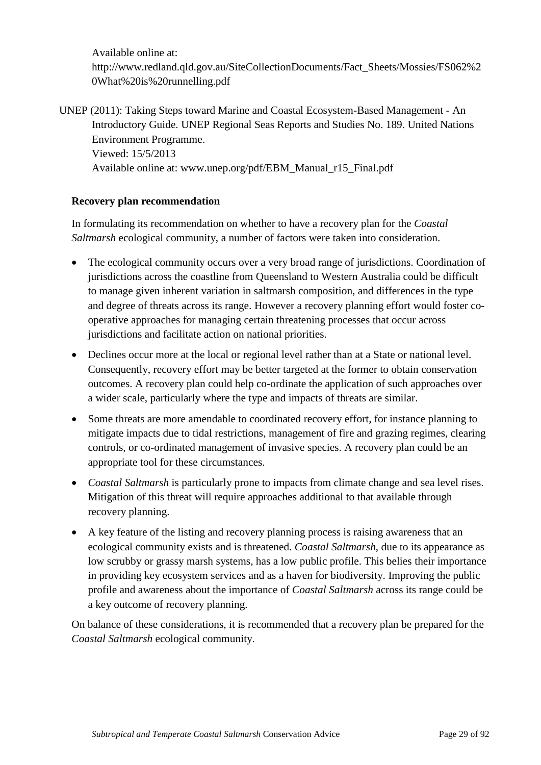Available online at: http://www.redland.qld.gov.au/SiteCollectionDocuments/Fact_Sheets/Mossies/FS062%20What%20is%20runnelling.pdf

UNEP (2011): Taking Steps toward Marine and Coastal Ecosystem-Based Management - An Introductory Guide. UNEP Regional Seas Reports and Studies No. 189. United Nations Environment Programme.
Viewed: 15/5/2013
Available online at: www.unep.org/pdf/EBM_Manual_r15_Final.pdf

**Recovery plan recommendation**

In formulating its recommendation on whether to have a recovery plan for the *Coastal Saltmarsh* ecological community, a number of factors were taken into consideration.

- The ecological community occurs over a very broad range of jurisdictions. Coordination of jurisdictions across the coastline from Queensland to Western Australia could be difficult to manage given inherent variation in saltmarsh composition, and differences in the type and degree of threats across its range. However a recovery planning effort would foster co-operative approaches for managing certain threatening processes that occur across jurisdictions and facilitate action on national priorities.
- Declines occur more at the local or regional level rather than at a State or national level. Consequently, recovery effort may be better targeted at the former to obtain conservation outcomes. A recovery plan could help co-ordinate the application of such approaches over a wider scale, particularly where the type and impacts of threats are similar.
- Some threats are more amendable to coordinated recovery effort, for instance planning to mitigate impacts due to tidal restrictions, management of fire and grazing regimes, clearing controls, or co-ordinated management of invasive species. A recovery plan could be an appropriate tool for these circumstances.
- *Coastal Saltmarsh* is particularly prone to impacts from climate change and sea level rises. Mitigation of this threat will require approaches additional to that available through recovery planning.
- A key feature of the listing and recovery planning process is raising awareness that an ecological community exists and is threatened. *Coastal Saltmarsh*, due to its appearance as low scrubby or grassy marsh systems, has a low public profile. This belies their importance in providing key ecosystem services and as a haven for biodiversity. Improving the public profile and awareness about the importance of *Coastal Saltmarsh* across its range could be a key outcome of recovery planning.

On balance of these considerations, it is recommended that a recovery plan be prepared for the *Coastal Saltmarsh* ecological community.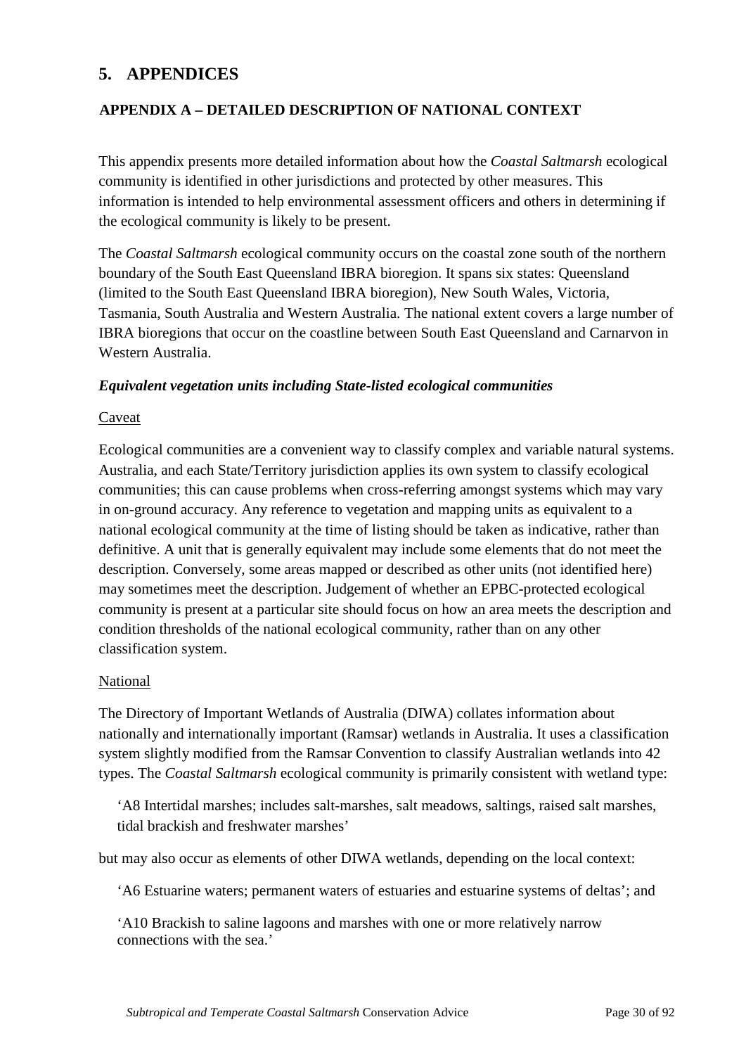# 5. APPENDICES

## APPENDIX A – DETAILED DESCRIPTION OF NATIONAL CONTEXT

This appendix presents more detailed information about how the *Coastal Saltmarsh* ecological community is identified in other jurisdictions and protected by other measures. This information is intended to help environmental assessment officers and others in determining if the ecological community is likely to be present.

The *Coastal Saltmarsh* ecological community occurs on the coastal zone south of the northern boundary of the South East Queensland IBRA bioregion. It spans six states: Queensland (limited to the South East Queensland IBRA bioregion), New South Wales, Victoria, Tasmania, South Australia and Western Australia. The national extent covers a large number of IBRA bioregions that occur on the coastline between South East Queensland and Carnarvon in Western Australia.

### *Equivalent vegetation units including State-listed ecological communities*

<u>Caveat</u>

Ecological communities are a convenient way to classify complex and variable natural systems. Australia, and each State/Territory jurisdiction applies its own system to classify ecological communities; this can cause problems when cross-referring amongst systems which may vary in on-ground accuracy. Any reference to vegetation and mapping units as equivalent to a national ecological community at the time of listing should be taken as indicative, rather than definitive. A unit that is generally equivalent may include some elements that do not meet the description. Conversely, some areas mapped or described as other units (not identified here) may sometimes meet the description. Judgement of whether an EPBC-protected ecological community is present at a particular site should focus on how an area meets the description and condition thresholds of the national ecological community, rather than on any other classification system.

<u>National</u>

The Directory of Important Wetlands of Australia (DIWA) collates information about nationally and internationally important (Ramsar) wetlands in Australia. It uses a classification system slightly modified from the Ramsar Convention to classify Australian wetlands into 42 types. The *Coastal Saltmarsh* ecological community is primarily consistent with wetland type:

> 'A8 Intertidal marshes; includes salt-marshes, salt meadows, saltings, raised salt marshes, tidal brackish and freshwater marshes'

but may also occur as elements of other DIWA wetlands, depending on the local context:

> 'A6 Estuarine waters; permanent waters of estuaries and estuarine systems of deltas'; and
>
> 'A10 Brackish to saline lagoons and marshes with one or more relatively narrow connections with the sea.'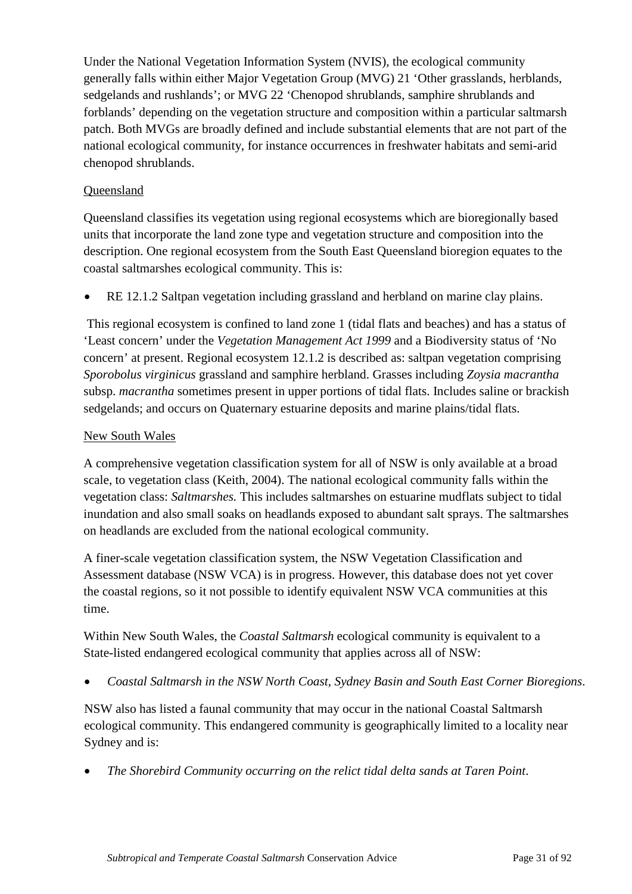Under the National Vegetation Information System (NVIS), the ecological community generally falls within either Major Vegetation Group (MVG) 21 'Other grasslands, herblands, sedgelands and rushlands'; or MVG 22 'Chenopod shrublands, samphire shrublands and forblands' depending on the vegetation structure and composition within a particular saltmarsh patch. Both MVGs are broadly defined and include substantial elements that are not part of the national ecological community, for instance occurrences in freshwater habitats and semi-arid chenopod shrublands.

<u>Queensland</u>

Queensland classifies its vegetation using regional ecosystems which are bioregionally based units that incorporate the land zone type and vegetation structure and composition into the description. One regional ecosystem from the South East Queensland bioregion equates to the coastal saltmarshes ecological community. This is:

- RE 12.1.2 Saltpan vegetation including grassland and herbland on marine clay plains.

This regional ecosystem is confined to land zone 1 (tidal flats and beaches) and has a status of 'Least concern' under the *Vegetation Management Act 1999* and a Biodiversity status of 'No concern' at present. Regional ecosystem 12.1.2 is described as: saltpan vegetation comprising *Sporobolus virginicus* grassland and samphire herbland. Grasses including *Zoysia macrantha* subsp. *macrantha* sometimes present in upper portions of tidal flats. Includes saline or brackish sedgelands; and occurs on Quaternary estuarine deposits and marine plains/tidal flats.

<u>New South Wales</u>

A comprehensive vegetation classification system for all of NSW is only available at a broad scale, to vegetation class (Keith, 2004). The national ecological community falls within the vegetation class: *Saltmarshes.* This includes saltmarshes on estuarine mudflats subject to tidal inundation and also small soaks on headlands exposed to abundant salt sprays. The saltmarshes on headlands are excluded from the national ecological community.

A finer-scale vegetation classification system, the NSW Vegetation Classification and Assessment database (NSW VCA) is in progress. However, this database does not yet cover the coastal regions, so it not possible to identify equivalent NSW VCA communities at this time.

Within New South Wales, the *Coastal Saltmarsh* ecological community is equivalent to a State-listed endangered ecological community that applies across all of NSW:

- *Coastal Saltmarsh in the NSW North Coast, Sydney Basin and South East Corner Bioregions*.

NSW also has listed a faunal community that may occur in the national Coastal Saltmarsh ecological community. This endangered community is geographically limited to a locality near Sydney and is:

- *The Shorebird Community occurring on the relict tidal delta sands at Taren Point*.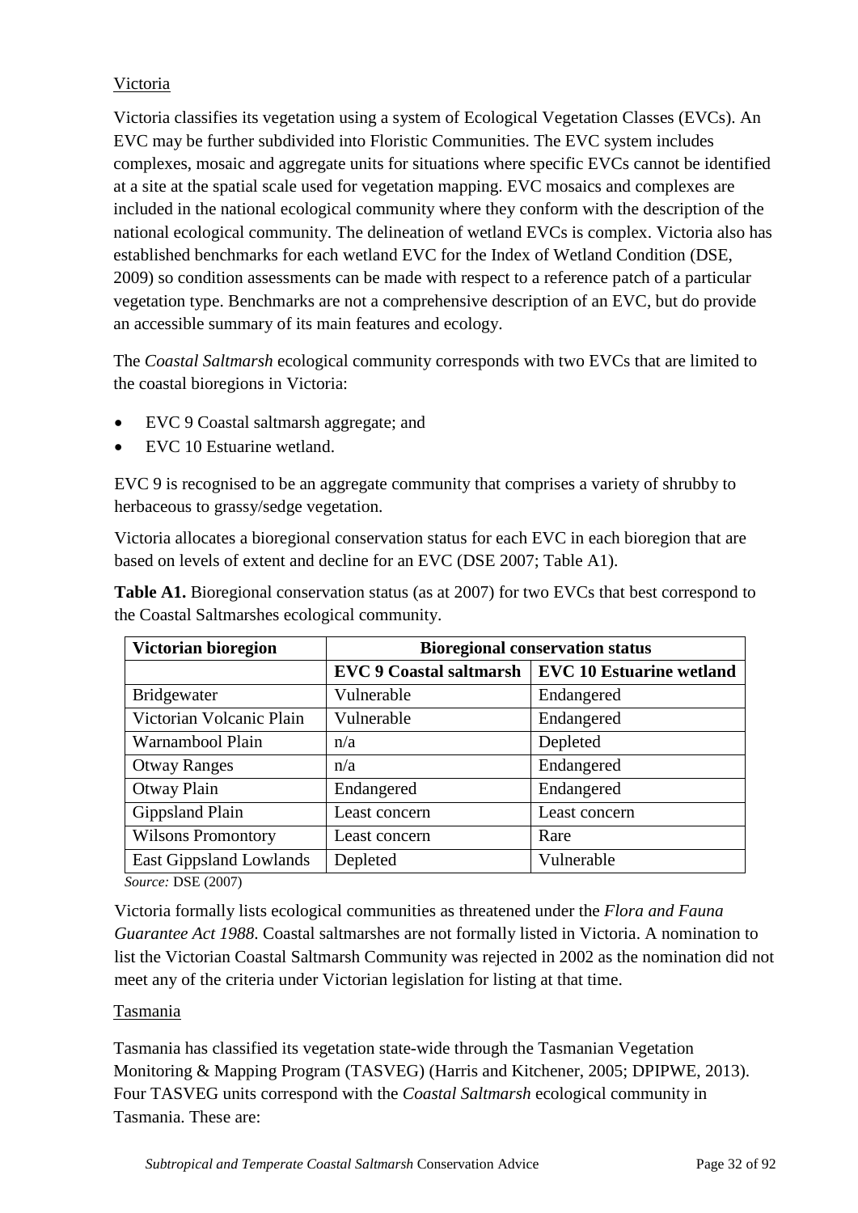Victoria

Victoria classifies its vegetation using a system of Ecological Vegetation Classes (EVCs). An EVC may be further subdivided into Floristic Communities. The EVC system includes complexes, mosaic and aggregate units for situations where specific EVCs cannot be identified at a site at the spatial scale used for vegetation mapping. EVC mosaics and complexes are included in the national ecological community where they conform with the description of the national ecological community. The delineation of wetland EVCs is complex. Victoria also has established benchmarks for each wetland EVC for the Index of Wetland Condition (DSE, 2009) so condition assessments can be made with respect to a reference patch of a particular vegetation type. Benchmarks are not a comprehensive description of an EVC, but do provide an accessible summary of its main features and ecology.

The *Coastal Saltmarsh* ecological community corresponds with two EVCs that are limited to the coastal bioregions in Victoria:

- EVC 9 Coastal saltmarsh aggregate; and
- EVC 10 Estuarine wetland.

EVC 9 is recognised to be an aggregate community that comprises a variety of shrubby to herbaceous to grassy/sedge vegetation.

Victoria allocates a bioregional conservation status for each EVC in each bioregion that are based on levels of extent and decline for an EVC (DSE 2007; Table A1).

**Table A1.** Bioregional conservation status (as at 2007) for two EVCs that best correspond to the Coastal Saltmarshes ecological community.

| **Victorian bioregion** | **Bioregional conservation status** | |
|---|---|---|
| | **EVC 9 Coastal saltmarsh** | **EVC 10 Estuarine wetland** |
| Bridgewater | Vulnerable | Endangered |
| Victorian Volcanic Plain | Vulnerable | Endangered |
| Warnambool Plain | n/a | Depleted |
| Otway Ranges | n/a | Endangered |
| Otway Plain | Endangered | Endangered |
| Gippsland Plain | Least concern | Least concern |
| Wilsons Promontory | Least concern | Rare |
| East Gippsland Lowlands | Depleted | Vulnerable |

*Source:* DSE (2007)

Victoria formally lists ecological communities as threatened under the *Flora and Fauna Guarantee Act 1988*. Coastal saltmarshes are not formally listed in Victoria. A nomination to list the Victorian Coastal Saltmarsh Community was rejected in 2002 as the nomination did not meet any of the criteria under Victorian legislation for listing at that time.

Tasmania

Tasmania has classified its vegetation state-wide through the Tasmanian Vegetation Monitoring & Mapping Program (TASVEG) (Harris and Kitchener, 2005; DPIPWE, 2013). Four TASVEG units correspond with the *Coastal Saltmarsh* ecological community in Tasmania. These are: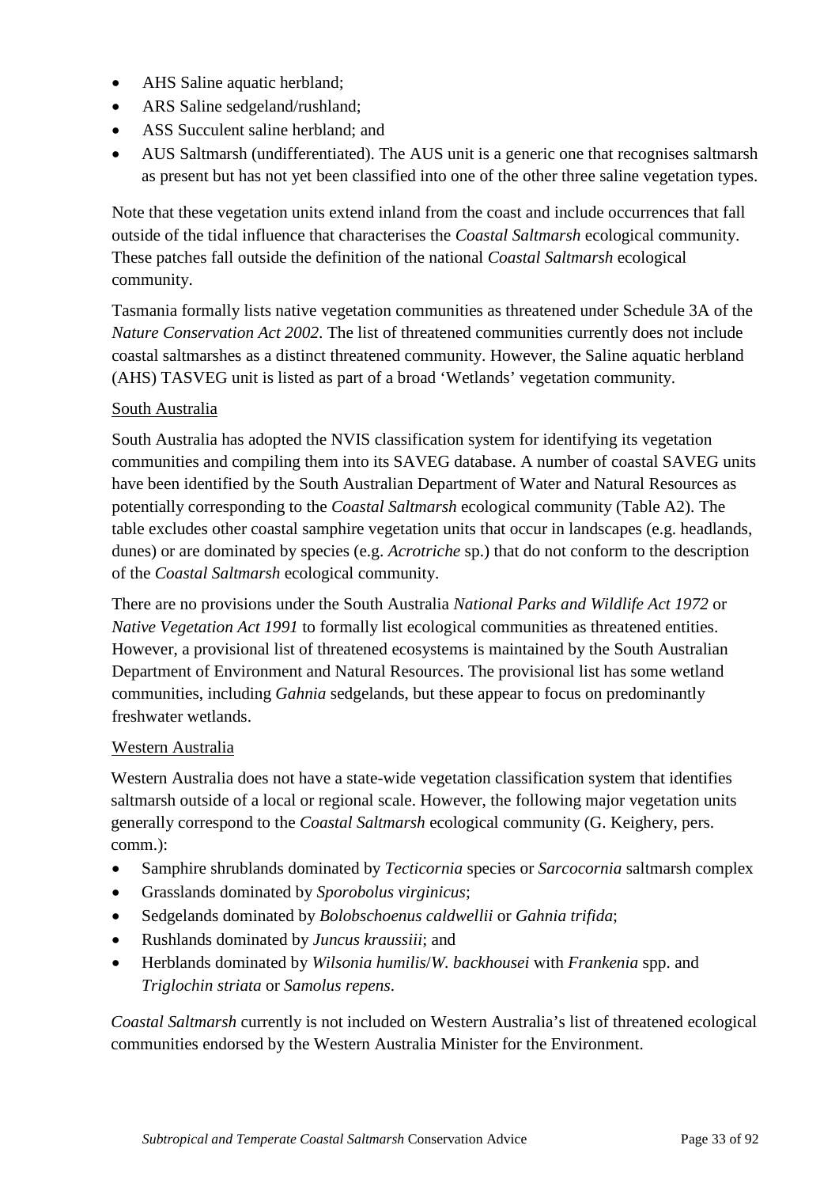- AHS Saline aquatic herbland;
- ARS Saline sedgeland/rushland;
- ASS Succulent saline herbland; and
- AUS Saltmarsh (undifferentiated). The AUS unit is a generic one that recognises saltmarsh as present but has not yet been classified into one of the other three saline vegetation types.

Note that these vegetation units extend inland from the coast and include occurrences that fall outside of the tidal influence that characterises the *Coastal Saltmarsh* ecological community. These patches fall outside the definition of the national *Coastal Saltmarsh* ecological community.

Tasmania formally lists native vegetation communities as threatened under Schedule 3A of the *Nature Conservation Act 2002*. The list of threatened communities currently does not include coastal saltmarshes as a distinct threatened community. However, the Saline aquatic herbland (AHS) TASVEG unit is listed as part of a broad 'Wetlands' vegetation community.

<u>South Australia</u>

South Australia has adopted the NVIS classification system for identifying its vegetation communities and compiling them into its SAVEG database. A number of coastal SAVEG units have been identified by the South Australian Department of Water and Natural Resources as potentially corresponding to the *Coastal Saltmarsh* ecological community (Table A2). The table excludes other coastal samphire vegetation units that occur in landscapes (e.g. headlands, dunes) or are dominated by species (e.g. *Acrotriche* sp.) that do not conform to the description of the *Coastal Saltmarsh* ecological community.

There are no provisions under the South Australia *National Parks and Wildlife Act 1972* or *Native Vegetation Act 1991* to formally list ecological communities as threatened entities. However, a provisional list of threatened ecosystems is maintained by the South Australian Department of Environment and Natural Resources. The provisional list has some wetland communities, including *Gahnia* sedgelands, but these appear to focus on predominantly freshwater wetlands.

<u>Western Australia</u>

Western Australia does not have a state-wide vegetation classification system that identifies saltmarsh outside of a local or regional scale. However, the following major vegetation units generally correspond to the *Coastal Saltmarsh* ecological community (G. Keighery, pers. comm.):

- Samphire shrublands dominated by *Tecticornia* species or *Sarcocornia* saltmarsh complex
- Grasslands dominated by *Sporobolus virginicus*;
- Sedgelands dominated by *Bolobschoenus caldwellii* or *Gahnia trifida*;
- Rushlands dominated by *Juncus kraussiii*; and
- Herblands dominated by *Wilsonia humilis*/*W. backhousei* with *Frankenia* spp. and *Triglochin striata* or *Samolus repens*.

*Coastal Saltmarsh* currently is not included on Western Australia's list of threatened ecological communities endorsed by the Western Australia Minister for the Environment.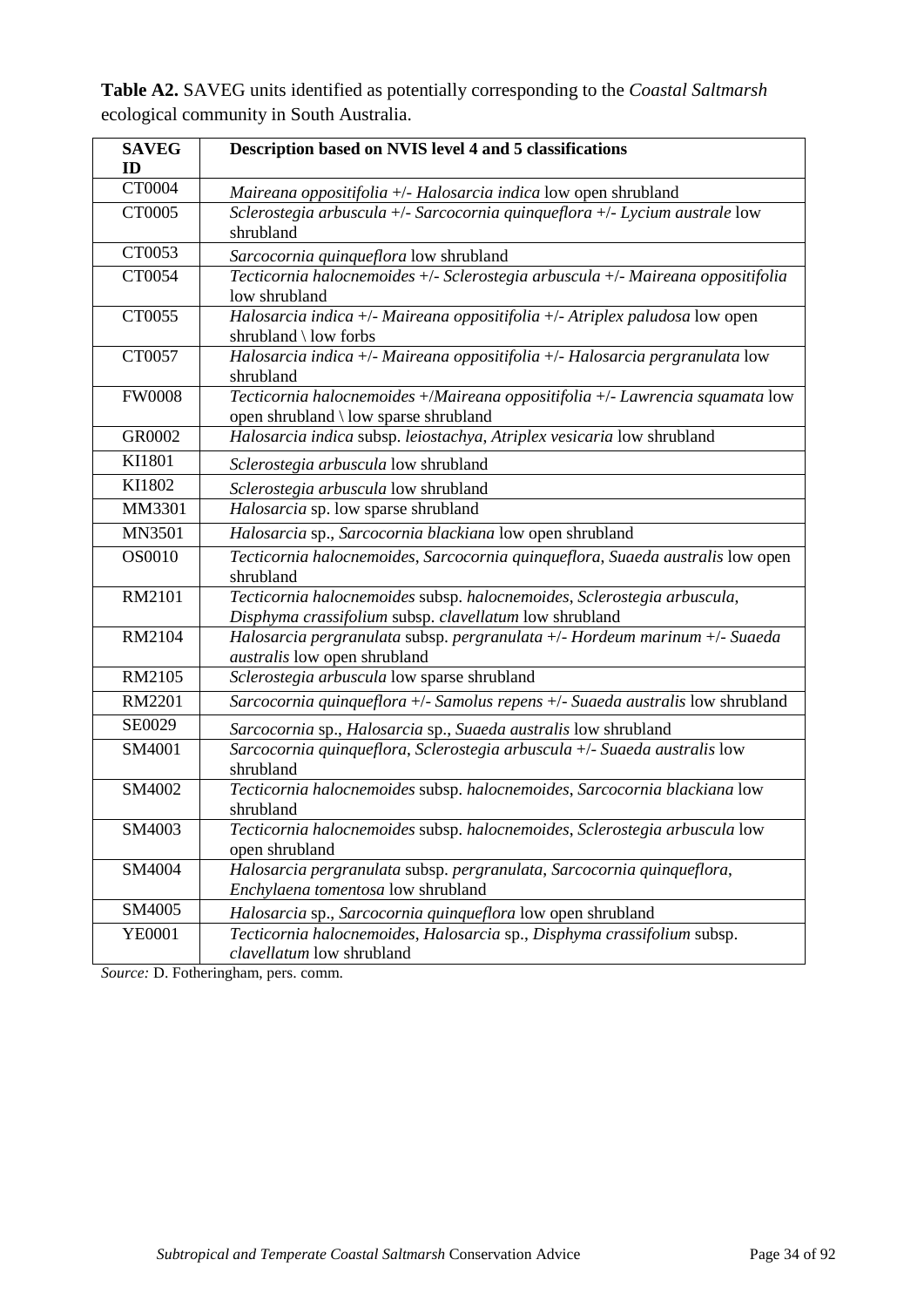**Table A2.** SAVEG units identified as potentially corresponding to the *Coastal Saltmarsh* ecological community in South Australia.

| SAVEG ID | Description based on NVIS level 4 and 5 classifications |
|---|---|
| CT0004 | *Maireana oppositifolia* +/- *Halosarcia indica* low open shrubland |
| CT0005 | *Sclerostegia arbuscula* +/- *Sarcocornia quinqueflora* +/- *Lycium australe* low shrubland |
| CT0053 | *Sarcocornia quinqueflora* low shrubland |
| CT0054 | *Tecticornia halocnemoides* +/- *Sclerostegia arbuscula* +/- *Maireana oppositifolia* low shrubland |
| CT0055 | *Halosarcia indica* +/- *Maireana oppositifolia* +/- *Atriplex paludosa* low open shrubland \ low forbs |
| CT0057 | *Halosarcia indica* +/- *Maireana oppositifolia* +/- *Halosarcia pergranulata* low shrubland |
| FW0008 | *Tecticornia halocnemoides* +/*Maireana oppositifolia* +/- *Lawrencia squamata* low open shrubland \ low sparse shrubland |
| GR0002 | *Halosarcia indica* subsp. *leiostachya*, *Atriplex vesicaria* low shrubland |
| KI1801 | *Sclerostegia arbuscula* low shrubland |
| KI1802 | *Sclerostegia arbuscula* low shrubland |
| MM3301 | *Halosarcia* sp. low sparse shrubland |
| MN3501 | *Halosarcia* sp., *Sarcocornia blackiana* low open shrubland |
| OS0010 | *Tecticornia halocnemoides*, *Sarcocornia quinqueflora*, *Suaeda australis* low open shrubland |
| RM2101 | *Tecticornia halocnemoides* subsp. *halocnemoides*, *Sclerostegia arbuscula*, *Disphyma crassifolium* subsp. *clavellatum* low shrubland |
| RM2104 | *Halosarcia pergranulata* subsp. *pergranulata* +/- *Hordeum marinum* +/- *Suaeda australis* low open shrubland |
| RM2105 | *Sclerostegia arbuscula* low sparse shrubland |
| RM2201 | *Sarcocornia quinqueflora* +/- *Samolus repens* +/- *Suaeda australis* low shrubland |
| SE0029 | *Sarcocornia* sp., *Halosarcia* sp., *Suaeda australis* low shrubland |
| SM4001 | *Sarcocornia quinqueflora*, *Sclerostegia arbuscula* +/- *Suaeda australis* low shrubland |
| SM4002 | *Tecticornia halocnemoides* subsp. *halocnemoides*, *Sarcocornia blackiana* low shrubland |
| SM4003 | *Tecticornia halocnemoides* subsp. *halocnemoides*, *Sclerostegia arbuscula* low open shrubland |
| SM4004 | *Halosarcia pergranulata* subsp. *pergranulata*, *Sarcocornia quinqueflora*, *Enchylaena tomentosa* low shrubland |
| SM4005 | *Halosarcia* sp., *Sarcocornia quinqueflora* low open shrubland |
| YE0001 | *Tecticornia halocnemoides*, *Halosarcia* sp., *Disphyma crassifolium* subsp. *clavellatum* low shrubland |

*Source:* D. Fotheringham, pers. comm.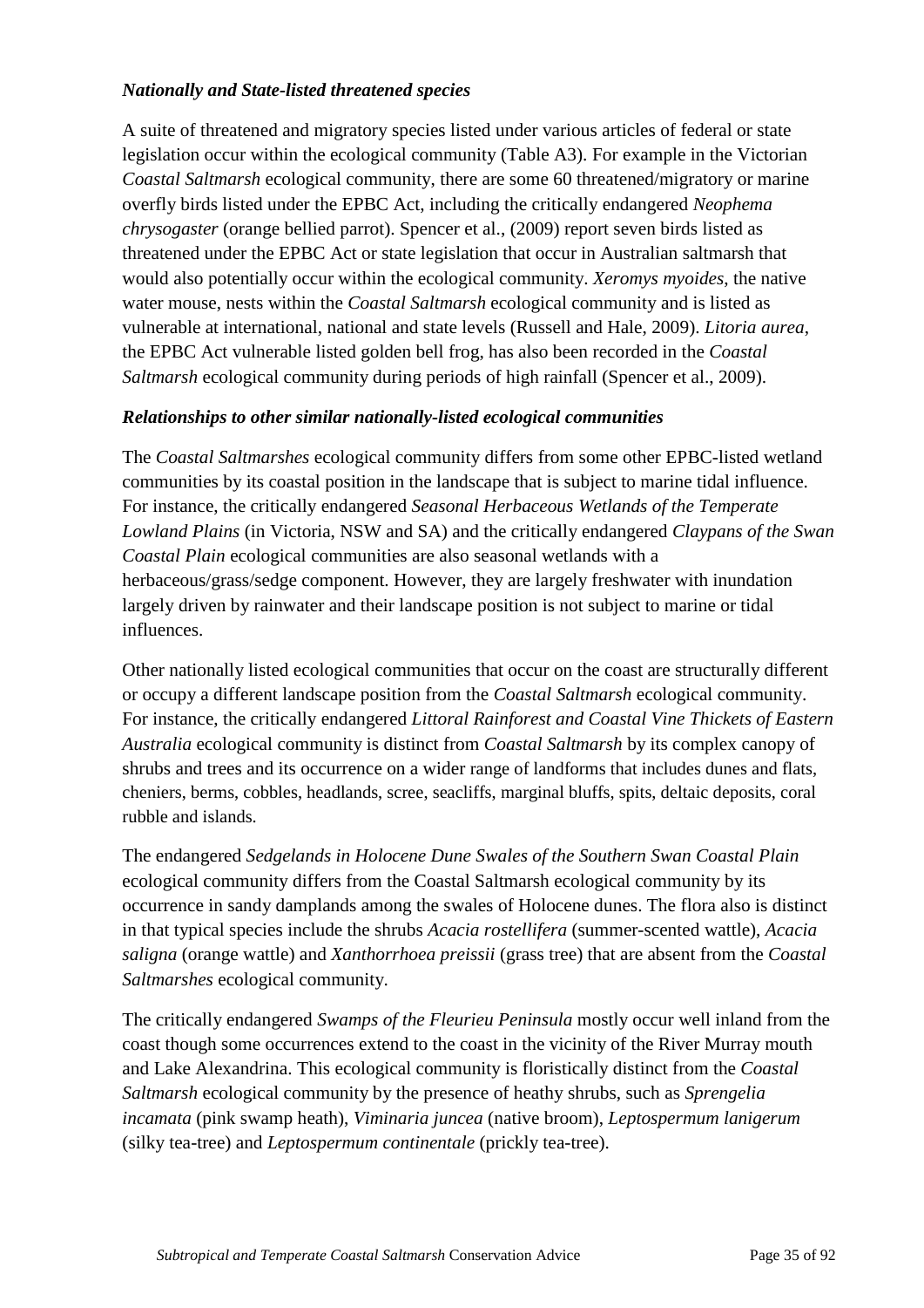### *Nationally and State-listed threatened species*

A suite of threatened and migratory species listed under various articles of federal or state legislation occur within the ecological community (Table A3). For example in the Victorian *Coastal Saltmarsh* ecological community, there are some 60 threatened/migratory or marine overfly birds listed under the EPBC Act, including the critically endangered *Neophema chrysogaster* (orange bellied parrot). Spencer et al., (2009) report seven birds listed as threatened under the EPBC Act or state legislation that occur in Australian saltmarsh that would also potentially occur within the ecological community. *Xeromys myoides*, the native water mouse, nests within the *Coastal Saltmarsh* ecological community and is listed as vulnerable at international, national and state levels (Russell and Hale, 2009). *Litoria aurea*, the EPBC Act vulnerable listed golden bell frog, has also been recorded in the *Coastal Saltmarsh* ecological community during periods of high rainfall (Spencer et al., 2009).

### *Relationships to other similar nationally-listed ecological communities*

The *Coastal Saltmarshes* ecological community differs from some other EPBC-listed wetland communities by its coastal position in the landscape that is subject to marine tidal influence. For instance, the critically endangered *Seasonal Herbaceous Wetlands of the Temperate Lowland Plains* (in Victoria, NSW and SA) and the critically endangered *Claypans of the Swan Coastal Plain* ecological communities are also seasonal wetlands with a herbaceous/grass/sedge component. However, they are largely freshwater with inundation largely driven by rainwater and their landscape position is not subject to marine or tidal influences.

Other nationally listed ecological communities that occur on the coast are structurally different or occupy a different landscape position from the *Coastal Saltmarsh* ecological community. For instance, the critically endangered *Littoral Rainforest and Coastal Vine Thickets of Eastern Australia* ecological community is distinct from *Coastal Saltmarsh* by its complex canopy of shrubs and trees and its occurrence on a wider range of landforms that includes dunes and flats, cheniers, berms, cobbles, headlands, scree, seacliffs, marginal bluffs, spits, deltaic deposits, coral rubble and islands.

The endangered *Sedgelands in Holocene Dune Swales of the Southern Swan Coastal Plain* ecological community differs from the Coastal Saltmarsh ecological community by its occurrence in sandy damplands among the swales of Holocene dunes. The flora also is distinct in that typical species include the shrubs *Acacia rostellifera* (summer-scented wattle), *Acacia saligna* (orange wattle) and *Xanthorrhoea preissii* (grass tree) that are absent from the *Coastal Saltmarshes* ecological community.

The critically endangered *Swamps of the Fleurieu Peninsula* mostly occur well inland from the coast though some occurrences extend to the coast in the vicinity of the River Murray mouth and Lake Alexandrina. This ecological community is floristically distinct from the *Coastal Saltmarsh* ecological community by the presence of heathy shrubs, such as *Sprengelia incamata* (pink swamp heath), *Viminaria juncea* (native broom), *Leptospermum lanigerum* (silky tea-tree) and *Leptospermum continentale* (prickly tea-tree).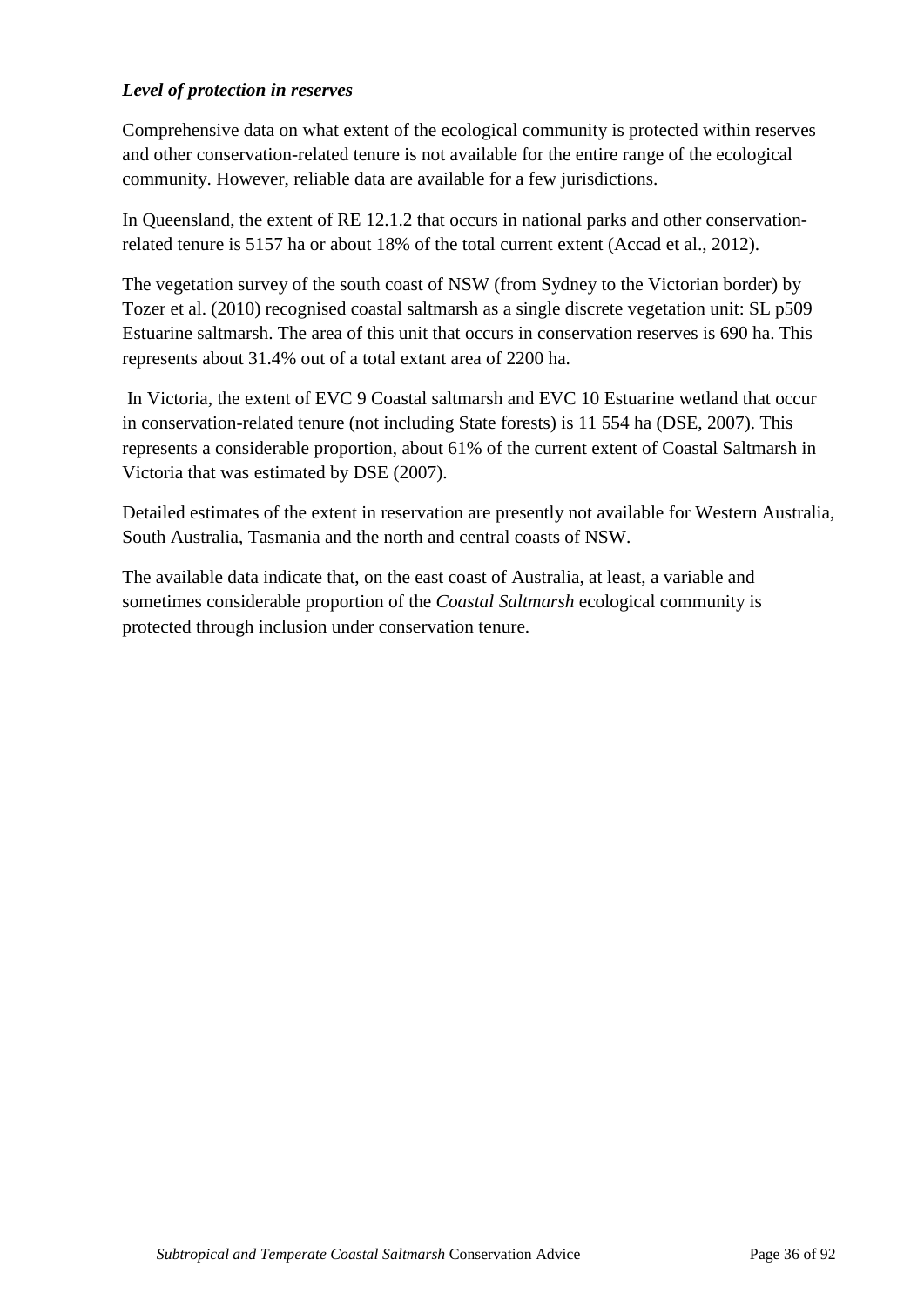***Level of protection in reserves***

Comprehensive data on what extent of the ecological community is protected within reserves and other conservation-related tenure is not available for the entire range of the ecological community. However, reliable data are available for a few jurisdictions.

In Queensland, the extent of RE 12.1.2 that occurs in national parks and other conservation-related tenure is 5157 ha or about 18% of the total current extent (Accad et al., 2012).

The vegetation survey of the south coast of NSW (from Sydney to the Victorian border) by Tozer et al. (2010) recognised coastal saltmarsh as a single discrete vegetation unit: SL p509 Estuarine saltmarsh. The area of this unit that occurs in conservation reserves is 690 ha. This represents about 31.4% out of a total extant area of 2200 ha.

In Victoria, the extent of EVC 9 Coastal saltmarsh and EVC 10 Estuarine wetland that occur in conservation-related tenure (not including State forests) is 11 554 ha (DSE, 2007). This represents a considerable proportion, about 61% of the current extent of Coastal Saltmarsh in Victoria that was estimated by DSE (2007).

Detailed estimates of the extent in reservation are presently not available for Western Australia, South Australia, Tasmania and the north and central coasts of NSW.

The available data indicate that, on the east coast of Australia, at least, a variable and sometimes considerable proportion of the *Coastal Saltmarsh* ecological community is protected through inclusion under conservation tenure.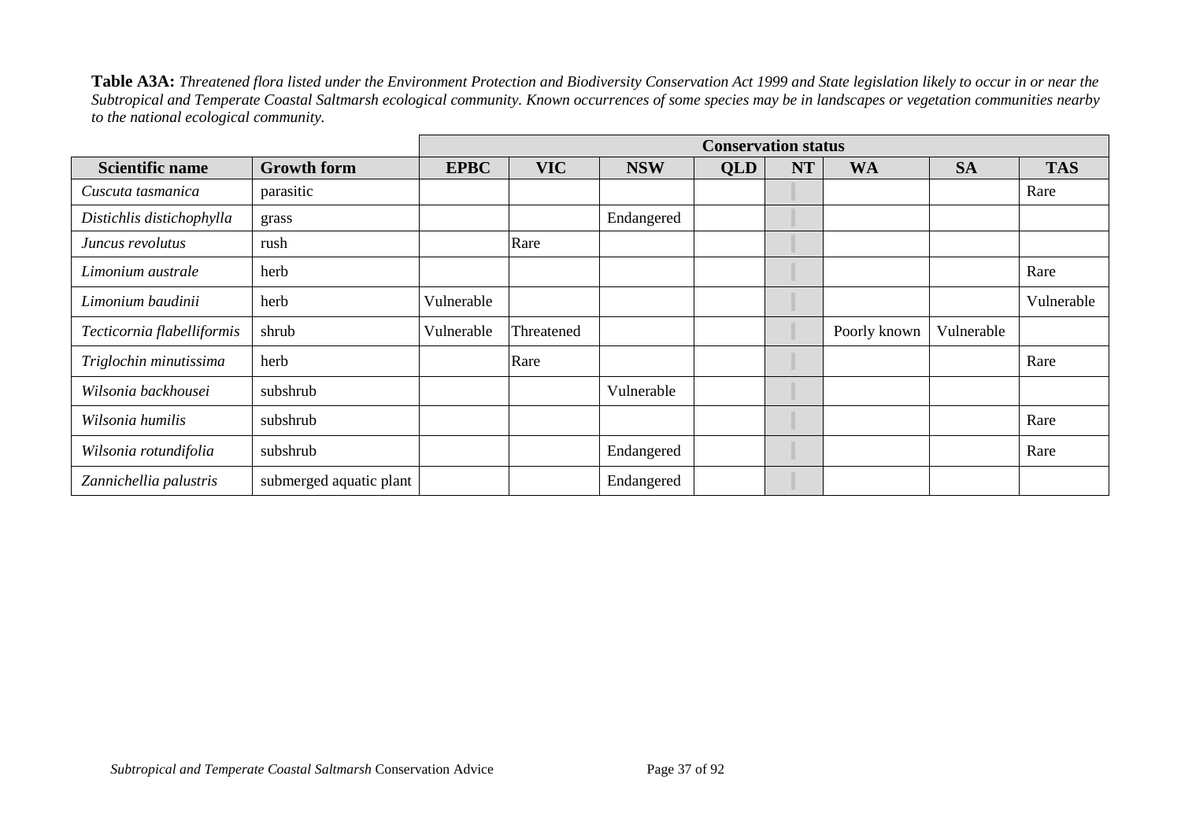**Table A3A:** *Threatened flora listed under the Environment Protection and Biodiversity Conservation Act 1999 and State legislation likely to occur in or near the Subtropical and Temperate Coastal Saltmarsh ecological community. Known occurrences of some species may be in landscapes or vegetation communities nearby to the national ecological community.*

| | | Conservation status | | | | | | | |
|---|---|---|---|---|---|---|---|---|---|
| **Scientific name** | **Growth form** | **EPBC** | **VIC** | **NSW** | **QLD** | **NT** | **WA** | **SA** | **TAS** |
| *Cuscuta tasmanica* | parasitic | | | | | | | | Rare |
| *Distichlis distichophylla* | grass | | | Endangered | | | | | |
| *Juncus revolutus* | rush | | Rare | | | | | | |
| *Limonium australe* | herb | | | | | | | | Rare |
| *Limonium baudinii* | herb | Vulnerable | | | | | | | Vulnerable |
| *Tecticornia flabelliformis* | shrub | Vulnerable | Threatened | | | | Poorly known | Vulnerable | |
| *Triglochin minutissima* | herb | | Rare | | | | | | Rare |
| *Wilsonia backhousei* | subshrub | | | Vulnerable | | | | | |
| *Wilsonia humilis* | subshrub | | | | | | | | Rare |
| *Wilsonia rotundifolia* | subshrub | | | Endangered | | | | | Rare |
| *Zannichellia palustris* | submerged aquatic plant | | | Endangered | | | | | |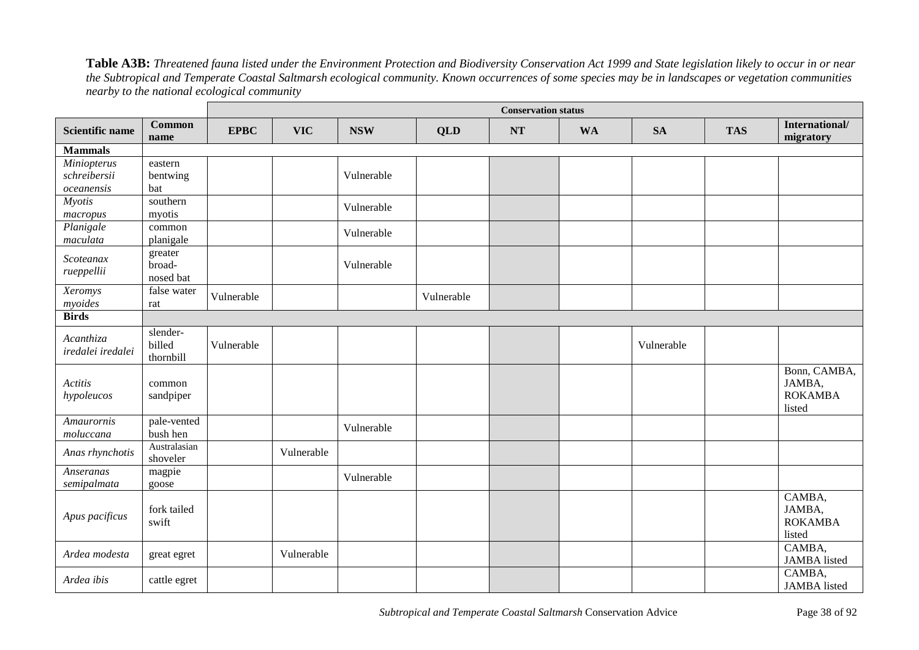**Table A3B:** *Threatened fauna listed under the Environment Protection and Biodiversity Conservation Act 1999 and State legislation likely to occur in or near the Subtropical and Temperate Coastal Saltmarsh ecological community. Known occurrences of some species may be in landscapes or vegetation communities nearby to the national ecological community*

| | | **Conservation status** | | | | | | | | |
|---|---|---|---|---|---|---|---|---|---|---|
| **Scientific name** | **Common name** | **EPBC** | **VIC** | **NSW** | **QLD** | **NT** | **WA** | **SA** | **TAS** | **International/ migratory** |
| **Mammals** | | | | | | | | | | |
| *Miniopterus schreibersii oceanensis* | eastern bentwing bat | | | Vulnerable | | | | | | |
| *Myotis macropus* | southern myotis | | | Vulnerable | | | | | | |
| *Planigale maculata* | common planigale | | | Vulnerable | | | | | | |
| *Scoteanax rueppellii* | greater broad-nosed bat | | | Vulnerable | | | | | | |
| *Xeromys myoides* | false water rat | Vulnerable | | | Vulnerable | | | | | |
| **Birds** | | | | | | | | | | |
| *Acanthiza iredalei iredalei* | slender-billed thornbill | Vulnerable | | | | | | Vulnerable | | |
| *Actitis hypoleucos* | common sandpiper | | | | | | | | | Bonn, CAMBA, JAMBA, ROKAMBA listed |
| *Amaurornis moluccana* | pale-vented bush hen | | | Vulnerable | | | | | | |
| *Anas rhynchotis* | Australasian shoveler | | Vulnerable | | | | | | | |
| *Anseranas semipalmata* | magpie goose | | | Vulnerable | | | | | | |
| *Apus pacificus* | fork tailed swift | | | | | | | | | CAMBA, JAMBA, ROKAMBA listed |
| *Ardea modesta* | great egret | | Vulnerable | | | | | | | CAMBA, JAMBA listed |
| *Ardea ibis* | cattle egret | | | | | | | | | CAMBA, JAMBA listed |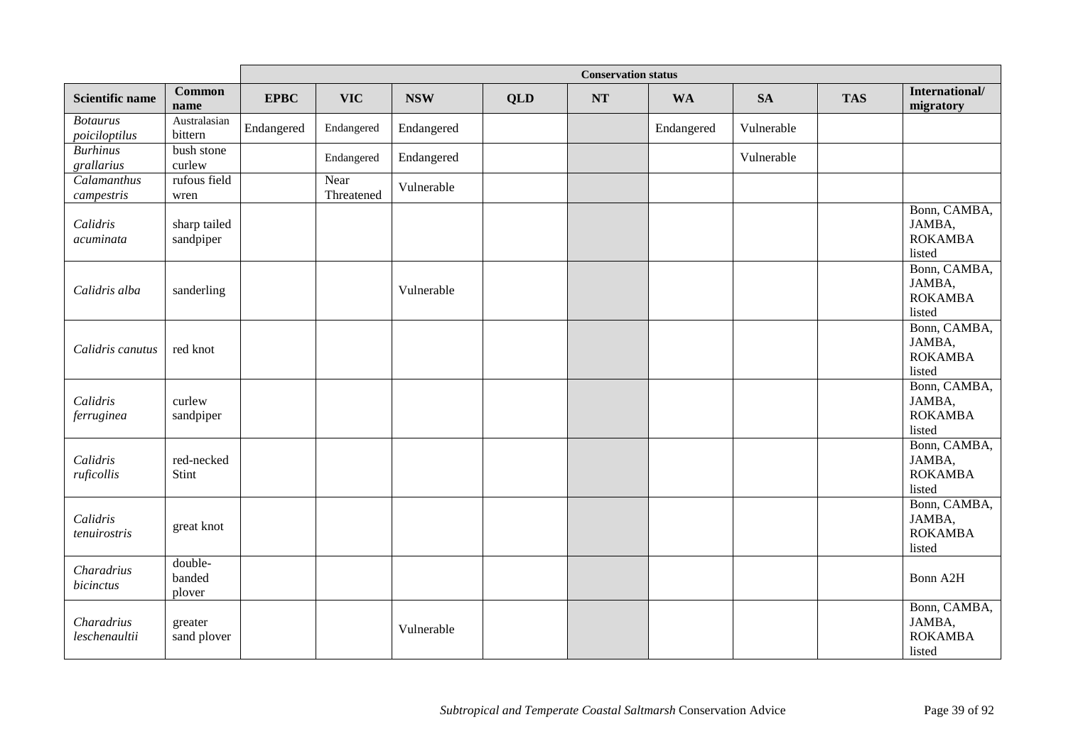| | | Conservation status | | | | | | | | |
|---|---|---|---|---|---|---|---|---|---|---|
| **Scientific name** | **Common name** | **EPBC** | **VIC** | **NSW** | **QLD** | **NT** | **WA** | **SA** | **TAS** | **International/ migratory** |
| *Botaurus poiciloptilus* | Australasian bittern | Endangered | Endangered | Endangered | | | Endangered | Vulnerable | | |
| *Burhinus grallarius* | bush stone curlew | | Endangered | Endangered | | | | Vulnerable | | |
| *Calamanthus campestris* | rufous field wren | | Near Threatened | Vulnerable | | | | | | |
| *Calidris acuminata* | sharp tailed sandpiper | | | | | | | | | Bonn, CAMBA, JAMBA, ROKAMBA listed |
| *Calidris alba* | sanderling | | | Vulnerable | | | | | | Bonn, CAMBA, JAMBA, ROKAMBA listed |
| *Calidris canutus* | red knot | | | | | | | | | Bonn, CAMBA, JAMBA, ROKAMBA listed |
| *Calidris ferruginea* | curlew sandpiper | | | | | | | | | Bonn, CAMBA, JAMBA, ROKAMBA listed |
| *Calidris ruficollis* | red-necked Stint | | | | | | | | | Bonn, CAMBA, JAMBA, ROKAMBA listed |
| *Calidris tenuirostris* | great knot | | | | | | | | | Bonn, CAMBA, JAMBA, ROKAMBA listed |
| *Charadrius bicinctus* | double-banded plover | | | | | | | | | Bonn A2H |
| *Charadrius leschenaultii* | greater sand plover | | | Vulnerable | | | | | | Bonn, CAMBA, JAMBA, ROKAMBA listed |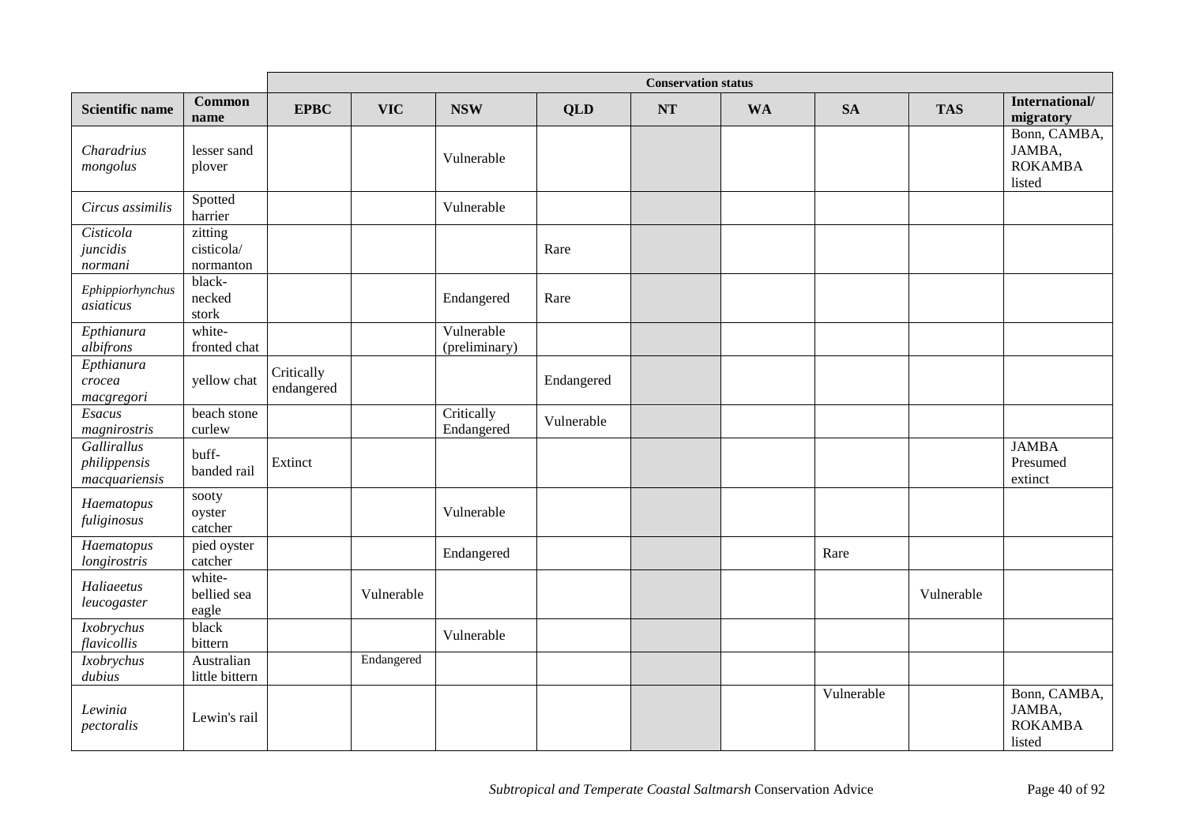| | | Conservation status | | | | | | | | |
|---|---|---|---|---|---|---|---|---|---|---|
| **Scientific name** | **Common name** | **EPBC** | **VIC** | **NSW** | **QLD** | **NT** | **WA** | **SA** | **TAS** | **International/ migratory** |
| *Charadrius mongolus* | lesser sand plover | | | Vulnerable | | | | | | Bonn, CAMBA, JAMBA, ROKAMBA listed |
| *Circus assimilis* | Spotted harrier | | | Vulnerable | | | | | | |
| *Cisticola juncidis normani* | zitting cisticola/ normanton | | | | Rare | | | | | |
| *Ephippiorhynchus asiaticus* | black-necked stork | | | Endangered | Rare | | | | | |
| *Epthianura albifrons* | white-fronted chat | | | Vulnerable (preliminary) | | | | | | |
| *Epthianura crocea macgregori* | yellow chat | Critically endangered | | | Endangered | | | | | |
| *Esacus magnirostris* | beach stone curlew | | | Critically Endangered | Vulnerable | | | | | |
| *Gallirallus philippensis macquariensis* | buff-banded rail | Extinct | | | | | | | | JAMBA Presumed extinct |
| *Haematopus fuliginosus* | sooty oyster catcher | | | Vulnerable | | | | | | |
| *Haematopus longirostris* | pied oyster catcher | | | Endangered | | | | Rare | | |
| *Haliaeetus leucogaster* | white-bellied sea eagle | | Vulnerable | | | | | | Vulnerable | |
| *Ixobrychus flavicollis* | black bittern | | | Vulnerable | | | | | | |
| *Ixobrychus dubius* | Australian little bittern | | Endangered | | | | | | | |
| *Lewinia pectoralis* | Lewin's rail | | | | | | | Vulnerable | | Bonn, CAMBA, JAMBA, ROKAMBA listed |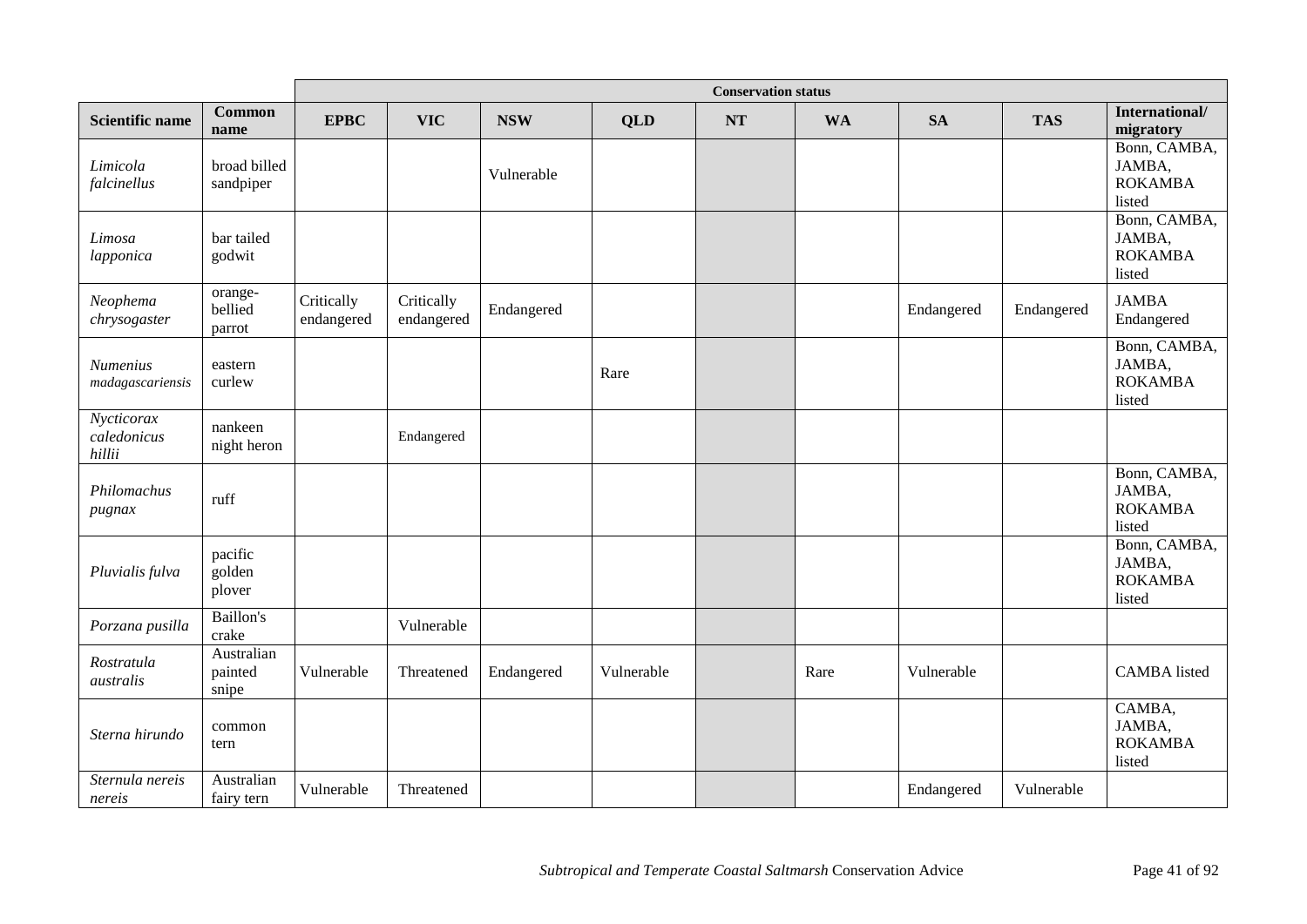| | | Conservation status | | | | | | | | |
|---|---|---|---|---|---|---|---|---|---|---|
| **Scientific name** | **Common name** | **EPBC** | **VIC** | **NSW** | **QLD** | **NT** | **WA** | **SA** | **TAS** | **International/ migratory** |
| *Limicola falcinellus* | broad billed sandpiper | | | Vulnerable | | | | | | Bonn, CAMBA, JAMBA, ROKAMBA listed |
| *Limosa lapponica* | bar tailed godwit | | | | | | | | | Bonn, CAMBA, JAMBA, ROKAMBA listed |
| *Neophema chrysogaster* | orange-bellied parrot | Critically endangered | Critically endangered | Endangered | | | | Endangered | Endangered | JAMBA Endangered |
| *Numenius madagascariensis* | eastern curlew | | | | Rare | | | | | Bonn, CAMBA, JAMBA, ROKAMBA listed |
| *Nycticorax caledonicus hillii* | nankeen night heron | | Endangered | | | | | | | |
| *Philomachus pugnax* | ruff | | | | | | | | | Bonn, CAMBA, JAMBA, ROKAMBA listed |
| *Pluvialis fulva* | pacific golden plover | | | | | | | | | Bonn, CAMBA, JAMBA, ROKAMBA listed |
| *Porzana pusilla* | Baillon's crake | | Vulnerable | | | | | | | |
| *Rostratula australis* | Australian painted snipe | Vulnerable | Threatened | Endangered | Vulnerable | | Rare | Vulnerable | | CAMBA listed |
| *Sterna hirundo* | common tern | | | | | | | | | CAMBA, JAMBA, ROKAMBA listed |
| *Sternula nereis nereis* | Australian fairy tern | Vulnerable | Threatened | | | | | Endangered | Vulnerable | |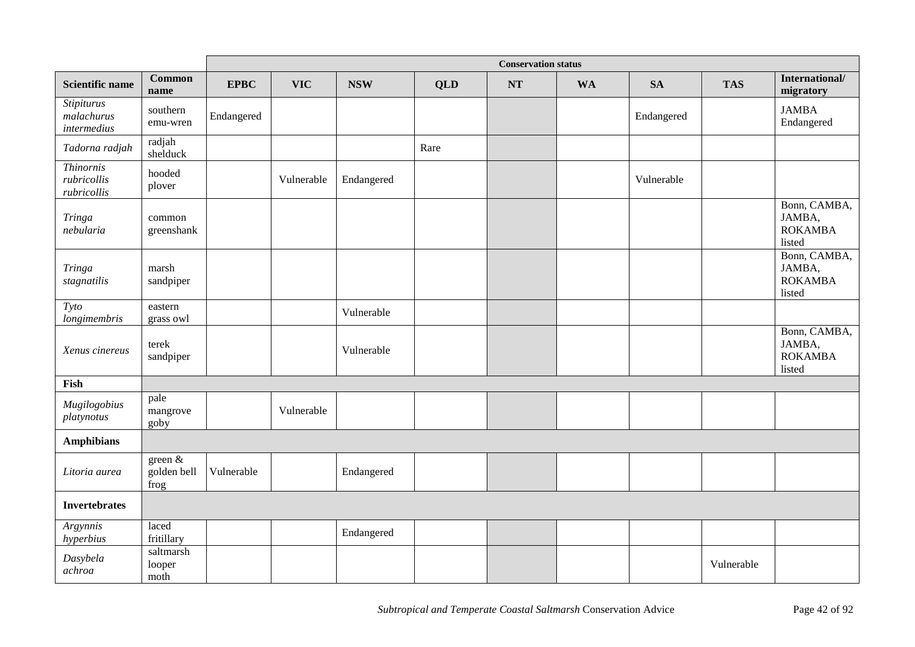| | | Conservation status | | | | | | | | |
|---|---|---|---|---|---|---|---|---|---|---|
| **Scientific name** | **Common name** | **EPBC** | **VIC** | **NSW** | **QLD** | **NT** | **WA** | **SA** | **TAS** | **International/ migratory** |
| *Stipiturus malachurus intermedius* | southern emu-wren | Endangered | | | | | | Endangered | | JAMBA Endangered |
| *Tadorna radjah* | radjah shelduck | | | | Rare | | | | | |
| *Thinornis rubricollis rubricollis* | hooded plover | | Vulnerable | Endangered | | | | Vulnerable | | |
| *Tringa nebularia* | common greenshank | | | | | | | | | Bonn, CAMBA, JAMBA, ROKAMBA listed |
| *Tringa stagnatilis* | marsh sandpiper | | | | | | | | | Bonn, CAMBA, JAMBA, ROKAMBA listed |
| *Tyto longimembris* | eastern grass owl | | | Vulnerable | | | | | | |
| *Xenus cinereus* | terek sandpiper | | | Vulnerable | | | | | | Bonn, CAMBA, JAMBA, ROKAMBA listed |
| **Fish** | | | | | | | | | | |
| *Mugilogobius platynotus* | pale mangrove goby | | Vulnerable | | | | | | | |
| **Amphibians** | | | | | | | | | | |
| *Litoria aurea* | green & golden bell frog | Vulnerable | | Endangered | | | | | | |
| **Invertebrates** | | | | | | | | | | |
| *Argynnis hyperbius* | laced fritillary | | | Endangered | | | | | | |
| *Dasybela achroa* | saltmarsh looper moth | | | | | | | | Vulnerable | |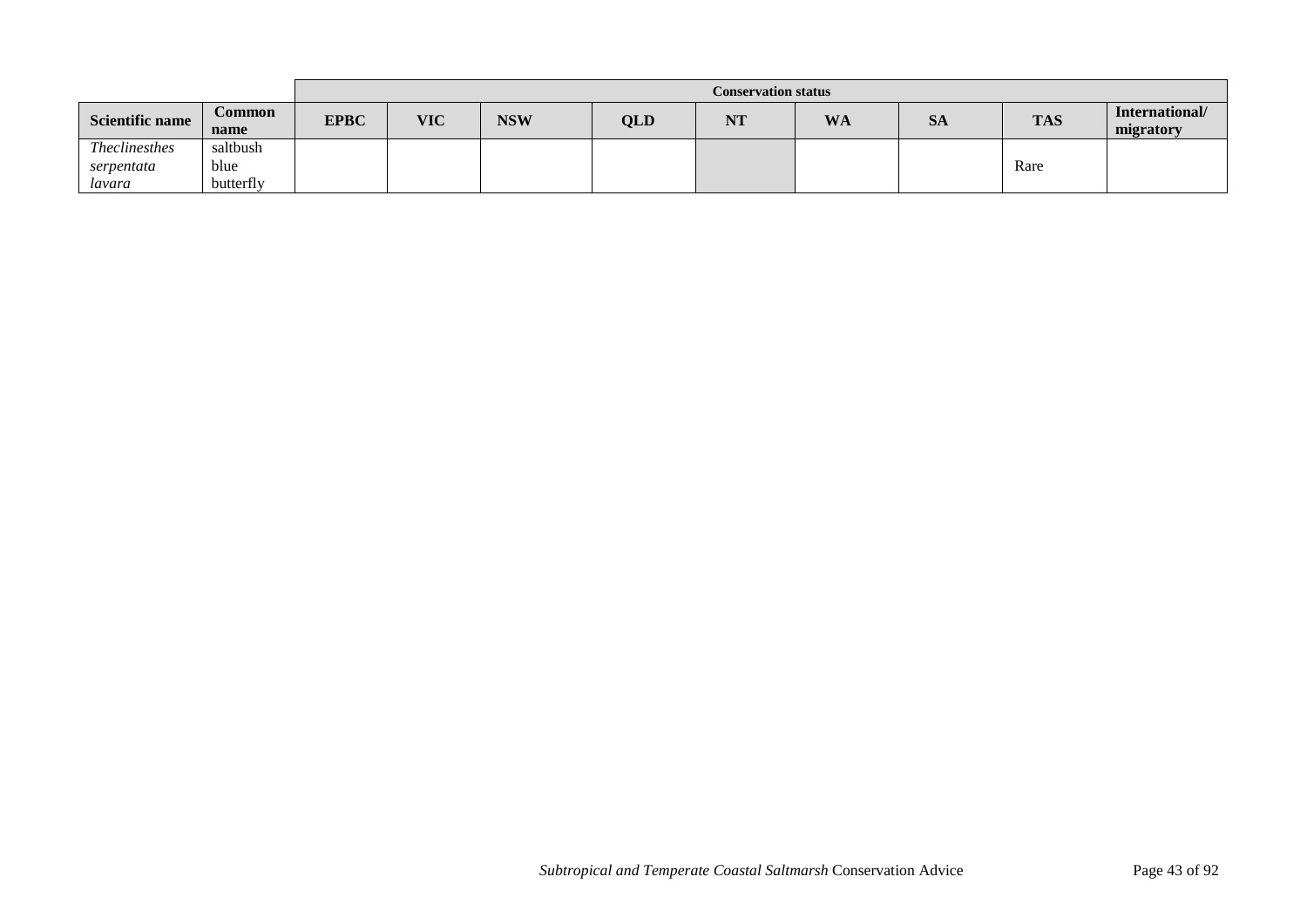| | | Conservation status | | | | | | | | |
|---|---|---|---|---|---|---|---|---|---|---|
| **Scientific name** | **Common name** | **EPBC** | **VIC** | **NSW** | **QLD** | **NT** | **WA** | **SA** | **TAS** | **International/ migratory** |
| *Theclinesthes serpentata lavara* | saltbush blue butterfly | | | | | | | | Rare | |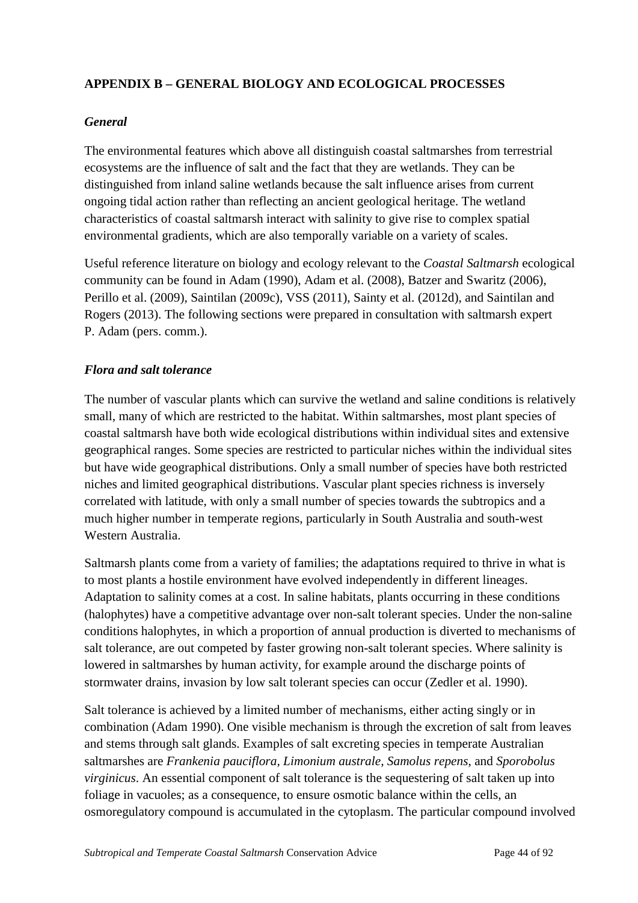## APPENDIX B – GENERAL BIOLOGY AND ECOLOGICAL PROCESSES

### *General*

The environmental features which above all distinguish coastal saltmarshes from terrestrial ecosystems are the influence of salt and the fact that they are wetlands. They can be distinguished from inland saline wetlands because the salt influence arises from current ongoing tidal action rather than reflecting an ancient geological heritage. The wetland characteristics of coastal saltmarsh interact with salinity to give rise to complex spatial environmental gradients, which are also temporally variable on a variety of scales.

Useful reference literature on biology and ecology relevant to the *Coastal Saltmarsh* ecological community can be found in Adam (1990), Adam et al. (2008), Batzer and Swaritz (2006), Perillo et al. (2009), Saintilan (2009c), VSS (2011), Sainty et al. (2012d), and Saintilan and Rogers (2013). The following sections were prepared in consultation with saltmarsh expert P. Adam (pers. comm.).

### *Flora and salt tolerance*

The number of vascular plants which can survive the wetland and saline conditions is relatively small, many of which are restricted to the habitat. Within saltmarshes, most plant species of coastal saltmarsh have both wide ecological distributions within individual sites and extensive geographical ranges. Some species are restricted to particular niches within the individual sites but have wide geographical distributions. Only a small number of species have both restricted niches and limited geographical distributions. Vascular plant species richness is inversely correlated with latitude, with only a small number of species towards the subtropics and a much higher number in temperate regions, particularly in South Australia and south-west Western Australia.

Saltmarsh plants come from a variety of families; the adaptations required to thrive in what is to most plants a hostile environment have evolved independently in different lineages. Adaptation to salinity comes at a cost. In saline habitats, plants occurring in these conditions (halophytes) have a competitive advantage over non-salt tolerant species. Under the non-saline conditions halophytes, in which a proportion of annual production is diverted to mechanisms of salt tolerance, are out competed by faster growing non-salt tolerant species. Where salinity is lowered in saltmarshes by human activity, for example around the discharge points of stormwater drains, invasion by low salt tolerant species can occur (Zedler et al. 1990).

Salt tolerance is achieved by a limited number of mechanisms, either acting singly or in combination (Adam 1990). One visible mechanism is through the excretion of salt from leaves and stems through salt glands. Examples of salt excreting species in temperate Australian saltmarshes are *Frankenia pauciflora, Limonium australe, Samolus repens*, and *Sporobolus virginicus*. An essential component of salt tolerance is the sequestering of salt taken up into foliage in vacuoles; as a consequence, to ensure osmotic balance within the cells, an osmoregulatory compound is accumulated in the cytoplasm. The particular compound involved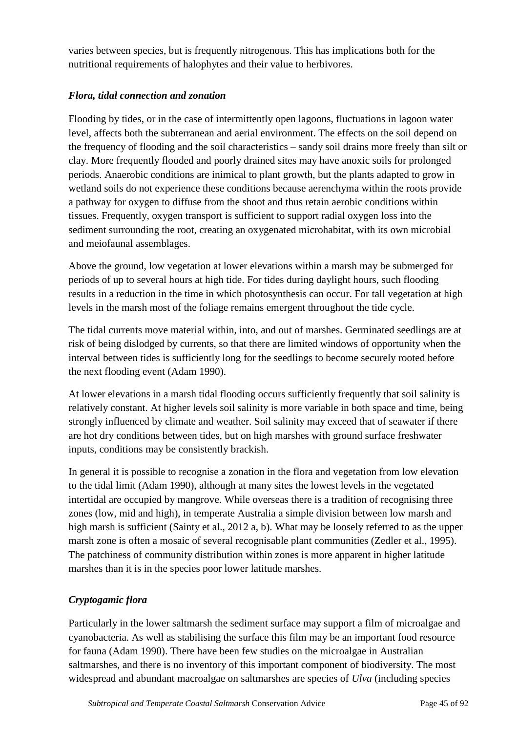varies between species, but is frequently nitrogenous. This has implications both for the nutritional requirements of halophytes and their value to herbivores.

### *Flora, tidal connection and zonation*

Flooding by tides, or in the case of intermittently open lagoons, fluctuations in lagoon water level, affects both the subterranean and aerial environment. The effects on the soil depend on the frequency of flooding and the soil characteristics – sandy soil drains more freely than silt or clay. More frequently flooded and poorly drained sites may have anoxic soils for prolonged periods. Anaerobic conditions are inimical to plant growth, but the plants adapted to grow in wetland soils do not experience these conditions because aerenchyma within the roots provide a pathway for oxygen to diffuse from the shoot and thus retain aerobic conditions within tissues. Frequently, oxygen transport is sufficient to support radial oxygen loss into the sediment surrounding the root, creating an oxygenated microhabitat, with its own microbial and meiofaunal assemblages.

Above the ground, low vegetation at lower elevations within a marsh may be submerged for periods of up to several hours at high tide. For tides during daylight hours, such flooding results in a reduction in the time in which photosynthesis can occur. For tall vegetation at high levels in the marsh most of the foliage remains emergent throughout the tide cycle.

The tidal currents move material within, into, and out of marshes. Germinated seedlings are at risk of being dislodged by currents, so that there are limited windows of opportunity when the interval between tides is sufficiently long for the seedlings to become securely rooted before the next flooding event (Adam 1990).

At lower elevations in a marsh tidal flooding occurs sufficiently frequently that soil salinity is relatively constant. At higher levels soil salinity is more variable in both space and time, being strongly influenced by climate and weather. Soil salinity may exceed that of seawater if there are hot dry conditions between tides, but on high marshes with ground surface freshwater inputs, conditions may be consistently brackish.

In general it is possible to recognise a zonation in the flora and vegetation from low elevation to the tidal limit (Adam 1990), although at many sites the lowest levels in the vegetated intertidal are occupied by mangrove. While overseas there is a tradition of recognising three zones (low, mid and high), in temperate Australia a simple division between low marsh and high marsh is sufficient (Sainty et al., 2012 a, b). What may be loosely referred to as the upper marsh zone is often a mosaic of several recognisable plant communities (Zedler et al., 1995). The patchiness of community distribution within zones is more apparent in higher latitude marshes than it is in the species poor lower latitude marshes.

### *Cryptogamic flora*

Particularly in the lower saltmarsh the sediment surface may support a film of microalgae and cyanobacteria. As well as stabilising the surface this film may be an important food resource for fauna (Adam 1990). There have been few studies on the microalgae in Australian saltmarshes, and there is no inventory of this important component of biodiversity. The most widespread and abundant macroalgae on saltmarshes are species of *Ulva* (including species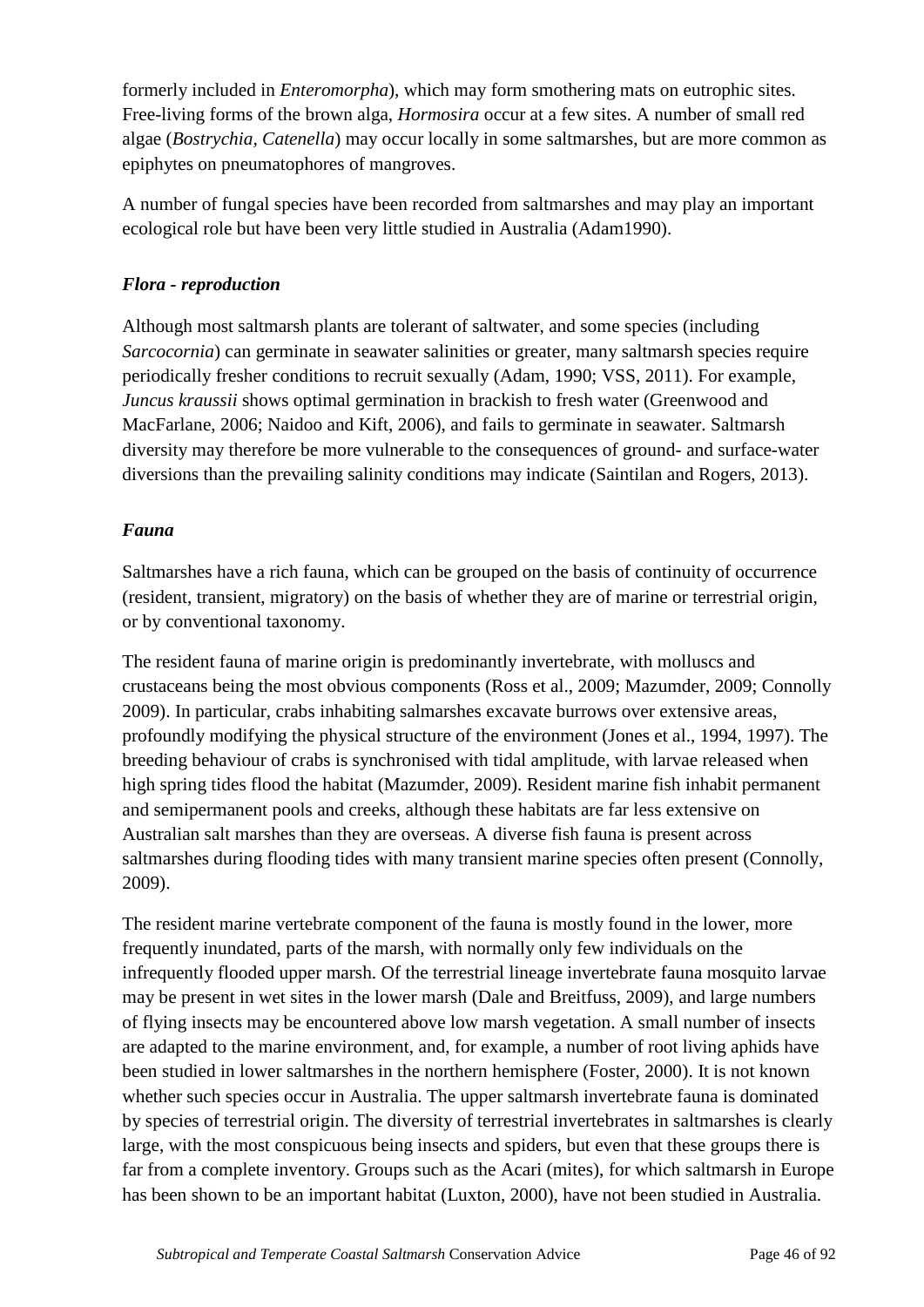formerly included in *Enteromorpha*), which may form smothering mats on eutrophic sites. Free-living forms of the brown alga, *Hormosira* occur at a few sites. A number of small red algae (*Bostrychia, Catenella*) may occur locally in some saltmarshes, but are more common as epiphytes on pneumatophores of mangroves.

A number of fungal species have been recorded from saltmarshes and may play an important ecological role but have been very little studied in Australia (Adam1990).

### *Flora - reproduction*

Although most saltmarsh plants are tolerant of saltwater, and some species (including *Sarcocornia*) can germinate in seawater salinities or greater, many saltmarsh species require periodically fresher conditions to recruit sexually (Adam, 1990; VSS, 2011). For example, *Juncus kraussii* shows optimal germination in brackish to fresh water (Greenwood and MacFarlane, 2006; Naidoo and Kift, 2006), and fails to germinate in seawater. Saltmarsh diversity may therefore be more vulnerable to the consequences of ground- and surface-water diversions than the prevailing salinity conditions may indicate (Saintilan and Rogers, 2013).

### *Fauna*

Saltmarshes have a rich fauna, which can be grouped on the basis of continuity of occurrence (resident, transient, migratory) on the basis of whether they are of marine or terrestrial origin, or by conventional taxonomy.

The resident fauna of marine origin is predominantly invertebrate, with molluscs and crustaceans being the most obvious components (Ross et al., 2009; Mazumder, 2009; Connolly 2009). In particular, crabs inhabiting salmarshes excavate burrows over extensive areas, profoundly modifying the physical structure of the environment (Jones et al., 1994, 1997). The breeding behaviour of crabs is synchronised with tidal amplitude, with larvae released when high spring tides flood the habitat (Mazumder, 2009). Resident marine fish inhabit permanent and semipermanent pools and creeks, although these habitats are far less extensive on Australian salt marshes than they are overseas. A diverse fish fauna is present across saltmarshes during flooding tides with many transient marine species often present (Connolly, 2009).

The resident marine vertebrate component of the fauna is mostly found in the lower, more frequently inundated, parts of the marsh, with normally only few individuals on the infrequently flooded upper marsh. Of the terrestrial lineage invertebrate fauna mosquito larvae may be present in wet sites in the lower marsh (Dale and Breitfuss, 2009), and large numbers of flying insects may be encountered above low marsh vegetation. A small number of insects are adapted to the marine environment, and, for example, a number of root living aphids have been studied in lower saltmarshes in the northern hemisphere (Foster, 2000). It is not known whether such species occur in Australia. The upper saltmarsh invertebrate fauna is dominated by species of terrestrial origin. The diversity of terrestrial invertebrates in saltmarshes is clearly large, with the most conspicuous being insects and spiders, but even that these groups there is far from a complete inventory. Groups such as the Acari (mites), for which saltmarsh in Europe has been shown to be an important habitat (Luxton, 2000), have not been studied in Australia.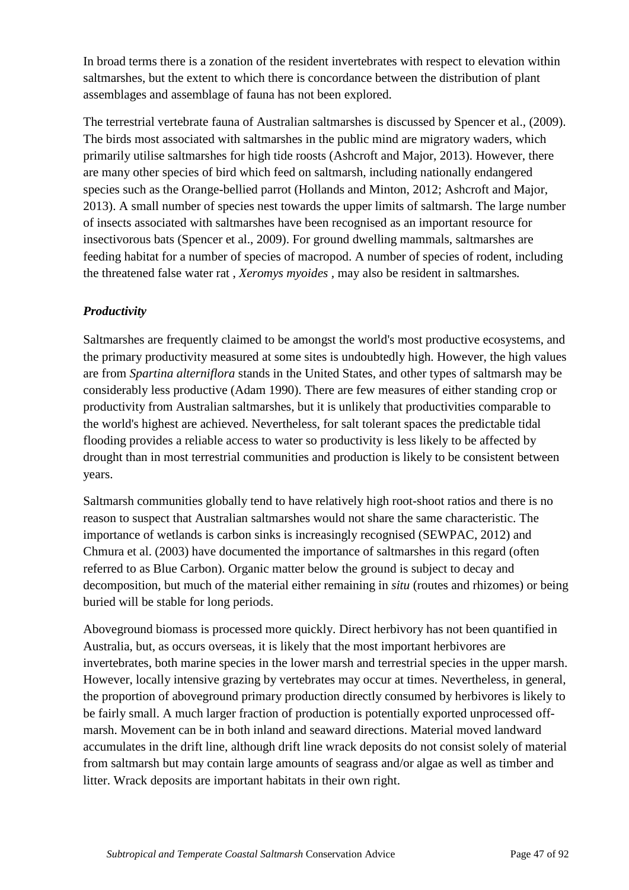In broad terms there is a zonation of the resident invertebrates with respect to elevation within saltmarshes, but the extent to which there is concordance between the distribution of plant assemblages and assemblage of fauna has not been explored.

The terrestrial vertebrate fauna of Australian saltmarshes is discussed by Spencer et al., (2009). The birds most associated with saltmarshes in the public mind are migratory waders, which primarily utilise saltmarshes for high tide roosts (Ashcroft and Major, 2013). However, there are many other species of bird which feed on saltmarsh, including nationally endangered species such as the Orange-bellied parrot (Hollands and Minton, 2012; Ashcroft and Major, 2013). A small number of species nest towards the upper limits of saltmarsh. The large number of insects associated with saltmarshes have been recognised as an important resource for insectivorous bats (Spencer et al., 2009). For ground dwelling mammals, saltmarshes are feeding habitat for a number of species of macropod. A number of species of rodent, including the threatened false water rat , *Xeromys myoides* , may also be resident in saltmarshes.

### *Productivity*

Saltmarshes are frequently claimed to be amongst the world's most productive ecosystems, and the primary productivity measured at some sites is undoubtedly high. However, the high values are from *Spartina alterniflora* stands in the United States, and other types of saltmarsh may be considerably less productive (Adam 1990). There are few measures of either standing crop or productivity from Australian saltmarshes, but it is unlikely that productivities comparable to the world's highest are achieved. Nevertheless, for salt tolerant spaces the predictable tidal flooding provides a reliable access to water so productivity is less likely to be affected by drought than in most terrestrial communities and production is likely to be consistent between years.

Saltmarsh communities globally tend to have relatively high root-shoot ratios and there is no reason to suspect that Australian saltmarshes would not share the same characteristic. The importance of wetlands is carbon sinks is increasingly recognised (SEWPAC, 2012) and Chmura et al. (2003) have documented the importance of saltmarshes in this regard (often referred to as Blue Carbon). Organic matter below the ground is subject to decay and decomposition, but much of the material either remaining in *situ* (routes and rhizomes) or being buried will be stable for long periods.

Aboveground biomass is processed more quickly. Direct herbivory has not been quantified in Australia, but, as occurs overseas, it is likely that the most important herbivores are invertebrates, both marine species in the lower marsh and terrestrial species in the upper marsh. However, locally intensive grazing by vertebrates may occur at times. Nevertheless, in general, the proportion of aboveground primary production directly consumed by herbivores is likely to be fairly small. A much larger fraction of production is potentially exported unprocessed off-marsh. Movement can be in both inland and seaward directions. Material moved landward accumulates in the drift line, although drift line wrack deposits do not consist solely of material from saltmarsh but may contain large amounts of seagrass and/or algae as well as timber and litter. Wrack deposits are important habitats in their own right.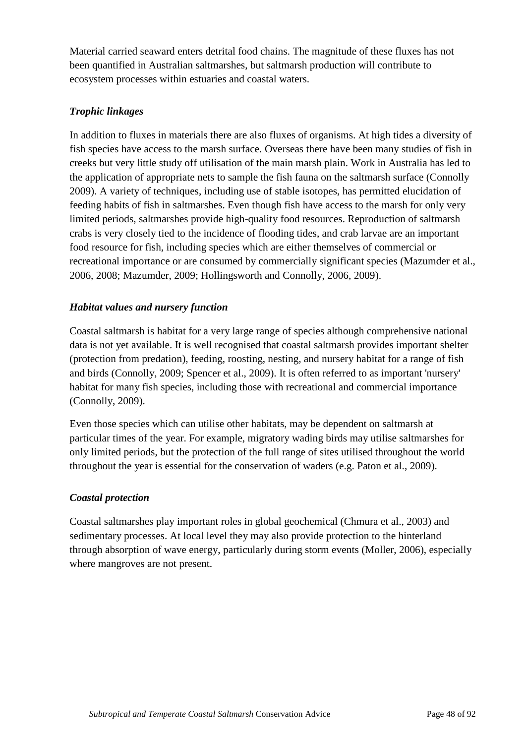Material carried seaward enters detrital food chains. The magnitude of these fluxes has not been quantified in Australian saltmarshes, but saltmarsh production will contribute to ecosystem processes within estuaries and coastal waters.

### *Trophic linkages*

In addition to fluxes in materials there are also fluxes of organisms. At high tides a diversity of fish species have access to the marsh surface. Overseas there have been many studies of fish in creeks but very little study off utilisation of the main marsh plain. Work in Australia has led to the application of appropriate nets to sample the fish fauna on the saltmarsh surface (Connolly 2009). A variety of techniques, including use of stable isotopes, has permitted elucidation of feeding habits of fish in saltmarshes. Even though fish have access to the marsh for only very limited periods, saltmarshes provide high-quality food resources. Reproduction of saltmarsh crabs is very closely tied to the incidence of flooding tides, and crab larvae are an important food resource for fish, including species which are either themselves of commercial or recreational importance or are consumed by commercially significant species (Mazumder et al., 2006, 2008; Mazumder, 2009; Hollingsworth and Connolly, 2006, 2009).

### *Habitat values and nursery function*

Coastal saltmarsh is habitat for a very large range of species although comprehensive national data is not yet available. It is well recognised that coastal saltmarsh provides important shelter (protection from predation), feeding, roosting, nesting, and nursery habitat for a range of fish and birds (Connolly, 2009; Spencer et al., 2009). It is often referred to as important 'nursery' habitat for many fish species, including those with recreational and commercial importance (Connolly, 2009).

Even those species which can utilise other habitats, may be dependent on saltmarsh at particular times of the year. For example, migratory wading birds may utilise saltmarshes for only limited periods, but the protection of the full range of sites utilised throughout the world throughout the year is essential for the conservation of waders (e.g. Paton et al., 2009).

### *Coastal protection*

Coastal saltmarshes play important roles in global geochemical (Chmura et al., 2003) and sedimentary processes. At local level they may also provide protection to the hinterland through absorption of wave energy, particularly during storm events (Moller, 2006), especially where mangroves are not present.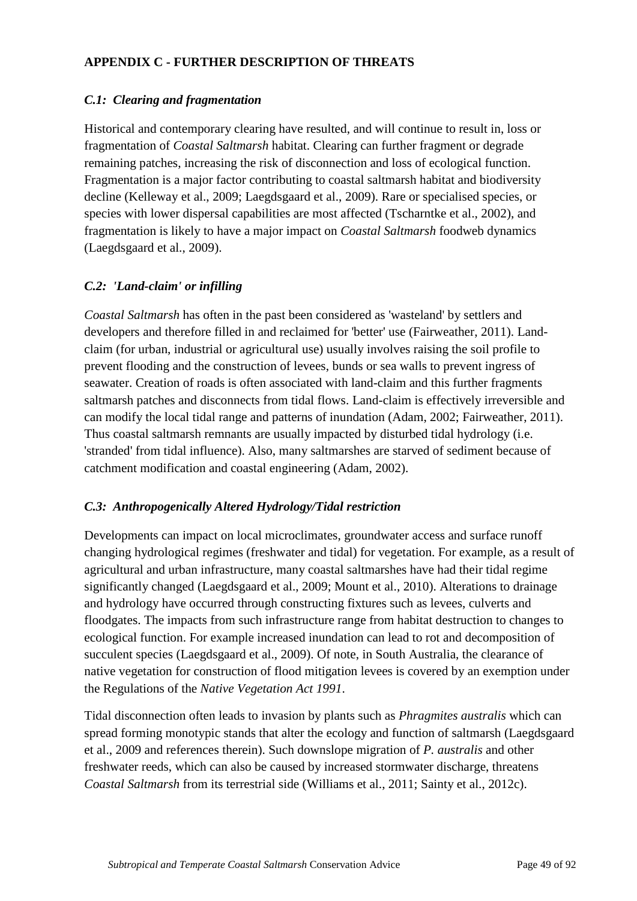## APPENDIX C - FURTHER DESCRIPTION OF THREATS

### *C.1: Clearing and fragmentation*

Historical and contemporary clearing have resulted, and will continue to result in, loss or fragmentation of *Coastal Saltmarsh* habitat. Clearing can further fragment or degrade remaining patches, increasing the risk of disconnection and loss of ecological function. Fragmentation is a major factor contributing to coastal saltmarsh habitat and biodiversity decline (Kelleway et al., 2009; Laegdsgaard et al., 2009). Rare or specialised species, or species with lower dispersal capabilities are most affected (Tscharntke et al., 2002), and fragmentation is likely to have a major impact on *Coastal Saltmarsh* foodweb dynamics (Laegdsgaard et al., 2009).

### *C.2: 'Land-claim' or infilling*

*Coastal Saltmarsh* has often in the past been considered as 'wasteland' by settlers and developers and therefore filled in and reclaimed for 'better' use (Fairweather, 2011). Land-claim (for urban, industrial or agricultural use) usually involves raising the soil profile to prevent flooding and the construction of levees, bunds or sea walls to prevent ingress of seawater. Creation of roads is often associated with land-claim and this further fragments saltmarsh patches and disconnects from tidal flows. Land-claim is effectively irreversible and can modify the local tidal range and patterns of inundation (Adam, 2002; Fairweather, 2011). Thus coastal saltmarsh remnants are usually impacted by disturbed tidal hydrology (i.e. 'stranded' from tidal influence). Also, many saltmarshes are starved of sediment because of catchment modification and coastal engineering (Adam, 2002).

### *C.3: Anthropogenically Altered Hydrology/Tidal restriction*

Developments can impact on local microclimates, groundwater access and surface runoff changing hydrological regimes (freshwater and tidal) for vegetation. For example, as a result of agricultural and urban infrastructure, many coastal saltmarshes have had their tidal regime significantly changed (Laegdsgaard et al., 2009; Mount et al., 2010). Alterations to drainage and hydrology have occurred through constructing fixtures such as levees, culverts and floodgates. The impacts from such infrastructure range from habitat destruction to changes to ecological function. For example increased inundation can lead to rot and decomposition of succulent species (Laegdsgaard et al., 2009). Of note, in South Australia, the clearance of native vegetation for construction of flood mitigation levees is covered by an exemption under the Regulations of the *Native Vegetation Act 1991*.

Tidal disconnection often leads to invasion by plants such as *Phragmites australis* which can spread forming monotypic stands that alter the ecology and function of saltmarsh (Laegdsgaard et al., 2009 and references therein). Such downslope migration of *P. australis* and other freshwater reeds, which can also be caused by increased stormwater discharge, threatens *Coastal Saltmarsh* from its terrestrial side (Williams et al., 2011; Sainty et al., 2012c).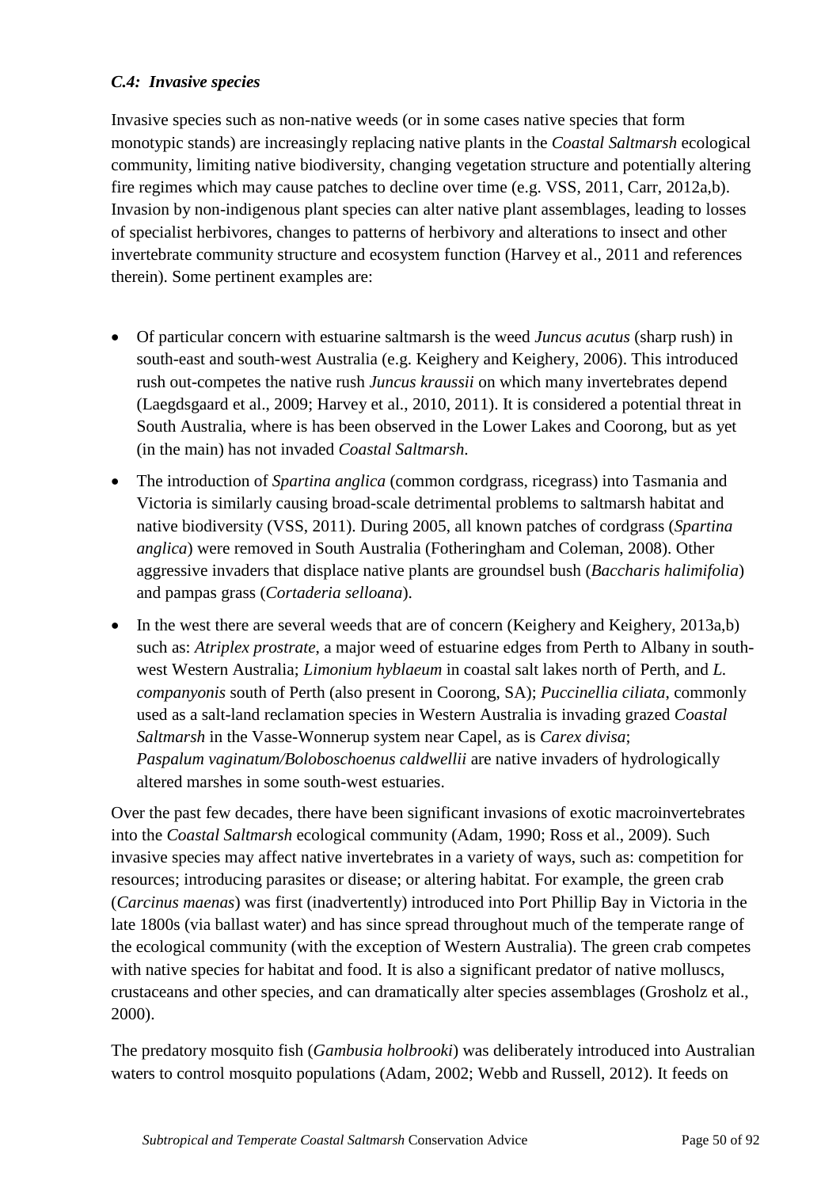### *C.4: Invasive species*

Invasive species such as non-native weeds (or in some cases native species that form monotypic stands) are increasingly replacing native plants in the *Coastal Saltmarsh* ecological community, limiting native biodiversity, changing vegetation structure and potentially altering fire regimes which may cause patches to decline over time (e.g. VSS, 2011, Carr, 2012a,b). Invasion by non-indigenous plant species can alter native plant assemblages, leading to losses of specialist herbivores, changes to patterns of herbivory and alterations to insect and other invertebrate community structure and ecosystem function (Harvey et al., 2011 and references therein). Some pertinent examples are:

- Of particular concern with estuarine saltmarsh is the weed *Juncus acutus* (sharp rush) in south-east and south-west Australia (e.g. Keighery and Keighery, 2006). This introduced rush out-competes the native rush *Juncus kraussii* on which many invertebrates depend (Laegdsgaard et al., 2009; Harvey et al., 2010, 2011). It is considered a potential threat in South Australia, where is has been observed in the Lower Lakes and Coorong, but as yet (in the main) has not invaded *Coastal Saltmarsh*.
- The introduction of *Spartina anglica* (common cordgrass, ricegrass) into Tasmania and Victoria is similarly causing broad-scale detrimental problems to saltmarsh habitat and native biodiversity (VSS, 2011). During 2005, all known patches of cordgrass (*Spartina anglica*) were removed in South Australia (Fotheringham and Coleman, 2008). Other aggressive invaders that displace native plants are groundsel bush (*Baccharis halimifolia*) and pampas grass (*Cortaderia selloana*).
- In the west there are several weeds that are of concern (Keighery and Keighery, 2013a,b) such as: *Atriplex prostrate*, a major weed of estuarine edges from Perth to Albany in south-west Western Australia; *Limonium hyblaeum* in coastal salt lakes north of Perth, and *L. companyonis* south of Perth (also present in Coorong, SA); *Puccinellia ciliata*, commonly used as a salt-land reclamation species in Western Australia is invading grazed *Coastal Saltmarsh* in the Vasse-Wonnerup system near Capel, as is *Carex divisa*; *Paspalum vaginatum/Boloboschoenus caldwellii* are native invaders of hydrologically altered marshes in some south-west estuaries.

Over the past few decades, there have been significant invasions of exotic macroinvertebrates into the *Coastal Saltmarsh* ecological community (Adam, 1990; Ross et al., 2009). Such invasive species may affect native invertebrates in a variety of ways, such as: competition for resources; introducing parasites or disease; or altering habitat. For example, the green crab (*Carcinus maenas*) was first (inadvertently) introduced into Port Phillip Bay in Victoria in the late 1800s (via ballast water) and has since spread throughout much of the temperate range of the ecological community (with the exception of Western Australia). The green crab competes with native species for habitat and food. It is also a significant predator of native molluscs, crustaceans and other species, and can dramatically alter species assemblages (Grosholz et al., 2000).

The predatory mosquito fish (*Gambusia holbrooki*) was deliberately introduced into Australian waters to control mosquito populations (Adam, 2002; Webb and Russell, 2012). It feeds on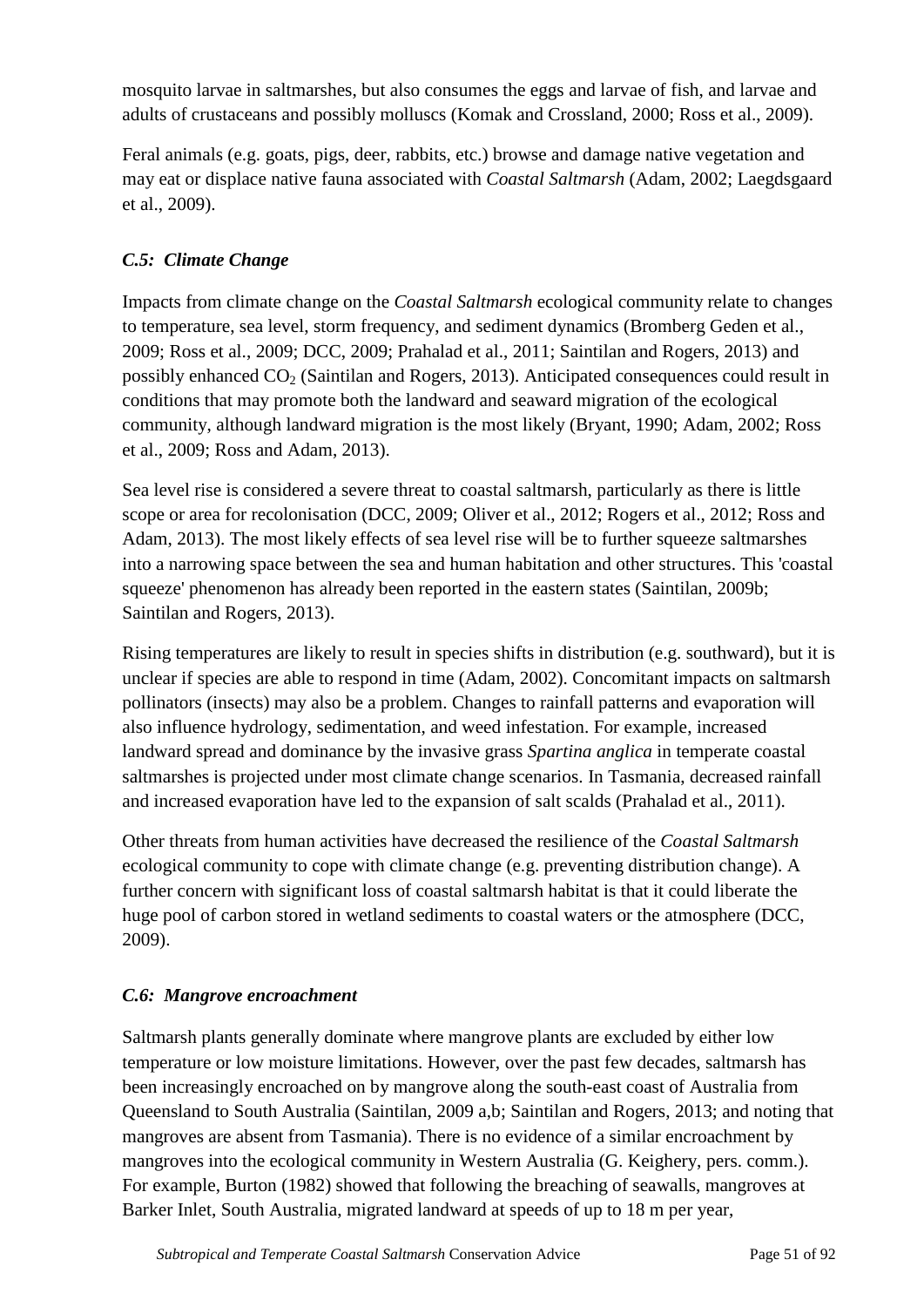mosquito larvae in saltmarshes, but also consumes the eggs and larvae of fish, and larvae and adults of crustaceans and possibly molluscs (Komak and Crossland, 2000; Ross et al., 2009).

Feral animals (e.g. goats, pigs, deer, rabbits, etc.) browse and damage native vegetation and may eat or displace native fauna associated with *Coastal Saltmarsh* (Adam, 2002; Laegdsgaard et al., 2009).

### *C.5: Climate Change*

Impacts from climate change on the *Coastal Saltmarsh* ecological community relate to changes to temperature, sea level, storm frequency, and sediment dynamics (Bromberg Geden et al., 2009; Ross et al., 2009; DCC, 2009; Prahalad et al., 2011; Saintilan and Rogers, 2013) and possibly enhanced $CO_2$ (Saintilan and Rogers, 2013). Anticipated consequences could result in conditions that may promote both the landward and seaward migration of the ecological community, although landward migration is the most likely (Bryant, 1990; Adam, 2002; Ross et al., 2009; Ross and Adam, 2013).

Sea level rise is considered a severe threat to coastal saltmarsh, particularly as there is little scope or area for recolonisation (DCC, 2009; Oliver et al., 2012; Rogers et al., 2012; Ross and Adam, 2013). The most likely effects of sea level rise will be to further squeeze saltmarshes into a narrowing space between the sea and human habitation and other structures. This 'coastal squeeze' phenomenon has already been reported in the eastern states (Saintilan, 2009b; Saintilan and Rogers, 2013).

Rising temperatures are likely to result in species shifts in distribution (e.g. southward), but it is unclear if species are able to respond in time (Adam, 2002). Concomitant impacts on saltmarsh pollinators (insects) may also be a problem. Changes to rainfall patterns and evaporation will also influence hydrology, sedimentation, and weed infestation. For example, increased landward spread and dominance by the invasive grass *Spartina anglica* in temperate coastal saltmarshes is projected under most climate change scenarios. In Tasmania, decreased rainfall and increased evaporation have led to the expansion of salt scalds (Prahalad et al., 2011).

Other threats from human activities have decreased the resilience of the *Coastal Saltmarsh* ecological community to cope with climate change (e.g. preventing distribution change). A further concern with significant loss of coastal saltmarsh habitat is that it could liberate the huge pool of carbon stored in wetland sediments to coastal waters or the atmosphere (DCC, 2009).

### *C.6: Mangrove encroachment*

Saltmarsh plants generally dominate where mangrove plants are excluded by either low temperature or low moisture limitations. However, over the past few decades, saltmarsh has been increasingly encroached on by mangrove along the south-east coast of Australia from Queensland to South Australia (Saintilan, 2009 a,b; Saintilan and Rogers, 2013; and noting that mangroves are absent from Tasmania). There is no evidence of a similar encroachment by mangroves into the ecological community in Western Australia (G. Keighery, pers. comm.). For example, Burton (1982) showed that following the breaching of seawalls, mangroves at Barker Inlet, South Australia, migrated landward at speeds of up to 18 m per year,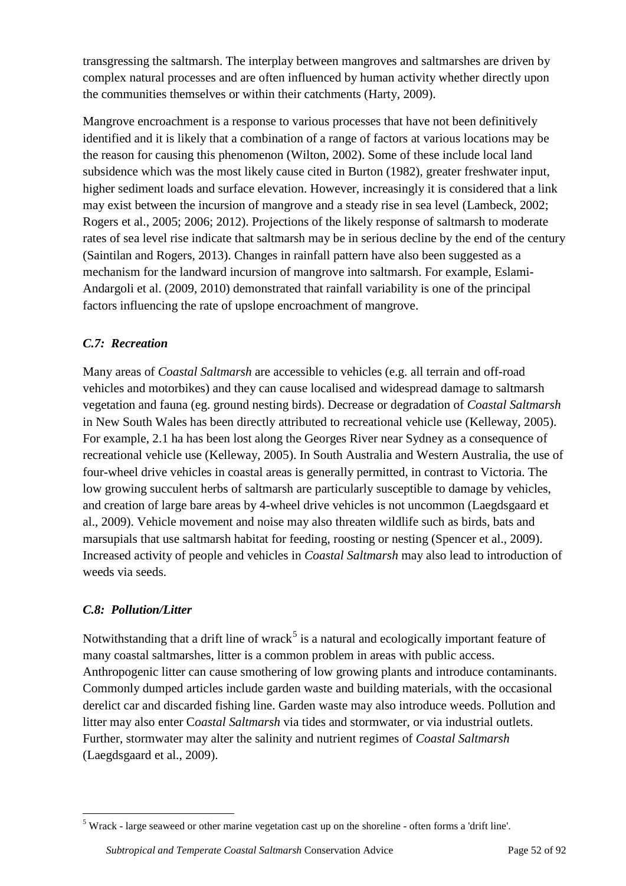transgressing the saltmarsh. The interplay between mangroves and saltmarshes are driven by complex natural processes and are often influenced by human activity whether directly upon the communities themselves or within their catchments (Harty, 2009).

Mangrove encroachment is a response to various processes that have not been definitively identified and it is likely that a combination of a range of factors at various locations may be the reason for causing this phenomenon (Wilton, 2002). Some of these include local land subsidence which was the most likely cause cited in Burton (1982), greater freshwater input, higher sediment loads and surface elevation. However, increasingly it is considered that a link may exist between the incursion of mangrove and a steady rise in sea level (Lambeck, 2002; Rogers et al., 2005; 2006; 2012). Projections of the likely response of saltmarsh to moderate rates of sea level rise indicate that saltmarsh may be in serious decline by the end of the century (Saintilan and Rogers, 2013). Changes in rainfall pattern have also been suggested as a mechanism for the landward incursion of mangrove into saltmarsh. For example, Eslami-Andargoli et al. (2009, 2010) demonstrated that rainfall variability is one of the principal factors influencing the rate of upslope encroachment of mangrove.

### *C.7: Recreation*

Many areas of *Coastal Saltmarsh* are accessible to vehicles (e.g. all terrain and off-road vehicles and motorbikes) and they can cause localised and widespread damage to saltmarsh vegetation and fauna (eg. ground nesting birds). Decrease or degradation of *Coastal Saltmarsh* in New South Wales has been directly attributed to recreational vehicle use (Kelleway, 2005). For example, 2.1 ha has been lost along the Georges River near Sydney as a consequence of recreational vehicle use (Kelleway, 2005). In South Australia and Western Australia, the use of four-wheel drive vehicles in coastal areas is generally permitted, in contrast to Victoria. The low growing succulent herbs of saltmarsh are particularly susceptible to damage by vehicles, and creation of large bare areas by 4-wheel drive vehicles is not uncommon (Laegdsgaard et al., 2009). Vehicle movement and noise may also threaten wildlife such as birds, bats and marsupials that use saltmarsh habitat for feeding, roosting or nesting (Spencer et al., 2009). Increased activity of people and vehicles in *Coastal Saltmarsh* may also lead to introduction of weeds via seeds.

### *C.8: Pollution/Litter*

Notwithstanding that a drift line of wrack[5] is a natural and ecologically important feature of many coastal saltmarshes, litter is a common problem in areas with public access. Anthropogenic litter can cause smothering of low growing plants and introduce contaminants. Commonly dumped articles include garden waste and building materials, with the occasional derelict car and discarded fishing line. Garden waste may also introduce weeds. Pollution and litter may also enter C*oastal Saltmarsh* via tides and stormwater, or via industrial outlets. Further, stormwater may alter the salinity and nutrient regimes of *Coastal Saltmarsh* (Laegdsgaard et al., 2009).

[5] Wrack - large seaweed or other marine vegetation cast up on the shoreline - often forms a 'drift line'.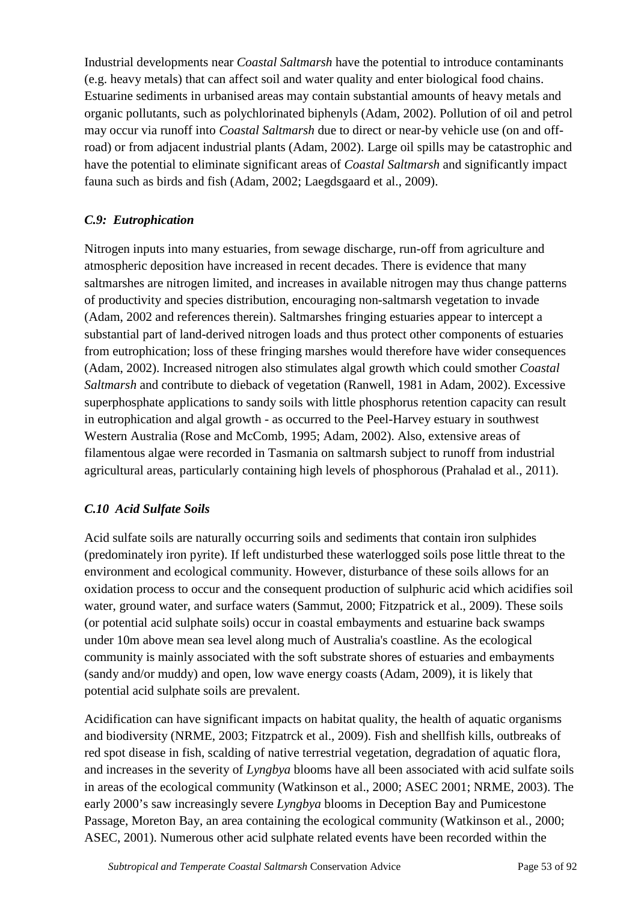Industrial developments near *Coastal Saltmarsh* have the potential to introduce contaminants (e.g. heavy metals) that can affect soil and water quality and enter biological food chains. Estuarine sediments in urbanised areas may contain substantial amounts of heavy metals and organic pollutants, such as polychlorinated biphenyls (Adam, 2002). Pollution of oil and petrol may occur via runoff into *Coastal Saltmarsh* due to direct or near-by vehicle use (on and off-road) or from adjacent industrial plants (Adam, 2002). Large oil spills may be catastrophic and have the potential to eliminate significant areas of *Coastal Saltmarsh* and significantly impact fauna such as birds and fish (Adam, 2002; Laegdsgaard et al., 2009).

### *C.9: Eutrophication*

Nitrogen inputs into many estuaries, from sewage discharge, run-off from agriculture and atmospheric deposition have increased in recent decades. There is evidence that many saltmarshes are nitrogen limited, and increases in available nitrogen may thus change patterns of productivity and species distribution, encouraging non-saltmarsh vegetation to invade (Adam, 2002 and references therein). Saltmarshes fringing estuaries appear to intercept a substantial part of land-derived nitrogen loads and thus protect other components of estuaries from eutrophication; loss of these fringing marshes would therefore have wider consequences (Adam, 2002). Increased nitrogen also stimulates algal growth which could smother *Coastal Saltmarsh* and contribute to dieback of vegetation (Ranwell, 1981 in Adam, 2002). Excessive superphosphate applications to sandy soils with little phosphorus retention capacity can result in eutrophication and algal growth - as occurred to the Peel-Harvey estuary in southwest Western Australia (Rose and McComb, 1995; Adam, 2002). Also, extensive areas of filamentous algae were recorded in Tasmania on saltmarsh subject to runoff from industrial agricultural areas, particularly containing high levels of phosphorous (Prahalad et al., 2011).

### *C.10 Acid Sulfate Soils*

Acid sulfate soils are naturally occurring soils and sediments that contain iron sulphides (predominately iron pyrite). If left undisturbed these waterlogged soils pose little threat to the environment and ecological community. However, disturbance of these soils allows for an oxidation process to occur and the consequent production of sulphuric acid which acidifies soil water, ground water, and surface waters (Sammut, 2000; Fitzpatrick et al., 2009). These soils (or potential acid sulphate soils) occur in coastal embayments and estuarine back swamps under 10m above mean sea level along much of Australia's coastline. As the ecological community is mainly associated with the soft substrate shores of estuaries and embayments (sandy and/or muddy) and open, low wave energy coasts (Adam, 2009), it is likely that potential acid sulphate soils are prevalent.

Acidification can have significant impacts on habitat quality, the health of aquatic organisms and biodiversity (NRME, 2003; Fitzpatrck et al., 2009). Fish and shellfish kills, outbreaks of red spot disease in fish, scalding of native terrestrial vegetation, degradation of aquatic flora, and increases in the severity of *Lyngbya* blooms have all been associated with acid sulfate soils in areas of the ecological community (Watkinson et al., 2000; ASEC 2001; NRME, 2003). The early 2000's saw increasingly severe *Lyngbya* blooms in Deception Bay and Pumicestone Passage, Moreton Bay, an area containing the ecological community (Watkinson et al., 2000; ASEC, 2001). Numerous other acid sulphate related events have been recorded within the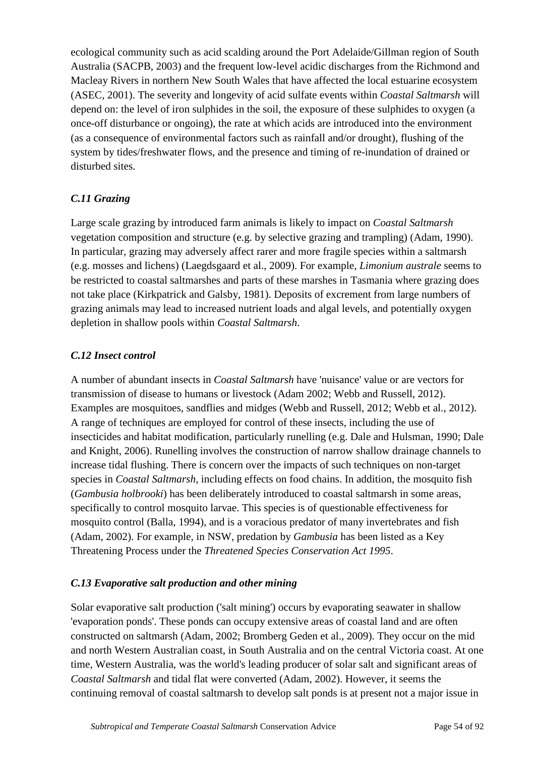ecological community such as acid scalding around the Port Adelaide/Gillman region of South Australia (SACPB, 2003) and the frequent low-level acidic discharges from the Richmond and Macleay Rivers in northern New South Wales that have affected the local estuarine ecosystem (ASEC, 2001). The severity and longevity of acid sulfate events within *Coastal Saltmarsh* will depend on: the level of iron sulphides in the soil, the exposure of these sulphides to oxygen (a once-off disturbance or ongoing), the rate at which acids are introduced into the environment (as a consequence of environmental factors such as rainfall and/or drought), flushing of the system by tides/freshwater flows, and the presence and timing of re-inundation of drained or disturbed sites.

### *C.11 Grazing*

Large scale grazing by introduced farm animals is likely to impact on *Coastal Saltmarsh* vegetation composition and structure (e.g. by selective grazing and trampling) (Adam, 1990). In particular, grazing may adversely affect rarer and more fragile species within a saltmarsh (e.g. mosses and lichens) (Laegdsgaard et al., 2009). For example, *Limonium australe* seems to be restricted to coastal saltmarshes and parts of these marshes in Tasmania where grazing does not take place (Kirkpatrick and Galsby, 1981). Deposits of excrement from large numbers of grazing animals may lead to increased nutrient loads and algal levels, and potentially oxygen depletion in shallow pools within *Coastal Saltmarsh*.

### *C.12 Insect control*

A number of abundant insects in *Coastal Saltmarsh* have 'nuisance' value or are vectors for transmission of disease to humans or livestock (Adam 2002; Webb and Russell, 2012). Examples are mosquitoes, sandflies and midges (Webb and Russell, 2012; Webb et al., 2012). A range of techniques are employed for control of these insects, including the use of insecticides and habitat modification, particularly runelling (e.g. Dale and Hulsman, 1990; Dale and Knight, 2006). Runelling involves the construction of narrow shallow drainage channels to increase tidal flushing. There is concern over the impacts of such techniques on non-target species in *Coastal Saltmarsh*, including effects on food chains. In addition, the mosquito fish (*Gambusia holbrooki*) has been deliberately introduced to coastal saltmarsh in some areas, specifically to control mosquito larvae. This species is of questionable effectiveness for mosquito control (Balla, 1994), and is a voracious predator of many invertebrates and fish (Adam, 2002). For example, in NSW, predation by *Gambusia* has been listed as a Key Threatening Process under the *Threatened Species Conservation Act 1995*.

### *C.13 Evaporative salt production and other mining*

Solar evaporative salt production ('salt mining') occurs by evaporating seawater in shallow 'evaporation ponds'. These ponds can occupy extensive areas of coastal land and are often constructed on saltmarsh (Adam, 2002; Bromberg Geden et al., 2009). They occur on the mid and north Western Australian coast, in South Australia and on the central Victoria coast. At one time, Western Australia, was the world's leading producer of solar salt and significant areas of *Coastal Saltmarsh* and tidal flat were converted (Adam, 2002). However, it seems the continuing removal of coastal saltmarsh to develop salt ponds is at present not a major issue in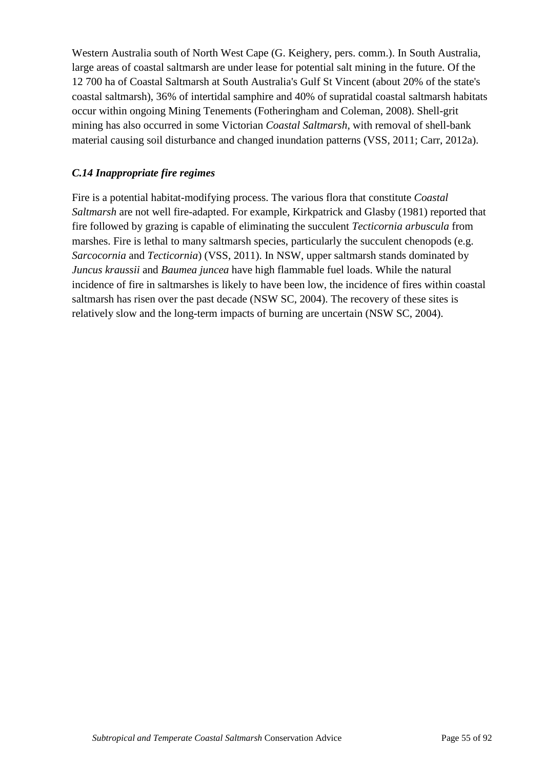Western Australia south of North West Cape (G. Keighery, pers. comm.). In South Australia, large areas of coastal saltmarsh are under lease for potential salt mining in the future. Of the 12 700 ha of Coastal Saltmarsh at South Australia's Gulf St Vincent (about 20% of the state's coastal saltmarsh), 36% of intertidal samphire and 40% of supratidal coastal saltmarsh habitats occur within ongoing Mining Tenements (Fotheringham and Coleman, 2008). Shell-grit mining has also occurred in some Victorian *Coastal Saltmarsh*, with removal of shell-bank material causing soil disturbance and changed inundation patterns (VSS, 2011; Carr, 2012a).

### *C.14 Inappropriate fire regimes*

Fire is a potential habitat-modifying process. The various flora that constitute *Coastal Saltmarsh* are not well fire-adapted. For example, Kirkpatrick and Glasby (1981) reported that fire followed by grazing is capable of eliminating the succulent *Tecticornia arbuscula* from marshes. Fire is lethal to many saltmarsh species, particularly the succulent chenopods (e.g. *Sarcocornia* and *Tecticornia*) (VSS, 2011). In NSW, upper saltmarsh stands dominated by *Juncus kraussii* and *Baumea juncea* have high flammable fuel loads. While the natural incidence of fire in saltmarshes is likely to have been low, the incidence of fires within coastal saltmarsh has risen over the past decade (NSW SC, 2004). The recovery of these sites is relatively slow and the long-term impacts of burning are uncertain (NSW SC, 2004).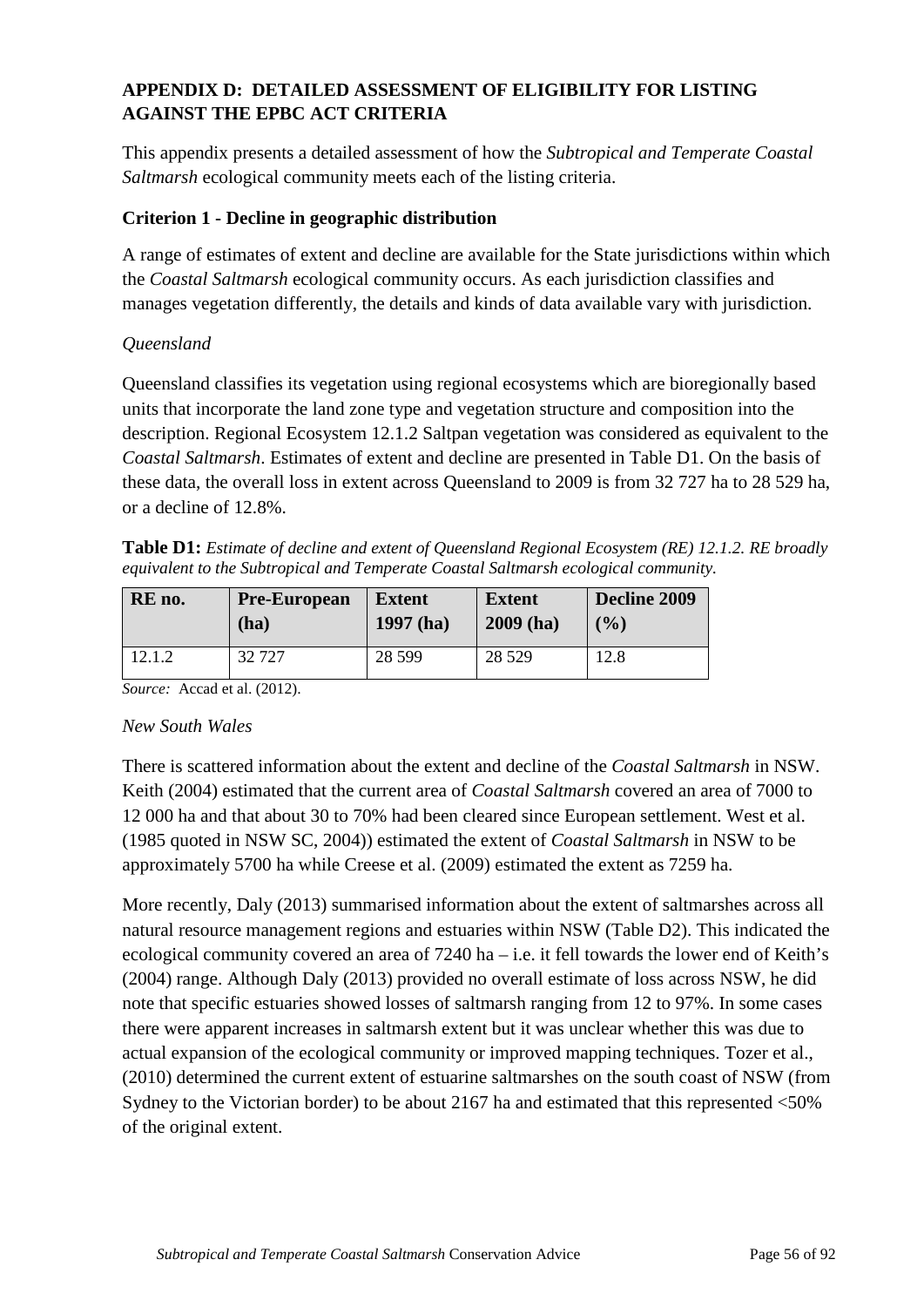## APPENDIX D: DETAILED ASSESSMENT OF ELIGIBILITY FOR LISTING AGAINST THE EPBC ACT CRITERIA

This appendix presents a detailed assessment of how the *Subtropical and Temperate Coastal Saltmarsh* ecological community meets each of the listing criteria.

### Criterion 1 - Decline in geographic distribution

A range of estimates of extent and decline are available for the State jurisdictions within which the *Coastal Saltmarsh* ecological community occurs. As each jurisdiction classifies and manages vegetation differently, the details and kinds of data available vary with jurisdiction.

*Queensland*

Queensland classifies its vegetation using regional ecosystems which are bioregionally based units that incorporate the land zone type and vegetation structure and composition into the description. Regional Ecosystem 12.1.2 Saltpan vegetation was considered as equivalent to the *Coastal Saltmarsh*. Estimates of extent and decline are presented in Table D1. On the basis of these data, the overall loss in extent across Queensland to 2009 is from 32 727 ha to 28 529 ha, or a decline of 12.8%.

**Table D1:** *Estimate of decline and extent of Queensland Regional Ecosystem (RE) 12.1.2. RE broadly equivalent to the Subtropical and Temperate Coastal Saltmarsh ecological community.*

| RE no. | Pre-European (ha) | Extent 1997 (ha) | Extent 2009 (ha) | Decline 2009 (%) |
|---|---|---|---|---|
| 12.1.2 | 32 727 | 28 599 | 28 529 | 12.8 |

*Source:* Accad et al. (2012).

*New South Wales*

There is scattered information about the extent and decline of the *Coastal Saltmarsh* in NSW. Keith (2004) estimated that the current area of *Coastal Saltmarsh* covered an area of 7000 to 12 000 ha and that about 30 to 70% had been cleared since European settlement. West et al. (1985 quoted in NSW SC, 2004)) estimated the extent of *Coastal Saltmarsh* in NSW to be approximately 5700 ha while Creese et al. (2009) estimated the extent as 7259 ha.

More recently, Daly (2013) summarised information about the extent of saltmarshes across all natural resource management regions and estuaries within NSW (Table D2). This indicated the ecological community covered an area of 7240 ha – i.e. it fell towards the lower end of Keith's (2004) range. Although Daly (2013) provided no overall estimate of loss across NSW, he did note that specific estuaries showed losses of saltmarsh ranging from 12 to 97%. In some cases there were apparent increases in saltmarsh extent but it was unclear whether this was due to actual expansion of the ecological community or improved mapping techniques. Tozer et al., (2010) determined the current extent of estuarine saltmarshes on the south coast of NSW (from Sydney to the Victorian border) to be about 2167 ha and estimated that this represented <50% of the original extent.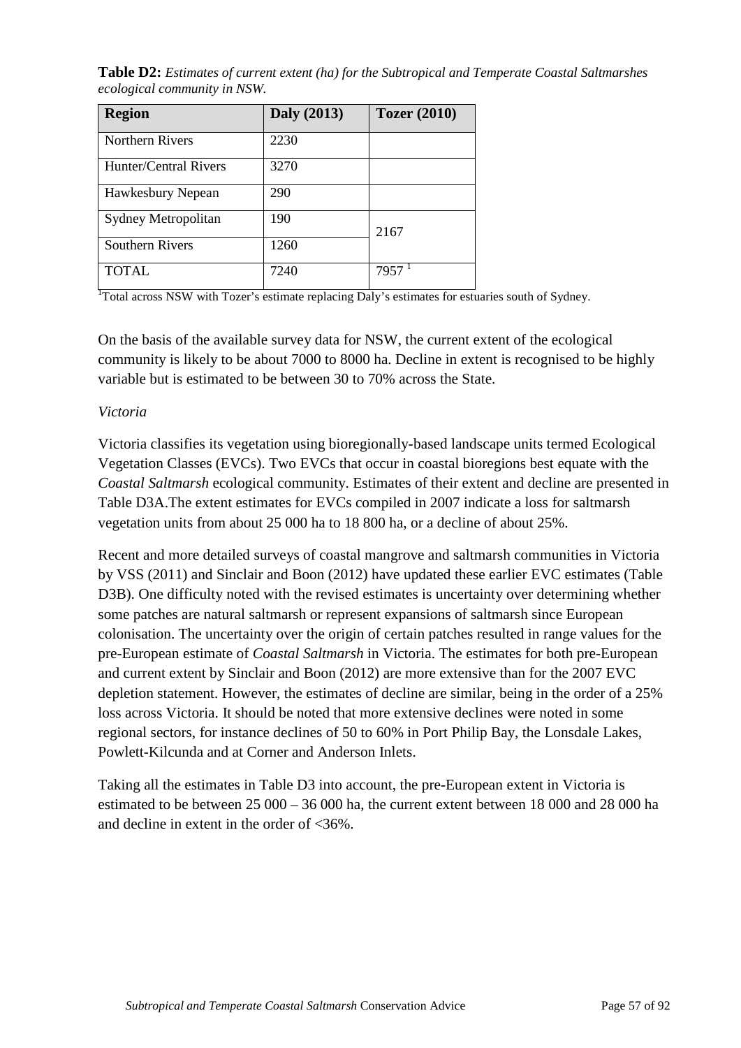**Table D2:** *Estimates of current extent (ha) for the Subtropical and Temperate Coastal Saltmarshes ecological community in NSW.*

| Region | Daly (2013) | Tozer (2010) |
|---|---|---|
| Northern Rivers | 2230 | |
| Hunter/Central Rivers | 3270 | |
| Hawkesbury Nepean | 290 | |
| Sydney Metropolitan | 190 | 2167 |
| Southern Rivers | 1260 | |
| TOTAL | 7240 | 7957 [1] |

[1]Total across NSW with Tozer's estimate replacing Daly's estimates for estuaries south of Sydney.

On the basis of the available survey data for NSW, the current extent of the ecological community is likely to be about 7000 to 8000 ha. Decline in extent is recognised to be highly variable but is estimated to be between 30 to 70% across the State.

*Victoria*

Victoria classifies its vegetation using bioregionally-based landscape units termed Ecological Vegetation Classes (EVCs). Two EVCs that occur in coastal bioregions best equate with the *Coastal Saltmarsh* ecological community. Estimates of their extent and decline are presented in Table D3A.The extent estimates for EVCs compiled in 2007 indicate a loss for saltmarsh vegetation units from about 25 000 ha to 18 800 ha, or a decline of about 25%.

Recent and more detailed surveys of coastal mangrove and saltmarsh communities in Victoria by VSS (2011) and Sinclair and Boon (2012) have updated these earlier EVC estimates (Table D3B). One difficulty noted with the revised estimates is uncertainty over determining whether some patches are natural saltmarsh or represent expansions of saltmarsh since European colonisation. The uncertainty over the origin of certain patches resulted in range values for the pre-European estimate of *Coastal Saltmarsh* in Victoria. The estimates for both pre-European and current extent by Sinclair and Boon (2012) are more extensive than for the 2007 EVC depletion statement. However, the estimates of decline are similar, being in the order of a 25% loss across Victoria. It should be noted that more extensive declines were noted in some regional sectors, for instance declines of 50 to 60% in Port Philip Bay, the Lonsdale Lakes, Powlett-Kilcunda and at Corner and Anderson Inlets.

Taking all the estimates in Table D3 into account, the pre-European extent in Victoria is estimated to be between 25 000 – 36 000 ha, the current extent between 18 000 and 28 000 ha and decline in extent in the order of <36%.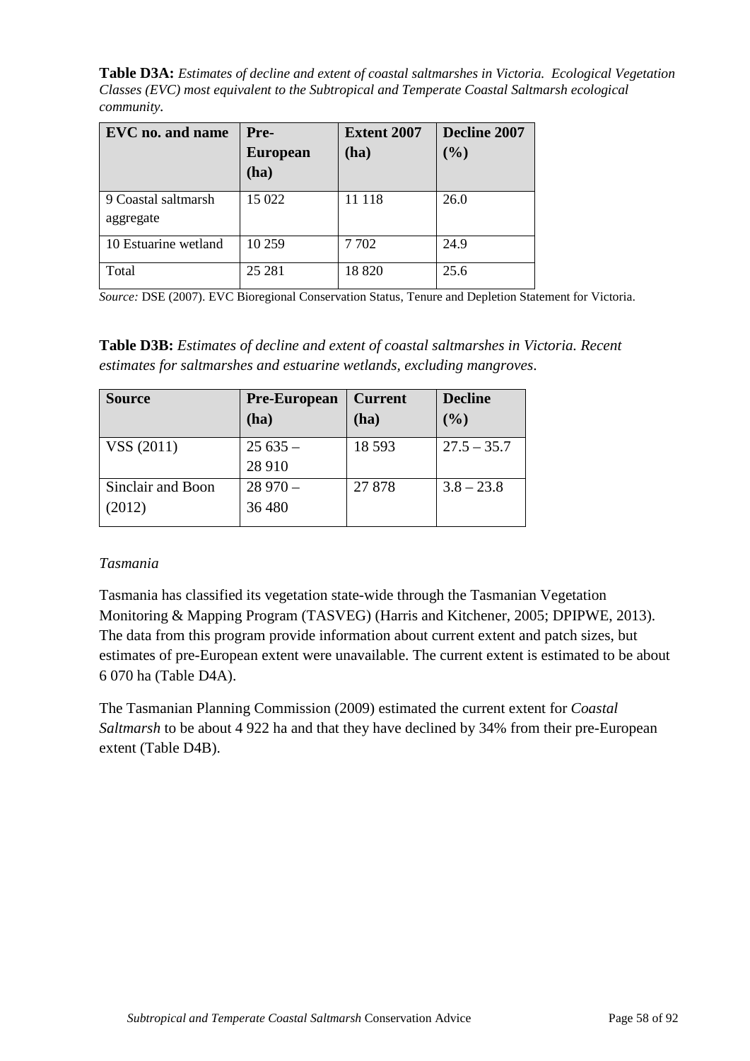**Table D3A:** *Estimates of decline and extent of coastal saltmarshes in Victoria. Ecological Vegetation Classes (EVC) most equivalent to the Subtropical and Temperate Coastal Saltmarsh ecological community.*

| EVC no. and name | Pre-European (ha) | Extent 2007 (ha) | Decline 2007 (%) |
|---|---|---|---|
| 9 Coastal saltmarsh aggregate | 15 022 | 11 118 | 26.0 |
| 10 Estuarine wetland | 10 259 | 7 702 | 24.9 |
| Total | 25 281 | 18 820 | 25.6 |

*Source:* DSE (2007). EVC Bioregional Conservation Status, Tenure and Depletion Statement for Victoria.

**Table D3B:** *Estimates of decline and extent of coastal saltmarshes in Victoria. Recent estimates for saltmarshes and estuarine wetlands, excluding mangroves.*

| Source | Pre-European (ha) | Current (ha) | Decline (%) |
|---|---|---|---|
| VSS (2011) | 25 635 – 28 910 | 18 593 | 27.5 – 35.7 |
| Sinclair and Boon (2012) | 28 970 – 36 480 | 27 878 | 3.8 – 23.8 |

*Tasmania*

Tasmania has classified its vegetation state-wide through the Tasmanian Vegetation Monitoring & Mapping Program (TASVEG) (Harris and Kitchener, 2005; DPIPWE, 2013). The data from this program provide information about current extent and patch sizes, but estimates of pre-European extent were unavailable. The current extent is estimated to be about 6 070 ha (Table D4A).

The Tasmanian Planning Commission (2009) estimated the current extent for *Coastal Saltmarsh* to be about 4 922 ha and that they have declined by 34% from their pre-European extent (Table D4B).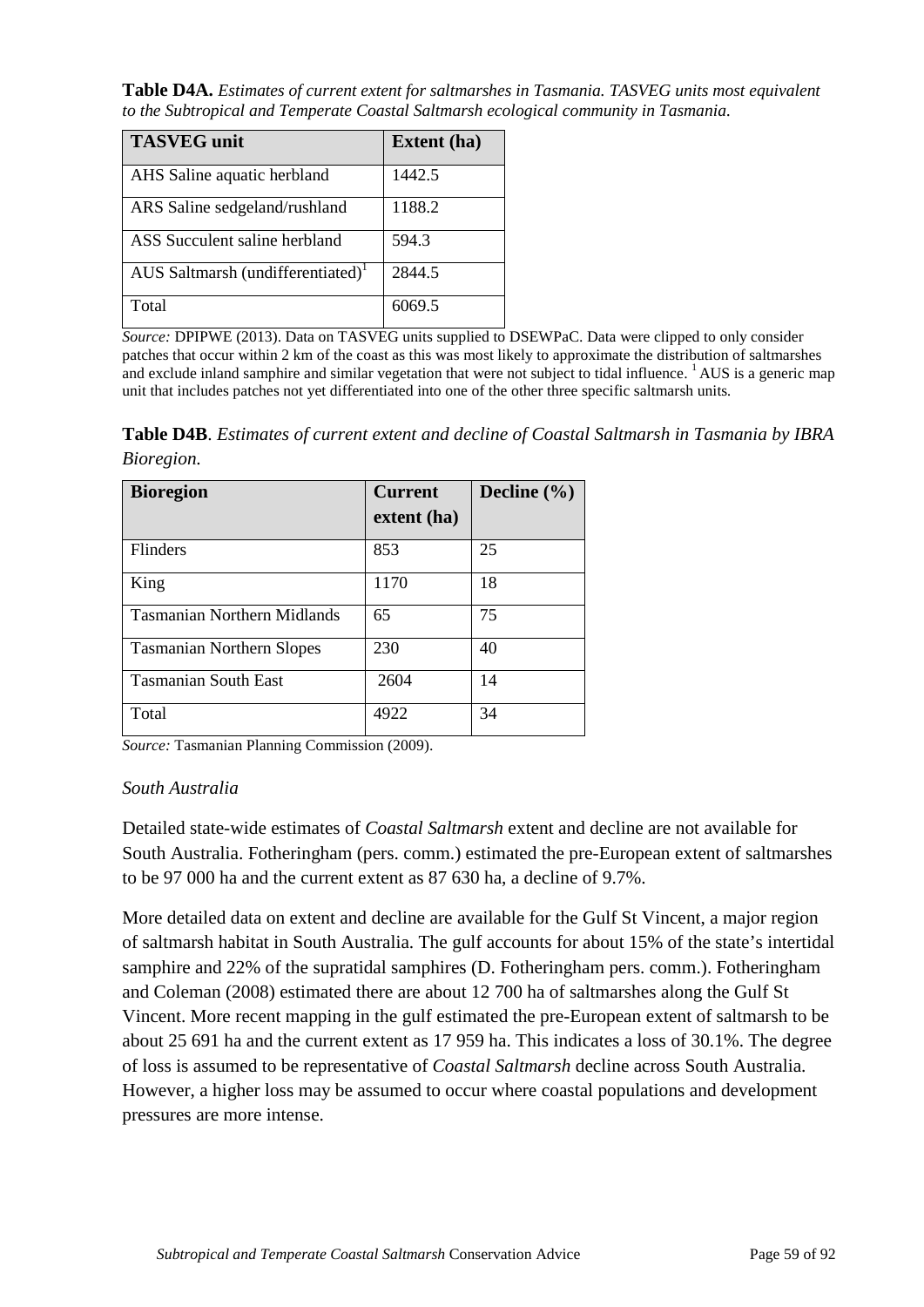**Table D4A.** *Estimates of current extent for saltmarshes in Tasmania. TASVEG units most equivalent to the Subtropical and Temperate Coastal Saltmarsh ecological community in Tasmania.*

| TASVEG unit | Extent (ha) |
|---|---|
| AHS Saline aquatic herbland | 1442.5 |
| ARS Saline sedgeland/rushland | 1188.2 |
| ASS Succulent saline herbland | 594.3 |
| AUS Saltmarsh (undifferentiated)[1] | 2844.5 |
| Total | 6069.5 |

*Source:* DPIPWE (2013). Data on TASVEG units supplied to DSEWPaC. Data were clipped to only consider patches that occur within 2 km of the coast as this was most likely to approximate the distribution of saltmarshes and exclude inland samphire and similar vegetation that were not subject to tidal influence. [1] AUS is a generic map unit that includes patches not yet differentiated into one of the other three specific saltmarsh units.

**Table D4B**. *Estimates of current extent and decline of Coastal Saltmarsh in Tasmania by IBRA Bioregion.*

| Bioregion | Current extent (ha) | Decline (%) |
|---|---|---|
| Flinders | 853 | 25 |
| King | 1170 | 18 |
| Tasmanian Northern Midlands | 65 | 75 |
| Tasmanian Northern Slopes | 230 | 40 |
| Tasmanian South East | 2604 | 14 |
| Total | 4922 | 34 |

*Source:* Tasmanian Planning Commission (2009).

### *South Australia*

Detailed state-wide estimates of *Coastal Saltmarsh* extent and decline are not available for South Australia. Fotheringham (pers. comm.) estimated the pre-European extent of saltmarshes to be 97 000 ha and the current extent as 87 630 ha, a decline of 9.7%.

More detailed data on extent and decline are available for the Gulf St Vincent, a major region of saltmarsh habitat in South Australia. The gulf accounts for about 15% of the state's intertidal samphire and 22% of the supratidal samphires (D. Fotheringham pers. comm.). Fotheringham and Coleman (2008) estimated there are about 12 700 ha of saltmarshes along the Gulf St Vincent. More recent mapping in the gulf estimated the pre-European extent of saltmarsh to be about 25 691 ha and the current extent as 17 959 ha. This indicates a loss of 30.1%. The degree of loss is assumed to be representative of *Coastal Saltmarsh* decline across South Australia. However, a higher loss may be assumed to occur where coastal populations and development pressures are more intense.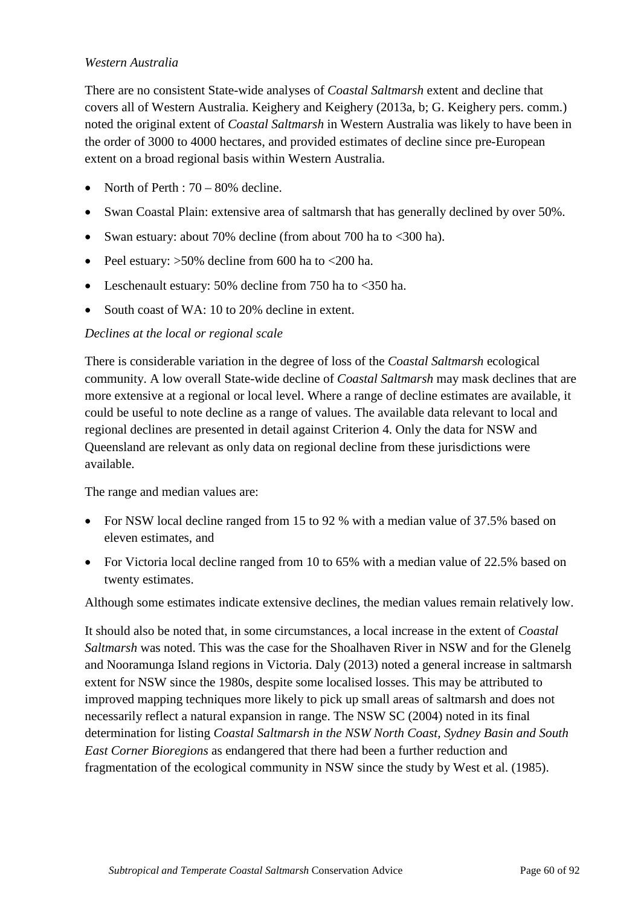*Western Australia*

There are no consistent State-wide analyses of *Coastal Saltmarsh* extent and decline that covers all of Western Australia. Keighery and Keighery (2013a, b; G. Keighery pers. comm.) noted the original extent of *Coastal Saltmarsh* in Western Australia was likely to have been in the order of 3000 to 4000 hectares, and provided estimates of decline since pre-European extent on a broad regional basis within Western Australia.

- North of Perth : 70 – 80% decline.
- Swan Coastal Plain: extensive area of saltmarsh that has generally declined by over 50%.
- Swan estuary: about 70% decline (from about 700 ha to <300 ha).
- Peel estuary: >50% decline from 600 ha to <200 ha.
- Leschenault estuary: 50% decline from 750 ha to <350 ha.
- South coast of WA: 10 to 20% decline in extent.

*Declines at the local or regional scale*

There is considerable variation in the degree of loss of the *Coastal Saltmarsh* ecological community. A low overall State-wide decline of *Coastal Saltmarsh* may mask declines that are more extensive at a regional or local level. Where a range of decline estimates are available, it could be useful to note decline as a range of values. The available data relevant to local and regional declines are presented in detail against Criterion 4. Only the data for NSW and Queensland are relevant as only data on regional decline from these jurisdictions were available.

The range and median values are:

- For NSW local decline ranged from 15 to 92 % with a median value of 37.5% based on eleven estimates, and
- For Victoria local decline ranged from 10 to 65% with a median value of 22.5% based on twenty estimates.

Although some estimates indicate extensive declines, the median values remain relatively low.

It should also be noted that, in some circumstances, a local increase in the extent of *Coastal Saltmarsh* was noted. This was the case for the Shoalhaven River in NSW and for the Glenelg and Nooramunga Island regions in Victoria. Daly (2013) noted a general increase in saltmarsh extent for NSW since the 1980s, despite some localised losses. This may be attributed to improved mapping techniques more likely to pick up small areas of saltmarsh and does not necessarily reflect a natural expansion in range. The NSW SC (2004) noted in its final determination for listing *Coastal Saltmarsh in the NSW North Coast, Sydney Basin and South East Corner Bioregions* as endangered that there had been a further reduction and fragmentation of the ecological community in NSW since the study by West et al. (1985).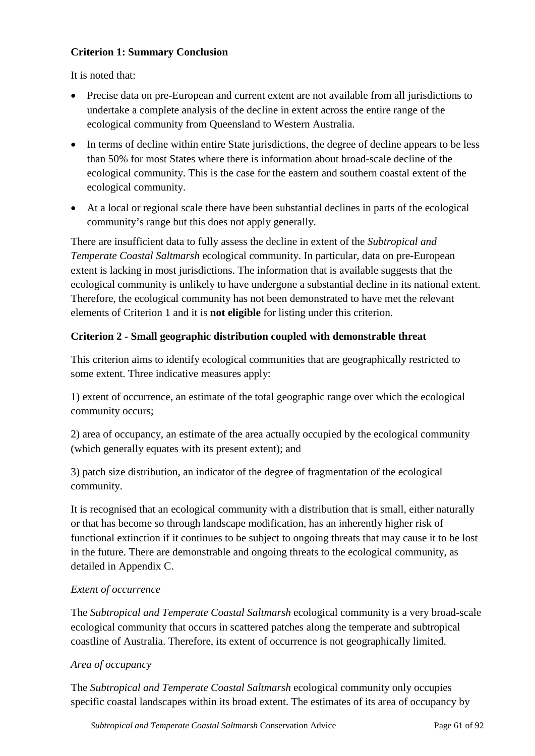**Criterion 1: Summary Conclusion**

It is noted that:

- Precise data on pre-European and current extent are not available from all jurisdictions to undertake a complete analysis of the decline in extent across the entire range of the ecological community from Queensland to Western Australia.
- In terms of decline within entire State jurisdictions, the degree of decline appears to be less than 50% for most States where there is information about broad-scale decline of the ecological community. This is the case for the eastern and southern coastal extent of the ecological community.
- At a local or regional scale there have been substantial declines in parts of the ecological community's range but this does not apply generally.

There are insufficient data to fully assess the decline in extent of the *Subtropical and Temperate Coastal Saltmarsh* ecological community. In particular, data on pre-European extent is lacking in most jurisdictions. The information that is available suggests that the ecological community is unlikely to have undergone a substantial decline in its national extent. Therefore, the ecological community has not been demonstrated to have met the relevant elements of Criterion 1 and it is **not eligible** for listing under this criterion.

**Criterion 2 - Small geographic distribution coupled with demonstrable threat**

This criterion aims to identify ecological communities that are geographically restricted to some extent. Three indicative measures apply:

1) extent of occurrence, an estimate of the total geographic range over which the ecological community occurs;

2) area of occupancy, an estimate of the area actually occupied by the ecological community (which generally equates with its present extent); and

3) patch size distribution, an indicator of the degree of fragmentation of the ecological community.

It is recognised that an ecological community with a distribution that is small, either naturally or that has become so through landscape modification, has an inherently higher risk of functional extinction if it continues to be subject to ongoing threats that may cause it to be lost in the future. There are demonstrable and ongoing threats to the ecological community, as detailed in Appendix C.

*Extent of occurrence*

The *Subtropical and Temperate Coastal Saltmarsh* ecological community is a very broad-scale ecological community that occurs in scattered patches along the temperate and subtropical coastline of Australia. Therefore, its extent of occurrence is not geographically limited.

*Area of occupancy*

The *Subtropical and Temperate Coastal Saltmarsh* ecological community only occupies specific coastal landscapes within its broad extent. The estimates of its area of occupancy by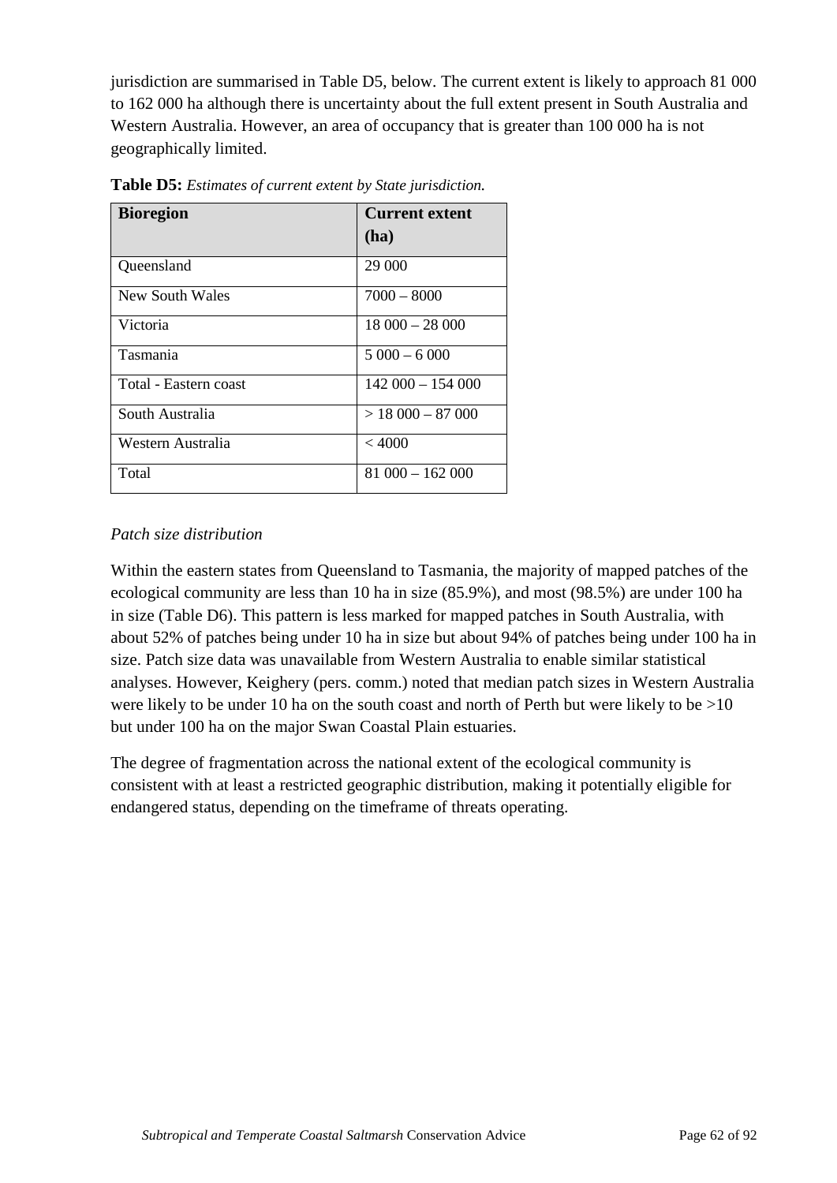jurisdiction are summarised in Table D5, below. The current extent is likely to approach 81 000 to 162 000 ha although there is uncertainty about the full extent present in South Australia and Western Australia. However, an area of occupancy that is greater than 100 000 ha is not geographically limited.

**Table D5:** *Estimates of current extent by State jurisdiction.*

| Bioregion | Current extent (ha) |
|---|---|
| Queensland | 29 000 |
| New South Wales | 7000 – 8000 |
| Victoria | 18 000 – 28 000 |
| Tasmania | 5 000 – 6 000 |
| Total - Eastern coast | 142 000 – 154 000 |
| South Australia | > 18 000 – 87 000 |
| Western Australia | < 4000 |
| Total | 81 000 – 162 000 |

*Patch size distribution*

Within the eastern states from Queensland to Tasmania, the majority of mapped patches of the ecological community are less than 10 ha in size (85.9%), and most (98.5%) are under 100 ha in size (Table D6). This pattern is less marked for mapped patches in South Australia, with about 52% of patches being under 10 ha in size but about 94% of patches being under 100 ha in size. Patch size data was unavailable from Western Australia to enable similar statistical analyses. However, Keighery (pers. comm.) noted that median patch sizes in Western Australia were likely to be under 10 ha on the south coast and north of Perth but were likely to be >10 but under 100 ha on the major Swan Coastal Plain estuaries.

The degree of fragmentation across the national extent of the ecological community is consistent with at least a restricted geographic distribution, making it potentially eligible for endangered status, depending on the timeframe of threats operating.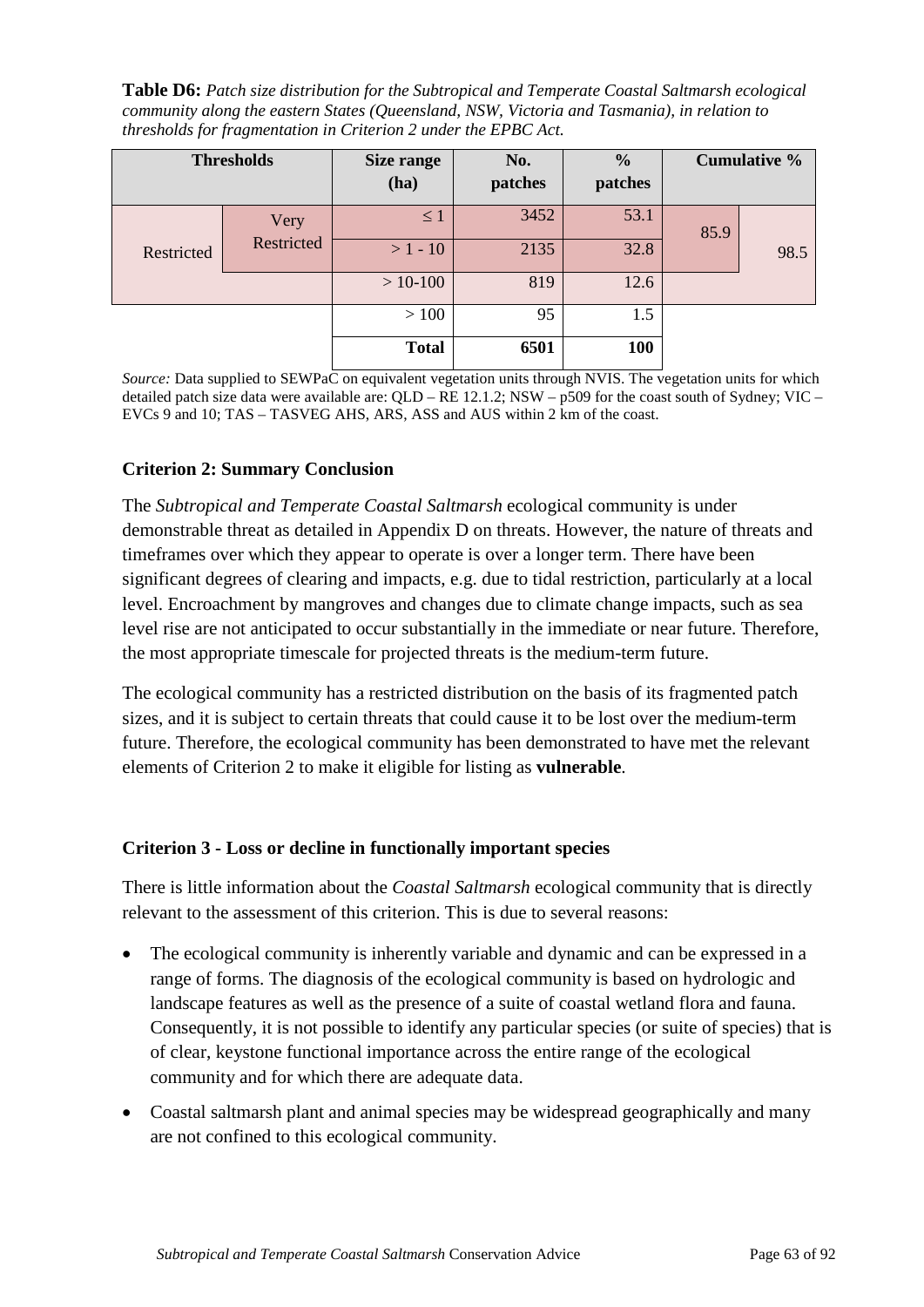**Table D6:** *Patch size distribution for the Subtropical and Temperate Coastal Saltmarsh ecological community along the eastern States (Queensland, NSW, Victoria and Tasmania), in relation to thresholds for fragmentation in Criterion 2 under the EPBC Act.*

| Thresholds | | Size range (ha) | No. patches | % patches | Cumulative % | |
|---|---|---|---|---|---|---|
| Restricted | Very Restricted | ≤ 1 | 3452 | 53.1 | 85.9 | 98.5 |
| | | > 1 - 10 | 2135 | 32.8 | | |
| | | > 10-100 | 819 | 12.6 | | |
| | | > 100 | 95 | 1.5 | | |
| | | **Total** | **6501** | **100** | | |

*Source:* Data supplied to SEWPaC on equivalent vegetation units through NVIS. The vegetation units for which detailed patch size data were available are: QLD – RE 12.1.2; NSW – p509 for the coast south of Sydney; VIC – EVCs 9 and 10; TAS – TASVEG AHS, ARS, ASS and AUS within 2 km of the coast.

### Criterion 2: Summary Conclusion

The *Subtropical and Temperate Coastal Saltmarsh* ecological community is under demonstrable threat as detailed in Appendix D on threats. However, the nature of threats and timeframes over which they appear to operate is over a longer term. There have been significant degrees of clearing and impacts, e.g. due to tidal restriction, particularly at a local level. Encroachment by mangroves and changes due to climate change impacts, such as sea level rise are not anticipated to occur substantially in the immediate or near future. Therefore, the most appropriate timescale for projected threats is the medium-term future.

The ecological community has a restricted distribution on the basis of its fragmented patch sizes, and it is subject to certain threats that could cause it to be lost over the medium-term future. Therefore, the ecological community has been demonstrated to have met the relevant elements of Criterion 2 to make it eligible for listing as **vulnerable**.

### Criterion 3 - Loss or decline in functionally important species

There is little information about the *Coastal Saltmarsh* ecological community that is directly relevant to the assessment of this criterion. This is due to several reasons:

- The ecological community is inherently variable and dynamic and can be expressed in a range of forms. The diagnosis of the ecological community is based on hydrologic and landscape features as well as the presence of a suite of coastal wetland flora and fauna. Consequently, it is not possible to identify any particular species (or suite of species) that is of clear, keystone functional importance across the entire range of the ecological community and for which there are adequate data.
- Coastal saltmarsh plant and animal species may be widespread geographically and many are not confined to this ecological community.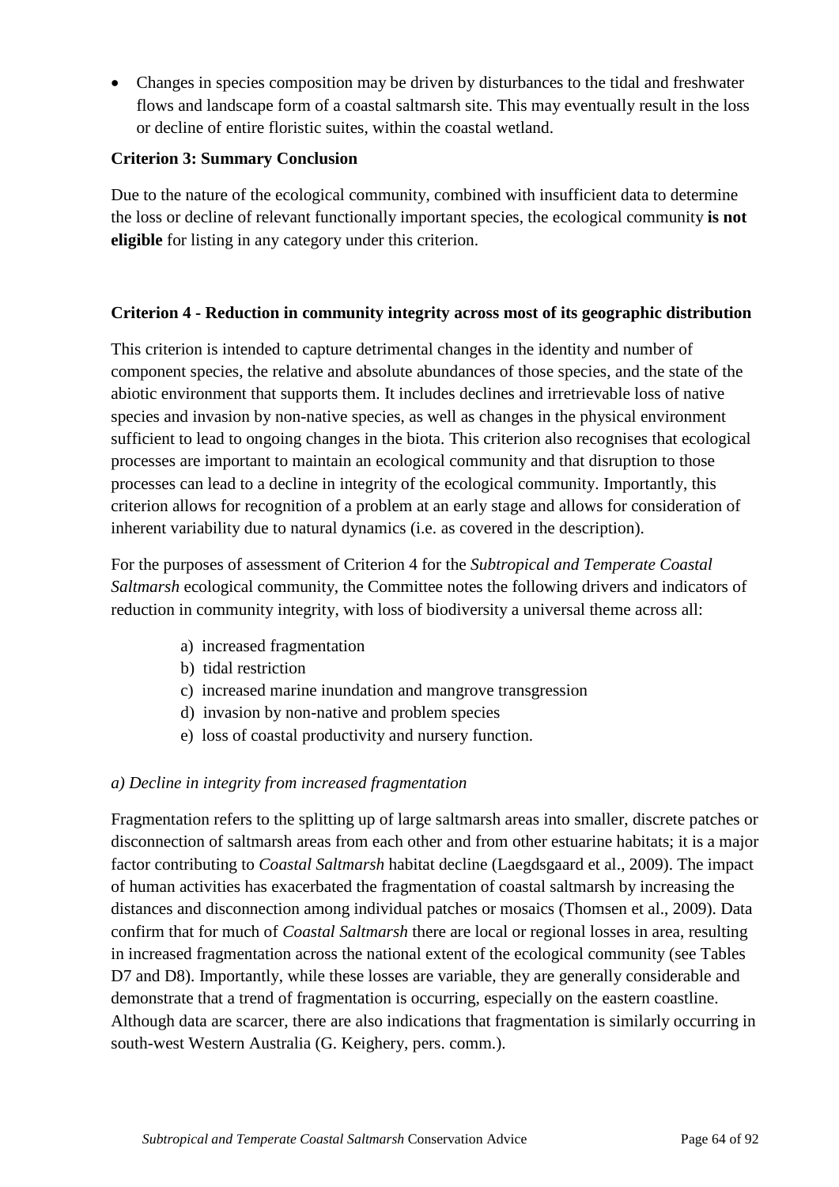- Changes in species composition may be driven by disturbances to the tidal and freshwater flows and landscape form of a coastal saltmarsh site. This may eventually result in the loss or decline of entire floristic suites, within the coastal wetland.

**Criterion 3: Summary Conclusion**

Due to the nature of the ecological community, combined with insufficient data to determine the loss or decline of relevant functionally important species, the ecological community **is not eligible** for listing in any category under this criterion.

**Criterion 4 - Reduction in community integrity across most of its geographic distribution**

This criterion is intended to capture detrimental changes in the identity and number of component species, the relative and absolute abundances of those species, and the state of the abiotic environment that supports them. It includes declines and irretrievable loss of native species and invasion by non-native species, as well as changes in the physical environment sufficient to lead to ongoing changes in the biota. This criterion also recognises that ecological processes are important to maintain an ecological community and that disruption to those processes can lead to a decline in integrity of the ecological community. Importantly, this criterion allows for recognition of a problem at an early stage and allows for consideration of inherent variability due to natural dynamics (i.e. as covered in the description).

For the purposes of assessment of Criterion 4 for the *Subtropical and Temperate Coastal Saltmarsh* ecological community, the Committee notes the following drivers and indicators of reduction in community integrity, with loss of biodiversity a universal theme across all:

a) increased fragmentation
b) tidal restriction
c) increased marine inundation and mangrove transgression
d) invasion by non-native and problem species
e) loss of coastal productivity and nursery function.

*a) Decline in integrity from increased fragmentation*

Fragmentation refers to the splitting up of large saltmarsh areas into smaller, discrete patches or disconnection of saltmarsh areas from each other and from other estuarine habitats; it is a major factor contributing to *Coastal Saltmarsh* habitat decline (Laegdsgaard et al., 2009). The impact of human activities has exacerbated the fragmentation of coastal saltmarsh by increasing the distances and disconnection among individual patches or mosaics (Thomsen et al., 2009). Data confirm that for much of *Coastal Saltmarsh* there are local or regional losses in area, resulting in increased fragmentation across the national extent of the ecological community (see Tables D7 and D8). Importantly, while these losses are variable, they are generally considerable and demonstrate that a trend of fragmentation is occurring, especially on the eastern coastline. Although data are scarcer, there are also indications that fragmentation is similarly occurring in south-west Western Australia (G. Keighery, pers. comm.).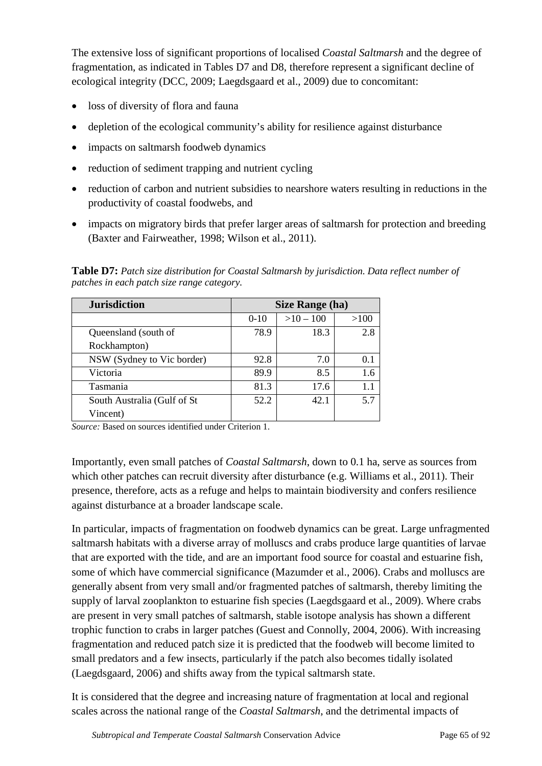The extensive loss of significant proportions of localised *Coastal Saltmarsh* and the degree of fragmentation, as indicated in Tables D7 and D8, therefore represent a significant decline of ecological integrity (DCC, 2009; Laegdsgaard et al., 2009) due to concomitant:

- loss of diversity of flora and fauna
- depletion of the ecological community's ability for resilience against disturbance
- impacts on saltmarsh foodweb dynamics
- reduction of sediment trapping and nutrient cycling
- reduction of carbon and nutrient subsidies to nearshore waters resulting in reductions in the productivity of coastal foodwebs, and
- impacts on migratory birds that prefer larger areas of saltmarsh for protection and breeding (Baxter and Fairweather, 1998; Wilson et al., 2011).

**Table D7:** *Patch size distribution for Coastal Saltmarsh by jurisdiction. Data reflect number of patches in each patch size range category.*

| Jurisdiction | Size Range (ha) | | |
|---|---|---|---|
| | 0-10 | >10 – 100 | >100 |
| Queensland (south of Rockhampton) | 78.9 | 18.3 | 2.8 |
| NSW (Sydney to Vic border) | 92.8 | 7.0 | 0.1 |
| Victoria | 89.9 | 8.5 | 1.6 |
| Tasmania | 81.3 | 17.6 | 1.1 |
| South Australia (Gulf of St Vincent) | 52.2 | 42.1 | 5.7 |

*Source:* Based on sources identified under Criterion 1.

Importantly, even small patches of *Coastal Saltmarsh*, down to 0.1 ha, serve as sources from which other patches can recruit diversity after disturbance (e.g. Williams et al., 2011). Their presence, therefore, acts as a refuge and helps to maintain biodiversity and confers resilience against disturbance at a broader landscape scale.

In particular, impacts of fragmentation on foodweb dynamics can be great. Large unfragmented saltmarsh habitats with a diverse array of molluscs and crabs produce large quantities of larvae that are exported with the tide, and are an important food source for coastal and estuarine fish, some of which have commercial significance (Mazumder et al., 2006). Crabs and molluscs are generally absent from very small and/or fragmented patches of saltmarsh, thereby limiting the supply of larval zooplankton to estuarine fish species (Laegdsgaard et al., 2009). Where crabs are present in very small patches of saltmarsh, stable isotope analysis has shown a different trophic function to crabs in larger patches (Guest and Connolly, 2004, 2006). With increasing fragmentation and reduced patch size it is predicted that the foodweb will become limited to small predators and a few insects, particularly if the patch also becomes tidally isolated (Laegdsgaard, 2006) and shifts away from the typical saltmarsh state.

It is considered that the degree and increasing nature of fragmentation at local and regional scales across the national range of the *Coastal Saltmarsh*, and the detrimental impacts of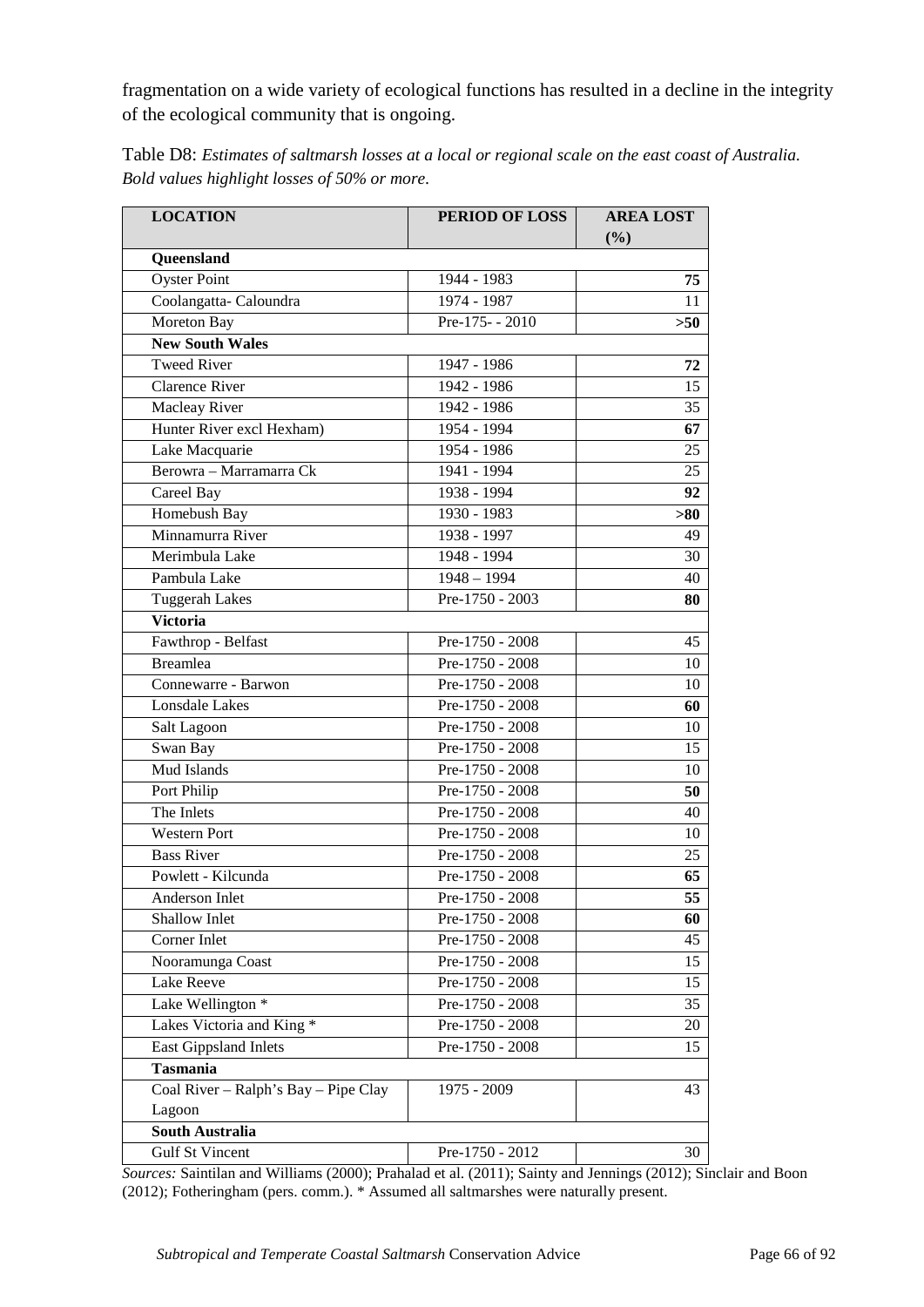fragmentation on a wide variety of ecological functions has resulted in a decline in the integrity of the ecological community that is ongoing.

Table D8: *Estimates of saltmarsh losses at a local or regional scale on the east coast of Australia. Bold values highlight losses of 50% or more.*

| LOCATION | PERIOD OF LOSS | AREA LOST (%) |
|---|---|---|
| **Queensland** | | |
| Oyster Point | 1944 - 1983 | **75** |
| Coolangatta- Caloundra | 1974 - 1987 | 11 |
| Moreton Bay | Pre-175- - 2010 | **>50** |
| **New South Wales** | | |
| Tweed River | 1947 - 1986 | **72** |
| Clarence River | 1942 - 1986 | 15 |
| Macleay River | 1942 - 1986 | 35 |
| Hunter River excl Hexham) | 1954 - 1994 | **67** |
| Lake Macquarie | 1954 - 1986 | 25 |
| Berowra – Marramarra Ck | 1941 - 1994 | 25 |
| Careel Bay | 1938 - 1994 | **92** |
| Homebush Bay | 1930 - 1983 | **>80** |
| Minnamurra River | 1938 - 1997 | 49 |
| Merimbula Lake | 1948 - 1994 | 30 |
| Pambula Lake | 1948 – 1994 | 40 |
| Tuggerah Lakes | Pre-1750 - 2003 | **80** |
| **Victoria** | | |
| Fawthrop - Belfast | Pre-1750 - 2008 | 45 |
| Breamlea | Pre-1750 - 2008 | 10 |
| Connewarre - Barwon | Pre-1750 - 2008 | 10 |
| Lonsdale Lakes | Pre-1750 - 2008 | **60** |
| Salt Lagoon | Pre-1750 - 2008 | 10 |
| Swan Bay | Pre-1750 - 2008 | 15 |
| Mud Islands | Pre-1750 - 2008 | 10 |
| Port Philip | Pre-1750 - 2008 | **50** |
| The Inlets | Pre-1750 - 2008 | 40 |
| Western Port | Pre-1750 - 2008 | 10 |
| Bass River | Pre-1750 - 2008 | 25 |
| Powlett - Kilcunda | Pre-1750 - 2008 | **65** |
| Anderson Inlet | Pre-1750 - 2008 | **55** |
| Shallow Inlet | Pre-1750 - 2008 | **60** |
| Corner Inlet | Pre-1750 - 2008 | 45 |
| Nooramunga Coast | Pre-1750 - 2008 | 15 |
| Lake Reeve | Pre-1750 - 2008 | 15 |
| Lake Wellington * | Pre-1750 - 2008 | 35 |
| Lakes Victoria and King * | Pre-1750 - 2008 | 20 |
| East Gippsland Inlets | Pre-1750 - 2008 | 15 |
| **Tasmania** | | |
| Coal River – Ralph's Bay – Pipe Clay Lagoon | 1975 - 2009 | 43 |
| **South Australia** | | |
| Gulf St Vincent | Pre-1750 - 2012 | 30 |

*Sources:* Saintilan and Williams (2000); Prahalad et al. (2011); Sainty and Jennings (2012); Sinclair and Boon (2012); Fotheringham (pers. comm.). * Assumed all saltmarshes were naturally present.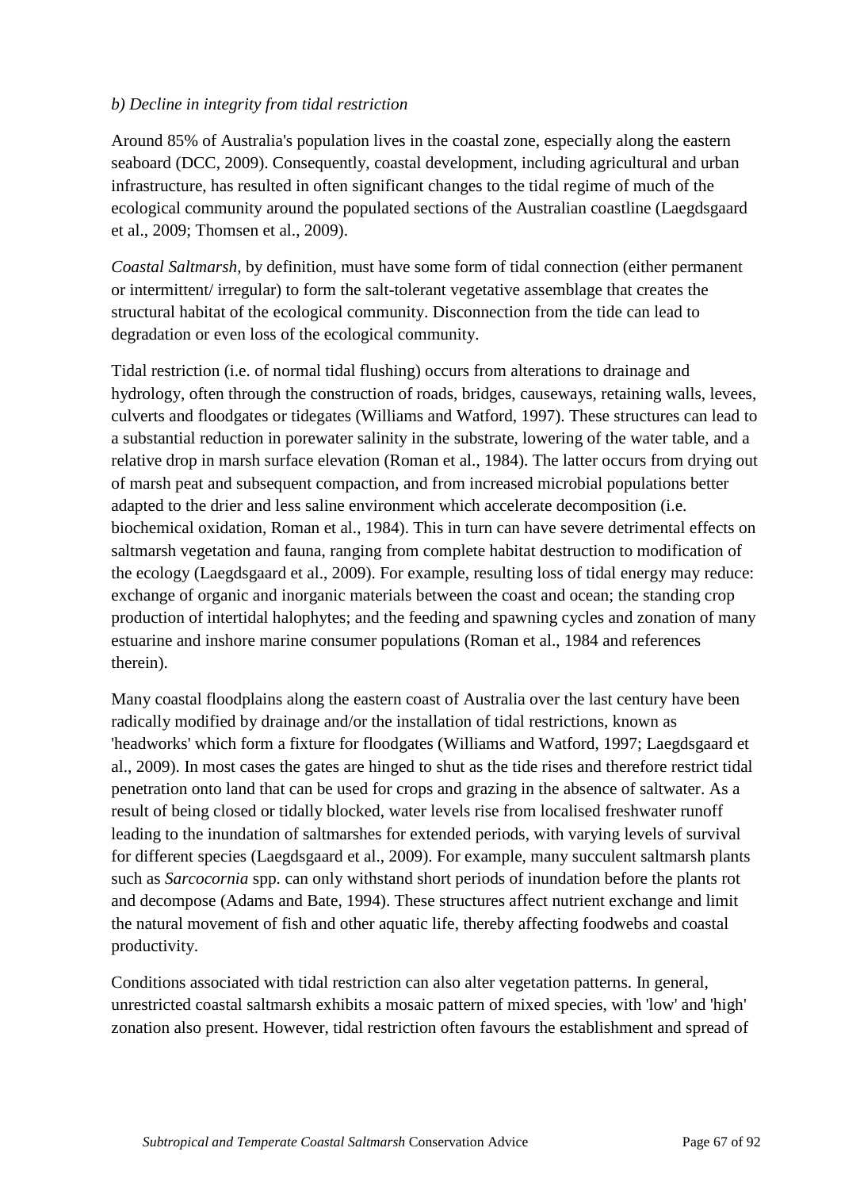*b) Decline in integrity from tidal restriction*

Around 85% of Australia's population lives in the coastal zone, especially along the eastern seaboard (DCC, 2009). Consequently, coastal development, including agricultural and urban infrastructure, has resulted in often significant changes to the tidal regime of much of the ecological community around the populated sections of the Australian coastline (Laegdsgaard et al., 2009; Thomsen et al., 2009).

*Coastal Saltmarsh*, by definition, must have some form of tidal connection (either permanent or intermittent/ irregular) to form the salt-tolerant vegetative assemblage that creates the structural habitat of the ecological community. Disconnection from the tide can lead to degradation or even loss of the ecological community.

Tidal restriction (i.e. of normal tidal flushing) occurs from alterations to drainage and hydrology, often through the construction of roads, bridges, causeways, retaining walls, levees, culverts and floodgates or tidegates (Williams and Watford, 1997). These structures can lead to a substantial reduction in porewater salinity in the substrate, lowering of the water table, and a relative drop in marsh surface elevation (Roman et al., 1984). The latter occurs from drying out of marsh peat and subsequent compaction, and from increased microbial populations better adapted to the drier and less saline environment which accelerate decomposition (i.e. biochemical oxidation, Roman et al., 1984). This in turn can have severe detrimental effects on saltmarsh vegetation and fauna, ranging from complete habitat destruction to modification of the ecology (Laegdsgaard et al., 2009). For example, resulting loss of tidal energy may reduce: exchange of organic and inorganic materials between the coast and ocean; the standing crop production of intertidal halophytes; and the feeding and spawning cycles and zonation of many estuarine and inshore marine consumer populations (Roman et al., 1984 and references therein).

Many coastal floodplains along the eastern coast of Australia over the last century have been radically modified by drainage and/or the installation of tidal restrictions, known as 'headworks' which form a fixture for floodgates (Williams and Watford, 1997; Laegdsgaard et al., 2009). In most cases the gates are hinged to shut as the tide rises and therefore restrict tidal penetration onto land that can be used for crops and grazing in the absence of saltwater. As a result of being closed or tidally blocked, water levels rise from localised freshwater runoff leading to the inundation of saltmarshes for extended periods, with varying levels of survival for different species (Laegdsgaard et al., 2009). For example, many succulent saltmarsh plants such as *Sarcocornia* spp. can only withstand short periods of inundation before the plants rot and decompose (Adams and Bate, 1994). These structures affect nutrient exchange and limit the natural movement of fish and other aquatic life, thereby affecting foodwebs and coastal productivity.

Conditions associated with tidal restriction can also alter vegetation patterns. In general, unrestricted coastal saltmarsh exhibits a mosaic pattern of mixed species, with 'low' and 'high' zonation also present. However, tidal restriction often favours the establishment and spread of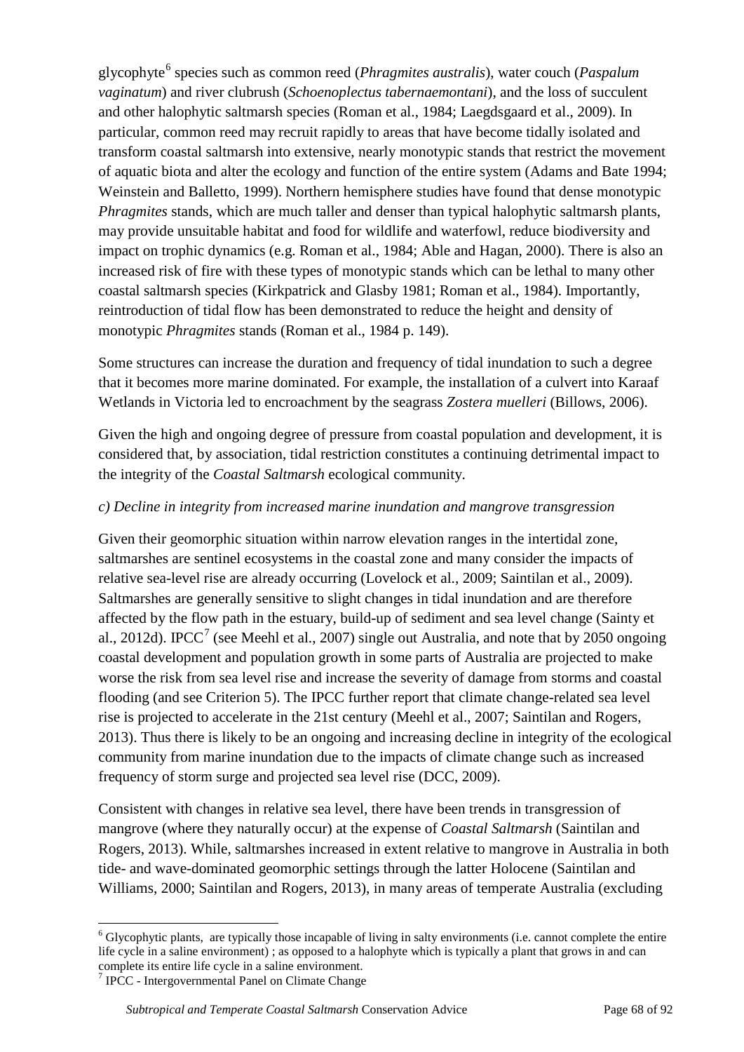glycophyte[6] species such as common reed (*Phragmites australis*), water couch (*Paspalum vaginatum*) and river clubrush (*Schoenoplectus tabernaemontani*), and the loss of succulent and other halophytic saltmarsh species (Roman et al., 1984; Laegdsgaard et al., 2009). In particular, common reed may recruit rapidly to areas that have become tidally isolated and transform coastal saltmarsh into extensive, nearly monotypic stands that restrict the movement of aquatic biota and alter the ecology and function of the entire system (Adams and Bate 1994; Weinstein and Balletto, 1999). Northern hemisphere studies have found that dense monotypic *Phragmites* stands, which are much taller and denser than typical halophytic saltmarsh plants, may provide unsuitable habitat and food for wildlife and waterfowl, reduce biodiversity and impact on trophic dynamics (e.g. Roman et al., 1984; Able and Hagan, 2000). There is also an increased risk of fire with these types of monotypic stands which can be lethal to many other coastal saltmarsh species (Kirkpatrick and Glasby 1981; Roman et al., 1984). Importantly, reintroduction of tidal flow has been demonstrated to reduce the height and density of monotypic *Phragmites* stands (Roman et al., 1984 p. 149).

Some structures can increase the duration and frequency of tidal inundation to such a degree that it becomes more marine dominated. For example, the installation of a culvert into Karaaf Wetlands in Victoria led to encroachment by the seagrass *Zostera muelleri* (Billows, 2006).

Given the high and ongoing degree of pressure from coastal population and development, it is considered that, by association, tidal restriction constitutes a continuing detrimental impact to the integrity of the *Coastal Saltmarsh* ecological community.

*c) Decline in integrity from increased marine inundation and mangrove transgression*

Given their geomorphic situation within narrow elevation ranges in the intertidal zone, saltmarshes are sentinel ecosystems in the coastal zone and many consider the impacts of relative sea-level rise are already occurring (Lovelock et al., 2009; Saintilan et al., 2009). Saltmarshes are generally sensitive to slight changes in tidal inundation and are therefore affected by the flow path in the estuary, build-up of sediment and sea level change (Sainty et al., 2012d). IPCC[7] (see Meehl et al., 2007) single out Australia, and note that by 2050 ongoing coastal development and population growth in some parts of Australia are projected to make worse the risk from sea level rise and increase the severity of damage from storms and coastal flooding (and see Criterion 5). The IPCC further report that climate change-related sea level rise is projected to accelerate in the 21st century (Meehl et al., 2007; Saintilan and Rogers, 2013). Thus there is likely to be an ongoing and increasing decline in integrity of the ecological community from marine inundation due to the impacts of climate change such as increased frequency of storm surge and projected sea level rise (DCC, 2009).

Consistent with changes in relative sea level, there have been trends in transgression of mangrove (where they naturally occur) at the expense of *Coastal Saltmarsh* (Saintilan and Rogers, 2013). While, saltmarshes increased in extent relative to mangrove in Australia in both tide- and wave-dominated geomorphic settings through the latter Holocene (Saintilan and Williams, 2000; Saintilan and Rogers, 2013), in many areas of temperate Australia (excluding

[6] Glycophytic plants, are typically those incapable of living in salty environments (i.e. cannot complete the entire life cycle in a saline environment) ; as opposed to a halophyte which is typically a plant that grows in and can complete its entire life cycle in a saline environment.

[7] IPCC - Intergovernmental Panel on Climate Change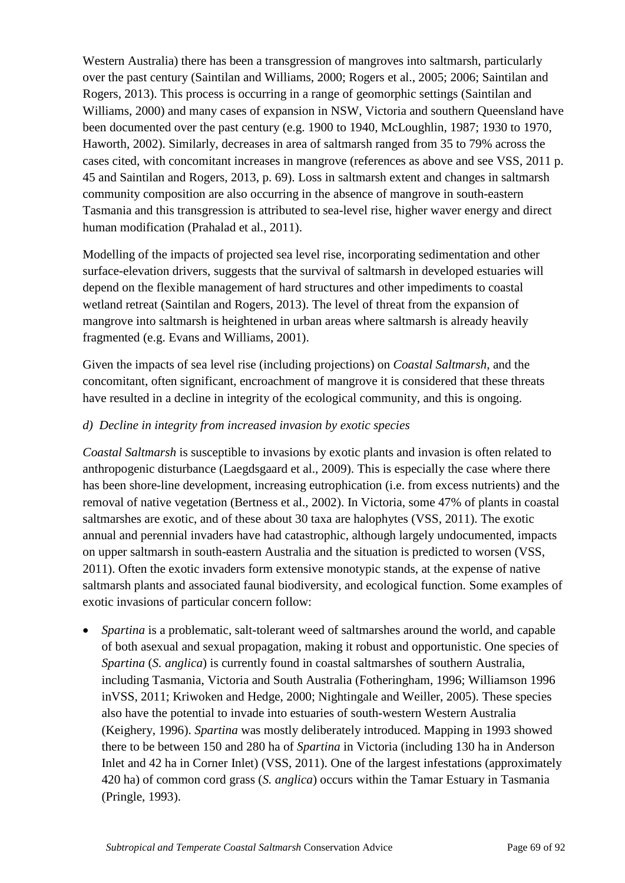Western Australia) there has been a transgression of mangroves into saltmarsh, particularly over the past century (Saintilan and Williams, 2000; Rogers et al., 2005; 2006; Saintilan and Rogers, 2013). This process is occurring in a range of geomorphic settings (Saintilan and Williams, 2000) and many cases of expansion in NSW, Victoria and southern Queensland have been documented over the past century (e.g. 1900 to 1940, McLoughlin, 1987; 1930 to 1970, Haworth, 2002). Similarly, decreases in area of saltmarsh ranged from 35 to 79% across the cases cited, with concomitant increases in mangrove (references as above and see VSS, 2011 p. 45 and Saintilan and Rogers, 2013, p. 69). Loss in saltmarsh extent and changes in saltmarsh community composition are also occurring in the absence of mangrove in south-eastern Tasmania and this transgression is attributed to sea-level rise, higher waver energy and direct human modification (Prahalad et al., 2011).

Modelling of the impacts of projected sea level rise, incorporating sedimentation and other surface-elevation drivers, suggests that the survival of saltmarsh in developed estuaries will depend on the flexible management of hard structures and other impediments to coastal wetland retreat (Saintilan and Rogers, 2013). The level of threat from the expansion of mangrove into saltmarsh is heightened in urban areas where saltmarsh is already heavily fragmented (e.g. Evans and Williams, 2001).

Given the impacts of sea level rise (including projections) on *Coastal Saltmarsh*, and the concomitant, often significant, encroachment of mangrove it is considered that these threats have resulted in a decline in integrity of the ecological community, and this is ongoing.

*d) Decline in integrity from increased invasion by exotic species*

*Coastal Saltmarsh* is susceptible to invasions by exotic plants and invasion is often related to anthropogenic disturbance (Laegdsgaard et al., 2009). This is especially the case where there has been shore-line development, increasing eutrophication (i.e. from excess nutrients) and the removal of native vegetation (Bertness et al., 2002). In Victoria, some 47% of plants in coastal saltmarshes are exotic, and of these about 30 taxa are halophytes (VSS, 2011). The exotic annual and perennial invaders have had catastrophic, although largely undocumented, impacts on upper saltmarsh in south-eastern Australia and the situation is predicted to worsen (VSS, 2011). Often the exotic invaders form extensive monotypic stands, at the expense of native saltmarsh plants and associated faunal biodiversity, and ecological function. Some examples of exotic invasions of particular concern follow:

- *Spartina* is a problematic, salt-tolerant weed of saltmarshes around the world, and capable of both asexual and sexual propagation, making it robust and opportunistic. One species of *Spartina* (*S. anglica*) is currently found in coastal saltmarshes of southern Australia, including Tasmania, Victoria and South Australia (Fotheringham, 1996; Williamson 1996 inVSS, 2011; Kriwoken and Hedge, 2000; Nightingale and Weiller, 2005). These species also have the potential to invade into estuaries of south-western Western Australia (Keighery, 1996). *Spartina* was mostly deliberately introduced. Mapping in 1993 showed there to be between 150 and 280 ha of *Spartina* in Victoria (including 130 ha in Anderson Inlet and 42 ha in Corner Inlet) (VSS, 2011). One of the largest infestations (approximately 420 ha) of common cord grass (*S. anglica*) occurs within the Tamar Estuary in Tasmania (Pringle, 1993).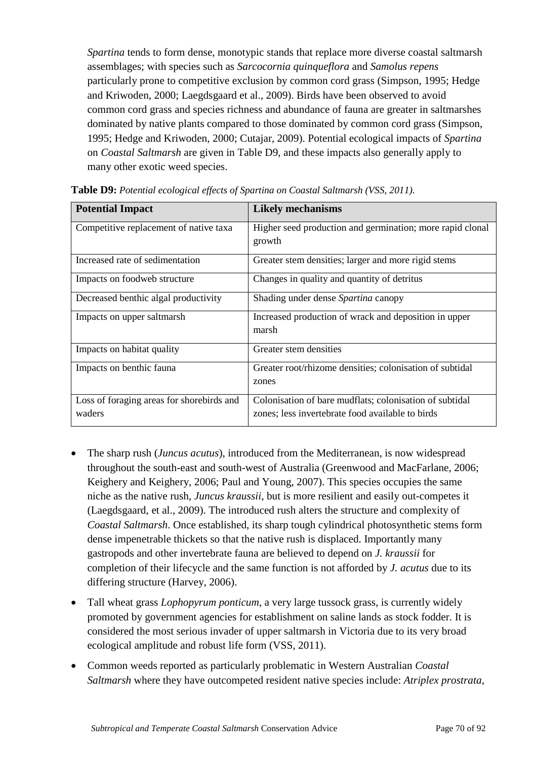*Spartina* tends to form dense, monotypic stands that replace more diverse coastal saltmarsh assemblages; with species such as *Sarcocornia quinqueflora* and *Samolus repens* particularly prone to competitive exclusion by common cord grass (Simpson, 1995; Hedge and Kriwoden, 2000; Laegdsgaard et al., 2009). Birds have been observed to avoid common cord grass and species richness and abundance of fauna are greater in saltmarshes dominated by native plants compared to those dominated by common cord grass (Simpson, 1995; Hedge and Kriwoden, 2000; Cutajar, 2009). Potential ecological impacts of *Spartina* on *Coastal Saltmarsh* are given in Table D9, and these impacts also generally apply to many other exotic weed species.

**Table D9:** *Potential ecological effects of Spartina on Coastal Saltmarsh (VSS, 2011).*

| Potential Impact | Likely mechanisms |
|---|---|
| Competitive replacement of native taxa | Higher seed production and germination; more rapid clonal growth |
| Increased rate of sedimentation | Greater stem densities; larger and more rigid stems |
| Impacts on foodweb structure | Changes in quality and quantity of detritus |
| Decreased benthic algal productivity | Shading under dense *Spartina* canopy |
| Impacts on upper saltmarsh | Increased production of wrack and deposition in upper marsh |
| Impacts on habitat quality | Greater stem densities |
| Impacts on benthic fauna | Greater root/rhizome densities; colonisation of subtidal zones |
| Loss of foraging areas for shorebirds and waders | Colonisation of bare mudflats; colonisation of subtidal zones; less invertebrate food available to birds |

- The sharp rush (*Juncus acutus*), introduced from the Mediterranean, is now widespread throughout the south-east and south-west of Australia (Greenwood and MacFarlane, 2006; Keighery and Keighery, 2006; Paul and Young, 2007). This species occupies the same niche as the native rush, *Juncus kraussii*, but is more resilient and easily out-competes it (Laegdsgaard, et al., 2009). The introduced rush alters the structure and complexity of *Coastal Saltmarsh*. Once established, its sharp tough cylindrical photosynthetic stems form dense impenetrable thickets so that the native rush is displaced. Importantly many gastropods and other invertebrate fauna are believed to depend on *J. kraussii* for completion of their lifecycle and the same function is not afforded by *J. acutus* due to its differing structure (Harvey, 2006).
- Tall wheat grass *Lophopyrum ponticum*, a very large tussock grass, is currently widely promoted by government agencies for establishment on saline lands as stock fodder. It is considered the most serious invader of upper saltmarsh in Victoria due to its very broad ecological amplitude and robust life form (VSS, 2011).
- Common weeds reported as particularly problematic in Western Australian *Coastal Saltmarsh* where they have outcompeted resident native species include: *Atriplex prostrata*,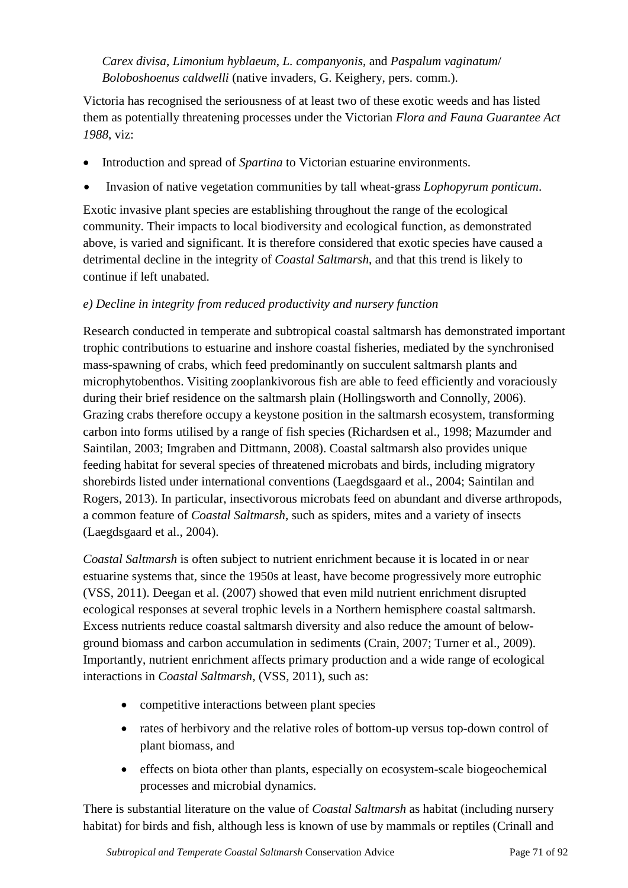*Carex divisa*, *Limonium hyblaeum*, *L. companyonis*, and *Paspalum vaginatum*/ *Boloboshoenus caldwelli* (native invaders, G. Keighery, pers. comm.).

Victoria has recognised the seriousness of at least two of these exotic weeds and has listed them as potentially threatening processes under the Victorian *Flora and Fauna Guarantee Act 1988*, viz:

- Introduction and spread of *Spartina* to Victorian estuarine environments.
- Invasion of native vegetation communities by tall wheat-grass *Lophopyrum ponticum*.

Exotic invasive plant species are establishing throughout the range of the ecological community. Their impacts to local biodiversity and ecological function, as demonstrated above, is varied and significant. It is therefore considered that exotic species have caused a detrimental decline in the integrity of *Coastal Saltmarsh*, and that this trend is likely to continue if left unabated.

*e) Decline in integrity from reduced productivity and nursery function*

Research conducted in temperate and subtropical coastal saltmarsh has demonstrated important trophic contributions to estuarine and inshore coastal fisheries, mediated by the synchronised mass-spawning of crabs, which feed predominantly on succulent saltmarsh plants and microphytobenthos. Visiting zooplankivorous fish are able to feed efficiently and voraciously during their brief residence on the saltmarsh plain (Hollingsworth and Connolly, 2006). Grazing crabs therefore occupy a keystone position in the saltmarsh ecosystem, transforming carbon into forms utilised by a range of fish species (Richardsen et al., 1998; Mazumder and Saintilan, 2003; Imgraben and Dittmann, 2008). Coastal saltmarsh also provides unique feeding habitat for several species of threatened microbats and birds, including migratory shorebirds listed under international conventions (Laegdsgaard et al., 2004; Saintilan and Rogers, 2013). In particular, insectivorous microbats feed on abundant and diverse arthropods, a common feature of *Coastal Saltmarsh*, such as spiders, mites and a variety of insects (Laegdsgaard et al., 2004).

*Coastal Saltmarsh* is often subject to nutrient enrichment because it is located in or near estuarine systems that, since the 1950s at least, have become progressively more eutrophic (VSS, 2011). Deegan et al. (2007) showed that even mild nutrient enrichment disrupted ecological responses at several trophic levels in a Northern hemisphere coastal saltmarsh. Excess nutrients reduce coastal saltmarsh diversity and also reduce the amount of below-ground biomass and carbon accumulation in sediments (Crain, 2007; Turner et al., 2009). Importantly, nutrient enrichment affects primary production and a wide range of ecological interactions in *Coastal Saltmarsh*, (VSS, 2011), such as:

- competitive interactions between plant species
- rates of herbivory and the relative roles of bottom-up versus top-down control of plant biomass, and
- effects on biota other than plants, especially on ecosystem-scale biogeochemical processes and microbial dynamics.

There is substantial literature on the value of *Coastal Saltmarsh* as habitat (including nursery habitat) for birds and fish, although less is known of use by mammals or reptiles (Crinall and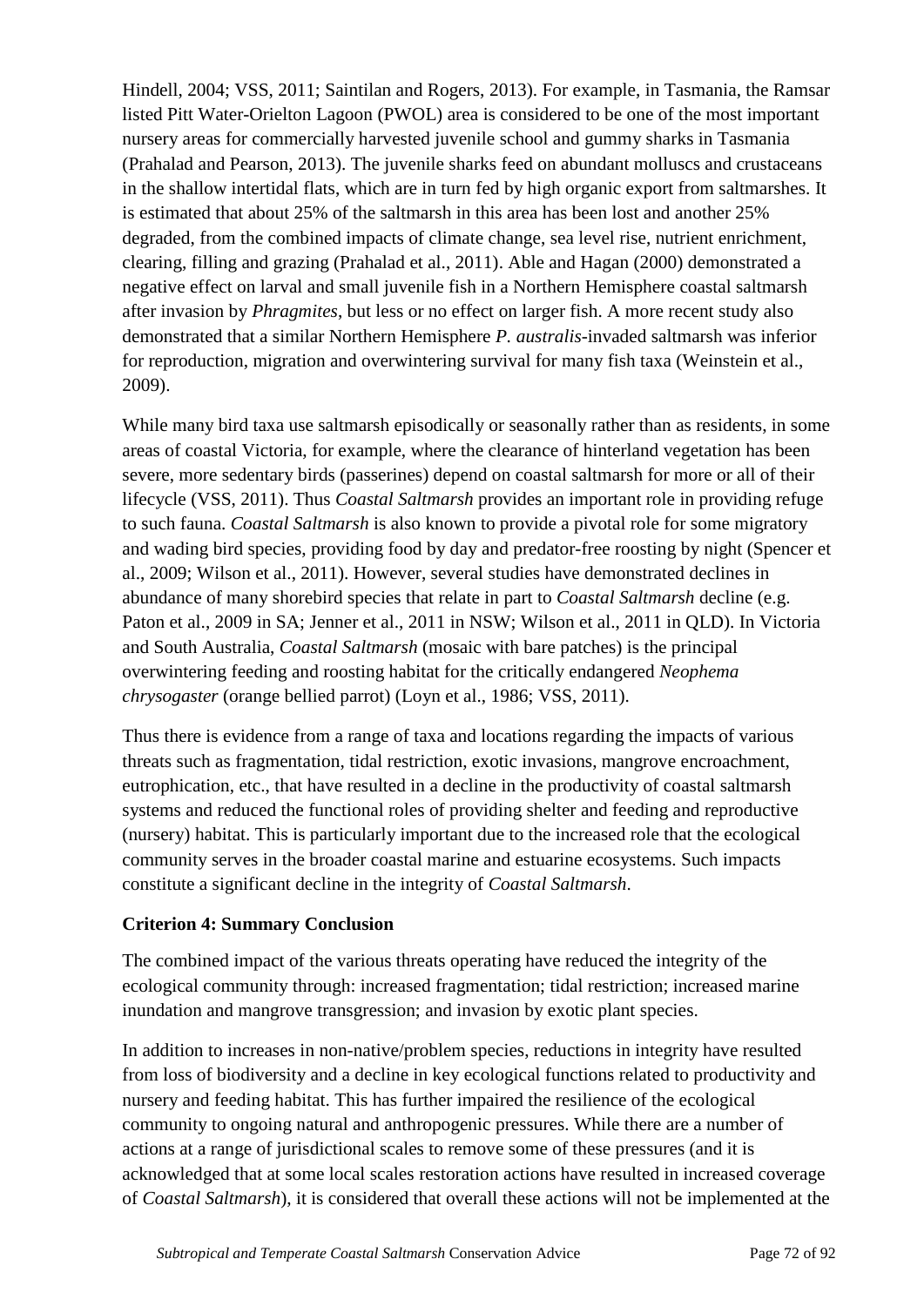Hindell, 2004; VSS, 2011; Saintilan and Rogers, 2013). For example, in Tasmania, the Ramsar listed Pitt Water-Orielton Lagoon (PWOL) area is considered to be one of the most important nursery areas for commercially harvested juvenile school and gummy sharks in Tasmania (Prahalad and Pearson, 2013). The juvenile sharks feed on abundant molluscs and crustaceans in the shallow intertidal flats, which are in turn fed by high organic export from saltmarshes. It is estimated that about 25% of the saltmarsh in this area has been lost and another 25% degraded, from the combined impacts of climate change, sea level rise, nutrient enrichment, clearing, filling and grazing (Prahalad et al., 2011). Able and Hagan (2000) demonstrated a negative effect on larval and small juvenile fish in a Northern Hemisphere coastal saltmarsh after invasion by *Phragmites*, but less or no effect on larger fish. A more recent study also demonstrated that a similar Northern Hemisphere *P. australis*-invaded saltmarsh was inferior for reproduction, migration and overwintering survival for many fish taxa (Weinstein et al., 2009).

While many bird taxa use saltmarsh episodically or seasonally rather than as residents, in some areas of coastal Victoria, for example, where the clearance of hinterland vegetation has been severe, more sedentary birds (passerines) depend on coastal saltmarsh for more or all of their lifecycle (VSS, 2011). Thus *Coastal Saltmarsh* provides an important role in providing refuge to such fauna. *Coastal Saltmarsh* is also known to provide a pivotal role for some migratory and wading bird species, providing food by day and predator-free roosting by night (Spencer et al., 2009; Wilson et al., 2011). However, several studies have demonstrated declines in abundance of many shorebird species that relate in part to *Coastal Saltmarsh* decline (e.g. Paton et al., 2009 in SA; Jenner et al., 2011 in NSW; Wilson et al., 2011 in QLD). In Victoria and South Australia, *Coastal Saltmarsh* (mosaic with bare patches) is the principal overwintering feeding and roosting habitat for the critically endangered *Neophema chrysogaster* (orange bellied parrot) (Loyn et al., 1986; VSS, 2011).

Thus there is evidence from a range of taxa and locations regarding the impacts of various threats such as fragmentation, tidal restriction, exotic invasions, mangrove encroachment, eutrophication, etc., that have resulted in a decline in the productivity of coastal saltmarsh systems and reduced the functional roles of providing shelter and feeding and reproductive (nursery) habitat. This is particularly important due to the increased role that the ecological community serves in the broader coastal marine and estuarine ecosystems. Such impacts constitute a significant decline in the integrity of *Coastal Saltmarsh*.

**Criterion 4: Summary Conclusion**

The combined impact of the various threats operating have reduced the integrity of the ecological community through: increased fragmentation; tidal restriction; increased marine inundation and mangrove transgression; and invasion by exotic plant species.

In addition to increases in non-native/problem species, reductions in integrity have resulted from loss of biodiversity and a decline in key ecological functions related to productivity and nursery and feeding habitat. This has further impaired the resilience of the ecological community to ongoing natural and anthropogenic pressures. While there are a number of actions at a range of jurisdictional scales to remove some of these pressures (and it is acknowledged that at some local scales restoration actions have resulted in increased coverage of *Coastal Saltmarsh*), it is considered that overall these actions will not be implemented at the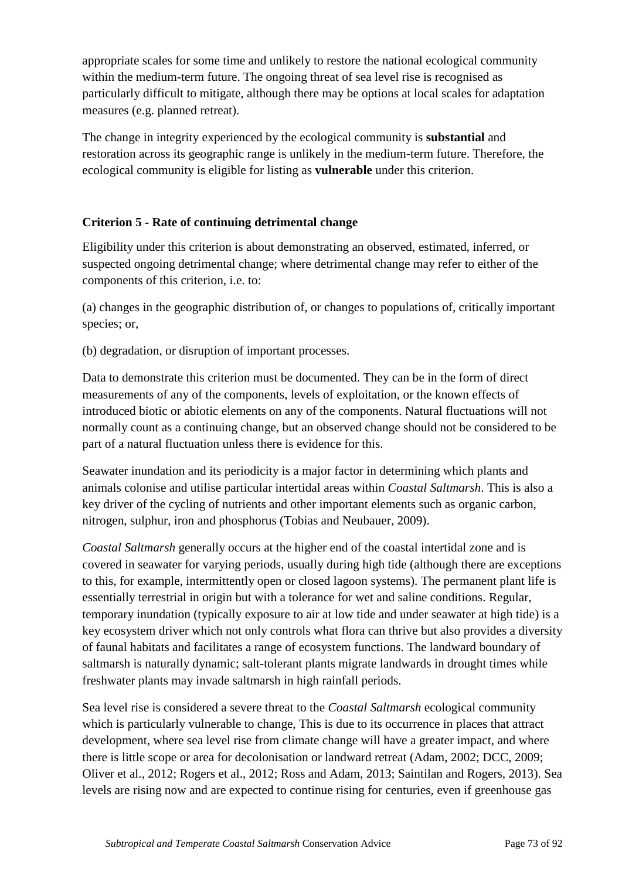appropriate scales for some time and unlikely to restore the national ecological community within the medium-term future. The ongoing threat of sea level rise is recognised as particularly difficult to mitigate, although there may be options at local scales for adaptation measures (e.g. planned retreat).

The change in integrity experienced by the ecological community is **substantial** and restoration across its geographic range is unlikely in the medium-term future. Therefore, the ecological community is eligible for listing as **vulnerable** under this criterion.

**Criterion 5 - Rate of continuing detrimental change**

Eligibility under this criterion is about demonstrating an observed, estimated, inferred, or suspected ongoing detrimental change; where detrimental change may refer to either of the components of this criterion, i.e. to:

(a) changes in the geographic distribution of, or changes to populations of, critically important species; or,

(b) degradation, or disruption of important processes.

Data to demonstrate this criterion must be documented. They can be in the form of direct measurements of any of the components, levels of exploitation, or the known effects of introduced biotic or abiotic elements on any of the components. Natural fluctuations will not normally count as a continuing change, but an observed change should not be considered to be part of a natural fluctuation unless there is evidence for this.

Seawater inundation and its periodicity is a major factor in determining which plants and animals colonise and utilise particular intertidal areas within *Coastal Saltmarsh*. This is also a key driver of the cycling of nutrients and other important elements such as organic carbon, nitrogen, sulphur, iron and phosphorus (Tobias and Neubauer, 2009).

*Coastal Saltmarsh* generally occurs at the higher end of the coastal intertidal zone and is covered in seawater for varying periods, usually during high tide (although there are exceptions to this, for example, intermittently open or closed lagoon systems). The permanent plant life is essentially terrestrial in origin but with a tolerance for wet and saline conditions. Regular, temporary inundation (typically exposure to air at low tide and under seawater at high tide) is a key ecosystem driver which not only controls what flora can thrive but also provides a diversity of faunal habitats and facilitates a range of ecosystem functions. The landward boundary of saltmarsh is naturally dynamic; salt-tolerant plants migrate landwards in drought times while freshwater plants may invade saltmarsh in high rainfall periods.

Sea level rise is considered a severe threat to the *Coastal Saltmarsh* ecological community which is particularly vulnerable to change, This is due to its occurrence in places that attract development, where sea level rise from climate change will have a greater impact, and where there is little scope or area for decolonisation or landward retreat (Adam, 2002; DCC, 2009; Oliver et al., 2012; Rogers et al., 2012; Ross and Adam, 2013; Saintilan and Rogers, 2013). Sea levels are rising now and are expected to continue rising for centuries, even if greenhouse gas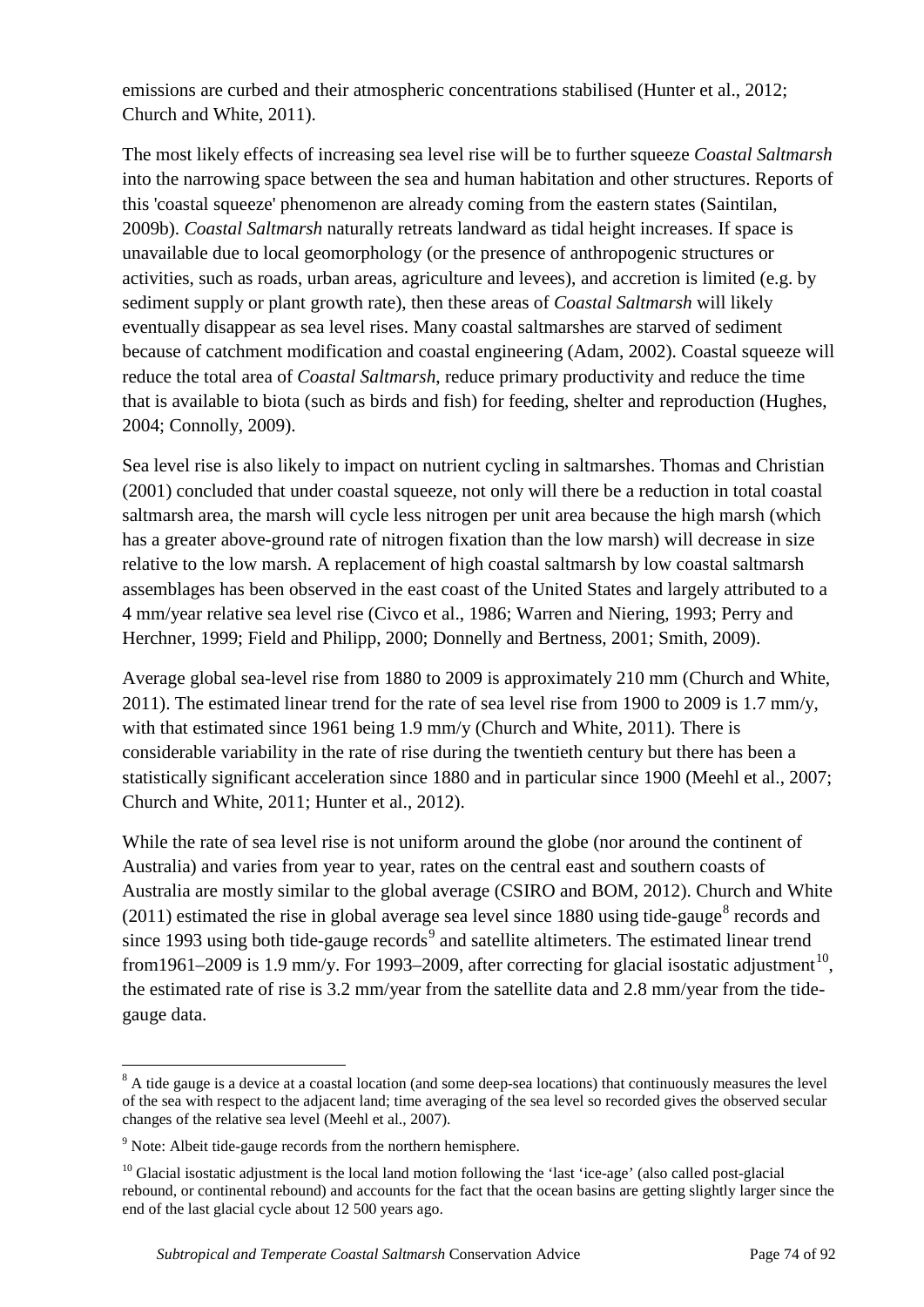emissions are curbed and their atmospheric concentrations stabilised (Hunter et al., 2012; Church and White, 2011).

The most likely effects of increasing sea level rise will be to further squeeze *Coastal Saltmarsh* into the narrowing space between the sea and human habitation and other structures. Reports of this 'coastal squeeze' phenomenon are already coming from the eastern states (Saintilan, 2009b). *Coastal Saltmarsh* naturally retreats landward as tidal height increases. If space is unavailable due to local geomorphology (or the presence of anthropogenic structures or activities, such as roads, urban areas, agriculture and levees), and accretion is limited (e.g. by sediment supply or plant growth rate), then these areas of *Coastal Saltmarsh* will likely eventually disappear as sea level rises. Many coastal saltmarshes are starved of sediment because of catchment modification and coastal engineering (Adam, 2002). Coastal squeeze will reduce the total area of *Coastal Saltmarsh*, reduce primary productivity and reduce the time that is available to biota (such as birds and fish) for feeding, shelter and reproduction (Hughes, 2004; Connolly, 2009).

Sea level rise is also likely to impact on nutrient cycling in saltmarshes. Thomas and Christian (2001) concluded that under coastal squeeze, not only will there be a reduction in total coastal saltmarsh area, the marsh will cycle less nitrogen per unit area because the high marsh (which has a greater above-ground rate of nitrogen fixation than the low marsh) will decrease in size relative to the low marsh. A replacement of high coastal saltmarsh by low coastal saltmarsh assemblages has been observed in the east coast of the United States and largely attributed to a 4 mm/year relative sea level rise (Civco et al., 1986; Warren and Niering, 1993; Perry and Herchner, 1999; Field and Philipp, 2000; Donnelly and Bertness, 2001; Smith, 2009).

Average global sea-level rise from 1880 to 2009 is approximately 210 mm (Church and White, 2011). The estimated linear trend for the rate of sea level rise from 1900 to 2009 is 1.7 mm/y, with that estimated since 1961 being 1.9 mm/y (Church and White, 2011). There is considerable variability in the rate of rise during the twentieth century but there has been a statistically significant acceleration since 1880 and in particular since 1900 (Meehl et al., 2007; Church and White, 2011; Hunter et al., 2012).

While the rate of sea level rise is not uniform around the globe (nor around the continent of Australia) and varies from year to year, rates on the central east and southern coasts of Australia are mostly similar to the global average (CSIRO and BOM, 2012). Church and White (2011) estimated the rise in global average sea level since 1880 using tide-gauge[8] records and since 1993 using both tide-gauge records[9] and satellite altimeters. The estimated linear trend from1961–2009 is 1.9 mm/y. For 1993–2009, after correcting for glacial isostatic adjustment[10], the estimated rate of rise is 3.2 mm/year from the satellite data and 2.8 mm/year from the tide-gauge data.

---

[8] A tide gauge is a device at a coastal location (and some deep-sea locations) that continuously measures the level of the sea with respect to the adjacent land; time averaging of the sea level so recorded gives the observed secular changes of the relative sea level (Meehl et al., 2007).

[9] Note: Albeit tide-gauge records from the northern hemisphere.

[10] Glacial isostatic adjustment is the local land motion following the 'last 'ice-age' (also called post-glacial rebound, or continental rebound) and accounts for the fact that the ocean basins are getting slightly larger since the end of the last glacial cycle about 12 500 years ago.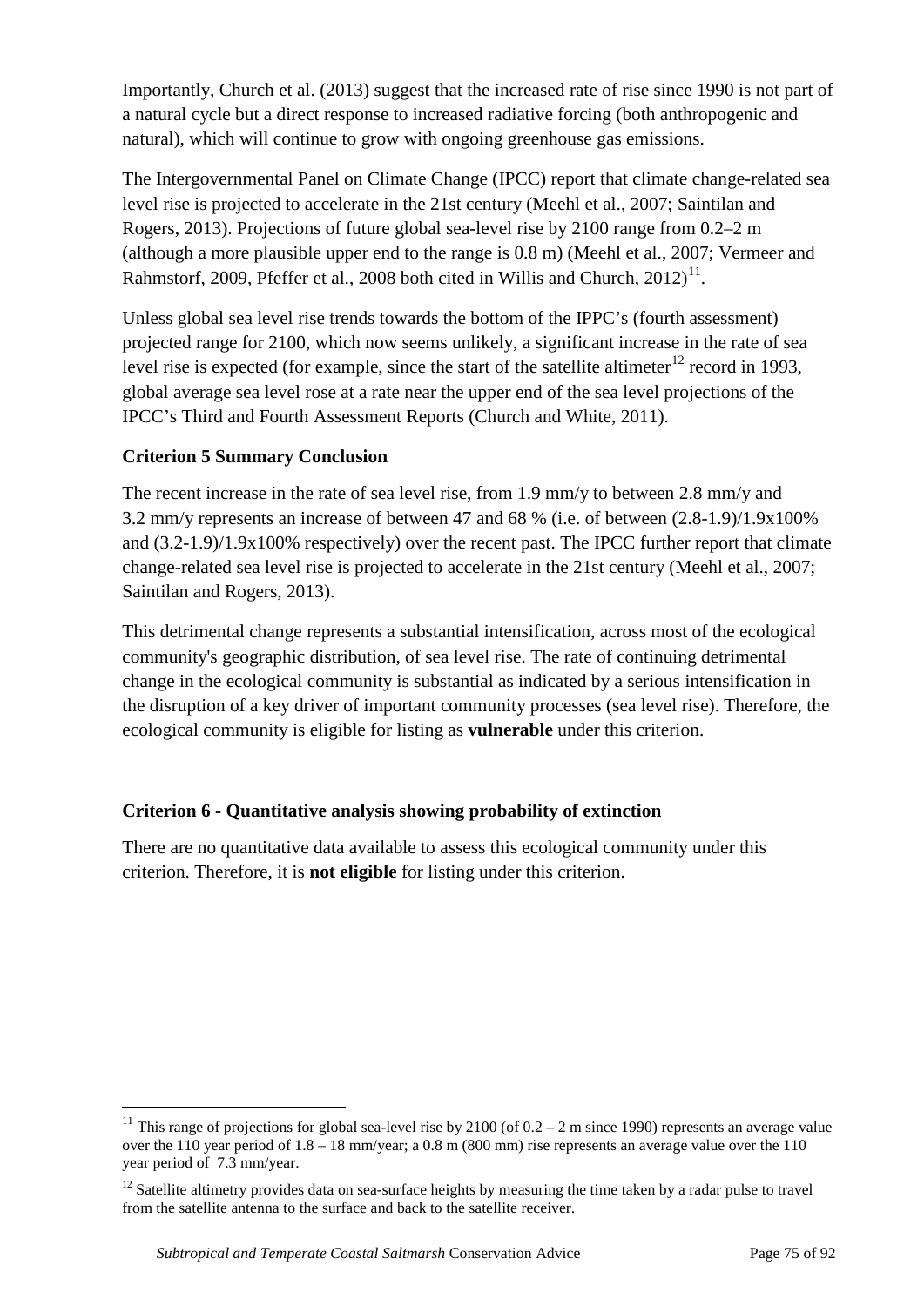Importantly, Church et al. (2013) suggest that the increased rate of rise since 1990 is not part of a natural cycle but a direct response to increased radiative forcing (both anthropogenic and natural), which will continue to grow with ongoing greenhouse gas emissions.

The Intergovernmental Panel on Climate Change (IPCC) report that climate change-related sea level rise is projected to accelerate in the 21st century (Meehl et al., 2007; Saintilan and Rogers, 2013). Projections of future global sea-level rise by 2100 range from 0.2–2 m (although a more plausible upper end to the range is 0.8 m) (Meehl et al., 2007; Vermeer and Rahmstorf, 2009, Pfeffer et al., 2008 both cited in Willis and Church, 2012)[11].

Unless global sea level rise trends towards the bottom of the IPPC's (fourth assessment) projected range for 2100, which now seems unlikely, a significant increase in the rate of sea level rise is expected (for example, since the start of the satellite altimeter[12] record in 1993, global average sea level rose at a rate near the upper end of the sea level projections of the IPCC's Third and Fourth Assessment Reports (Church and White, 2011).

**Criterion 5 Summary Conclusion**

The recent increase in the rate of sea level rise, from 1.9 mm/y to between 2.8 mm/y and 3.2 mm/y represents an increase of between 47 and 68 % (i.e. of between (2.8-1.9)/1.9x100% and (3.2-1.9)/1.9x100% respectively) over the recent past. The IPCC further report that climate change-related sea level rise is projected to accelerate in the 21st century (Meehl et al., 2007; Saintilan and Rogers, 2013).

This detrimental change represents a substantial intensification, across most of the ecological community's geographic distribution, of sea level rise. The rate of continuing detrimental change in the ecological community is substantial as indicated by a serious intensification in the disruption of a key driver of important community processes (sea level rise). Therefore, the ecological community is eligible for listing as **vulnerable** under this criterion.

**Criterion 6 - Quantitative analysis showing probability of extinction**

There are no quantitative data available to assess this ecological community under this criterion. Therefore, it is **not eligible** for listing under this criterion.

---

[11] This range of projections for global sea-level rise by 2100 (of 0.2 – 2 m since 1990) represents an average value over the 110 year period of 1.8 – 18 mm/year; a 0.8 m (800 mm) rise represents an average value over the 110 year period of 7.3 mm/year.

[12] Satellite altimetry provides data on sea-surface heights by measuring the time taken by a radar pulse to travel from the satellite antenna to the surface and back to the satellite receiver.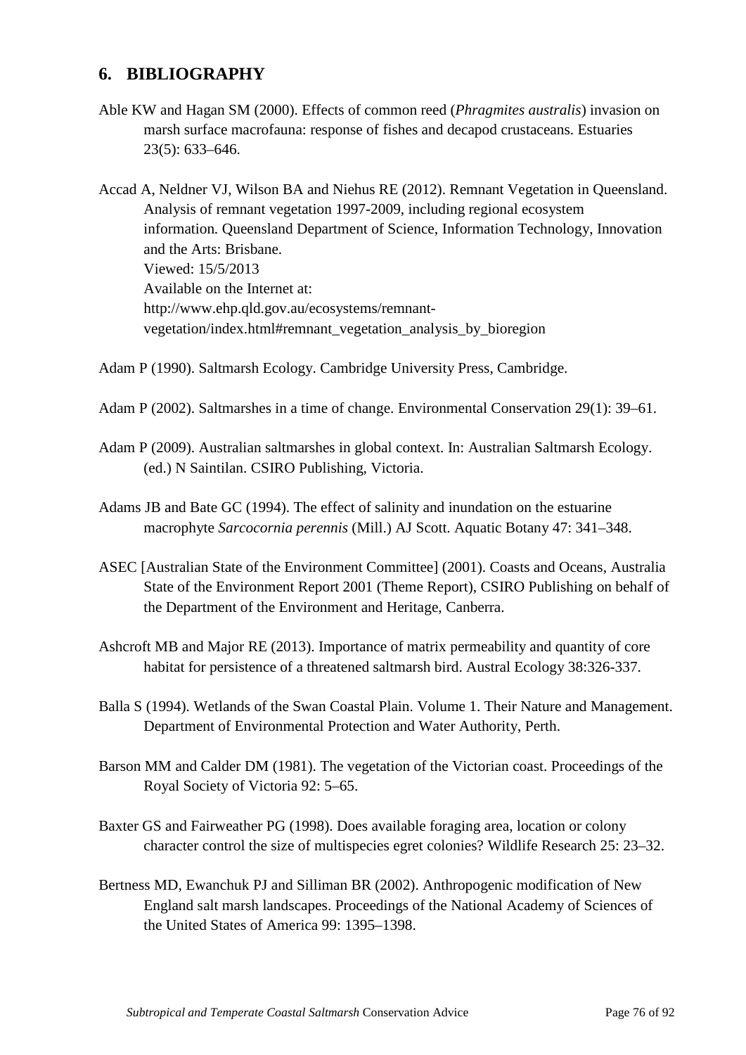## 6. BIBLIOGRAPHY

Able KW and Hagan SM (2000). Effects of common reed (*Phragmites australis*) invasion on marsh surface macrofauna: response of fishes and decapod crustaceans. Estuaries 23(5): 633–646.

Accad A, Neldner VJ, Wilson BA and Niehus RE (2012). Remnant Vegetation in Queensland. Analysis of remnant vegetation 1997-2009, including regional ecosystem information. Queensland Department of Science, Information Technology, Innovation and the Arts: Brisbane.
Viewed: 15/5/2013
Available on the Internet at:
http://www.ehp.qld.gov.au/ecosystems/remnant-vegetation/index.html#remnant_vegetation_analysis_by_bioregion

Adam P (1990). Saltmarsh Ecology. Cambridge University Press, Cambridge.

Adam P (2002). Saltmarshes in a time of change. Environmental Conservation 29(1): 39–61.

Adam P (2009). Australian saltmarshes in global context. In: Australian Saltmarsh Ecology. (ed.) N Saintilan. CSIRO Publishing, Victoria.

Adams JB and Bate GC (1994). The effect of salinity and inundation on the estuarine macrophyte *Sarcocornia perennis* (Mill.) AJ Scott. Aquatic Botany 47: 341–348.

ASEC [Australian State of the Environment Committee] (2001). Coasts and Oceans, Australia State of the Environment Report 2001 (Theme Report), CSIRO Publishing on behalf of the Department of the Environment and Heritage, Canberra.

Ashcroft MB and Major RE (2013). Importance of matrix permeability and quantity of core habitat for persistence of a threatened saltmarsh bird. Austral Ecology 38:326-337.

Balla S (1994). Wetlands of the Swan Coastal Plain. Volume 1. Their Nature and Management. Department of Environmental Protection and Water Authority, Perth.

Barson MM and Calder DM (1981). The vegetation of the Victorian coast. Proceedings of the Royal Society of Victoria 92: 5–65.

Baxter GS and Fairweather PG (1998). Does available foraging area, location or colony character control the size of multispecies egret colonies? Wildlife Research 25: 23–32.

Bertness MD, Ewanchuk PJ and Silliman BR (2002). Anthropogenic modification of New England salt marsh landscapes. Proceedings of the National Academy of Sciences of the United States of America 99: 1395–1398.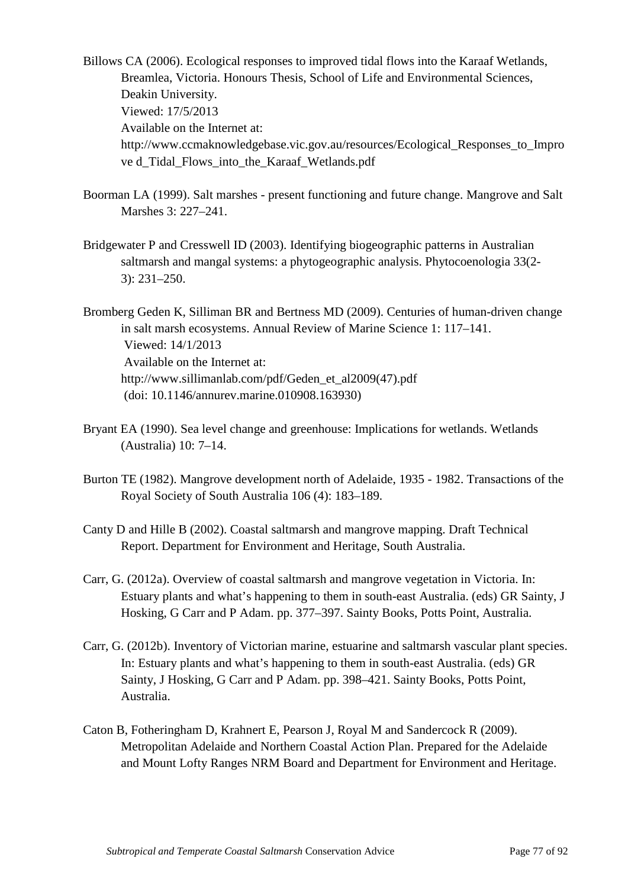Billows CA (2006). Ecological responses to improved tidal flows into the Karaaf Wetlands, Breamlea, Victoria. Honours Thesis, School of Life and Environmental Sciences, Deakin University.
Viewed: 17/5/2013
Available on the Internet at:
http://www.ccmaknowledgebase.vic.gov.au/resources/Ecological_Responses_to_Improve d_Tidal_Flows_into_the_Karaaf_Wetlands.pdf

Boorman LA (1999). Salt marshes - present functioning and future change. Mangrove and Salt Marshes 3: 227–241.

Bridgewater P and Cresswell ID (2003). Identifying biogeographic patterns in Australian saltmarsh and mangal systems: a phytogeographic analysis. Phytocoenologia 33(2-3): 231–250.

Bromberg Geden K, Silliman BR and Bertness MD (2009). Centuries of human-driven change in salt marsh ecosystems. Annual Review of Marine Science 1: 117–141.
Viewed: 14/1/2013
Available on the Internet at:
http://www.sillimanlab.com/pdf/Geden_et_al2009(47).pdf
(doi: 10.1146/annurev.marine.010908.163930)

Bryant EA (1990). Sea level change and greenhouse: Implications for wetlands. Wetlands (Australia) 10: 7–14.

Burton TE (1982). Mangrove development north of Adelaide, 1935 - 1982. Transactions of the Royal Society of South Australia 106 (4): 183–189.

Canty D and Hille B (2002). Coastal saltmarsh and mangrove mapping. Draft Technical Report. Department for Environment and Heritage, South Australia.

Carr, G. (2012a). Overview of coastal saltmarsh and mangrove vegetation in Victoria. In: Estuary plants and what's happening to them in south-east Australia. (eds) GR Sainty, J Hosking, G Carr and P Adam. pp. 377–397. Sainty Books, Potts Point, Australia.

Carr, G. (2012b). Inventory of Victorian marine, estuarine and saltmarsh vascular plant species. In: Estuary plants and what's happening to them in south-east Australia. (eds) GR Sainty, J Hosking, G Carr and P Adam. pp. 398–421. Sainty Books, Potts Point, Australia.

Caton B, Fotheringham D, Krahnert E, Pearson J, Royal M and Sandercock R (2009). Metropolitan Adelaide and Northern Coastal Action Plan. Prepared for the Adelaide and Mount Lofty Ranges NRM Board and Department for Environment and Heritage.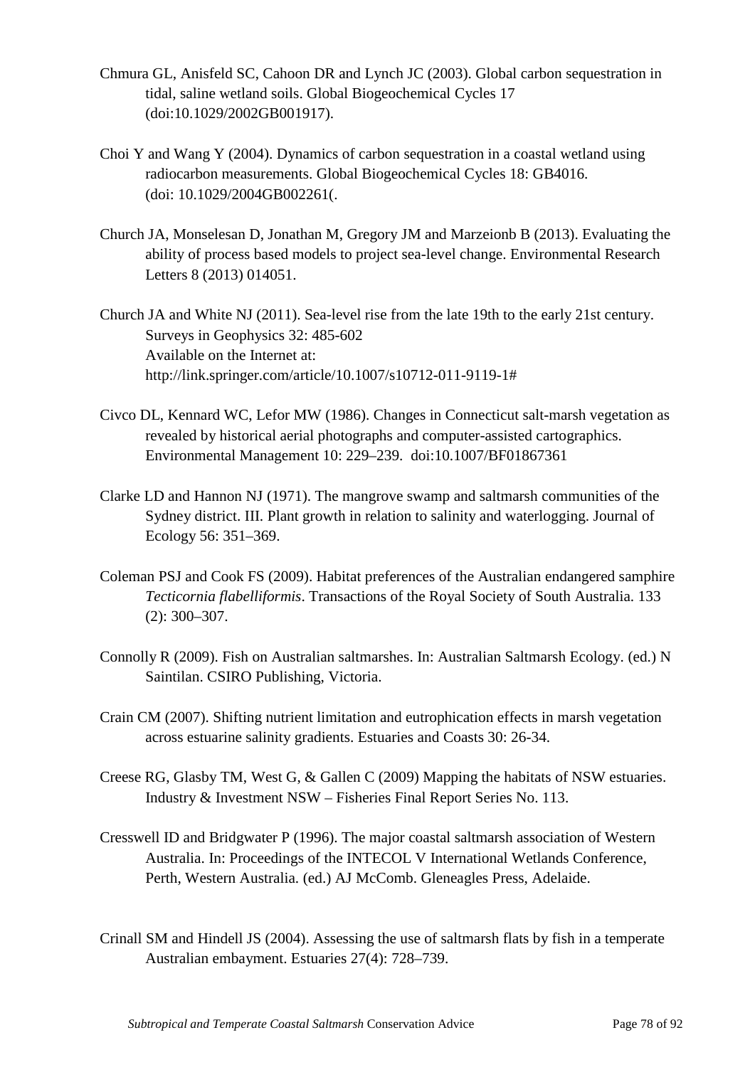Chmura GL, Anisfeld SC, Cahoon DR and Lynch JC (2003). Global carbon sequestration in tidal, saline wetland soils. Global Biogeochemical Cycles 17 (doi:10.1029/2002GB001917).

Choi Y and Wang Y (2004). Dynamics of carbon sequestration in a coastal wetland using radiocarbon measurements. Global Biogeochemical Cycles 18: GB4016. (doi: 10.1029/2004GB002261(.

Church JA, Monselesan D, Jonathan M, Gregory JM and Marzeionb B (2013). Evaluating the ability of process based models to project sea-level change. Environmental Research Letters 8 (2013) 014051.

Church JA and White NJ (2011). Sea-level rise from the late 19th to the early 21st century. Surveys in Geophysics 32: 485-602
Available on the Internet at:
http://link.springer.com/article/10.1007/s10712-011-9119-1#

Civco DL, Kennard WC, Lefor MW (1986). Changes in Connecticut salt-marsh vegetation as revealed by historical aerial photographs and computer-assisted cartographics. Environmental Management 10: 229–239. doi:10.1007/BF01867361

Clarke LD and Hannon NJ (1971). The mangrove swamp and saltmarsh communities of the Sydney district. III. Plant growth in relation to salinity and waterlogging. Journal of Ecology 56: 351–369.

Coleman PSJ and Cook FS (2009). Habitat preferences of the Australian endangered samphire *Tecticornia flabelliformis*. Transactions of the Royal Society of South Australia. 133 (2): 300–307.

Connolly R (2009). Fish on Australian saltmarshes. In: Australian Saltmarsh Ecology. (ed.) N Saintilan. CSIRO Publishing, Victoria.

Crain CM (2007). Shifting nutrient limitation and eutrophication effects in marsh vegetation across estuarine salinity gradients. Estuaries and Coasts 30: 26-34.

Creese RG, Glasby TM, West G, & Gallen C (2009) Mapping the habitats of NSW estuaries. Industry & Investment NSW – Fisheries Final Report Series No. 113.

Cresswell ID and Bridgwater P (1996). The major coastal saltmarsh association of Western Australia. In: Proceedings of the INTECOL V International Wetlands Conference, Perth, Western Australia. (ed.) AJ McComb. Gleneagles Press, Adelaide.

Crinall SM and Hindell JS (2004). Assessing the use of saltmarsh flats by fish in a temperate Australian embayment. Estuaries 27(4): 728–739.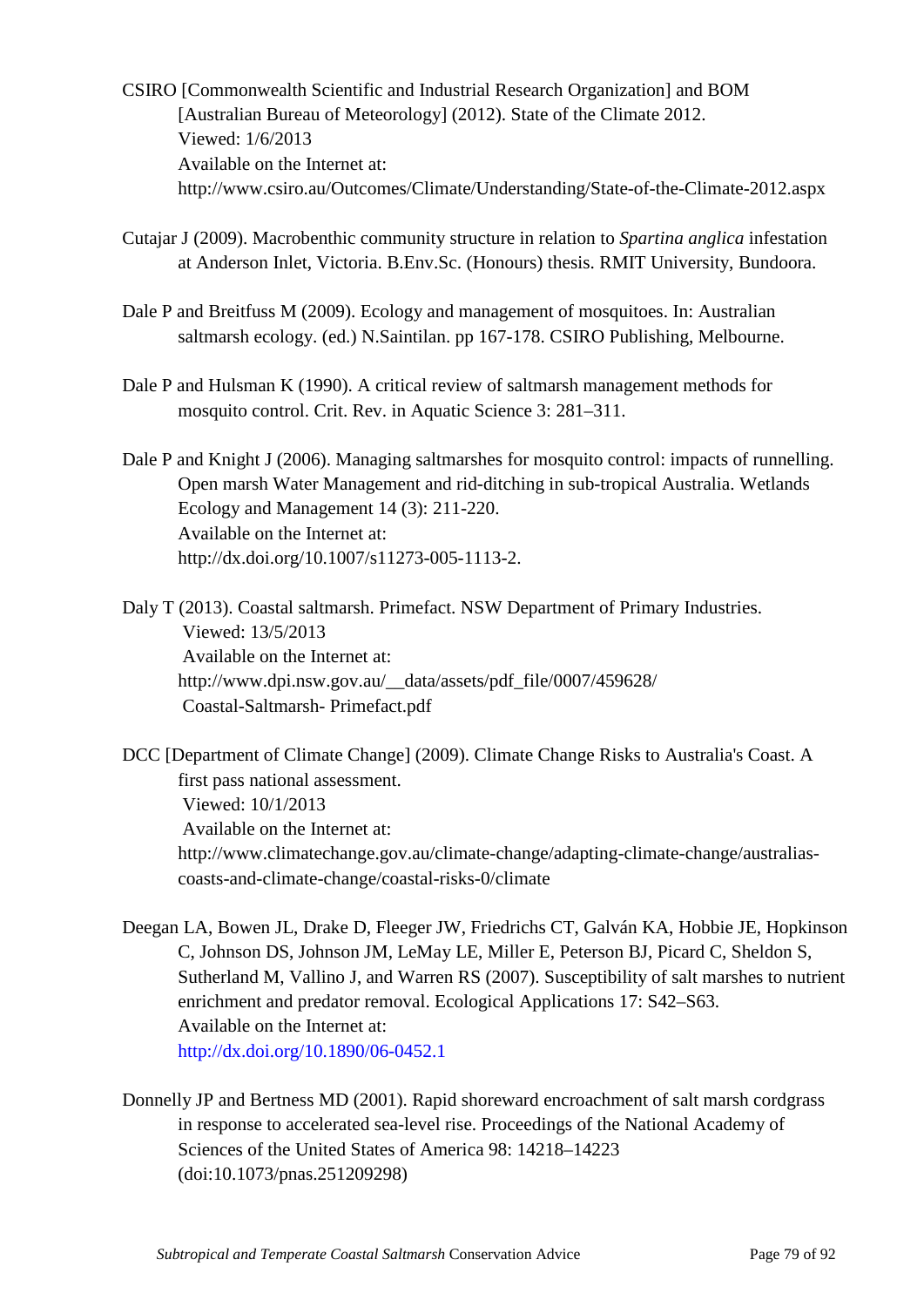CSIRO [Commonwealth Scientific and Industrial Research Organization] and BOM [Australian Bureau of Meteorology] (2012). State of the Climate 2012.
Viewed: 1/6/2013
Available on the Internet at:
http://www.csiro.au/Outcomes/Climate/Understanding/State-of-the-Climate-2012.aspx

Cutajar J (2009). Macrobenthic community structure in relation to *Spartina anglica* infestation at Anderson Inlet, Victoria. B.Env.Sc. (Honours) thesis. RMIT University, Bundoora.

Dale P and Breitfuss M (2009). Ecology and management of mosquitoes. In: Australian saltmarsh ecology. (ed.) N.Saintilan. pp 167-178. CSIRO Publishing, Melbourne.

Dale P and Hulsman K (1990). A critical review of saltmarsh management methods for mosquito control. Crit. Rev. in Aquatic Science 3: 281–311.

Dale P and Knight J (2006). Managing saltmarshes for mosquito control: impacts of runnelling. Open marsh Water Management and rid-ditching in sub-tropical Australia. Wetlands Ecology and Management 14 (3): 211-220.
Available on the Internet at:
http://dx.doi.org/10.1007/s11273-005-1113-2.

Daly T (2013). Coastal saltmarsh. Primefact. NSW Department of Primary Industries.
Viewed: 13/5/2013
Available on the Internet at:
http://www.dpi.nsw.gov.au/__data/assets/pdf_file/0007/459628/ Coastal-Saltmarsh- Primefact.pdf

DCC [Department of Climate Change] (2009). Climate Change Risks to Australia's Coast. A first pass national assessment.
Viewed: 10/1/2013
Available on the Internet at:
http://www.climatechange.gov.au/climate-change/adapting-climate-change/australias-coasts-and-climate-change/coastal-risks-0/climate

Deegan LA, Bowen JL, Drake D, Fleeger JW, Friedrichs CT, Galván KA, Hobbie JE, Hopkinson C, Johnson DS, Johnson JM, LeMay LE, Miller E, Peterson BJ, Picard C, Sheldon S, Sutherland M, Vallino J, and Warren RS (2007). Susceptibility of salt marshes to nutrient enrichment and predator removal. Ecological Applications 17: S42–S63.
Available on the Internet at:
http://dx.doi.org/10.1890/06-0452.1

Donnelly JP and Bertness MD (2001). Rapid shoreward encroachment of salt marsh cordgrass in response to accelerated sea-level rise. Proceedings of the National Academy of Sciences of the United States of America 98: 14218–14223 (doi:10.1073/pnas.251209298)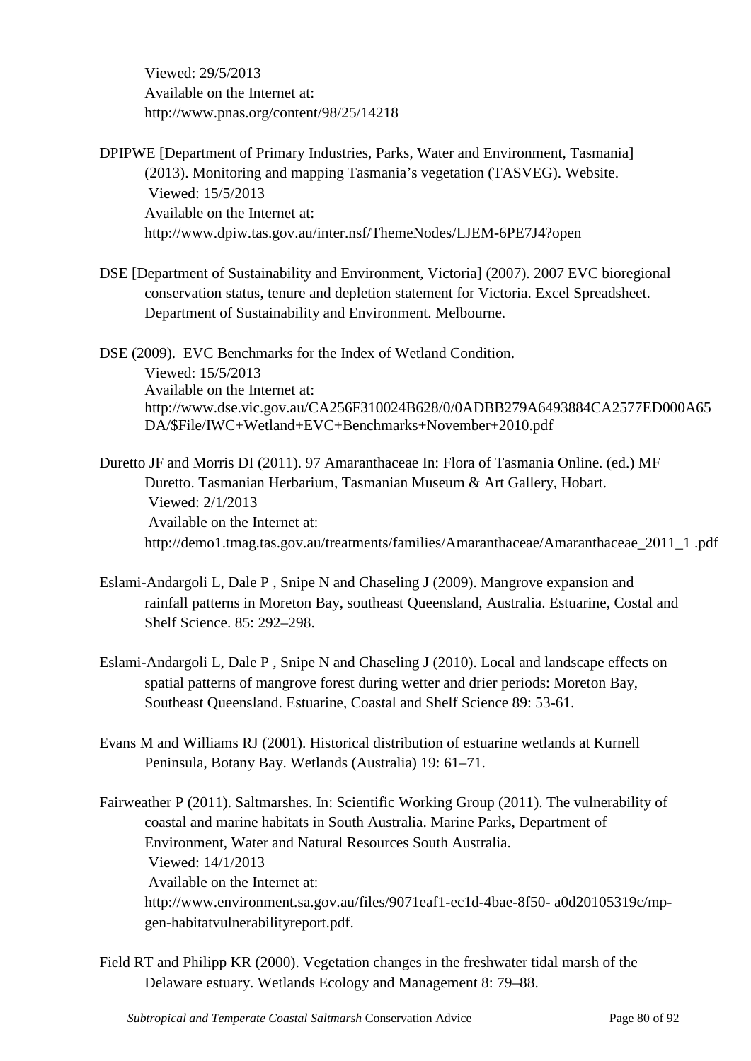Viewed: 29/5/2013
Available on the Internet at:
http://www.pnas.org/content/98/25/14218

DPIPWE [Department of Primary Industries, Parks, Water and Environment, Tasmania] (2013). Monitoring and mapping Tasmania's vegetation (TASVEG). Website.
Viewed: 15/5/2013
Available on the Internet at:
http://www.dpiw.tas.gov.au/inter.nsf/ThemeNodes/LJEM-6PE7J4?open

DSE [Department of Sustainability and Environment, Victoria] (2007). 2007 EVC bioregional conservation status, tenure and depletion statement for Victoria. Excel Spreadsheet. Department of Sustainability and Environment. Melbourne.

DSE (2009). EVC Benchmarks for the Index of Wetland Condition.
Viewed: 15/5/2013
Available on the Internet at:
http://www.dse.vic.gov.au/CA256F310024B628/0/0ADBB279A6493884CA2577ED000A65DA/$File/IWC+Wetland+EVC+Benchmarks+November+2010.pdf

Duretto JF and Morris DI (2011). 97 Amaranthaceae In: Flora of Tasmania Online. (ed.) MF Duretto. Tasmanian Herbarium, Tasmanian Museum & Art Gallery, Hobart.
Viewed: 2/1/2013
Available on the Internet at:
http://demo1.tmag.tas.gov.au/treatments/families/Amaranthaceae/Amaranthaceae_2011_1 .pdf

Eslami-Andargoli L, Dale P , Snipe N and Chaseling J (2009). Mangrove expansion and rainfall patterns in Moreton Bay, southeast Queensland, Australia. Estuarine, Costal and Shelf Science. 85: 292–298.

Eslami-Andargoli L, Dale P , Snipe N and Chaseling J (2010). Local and landscape effects on spatial patterns of mangrove forest during wetter and drier periods: Moreton Bay, Southeast Queensland. Estuarine, Coastal and Shelf Science 89: 53-61.

Evans M and Williams RJ (2001). Historical distribution of estuarine wetlands at Kurnell Peninsula, Botany Bay. Wetlands (Australia) 19: 61–71.

Fairweather P (2011). Saltmarshes. In: Scientific Working Group (2011). The vulnerability of coastal and marine habitats in South Australia. Marine Parks, Department of Environment, Water and Natural Resources South Australia.
Viewed: 14/1/2013
Available on the Internet at:
http://www.environment.sa.gov.au/files/9071eaf1-ec1d-4bae-8f50- a0d20105319c/mp-gen-habitatvulnerabilityreport.pdf.

Field RT and Philipp KR (2000). Vegetation changes in the freshwater tidal marsh of the Delaware estuary. Wetlands Ecology and Management 8: 79–88.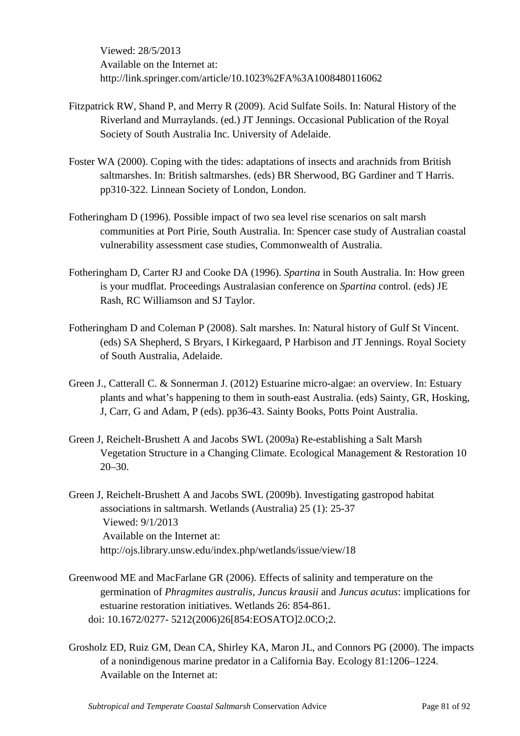Viewed: 28/5/2013
Available on the Internet at:
http://link.springer.com/article/10.1023%2FA%3A1008480116062

Fitzpatrick RW, Shand P, and Merry R (2009). Acid Sulfate Soils. In: Natural History of the Riverland and Murraylands. (ed.) JT Jennings. Occasional Publication of the Royal Society of South Australia Inc. University of Adelaide.

Foster WA (2000). Coping with the tides: adaptations of insects and arachnids from British saltmarshes. In: British saltmarshes. (eds) BR Sherwood, BG Gardiner and T Harris. pp310-322. Linnean Society of London, London.

Fotheringham D (1996). Possible impact of two sea level rise scenarios on salt marsh communities at Port Pirie, South Australia. In: Spencer case study of Australian coastal vulnerability assessment case studies, Commonwealth of Australia.

Fotheringham D, Carter RJ and Cooke DA (1996). *Spartina* in South Australia. In: How green is your mudflat. Proceedings Australasian conference on *Spartina* control. (eds) JE Rash, RC Williamson and SJ Taylor.

Fotheringham D and Coleman P (2008). Salt marshes. In: Natural history of Gulf St Vincent. (eds) SA Shepherd, S Bryars, I Kirkegaard, P Harbison and JT Jennings. Royal Society of South Australia, Adelaide.

Green J., Catterall C. & Sonnerman J. (2012) Estuarine micro-algae: an overview. In: Estuary plants and what's happening to them in south-east Australia. (eds) Sainty, GR, Hosking, J, Carr, G and Adam, P (eds). pp36-43. Sainty Books, Potts Point Australia.

Green J, Reichelt-Brushett A and Jacobs SWL (2009a) Re-establishing a Salt Marsh Vegetation Structure in a Changing Climate. Ecological Management & Restoration 10 20–30.

Green J, Reichelt-Brushett A and Jacobs SWL (2009b). Investigating gastropod habitat associations in saltmarsh. Wetlands (Australia) 25 (1): 25-37
Viewed: 9/1/2013
Available on the Internet at:
http://ojs.library.unsw.edu/index.php/wetlands/issue/view/18

Greenwood ME and MacFarlane GR (2006). Effects of salinity and temperature on the germination of *Phragmites australis*, *Juncus krausii* and *Juncus acutus*: implications for estuarine restoration initiatives. Wetlands 26: 854-861.
doi: 10.1672/0277- 5212(2006)26[854:EOSATO]2.0CO;2.

Grosholz ED, Ruiz GM, Dean CA, Shirley KA, Maron JL, and Connors PG (2000). The impacts of a nonindigenous marine predator in a California Bay. Ecology 81:1206–1224. Available on the Internet at: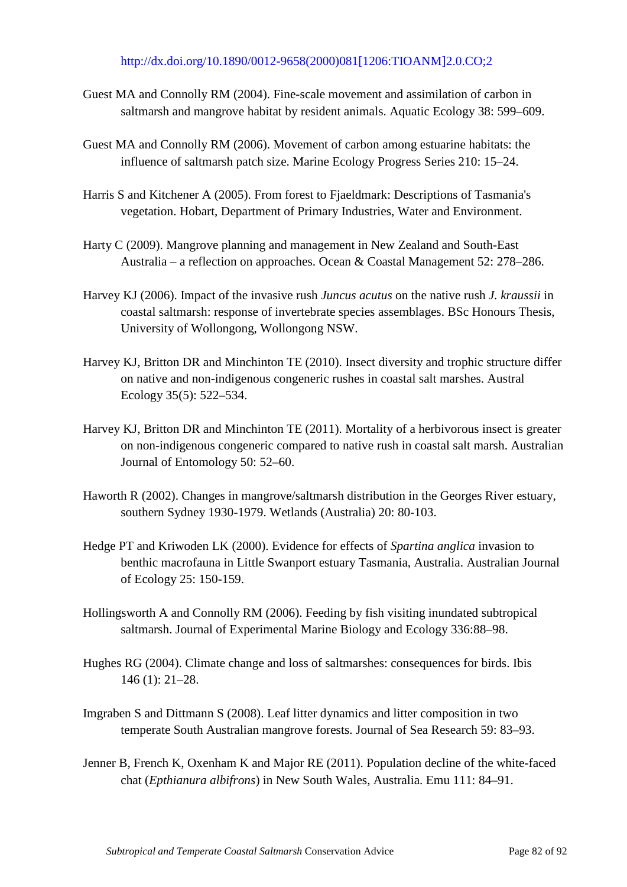http://dx.doi.org/10.1890/0012-9658(2000)081[1206:TIOANM]2.0.CO;2

Guest MA and Connolly RM (2004). Fine-scale movement and assimilation of carbon in saltmarsh and mangrove habitat by resident animals. Aquatic Ecology 38: 599–609.

Guest MA and Connolly RM (2006). Movement of carbon among estuarine habitats: the influence of saltmarsh patch size. Marine Ecology Progress Series 210: 15–24.

Harris S and Kitchener A (2005). From forest to Fjaeldmark: Descriptions of Tasmania's vegetation. Hobart, Department of Primary Industries, Water and Environment.

Harty C (2009). Mangrove planning and management in New Zealand and South-East Australia – a reflection on approaches. Ocean & Coastal Management 52: 278–286.

Harvey KJ (2006). Impact of the invasive rush *Juncus acutus* on the native rush *J. kraussii* in coastal saltmarsh: response of invertebrate species assemblages. BSc Honours Thesis, University of Wollongong, Wollongong NSW.

Harvey KJ, Britton DR and Minchinton TE (2010). Insect diversity and trophic structure differ on native and non-indigenous congeneric rushes in coastal salt marshes. Austral Ecology 35(5): 522–534.

Harvey KJ, Britton DR and Minchinton TE (2011). Mortality of a herbivorous insect is greater on non-indigenous congeneric compared to native rush in coastal salt marsh. Australian Journal of Entomology 50: 52–60.

Haworth R (2002). Changes in mangrove/saltmarsh distribution in the Georges River estuary, southern Sydney 1930-1979. Wetlands (Australia) 20: 80-103.

Hedge PT and Kriwoden LK (2000). Evidence for effects of *Spartina anglica* invasion to benthic macrofauna in Little Swanport estuary Tasmania, Australia. Australian Journal of Ecology 25: 150-159.

Hollingsworth A and Connolly RM (2006). Feeding by fish visiting inundated subtropical saltmarsh. Journal of Experimental Marine Biology and Ecology 336:88–98.

Hughes RG (2004). Climate change and loss of saltmarshes: consequences for birds. Ibis 146 (1): 21–28.

Imgraben S and Dittmann S (2008). Leaf litter dynamics and litter composition in two temperate South Australian mangrove forests. Journal of Sea Research 59: 83–93.

Jenner B, French K, Oxenham K and Major RE (2011). Population decline of the white-faced chat (*Epthianura albifrons*) in New South Wales, Australia. Emu 111: 84–91.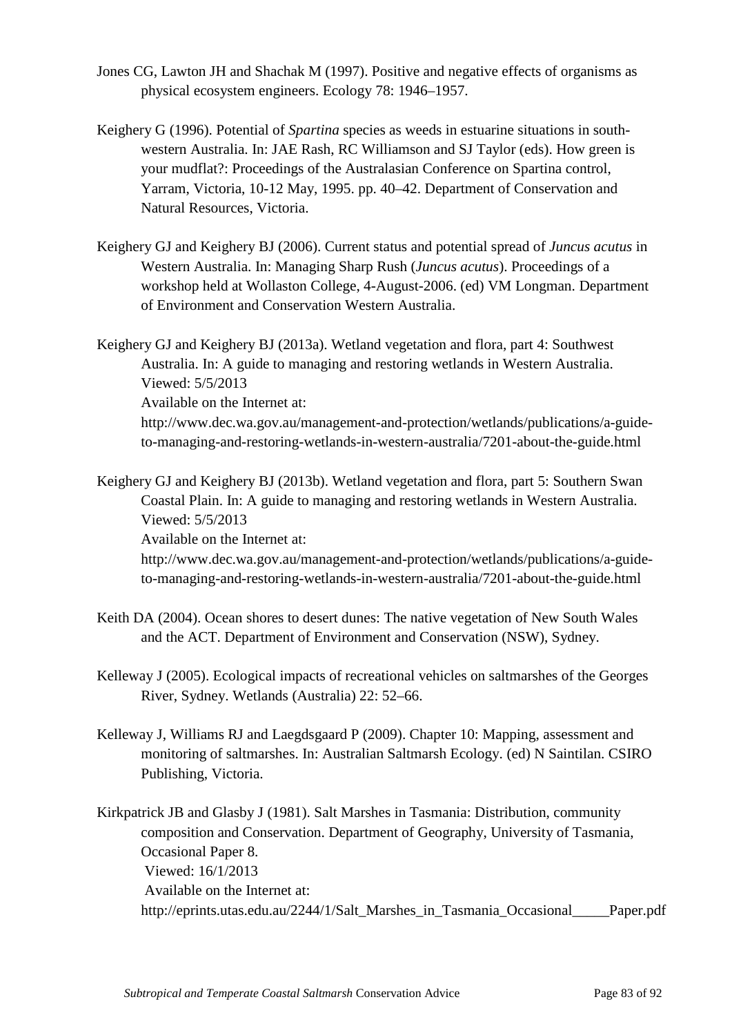Jones CG, Lawton JH and Shachak M (1997). Positive and negative effects of organisms as physical ecosystem engineers. Ecology 78: 1946–1957.

Keighery G (1996). Potential of *Spartina* species as weeds in estuarine situations in south-western Australia. In: JAE Rash, RC Williamson and SJ Taylor (eds). How green is your mudflat?: Proceedings of the Australasian Conference on Spartina control, Yarram, Victoria, 10-12 May, 1995. pp. 40–42. Department of Conservation and Natural Resources, Victoria.

Keighery GJ and Keighery BJ (2006). Current status and potential spread of *Juncus acutus* in Western Australia. In: Managing Sharp Rush (*Juncus acutus*). Proceedings of a workshop held at Wollaston College, 4-August-2006. (ed) VM Longman. Department of Environment and Conservation Western Australia.

Keighery GJ and Keighery BJ (2013a). Wetland vegetation and flora, part 4: Southwest Australia. In: A guide to managing and restoring wetlands in Western Australia. Viewed: 5/5/2013
Available on the Internet at:
http://www.dec.wa.gov.au/management-and-protection/wetlands/publications/a-guide-to-managing-and-restoring-wetlands-in-western-australia/7201-about-the-guide.html

Keighery GJ and Keighery BJ (2013b). Wetland vegetation and flora, part 5: Southern Swan Coastal Plain. In: A guide to managing and restoring wetlands in Western Australia. Viewed: 5/5/2013
Available on the Internet at:
http://www.dec.wa.gov.au/management-and-protection/wetlands/publications/a-guide-to-managing-and-restoring-wetlands-in-western-australia/7201-about-the-guide.html

Keith DA (2004). Ocean shores to desert dunes: The native vegetation of New South Wales and the ACT. Department of Environment and Conservation (NSW), Sydney.

Kelleway J (2005). Ecological impacts of recreational vehicles on saltmarshes of the Georges River, Sydney. Wetlands (Australia) 22: 52–66.

Kelleway J, Williams RJ and Laegdsgaard P (2009). Chapter 10: Mapping, assessment and monitoring of saltmarshes. In: Australian Saltmarsh Ecology. (ed) N Saintilan. CSIRO Publishing, Victoria.

Kirkpatrick JB and Glasby J (1981). Salt Marshes in Tasmania: Distribution, community composition and Conservation. Department of Geography, University of Tasmania, Occasional Paper 8.
Viewed: 16/1/2013
Available on the Internet at:
http://eprints.utas.edu.au/2244/1/Salt_Marshes_in_Tasmania_Occasional_____Paper.pdf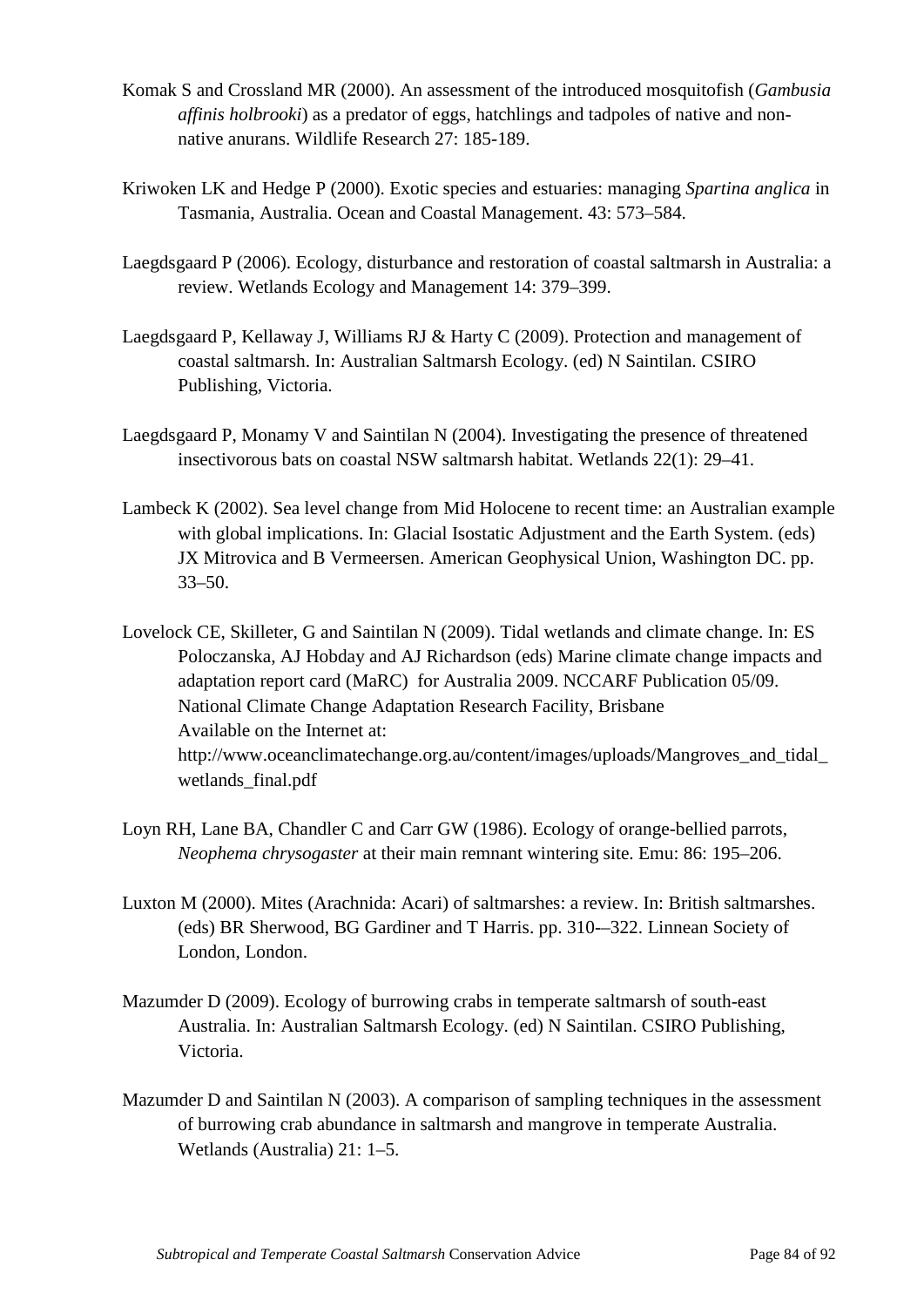Komak S and Crossland MR (2000). An assessment of the introduced mosquitofish (*Gambusia affinis holbrooki*) as a predator of eggs, hatchlings and tadpoles of native and non-native anurans. Wildlife Research 27: 185-189.

Kriwoken LK and Hedge P (2000). Exotic species and estuaries: managing *Spartina anglica* in Tasmania, Australia. Ocean and Coastal Management. 43: 573–584.

Laegdsgaard P (2006). Ecology, disturbance and restoration of coastal saltmarsh in Australia: a review. Wetlands Ecology and Management 14: 379–399.

Laegdsgaard P, Kellaway J, Williams RJ & Harty C (2009). Protection and management of coastal saltmarsh. In: Australian Saltmarsh Ecology. (ed) N Saintilan. CSIRO Publishing, Victoria.

Laegdsgaard P, Monamy V and Saintilan N (2004). Investigating the presence of threatened insectivorous bats on coastal NSW saltmarsh habitat. Wetlands 22(1): 29–41.

Lambeck K (2002). Sea level change from Mid Holocene to recent time: an Australian example with global implications. In: Glacial Isostatic Adjustment and the Earth System. (eds) JX Mitrovica and B Vermeersen. American Geophysical Union, Washington DC. pp. 33–50.

Lovelock CE, Skilleter, G and Saintilan N (2009). Tidal wetlands and climate change. In: ES Poloczanska, AJ Hobday and AJ Richardson (eds) Marine climate change impacts and adaptation report card (MaRC) for Australia 2009. NCCARF Publication 05/09. National Climate Change Adaptation Research Facility, Brisbane
Available on the Internet at:
http://www.oceanclimatechange.org.au/content/images/uploads/Mangroves_and_tidal_wetlands_final.pdf

Loyn RH, Lane BA, Chandler C and Carr GW (1986). Ecology of orange-bellied parrots, *Neophema chrysogaster* at their main remnant wintering site. Emu: 86: 195–206.

Luxton M (2000). Mites (Arachnida: Acari) of saltmarshes: a review. In: British saltmarshes. (eds) BR Sherwood, BG Gardiner and T Harris. pp. 310-–322. Linnean Society of London, London.

Mazumder D (2009). Ecology of burrowing crabs in temperate saltmarsh of south-east Australia. In: Australian Saltmarsh Ecology. (ed) N Saintilan. CSIRO Publishing, Victoria.

Mazumder D and Saintilan N (2003). A comparison of sampling techniques in the assessment of burrowing crab abundance in saltmarsh and mangrove in temperate Australia. Wetlands (Australia) 21: 1–5.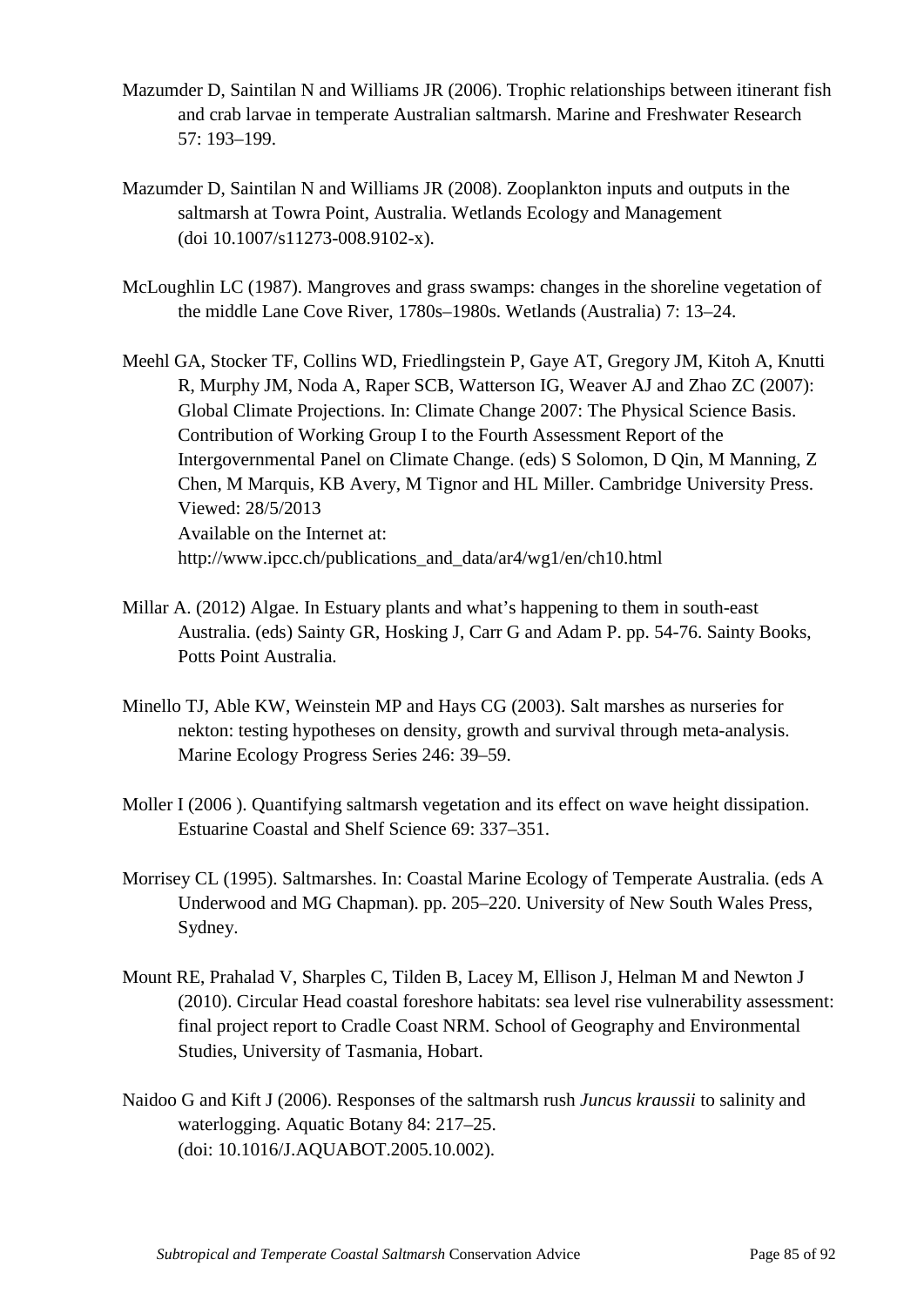Mazumder D, Saintilan N and Williams JR (2006). Trophic relationships between itinerant fish and crab larvae in temperate Australian saltmarsh. Marine and Freshwater Research 57: 193–199.

Mazumder D, Saintilan N and Williams JR (2008). Zooplankton inputs and outputs in the saltmarsh at Towra Point, Australia. Wetlands Ecology and Management (doi 10.1007/s11273-008.9102-x).

McLoughlin LC (1987). Mangroves and grass swamps: changes in the shoreline vegetation of the middle Lane Cove River, 1780s–1980s. Wetlands (Australia) 7: 13–24.

Meehl GA, Stocker TF, Collins WD, Friedlingstein P, Gaye AT, Gregory JM, Kitoh A, Knutti R, Murphy JM, Noda A, Raper SCB, Watterson IG, Weaver AJ and Zhao ZC (2007): Global Climate Projections. In: Climate Change 2007: The Physical Science Basis. Contribution of Working Group I to the Fourth Assessment Report of the Intergovernmental Panel on Climate Change. (eds) S Solomon, D Qin, M Manning, Z Chen, M Marquis, KB Avery, M Tignor and HL Miller. Cambridge University Press. Viewed: 28/5/2013
Available on the Internet at:
http://www.ipcc.ch/publications_and_data/ar4/wg1/en/ch10.html

Millar A. (2012) Algae. In Estuary plants and what's happening to them in south-east Australia. (eds) Sainty GR, Hosking J, Carr G and Adam P. pp. 54-76. Sainty Books, Potts Point Australia.

Minello TJ, Able KW, Weinstein MP and Hays CG (2003). Salt marshes as nurseries for nekton: testing hypotheses on density, growth and survival through meta-analysis. Marine Ecology Progress Series 246: 39–59.

Moller I (2006 ). Quantifying saltmarsh vegetation and its effect on wave height dissipation. Estuarine Coastal and Shelf Science 69: 337–351.

Morrisey CL (1995). Saltmarshes. In: Coastal Marine Ecology of Temperate Australia. (eds A Underwood and MG Chapman). pp. 205–220. University of New South Wales Press, Sydney.

Mount RE, Prahalad V, Sharples C, Tilden B, Lacey M, Ellison J, Helman M and Newton J (2010). Circular Head coastal foreshore habitats: sea level rise vulnerability assessment: final project report to Cradle Coast NRM. School of Geography and Environmental Studies, University of Tasmania, Hobart.

Naidoo G and Kift J (2006). Responses of the saltmarsh rush *Juncus kraussii* to salinity and waterlogging. Aquatic Botany 84: 217–25. (doi: 10.1016/J.AQUABOT.2005.10.002).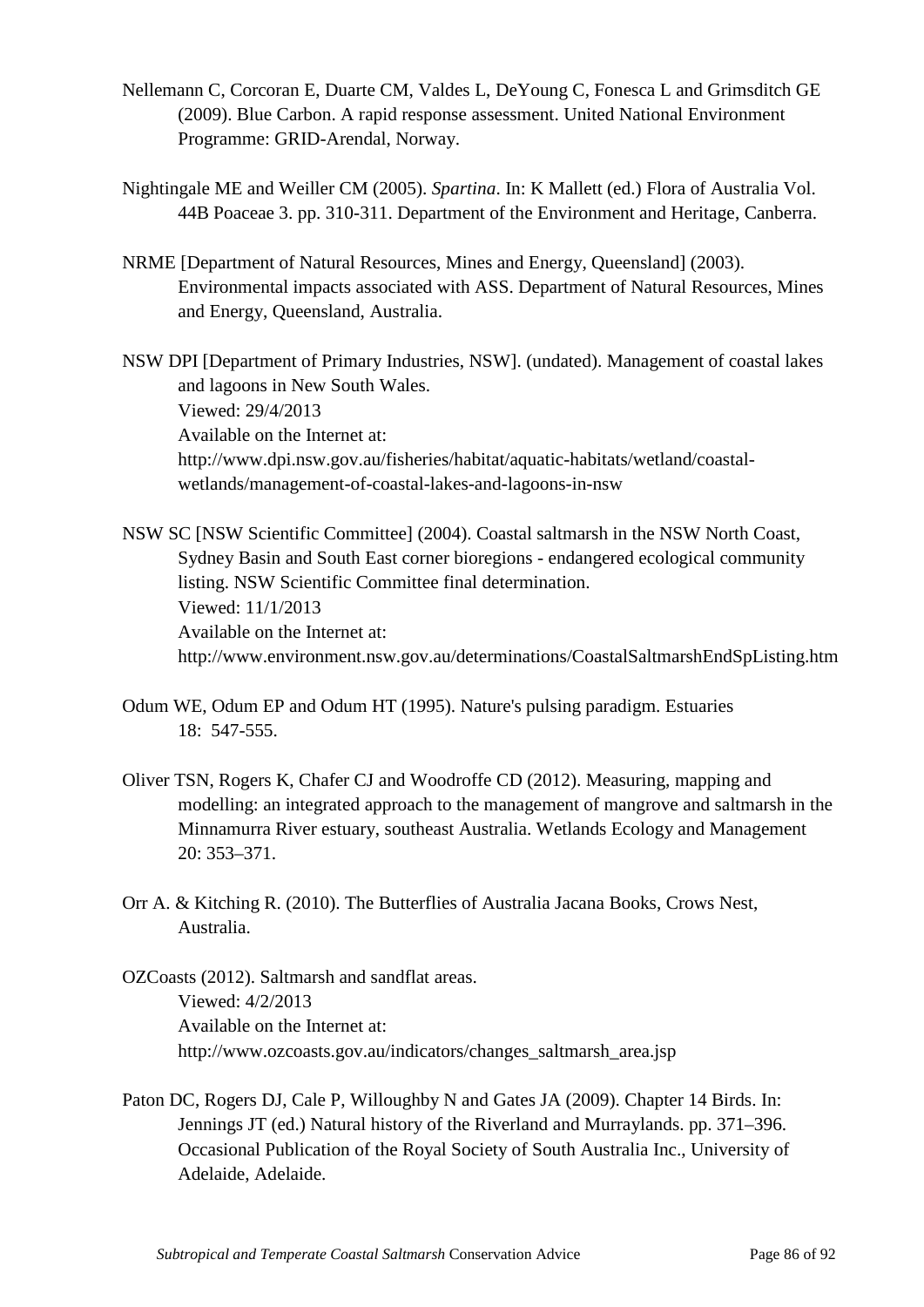Nellemann C, Corcoran E, Duarte CM, Valdes L, DeYoung C, Fonesca L and Grimsditch GE (2009). Blue Carbon. A rapid response assessment. United National Environment Programme: GRID-Arendal, Norway.

Nightingale ME and Weiller CM (2005). *Spartina*. In: K Mallett (ed.) Flora of Australia Vol. 44B Poaceae 3. pp. 310-311. Department of the Environment and Heritage, Canberra.

NRME [Department of Natural Resources, Mines and Energy, Queensland] (2003). Environmental impacts associated with ASS. Department of Natural Resources, Mines and Energy, Queensland, Australia.

NSW DPI [Department of Primary Industries, NSW]. (undated). Management of coastal lakes and lagoons in New South Wales.
Viewed: 29/4/2013
Available on the Internet at:
http://www.dpi.nsw.gov.au/fisheries/habitat/aquatic-habitats/wetland/coastal-wetlands/management-of-coastal-lakes-and-lagoons-in-nsw

NSW SC [NSW Scientific Committee] (2004). Coastal saltmarsh in the NSW North Coast, Sydney Basin and South East corner bioregions - endangered ecological community listing. NSW Scientific Committee final determination.
Viewed: 11/1/2013
Available on the Internet at:
http://www.environment.nsw.gov.au/determinations/CoastalSaltmarshEndSpListing.htm

Odum WE, Odum EP and Odum HT (1995). Nature's pulsing paradigm. Estuaries 18: 547-555.

Oliver TSN, Rogers K, Chafer CJ and Woodroffe CD (2012). Measuring, mapping and modelling: an integrated approach to the management of mangrove and saltmarsh in the Minnamurra River estuary, southeast Australia. Wetlands Ecology and Management 20: 353–371.

Orr A. & Kitching R. (2010). The Butterflies of Australia Jacana Books, Crows Nest, Australia.

OZCoasts (2012). Saltmarsh and sandflat areas.
Viewed: 4/2/2013
Available on the Internet at:
http://www.ozcoasts.gov.au/indicators/changes_saltmarsh_area.jsp

Paton DC, Rogers DJ, Cale P, Willoughby N and Gates JA (2009). Chapter 14 Birds. In: Jennings JT (ed.) Natural history of the Riverland and Murraylands. pp. 371–396. Occasional Publication of the Royal Society of South Australia Inc., University of Adelaide, Adelaide.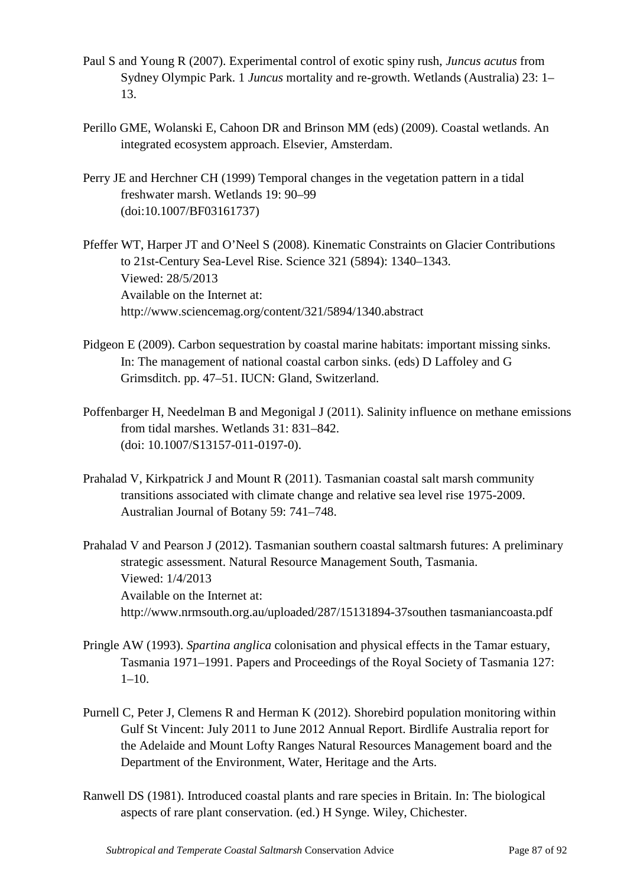Paul S and Young R (2007). Experimental control of exotic spiny rush, *Juncus acutus* from Sydney Olympic Park. 1 *Juncus* mortality and re-growth. Wetlands (Australia) 23: 1–13.

Perillo GME, Wolanski E, Cahoon DR and Brinson MM (eds) (2009). Coastal wetlands. An integrated ecosystem approach. Elsevier, Amsterdam.

Perry JE and Herchner CH (1999) Temporal changes in the vegetation pattern in a tidal freshwater marsh. Wetlands 19: 90–99 (doi:10.1007/BF03161737)

Pfeffer WT, Harper JT and O'Neel S (2008). Kinematic Constraints on Glacier Contributions to 21st-Century Sea-Level Rise. Science 321 (5894): 1340–1343.
Viewed: 28/5/2013
Available on the Internet at:
http://www.sciencemag.org/content/321/5894/1340.abstract

Pidgeon E (2009). Carbon sequestration by coastal marine habitats: important missing sinks. In: The management of national coastal carbon sinks. (eds) D Laffoley and G Grimsditch. pp. 47–51. IUCN: Gland, Switzerland.

Poffenbarger H, Needelman B and Megonigal J (2011). Salinity influence on methane emissions from tidal marshes. Wetlands 31: 831–842.
(doi: 10.1007/S13157-011-0197-0).

Prahalad V, Kirkpatrick J and Mount R (2011). Tasmanian coastal salt marsh community transitions associated with climate change and relative sea level rise 1975-2009. Australian Journal of Botany 59: 741–748.

Prahalad V and Pearson J (2012). Tasmanian southern coastal saltmarsh futures: A preliminary strategic assessment. Natural Resource Management South, Tasmania.
Viewed: 1/4/2013
Available on the Internet at:
http://www.nrmsouth.org.au/uploaded/287/15131894-37southen tasmaniancoasta.pdf

Pringle AW (1993). *Spartina anglica* colonisation and physical effects in the Tamar estuary, Tasmania 1971–1991. Papers and Proceedings of the Royal Society of Tasmania 127: 1–10.

Purnell C, Peter J, Clemens R and Herman K (2012). Shorebird population monitoring within Gulf St Vincent: July 2011 to June 2012 Annual Report. Birdlife Australia report for the Adelaide and Mount Lofty Ranges Natural Resources Management board and the Department of the Environment, Water, Heritage and the Arts.

Ranwell DS (1981). Introduced coastal plants and rare species in Britain. In: The biological aspects of rare plant conservation. (ed.) H Synge. Wiley, Chichester.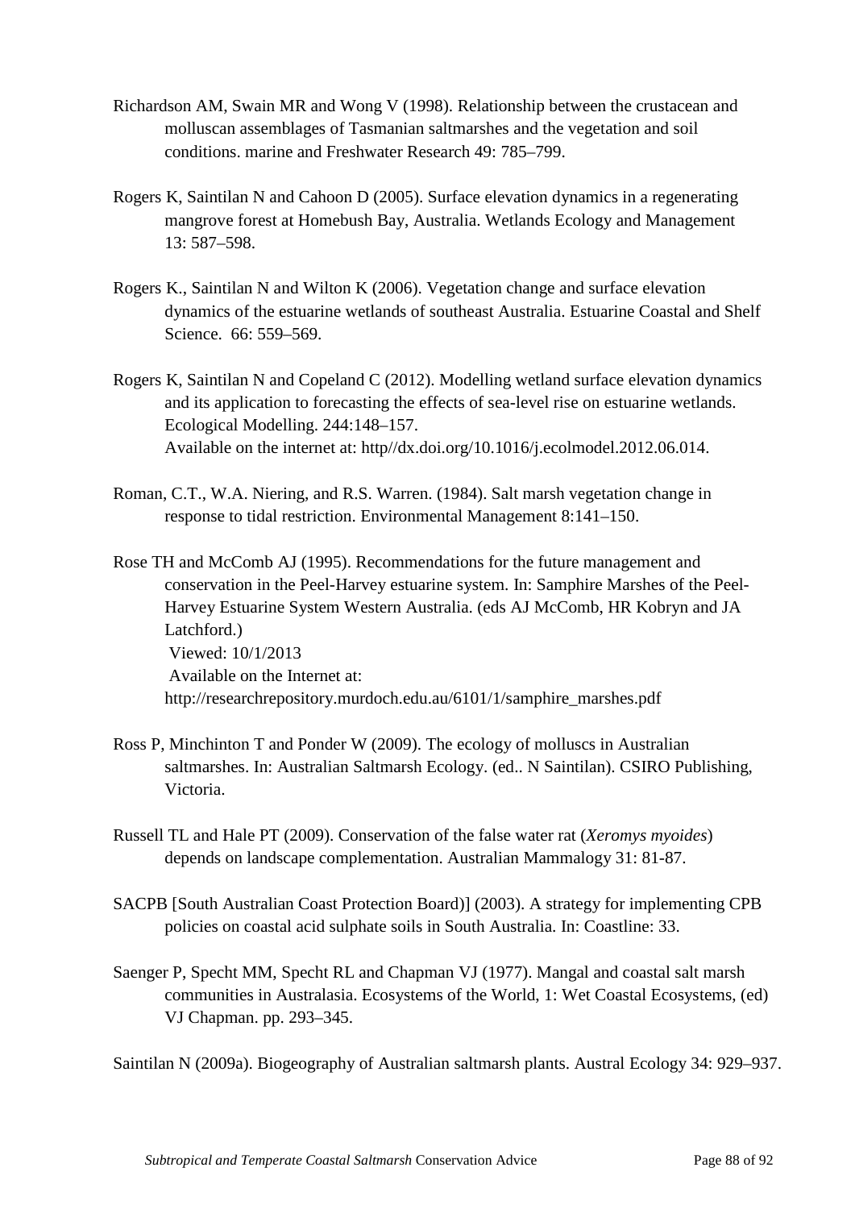Richardson AM, Swain MR and Wong V (1998). Relationship between the crustacean and molluscan assemblages of Tasmanian saltmarshes and the vegetation and soil conditions. marine and Freshwater Research 49: 785–799.

Rogers K, Saintilan N and Cahoon D (2005). Surface elevation dynamics in a regenerating mangrove forest at Homebush Bay, Australia. Wetlands Ecology and Management 13: 587–598.

Rogers K., Saintilan N and Wilton K (2006). Vegetation change and surface elevation dynamics of the estuarine wetlands of southeast Australia. Estuarine Coastal and Shelf Science. 66: 559–569.

Rogers K, Saintilan N and Copeland C (2012). Modelling wetland surface elevation dynamics and its application to forecasting the effects of sea-level rise on estuarine wetlands. Ecological Modelling. 244:148–157.
Available on the internet at: http//dx.doi.org/10.1016/j.ecolmodel.2012.06.014.

Roman, C.T., W.A. Niering, and R.S. Warren. (1984). Salt marsh vegetation change in response to tidal restriction. Environmental Management 8:141–150.

Rose TH and McComb AJ (1995). Recommendations for the future management and conservation in the Peel-Harvey estuarine system. In: Samphire Marshes of the Peel-Harvey Estuarine System Western Australia. (eds AJ McComb, HR Kobryn and JA Latchford.)
Viewed: 10/1/2013
Available on the Internet at:
http://researchrepository.murdoch.edu.au/6101/1/samphire_marshes.pdf

Ross P, Minchinton T and Ponder W (2009). The ecology of molluscs in Australian saltmarshes. In: Australian Saltmarsh Ecology. (ed.. N Saintilan). CSIRO Publishing, Victoria.

Russell TL and Hale PT (2009). Conservation of the false water rat (*Xeromys myoides*) depends on landscape complementation. Australian Mammalogy 31: 81-87.

SACPB [South Australian Coast Protection Board)] (2003). A strategy for implementing CPB policies on coastal acid sulphate soils in South Australia. In: Coastline: 33.

Saenger P, Specht MM, Specht RL and Chapman VJ (1977). Mangal and coastal salt marsh communities in Australasia. Ecosystems of the World, 1: Wet Coastal Ecosystems, (ed) VJ Chapman. pp. 293–345.

Saintilan N (2009a). Biogeography of Australian saltmarsh plants. Austral Ecology 34: 929–937.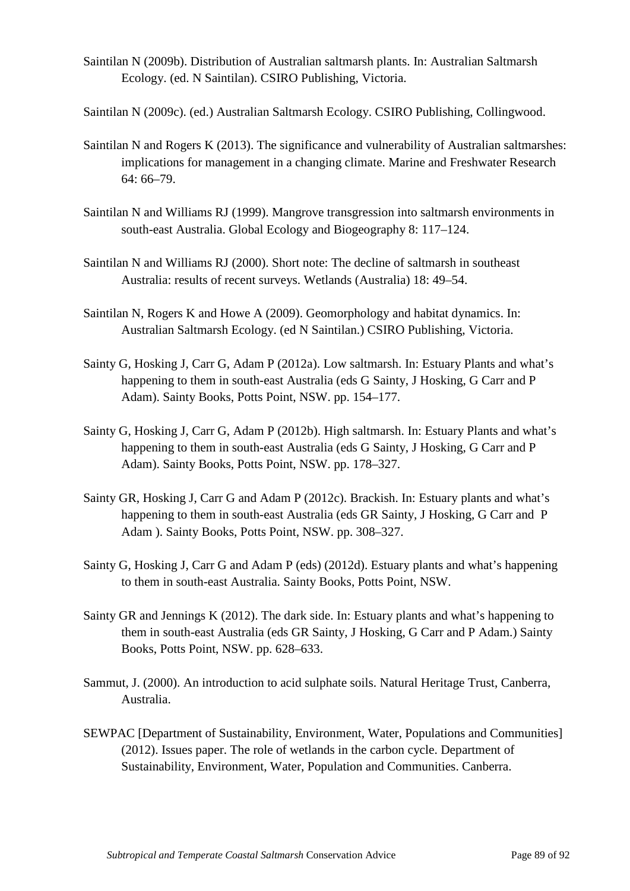Saintilan N (2009b). Distribution of Australian saltmarsh plants. In: Australian Saltmarsh Ecology. (ed. N Saintilan). CSIRO Publishing, Victoria.

Saintilan N (2009c). (ed.) Australian Saltmarsh Ecology. CSIRO Publishing, Collingwood.

Saintilan N and Rogers K (2013). The significance and vulnerability of Australian saltmarshes: implications for management in a changing climate. Marine and Freshwater Research 64: 66–79.

Saintilan N and Williams RJ (1999). Mangrove transgression into saltmarsh environments in south-east Australia. Global Ecology and Biogeography 8: 117–124.

Saintilan N and Williams RJ (2000). Short note: The decline of saltmarsh in southeast Australia: results of recent surveys. Wetlands (Australia) 18: 49–54.

Saintilan N, Rogers K and Howe A (2009). Geomorphology and habitat dynamics. In: Australian Saltmarsh Ecology. (ed N Saintilan.) CSIRO Publishing, Victoria.

Sainty G, Hosking J, Carr G, Adam P (2012a). Low saltmarsh. In: Estuary Plants and what's happening to them in south-east Australia (eds G Sainty, J Hosking, G Carr and P Adam). Sainty Books, Potts Point, NSW. pp. 154–177.

Sainty G, Hosking J, Carr G, Adam P (2012b). High saltmarsh. In: Estuary Plants and what's happening to them in south-east Australia (eds G Sainty, J Hosking, G Carr and P Adam). Sainty Books, Potts Point, NSW. pp. 178–327.

Sainty GR, Hosking J, Carr G and Adam P (2012c). Brackish. In: Estuary plants and what's happening to them in south-east Australia (eds GR Sainty, J Hosking, G Carr and P Adam ). Sainty Books, Potts Point, NSW. pp. 308–327.

Sainty G, Hosking J, Carr G and Adam P (eds) (2012d). Estuary plants and what's happening to them in south-east Australia. Sainty Books, Potts Point, NSW.

Sainty GR and Jennings K (2012). The dark side. In: Estuary plants and what's happening to them in south-east Australia (eds GR Sainty, J Hosking, G Carr and P Adam.) Sainty Books, Potts Point, NSW. pp. 628–633.

Sammut, J. (2000). An introduction to acid sulphate soils. Natural Heritage Trust, Canberra, Australia.

SEWPAC [Department of Sustainability, Environment, Water, Populations and Communities] (2012). Issues paper. The role of wetlands in the carbon cycle. Department of Sustainability, Environment, Water, Population and Communities. Canberra.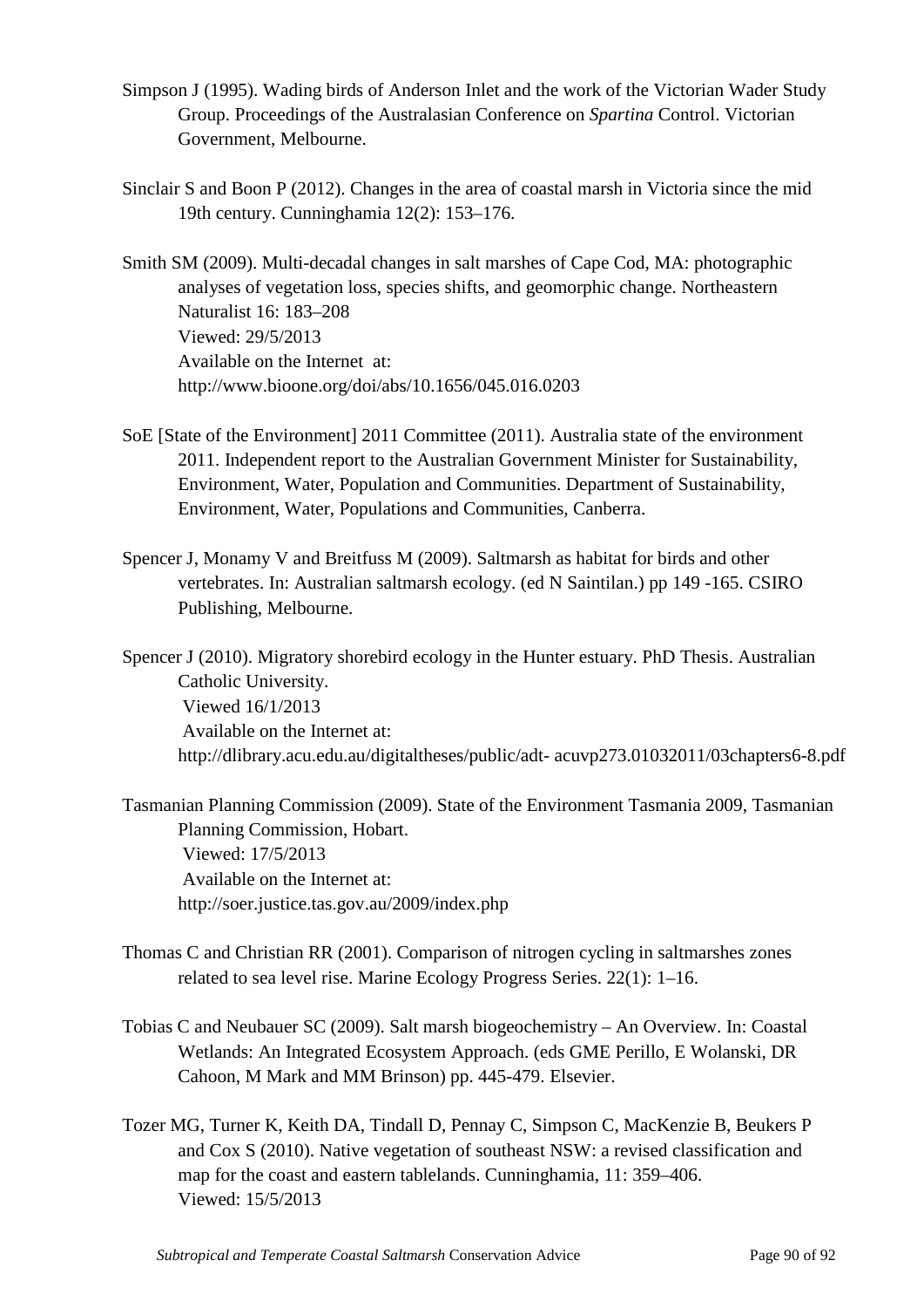Simpson J (1995). Wading birds of Anderson Inlet and the work of the Victorian Wader Study Group. Proceedings of the Australasian Conference on *Spartina* Control. Victorian Government, Melbourne.

Sinclair S and Boon P (2012). Changes in the area of coastal marsh in Victoria since the mid 19th century. Cunninghamia 12(2): 153–176.

Smith SM (2009). Multi-decadal changes in salt marshes of Cape Cod, MA: photographic analyses of vegetation loss, species shifts, and geomorphic change. Northeastern Naturalist 16: 183–208
Viewed: 29/5/2013
Available on the Internet at:
http://www.bioone.org/doi/abs/10.1656/045.016.0203

SoE [State of the Environment] 2011 Committee (2011). Australia state of the environment 2011. Independent report to the Australian Government Minister for Sustainability, Environment, Water, Population and Communities. Department of Sustainability, Environment, Water, Populations and Communities, Canberra.

Spencer J, Monamy V and Breitfuss M (2009). Saltmarsh as habitat for birds and other vertebrates. In: Australian saltmarsh ecology. (ed N Saintilan.) pp 149 -165. CSIRO Publishing, Melbourne.

Spencer J (2010). Migratory shorebird ecology in the Hunter estuary. PhD Thesis. Australian Catholic University.
Viewed 16/1/2013
Available on the Internet at:
http://dlibrary.acu.edu.au/digitaltheses/public/adt- acuvp273.01032011/03chapters6-8.pdf

Tasmanian Planning Commission (2009). State of the Environment Tasmania 2009, Tasmanian Planning Commission, Hobart.
Viewed: 17/5/2013
Available on the Internet at:
http://soer.justice.tas.gov.au/2009/index.php

Thomas C and Christian RR (2001). Comparison of nitrogen cycling in saltmarshes zones related to sea level rise. Marine Ecology Progress Series. 22(1): 1–16.

Tobias C and Neubauer SC (2009). Salt marsh biogeochemistry – An Overview. In: Coastal Wetlands: An Integrated Ecosystem Approach. (eds GME Perillo, E Wolanski, DR Cahoon, M Mark and MM Brinson) pp. 445-479. Elsevier.

Tozer MG, Turner K, Keith DA, Tindall D, Pennay C, Simpson C, MacKenzie B, Beukers P and Cox S (2010). Native vegetation of southeast NSW: a revised classification and map for the coast and eastern tablelands. Cunninghamia, 11: 359–406.
Viewed: 15/5/2013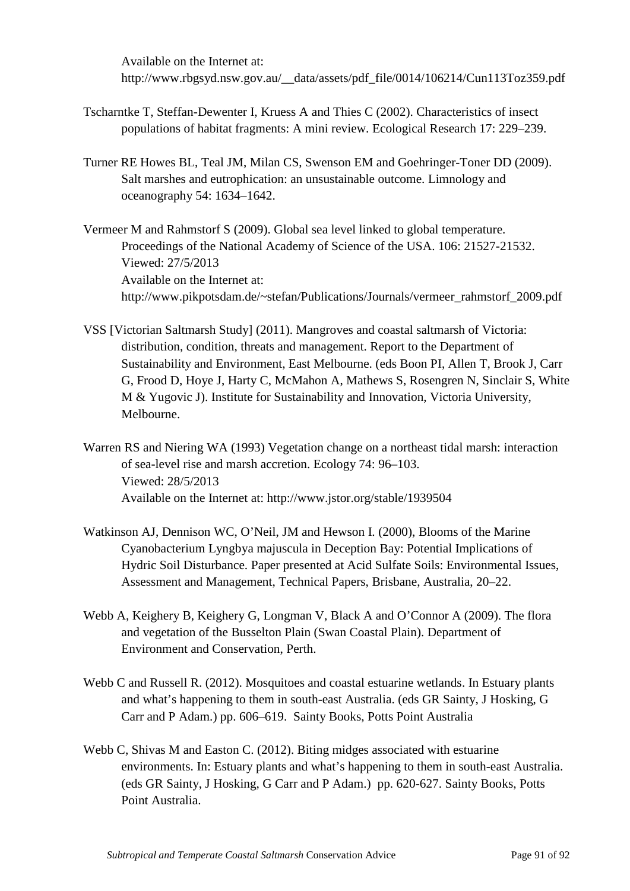Available on the Internet at: http://www.rbgsyd.nsw.gov.au/__data/assets/pdf_file/0014/106214/Cun113Toz359.pdf

Tscharntke T, Steffan-Dewenter I, Kruess A and Thies C (2002). Characteristics of insect populations of habitat fragments: A mini review. Ecological Research 17: 229–239.

Turner RE Howes BL, Teal JM, Milan CS, Swenson EM and Goehringer-Toner DD (2009). Salt marshes and eutrophication: an unsustainable outcome. Limnology and oceanography 54: 1634–1642.

Vermeer M and Rahmstorf S (2009). Global sea level linked to global temperature. Proceedings of the National Academy of Science of the USA. 106: 21527-21532. Viewed: 27/5/2013
Available on the Internet at: http://www.pikpotsdam.de/~stefan/Publications/Journals/vermeer_rahmstorf_2009.pdf

VSS [Victorian Saltmarsh Study] (2011). Mangroves and coastal saltmarsh of Victoria: distribution, condition, threats and management. Report to the Department of Sustainability and Environment, East Melbourne. (eds Boon PI, Allen T, Brook J, Carr G, Frood D, Hoye J, Harty C, McMahon A, Mathews S, Rosengren N, Sinclair S, White M & Yugovic J). Institute for Sustainability and Innovation, Victoria University, Melbourne.

Warren RS and Niering WA (1993) Vegetation change on a northeast tidal marsh: interaction of sea-level rise and marsh accretion. Ecology 74: 96–103.
Viewed: 28/5/2013
Available on the Internet at: http://www.jstor.org/stable/1939504

Watkinson AJ, Dennison WC, O'Neil, JM and Hewson I. (2000), Blooms of the Marine Cyanobacterium Lyngbya majuscula in Deception Bay: Potential Implications of Hydric Soil Disturbance. Paper presented at Acid Sulfate Soils: Environmental Issues, Assessment and Management, Technical Papers, Brisbane, Australia, 20–22.

Webb A, Keighery B, Keighery G, Longman V, Black A and O'Connor A (2009). The flora and vegetation of the Busselton Plain (Swan Coastal Plain). Department of Environment and Conservation, Perth.

Webb C and Russell R. (2012). Mosquitoes and coastal estuarine wetlands. In Estuary plants and what's happening to them in south-east Australia. (eds GR Sainty, J Hosking, G Carr and P Adam.) pp. 606–619. Sainty Books, Potts Point Australia

Webb C, Shivas M and Easton C. (2012). Biting midges associated with estuarine environments. In: Estuary plants and what's happening to them in south-east Australia. (eds GR Sainty, J Hosking, G Carr and P Adam.) pp. 620-627. Sainty Books, Potts Point Australia.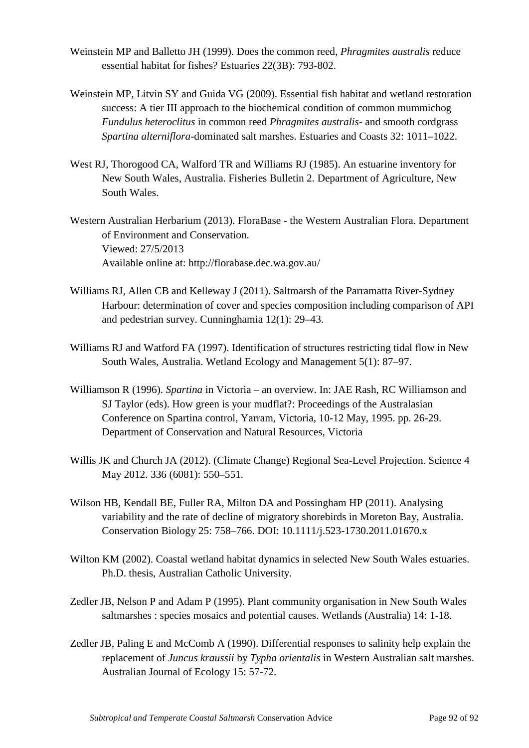Weinstein MP and Balletto JH (1999). Does the common reed, *Phragmites australis* reduce essential habitat for fishes? Estuaries 22(3B): 793-802.

Weinstein MP, Litvin SY and Guida VG (2009). Essential fish habitat and wetland restoration success: A tier III approach to the biochemical condition of common mummichog *Fundulus heteroclitus* in common reed *Phragmites australis*- and smooth cordgrass *Spartina alterniflora*-dominated salt marshes. Estuaries and Coasts 32: 1011–1022.

West RJ, Thorogood CA, Walford TR and Williams RJ (1985). An estuarine inventory for New South Wales, Australia. Fisheries Bulletin 2. Department of Agriculture, New South Wales.

Western Australian Herbarium (2013). FloraBase - the Western Australian Flora. Department of Environment and Conservation.
Viewed: 27/5/2013
Available online at: http://florabase.dec.wa.gov.au/

Williams RJ, Allen CB and Kelleway J (2011). Saltmarsh of the Parramatta River-Sydney Harbour: determination of cover and species composition including comparison of API and pedestrian survey. Cunninghamia 12(1): 29–43.

Williams RJ and Watford FA (1997). Identification of structures restricting tidal flow in New South Wales, Australia. Wetland Ecology and Management 5(1): 87–97.

Williamson R (1996). *Spartina* in Victoria – an overview. In: JAE Rash, RC Williamson and SJ Taylor (eds). How green is your mudflat?: Proceedings of the Australasian Conference on Spartina control, Yarram, Victoria, 10-12 May, 1995. pp. 26-29. Department of Conservation and Natural Resources, Victoria

Willis JK and Church JA (2012). (Climate Change) Regional Sea-Level Projection. Science 4 May 2012. 336 (6081): 550–551.

Wilson HB, Kendall BE, Fuller RA, Milton DA and Possingham HP (2011). Analysing variability and the rate of decline of migratory shorebirds in Moreton Bay, Australia. Conservation Biology 25: 758–766. DOI: 10.1111/j.523-1730.2011.01670.x

Wilton KM (2002). Coastal wetland habitat dynamics in selected New South Wales estuaries. Ph.D. thesis, Australian Catholic University.

Zedler JB, Nelson P and Adam P (1995). Plant community organisation in New South Wales saltmarshes : species mosaics and potential causes. Wetlands (Australia) 14: 1-18.

Zedler JB, Paling E and McComb A (1990). Differential responses to salinity help explain the replacement of *Juncus kraussii* by *Typha orientalis* in Western Australian salt marshes. Australian Journal of Ecology 15: 57-72.